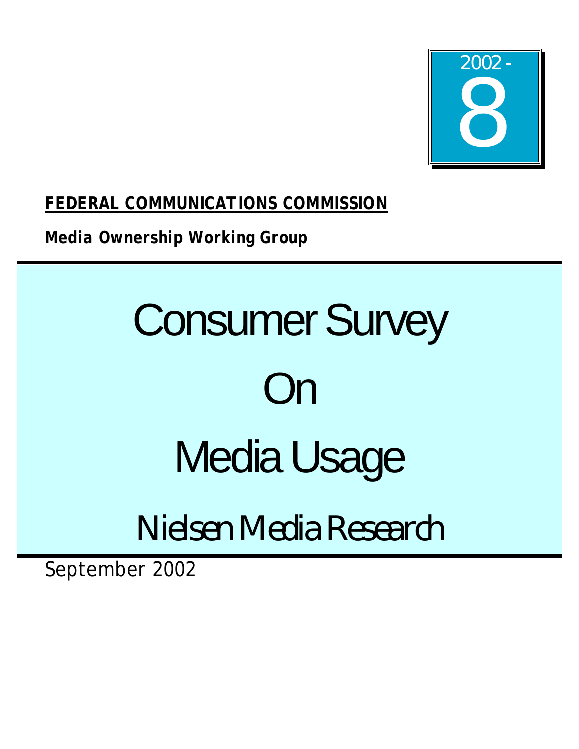2002 - 8

**FEDERAL COMMUNICATIONS COMMISSION**

**Media Ownership Working Group**

# Consumer Survey On Media Usage

## Nielsen Media Research

September 2002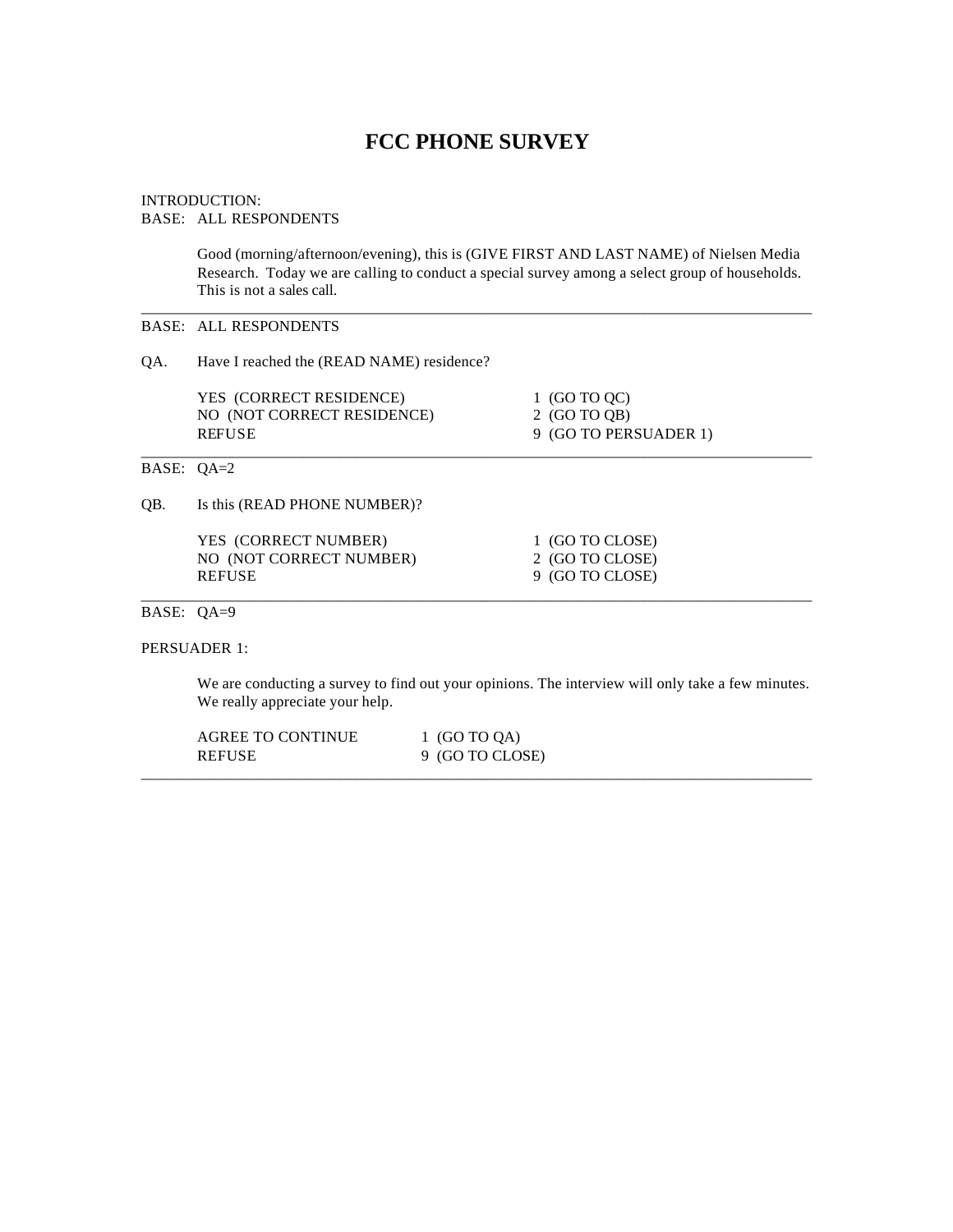# FCC PHONE SURVEY

INTRODUCTION:
BASE: ALL RESPONDENTS

Good (morning/afternoon/evening), this is (GIVE FIRST AND LAST NAME) of Nielsen Media Research. Today we are calling to conduct a special survey among a select group of households. This is not a sales call.

---

BASE: ALL RESPONDENTS

QA. Have I reached the (READ NAME) residence?

| | |
|---|---|
| YES (CORRECT RESIDENCE) | 1 (GO TO QC) |
| NO (NOT CORRECT RESIDENCE) | 2 (GO TO QB) |
| REFUSE | 9 (GO TO PERSUADER 1) |

---

BASE: QA=2

QB. Is this (READ PHONE NUMBER)?

| | |
|---|---|
| YES (CORRECT NUMBER) | 1 (GO TO CLOSE) |
| NO (NOT CORRECT NUMBER) | 2 (GO TO CLOSE) |
| REFUSE | 9 (GO TO CLOSE) |

---

BASE: QA=9

PERSUADER 1:

We are conducting a survey to find out your opinions. The interview will only take a few minutes. We really appreciate your help.

| | |
|---|---|
| AGREE TO CONTINUE | 1 (GO TO QA) |
| REFUSE | 9 (GO TO CLOSE) |

---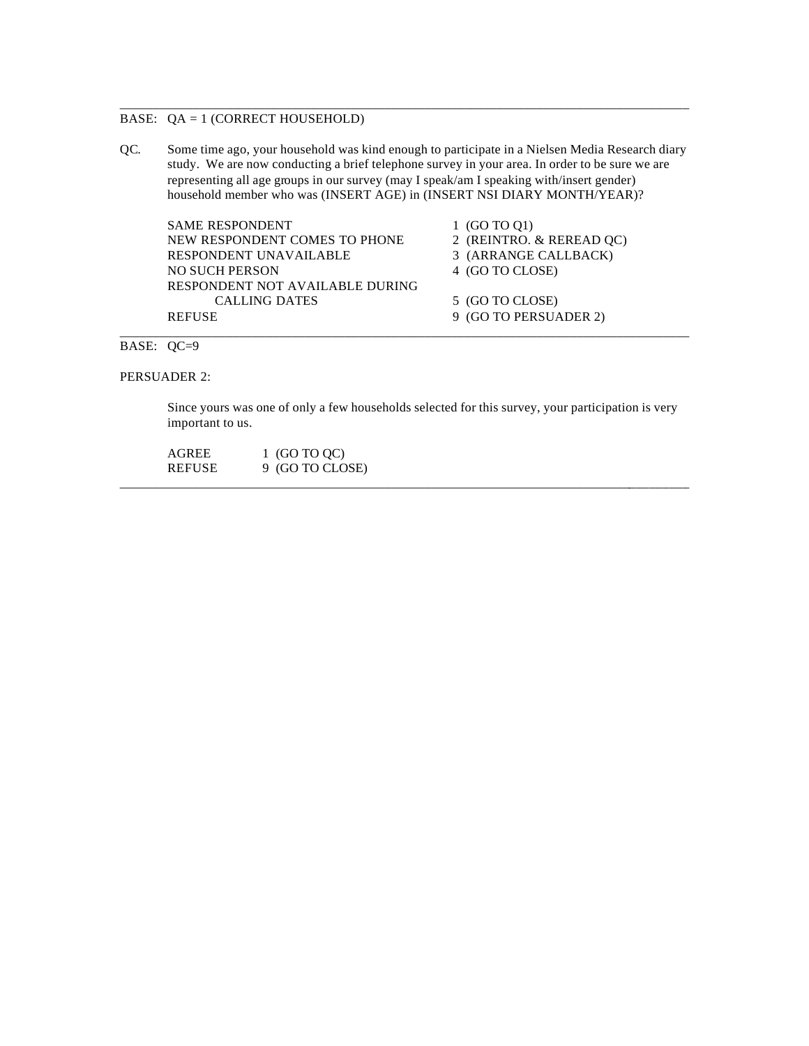---

BASE: QA = 1 (CORRECT HOUSEHOLD)

QC. Some time ago, your household was kind enough to participate in a Nielsen Media Research diary study. We are now conducting a brief telephone survey in your area. In order to be sure we are representing all age groups in our survey (may I speak/am I speaking with/insert gender) household member who was (INSERT AGE) in (INSERT NSI DIARY MONTH/YEAR)?

| | |
|---|---|
| SAME RESPONDENT | 1 (GO TO Q1) |
| NEW RESPONDENT COMES TO PHONE | 2 (REINTRO. & REREAD QC) |
| RESPONDENT UNAVAILABLE | 3 (ARRANGE CALLBACK) |
| NO SUCH PERSON | 4 (GO TO CLOSE) |
| RESPONDENT NOT AVAILABLE DURING CALLING DATES | 5 (GO TO CLOSE) |
| REFUSE | 9 (GO TO PERSUADER 2) |

---

BASE: QC=9

PERSUADER 2:

Since yours was one of only a few households selected for this survey, your participation is very important to us.

| | |
|---|---|
| AGREE | 1 (GO TO QC) |
| REFUSE | 9 (GO TO CLOSE) |

---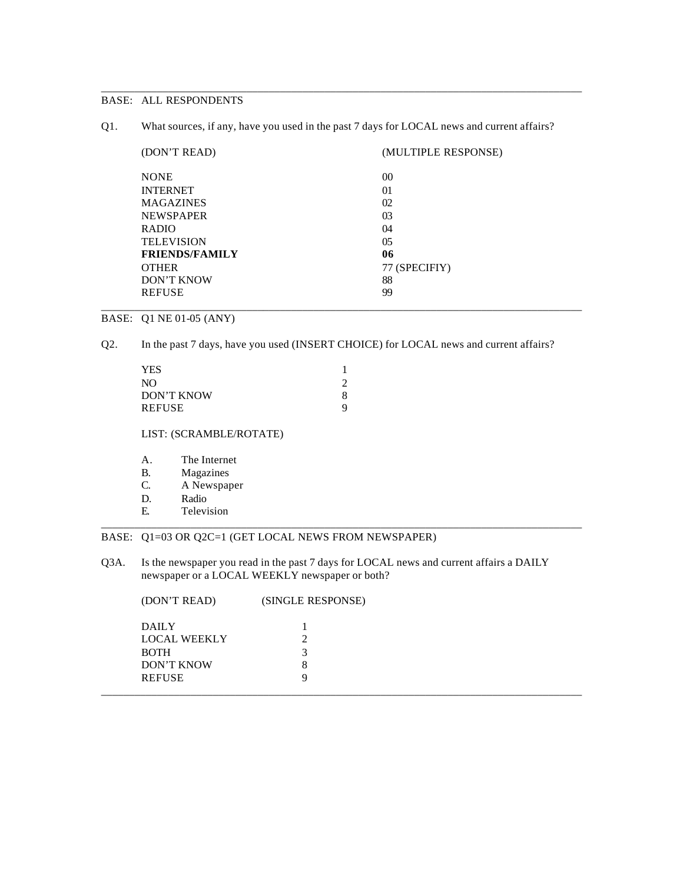---

BASE: ALL RESPONDENTS

Q1. What sources, if any, have you used in the past 7 days for LOCAL news and current affairs?

| (DON'T READ) | (MULTIPLE RESPONSE) |
|---|---|
| NONE | 00 |
| INTERNET | 01 |
| MAGAZINES | 02 |
| NEWSPAPER | 03 |
| RADIO | 04 |
| TELEVISION | 05 |
| **FRIENDS/FAMILY** | **06** |
| OTHER | 77 (SPECIFIY) |
| DON'T KNOW | 88 |
| REFUSE | 99 |

---

BASE: Q1 NE 01-05 (ANY)

Q2. In the past 7 days, have you used (INSERT CHOICE) for LOCAL news and current affairs?

| | |
|---|---|
| YES | 1 |
| NO | 2 |
| DON'T KNOW | 8 |
| REFUSE | 9 |

LIST: (SCRAMBLE/ROTATE)

A. The Internet
B. Magazines
C. A Newspaper
D. Radio
E. Television

---

BASE: Q1=03 OR Q2C=1 (GET LOCAL NEWS FROM NEWSPAPER)

Q3A. Is the newspaper you read in the past 7 days for LOCAL news and current affairs a DAILY newspaper or a LOCAL WEEKLY newspaper or both?

| (DON'T READ) | (SINGLE RESPONSE) |
|---|---|
| DAILY | 1 |
| LOCAL WEEKLY | 2 |
| BOTH | 3 |
| DON'T KNOW | 8 |
| REFUSE | 9 |

---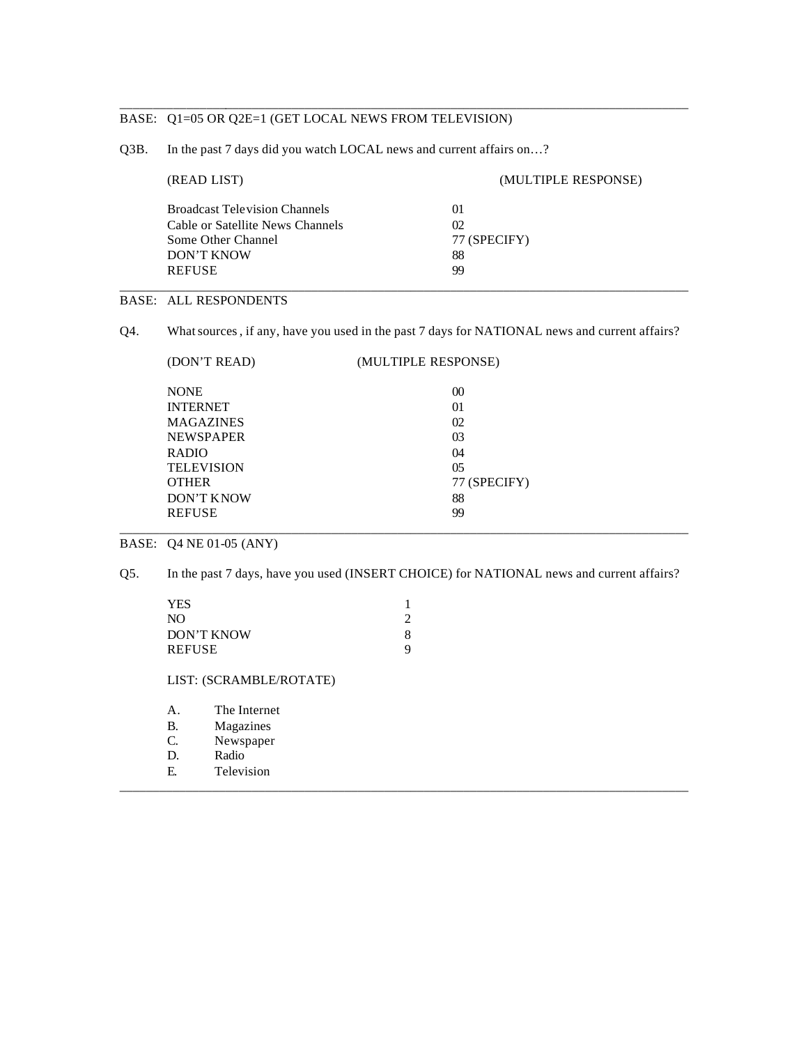---

BASE: Q1=05 OR Q2E=1 (GET LOCAL NEWS FROM TELEVISION)

Q3B. In the past 7 days did you watch LOCAL news and current affairs on…?

(READ LIST) (MULTIPLE RESPONSE)

| | |
|---|---|
| Broadcast Television Channels | 01 |
| Cable or Satellite News Channels | 02 |
| Some Other Channel | 77 (SPECIFY) |
| DON'T KNOW | 88 |
| REFUSE | 99 |

---

BASE: ALL RESPONDENTS

Q4. What sources, if any, have you used in the past 7 days for NATIONAL news and current affairs?

(DON'T READ) (MULTIPLE RESPONSE)

| | |
|---|---|
| NONE | 00 |
| INTERNET | 01 |
| MAGAZINES | 02 |
| NEWSPAPER | 03 |
| RADIO | 04 |
| TELEVISION | 05 |
| OTHER | 77 (SPECIFY) |
| DON'T KNOW | 88 |
| REFUSE | 99 |

---

BASE: Q4 NE 01-05 (ANY)

Q5. In the past 7 days, have you used (INSERT CHOICE) for NATIONAL news and current affairs?

| | |
|---|---|
| YES | 1 |
| NO | 2 |
| DON'T KNOW | 8 |
| REFUSE | 9 |

LIST: (SCRAMBLE/ROTATE)

A. The Internet
B. Magazines
C. Newspaper
D. Radio
E. Television

---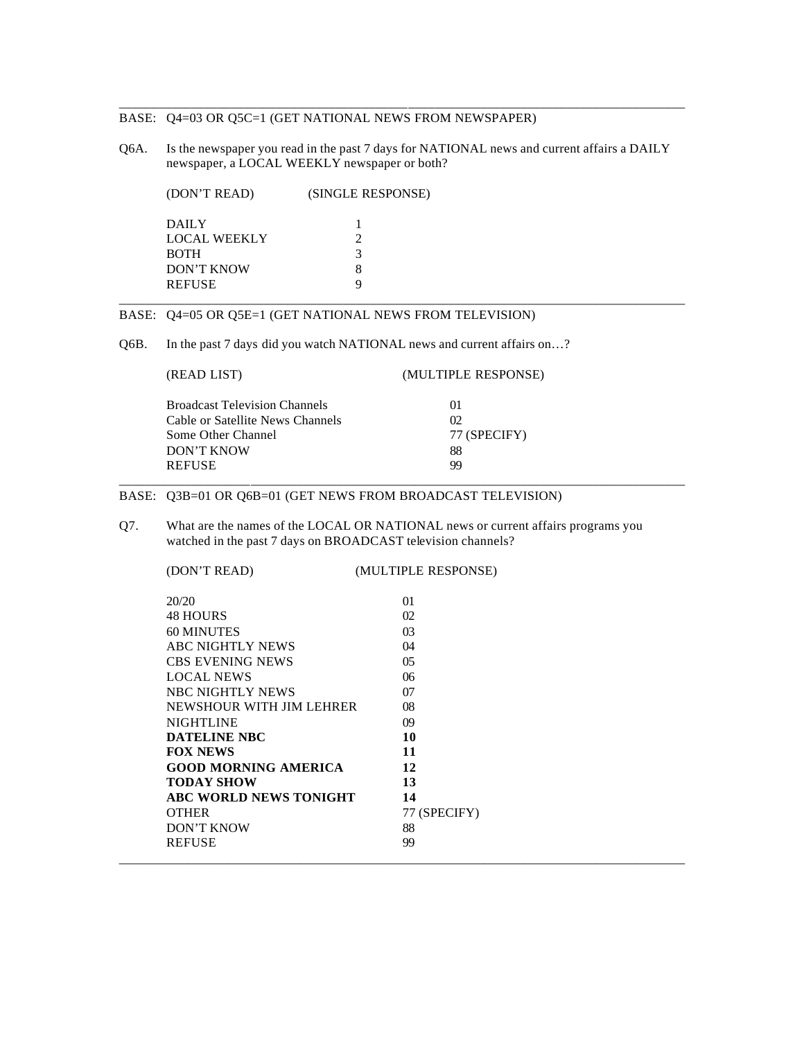---

BASE: Q4=03 OR Q5C=1 (GET NATIONAL NEWS FROM NEWSPAPER)

Q6A. Is the newspaper you read in the past 7 days for NATIONAL news and current affairs a DAILY newspaper, a LOCAL WEEKLY newspaper or both?

| (DON'T READ) | (SINGLE RESPONSE) |
|---|---|
| DAILY | 1 |
| LOCAL WEEKLY | 2 |
| BOTH | 3 |
| DON'T KNOW | 8 |
| REFUSE | 9 |

---

BASE: Q4=05 OR Q5E=1 (GET NATIONAL NEWS FROM TELEVISION)

Q6B. In the past 7 days did you watch NATIONAL news and current affairs on…?

| (READ LIST) | (MULTIPLE RESPONSE) |
|---|---|
| Broadcast Television Channels | 01 |
| Cable or Satellite News Channels | 02 |
| Some Other Channel | 77 (SPECIFY) |
| DON'T KNOW | 88 |
| REFUSE | 99 |

---

BASE: Q3B=01 OR Q6B=01 (GET NEWS FROM BROADCAST TELEVISION)

Q7. What are the names of the LOCAL OR NATIONAL news or current affairs programs you watched in the past 7 days on BROADCAST television channels?

| (DON'T READ) | (MULTIPLE RESPONSE) |
|---|---|
| 20/20 | 01 |
| 48 HOURS | 02 |
| 60 MINUTES | 03 |
| ABC NIGHTLY NEWS | 04 |
| CBS EVENING NEWS | 05 |
| LOCAL NEWS | 06 |
| NBC NIGHTLY NEWS | 07 |
| NEWSHOUR WITH JIM LEHRER | 08 |
| NIGHTLINE | 09 |
| **DATELINE NBC** | **10** |
| **FOX NEWS** | **11** |
| **GOOD MORNING AMERICA** | **12** |
| **TODAY SHOW** | **13** |
| **ABC WORLD NEWS TONIGHT** | **14** |
| OTHER | 77 (SPECIFY) |
| DON'T KNOW | 88 |
| REFUSE | 99 |

---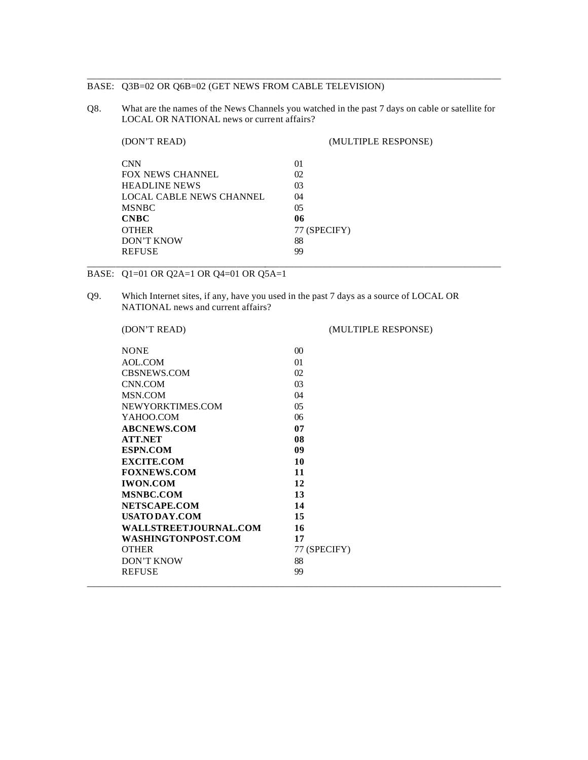---

BASE: Q3B=02 OR Q6B=02 (GET NEWS FROM CABLE TELEVISION)

Q8. What are the names of the News Channels you watched in the past 7 days on cable or satellite for LOCAL OR NATIONAL news or current affairs?

(DON'T READ) (MULTIPLE RESPONSE)

| | |
|---|---|
| CNN | 01 |
| FOX NEWS CHANNEL | 02 |
| HEADLINE NEWS | 03 |
| LOCAL CABLE NEWS CHANNEL | 04 |
| MSNBC | 05 |
| **CNBC** | **06** |
| OTHER | 77 (SPECIFY) |
| DON'T KNOW | 88 |
| REFUSE | 99 |

---

BASE: Q1=01 OR Q2A=1 OR Q4=01 OR Q5A=1

Q9. Which Internet sites, if any, have you used in the past 7 days as a source of LOCAL OR NATIONAL news and current affairs?

(DON'T READ) (MULTIPLE RESPONSE)

| | |
|---|---|
| NONE | 00 |
| AOL.COM | 01 |
| CBSNEWS.COM | 02 |
| CNN.COM | 03 |
| MSN.COM | 04 |
| NEWYORKTIMES.COM | 05 |
| YAHOO.COM | 06 |
| **ABCNEWS.COM** | **07** |
| **ATT.NET** | **08** |
| **ESPN.COM** | **09** |
| **EXCITE.COM** | **10** |
| **FOXNEWS.COM** | **11** |
| **IWON.COM** | **12** |
| **MSNBC.COM** | **13** |
| **NETSCAPE.COM** | **14** |
| **USATODAY.COM** | **15** |
| **WALLSTREETJOURNAL.COM** | **16** |
| **WASHINGTONPOST.COM** | **17** |
| OTHER | 77 (SPECIFY) |
| DON'T KNOW | 88 |
| REFUSE | 99 |

---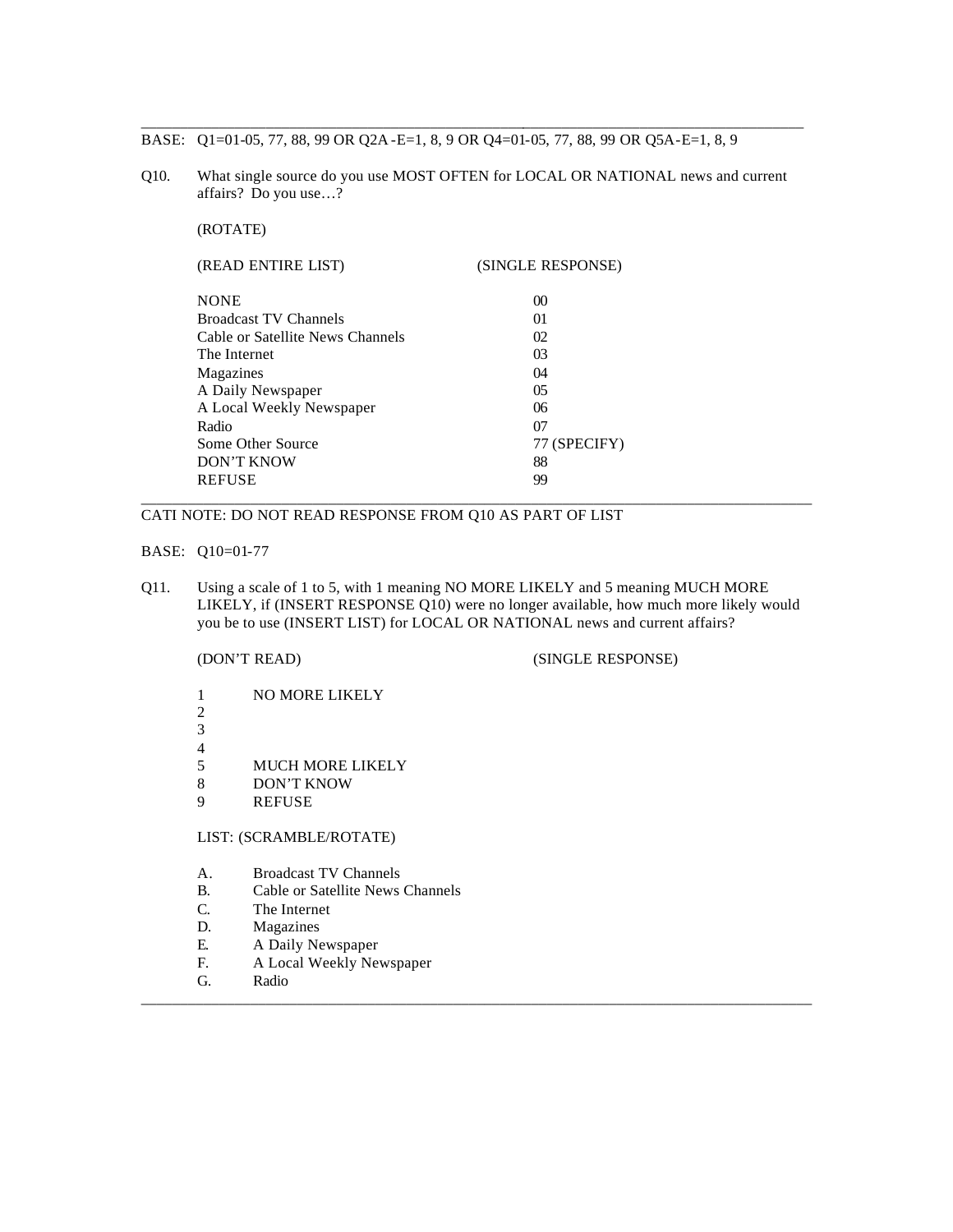---

BASE: Q1=01-05, 77, 88, 99 OR Q2A-E=1, 8, 9 OR Q4=01-05, 77, 88, 99 OR Q5A-E=1, 8, 9

Q10. What single source do you use MOST OFTEN for LOCAL OR NATIONAL news and current affairs? Do you use…?

(ROTATE)

| (READ ENTIRE LIST) | (SINGLE RESPONSE) |
|---|---|
| NONE | 00 |
| Broadcast TV Channels | 01 |
| Cable or Satellite News Channels | 02 |
| The Internet | 03 |
| Magazines | 04 |
| A Daily Newspaper | 05 |
| A Local Weekly Newspaper | 06 |
| Radio | 07 |
| Some Other Source | 77 (SPECIFY) |
| DON'T KNOW | 88 |
| REFUSE | 99 |

---

CATI NOTE: DO NOT READ RESPONSE FROM Q10 AS PART OF LIST

BASE: Q10=01-77

Q11. Using a scale of 1 to 5, with 1 meaning NO MORE LIKELY and 5 meaning MUCH MORE LIKELY, if (INSERT RESPONSE Q10) were no longer available, how much more likely would you be to use (INSERT LIST) for LOCAL OR NATIONAL news and current affairs?

(DON'T READ) (SINGLE RESPONSE)

1 NO MORE LIKELY
2
3
4
5 MUCH MORE LIKELY
8 DON'T KNOW
9 REFUSE

LIST: (SCRAMBLE/ROTATE)

A. Broadcast TV Channels
B. Cable or Satellite News Channels
C. The Internet
D. Magazines
E. A Daily Newspaper
F. A Local Weekly Newspaper
G. Radio

---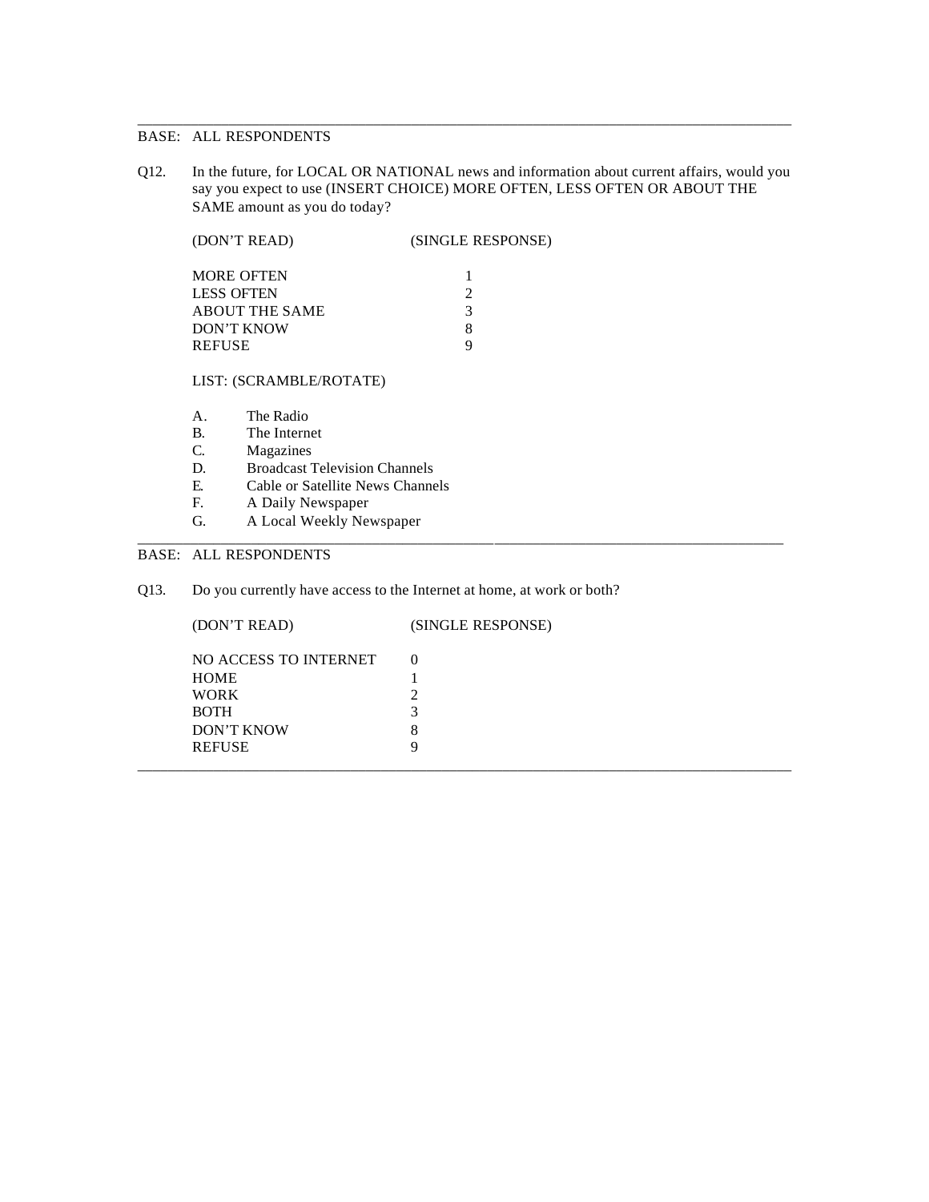---

BASE: ALL RESPONDENTS

Q12. In the future, for LOCAL OR NATIONAL news and information about current affairs, would you say you expect to use (INSERT CHOICE) MORE OFTEN, LESS OFTEN OR ABOUT THE SAME amount as you do today?

| (DON'T READ) | (SINGLE RESPONSE) |
|---|---|
| MORE OFTEN | 1 |
| LESS OFTEN | 2 |
| ABOUT THE SAME | 3 |
| DON'T KNOW | 8 |
| REFUSE | 9 |

LIST: (SCRAMBLE/ROTATE)

A. The Radio
B. The Internet
C. Magazines
D. Broadcast Television Channels
E. Cable or Satellite News Channels
F. A Daily Newspaper
G. A Local Weekly Newspaper

---

BASE: ALL RESPONDENTS

Q13. Do you currently have access to the Internet at home, at work or both?

| (DON'T READ) | (SINGLE RESPONSE) |
|---|---|
| NO ACCESS TO INTERNET | 0 |
| HOME | 1 |
| WORK | 2 |
| BOTH | 3 |
| DON'T KNOW | 8 |
| REFUSE | 9 |

---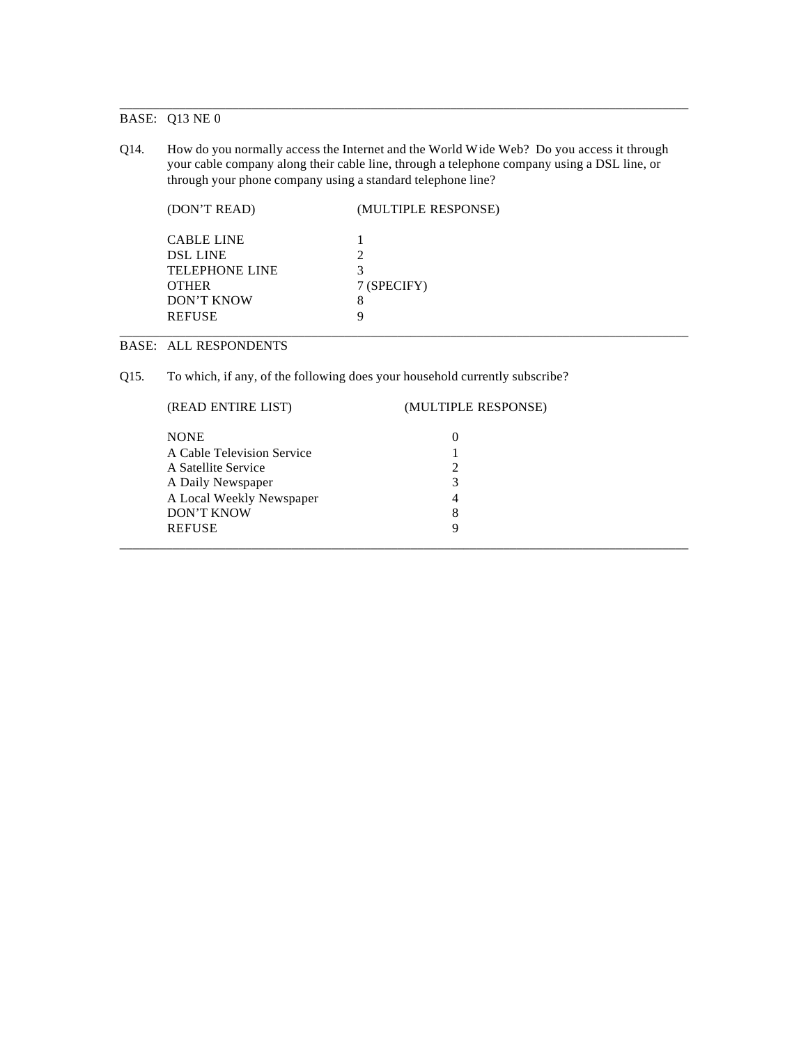---

BASE: Q13 NE 0

Q14. How do you normally access the Internet and the World Wide Web? Do you access it through your cable company along their cable line, through a telephone company using a DSL line, or through your phone company using a standard telephone line?

| (DON'T READ) | (MULTIPLE RESPONSE) |
|---|---|
| CABLE LINE | 1 |
| DSL LINE | 2 |
| TELEPHONE LINE | 3 |
| OTHER | 7 (SPECIFY) |
| DON'T KNOW | 8 |
| REFUSE | 9 |

---

BASE: ALL RESPONDENTS

Q15. To which, if any, of the following does your household currently subscribe?

| (READ ENTIRE LIST) | (MULTIPLE RESPONSE) |
|---|---|
| NONE | 0 |
| A Cable Television Service | 1 |
| A Satellite Service | 2 |
| A Daily Newspaper | 3 |
| A Local Weekly Newspaper | 4 |
| DON'T KNOW | 8 |
| REFUSE | 9 |

---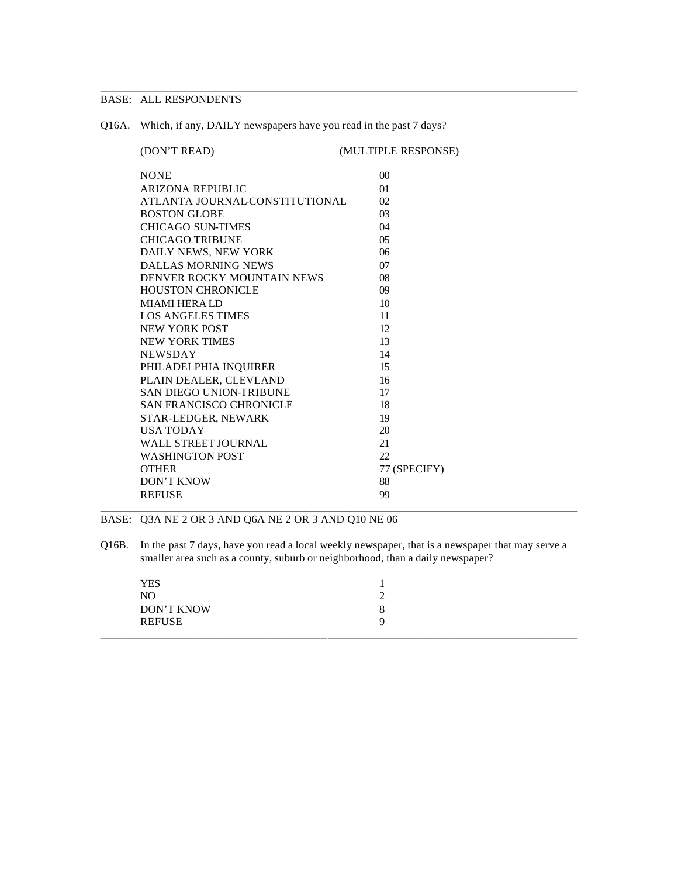BASE: ALL RESPONDENTS

Q16A. Which, if any, DAILY newspapers have you read in the past 7 days?

| (DON'T READ) | (MULTIPLE RESPONSE) |
|---|---|
| NONE | 00 |
| ARIZONA REPUBLIC | 01 |
| ATLANTA JOURNAL-CONSTITUTIONAL | 02 |
| BOSTON GLOBE | 03 |
| CHICAGO SUN-TIMES | 04 |
| CHICAGO TRIBUNE | 05 |
| DAILY NEWS, NEW YORK | 06 |
| DALLAS MORNING NEWS | 07 |
| DENVER ROCKY MOUNTAIN NEWS | 08 |
| HOUSTON CHRONICLE | 09 |
| MIAMI HERALD | 10 |
| LOS ANGELES TIMES | 11 |
| NEW YORK POST | 12 |
| NEW YORK TIMES | 13 |
| NEWSDAY | 14 |
| PHILADELPHIA INQUIRER | 15 |
| PLAIN DEALER, CLEVLAND | 16 |
| SAN DIEGO UNION-TRIBUNE | 17 |
| SAN FRANCISCO CHRONICLE | 18 |
| STAR-LEDGER, NEWARK | 19 |
| USA TODAY | 20 |
| WALL STREET JOURNAL | 21 |
| WASHINGTON POST | 22 |
| OTHER | 77 (SPECIFY) |
| DON'T KNOW | 88 |
| REFUSE | 99 |

BASE: Q3A NE 2 OR 3 AND Q6A NE 2 OR 3 AND Q10 NE 06

Q16B. In the past 7 days, have you read a local weekly newspaper, that is a newspaper that may serve a smaller area such as a county, suburb or neighborhood, than a daily newspaper?

| | |
|---|---|
| YES | 1 |
| NO | 2 |
| DON'T KNOW | 8 |
| REFUSE | 9 |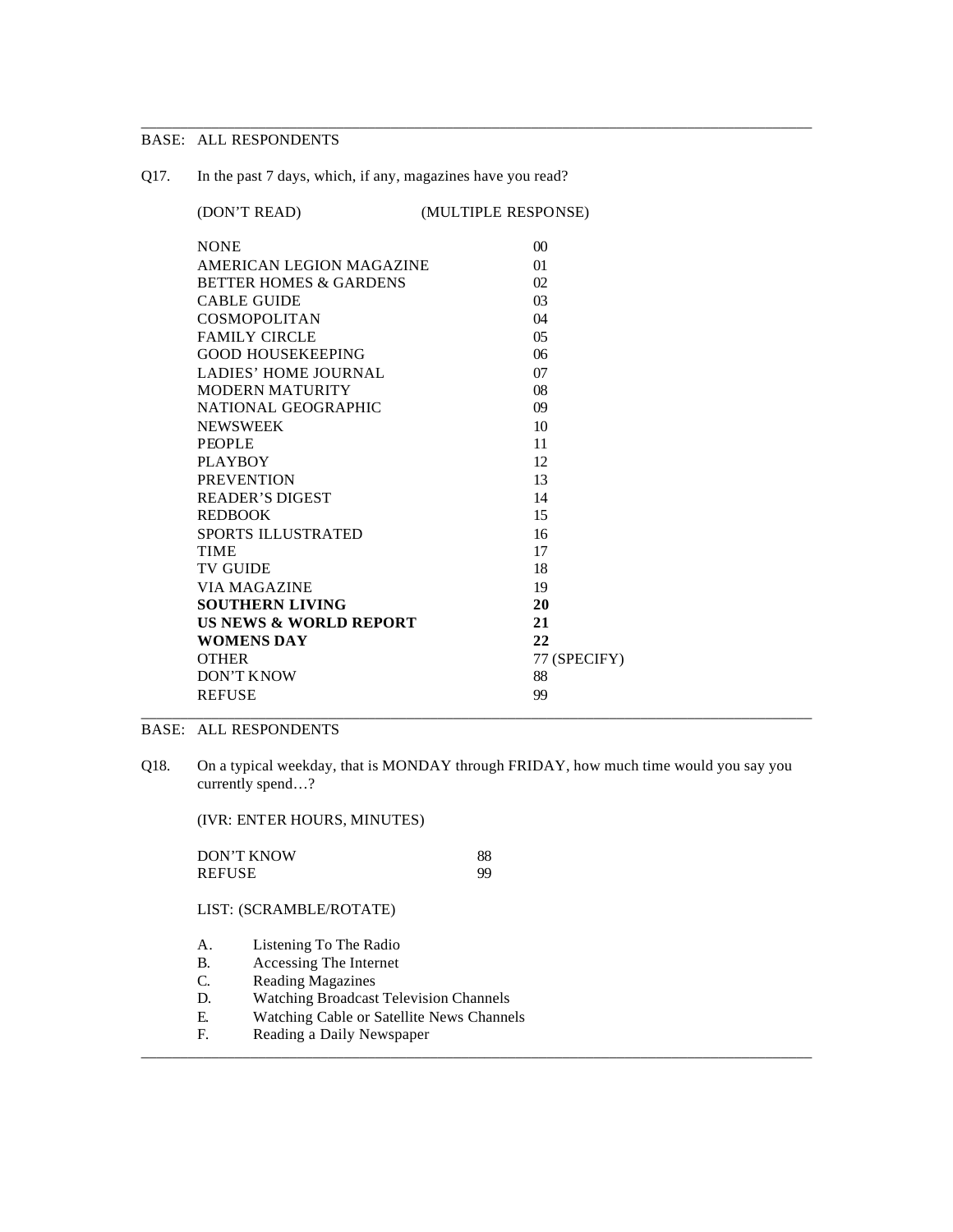BASE: ALL RESPONDENTS

Q17. In the past 7 days, which, if any, magazines have you read?

(DON'T READ) (MULTIPLE RESPONSE)

| | |
|---|---|
| NONE | 00 |
| AMERICAN LEGION MAGAZINE | 01 |
| BETTER HOMES & GARDENS | 02 |
| CABLE GUIDE | 03 |
| COSMOPOLITAN | 04 |
| FAMILY CIRCLE | 05 |
| GOOD HOUSEKEEPING | 06 |
| LADIES' HOME JOURNAL | 07 |
| MODERN MATURITY | 08 |
| NATIONAL GEOGRAPHIC | 09 |
| NEWSWEEK | 10 |
| PEOPLE | 11 |
| PLAYBOY | 12 |
| PREVENTION | 13 |
| READER'S DIGEST | 14 |
| REDBOOK | 15 |
| SPORTS ILLUSTRATED | 16 |
| TIME | 17 |
| TV GUIDE | 18 |
| VIA MAGAZINE | 19 |
| **SOUTHERN LIVING** | **20** |
| **US NEWS & WORLD REPORT** | **21** |
| **WOMENS DAY** | **22** |
| OTHER | 77 (SPECIFY) |
| DON'T KNOW | 88 |
| REFUSE | 99 |

BASE: ALL RESPONDENTS

Q18. On a typical weekday, that is MONDAY through FRIDAY, how much time would you say you currently spend…?

(IVR: ENTER HOURS, MINUTES)

| | |
|---|---|
| DON'T KNOW | 88 |
| REFUSE | 99 |

LIST: (SCRAMBLE/ROTATE)

A. Listening To The Radio
B. Accessing The Internet
C. Reading Magazines
D. Watching Broadcast Television Channels
E. Watching Cable or Satellite News Channels
F. Reading a Daily Newspaper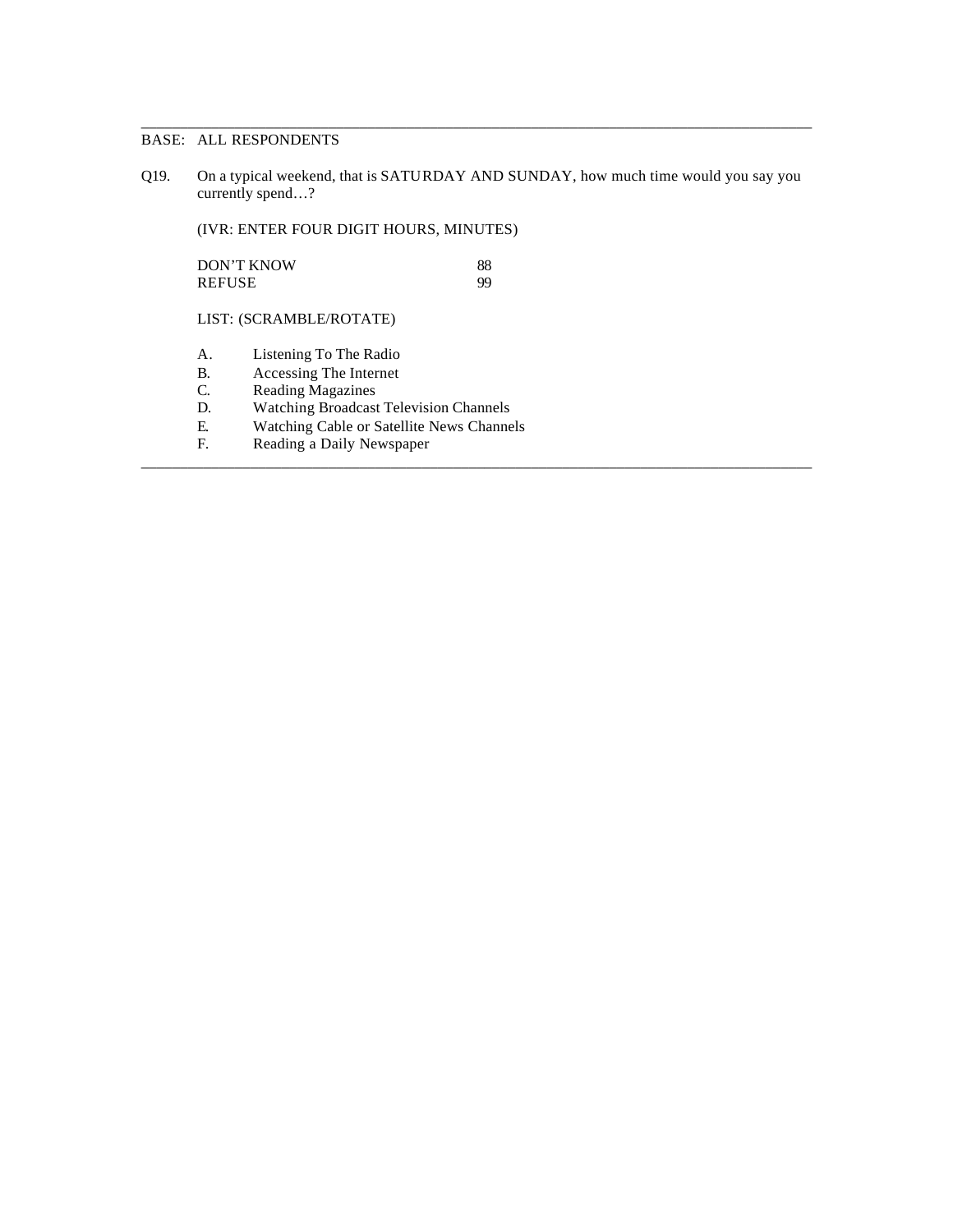BASE: ALL RESPONDENTS

Q19. On a typical weekend, that is SATURDAY AND SUNDAY, how much time would you say you currently spend…?

(IVR: ENTER FOUR DIGIT HOURS, MINUTES)

| | |
|---|---|
| DON'T KNOW | 88 |
| REFUSE | 99 |

LIST: (SCRAMBLE/ROTATE)

A. Listening To The Radio
B. Accessing The Internet
C. Reading Magazines
D. Watching Broadcast Television Channels
E. Watching Cable or Satellite News Channels
F. Reading a Daily Newspaper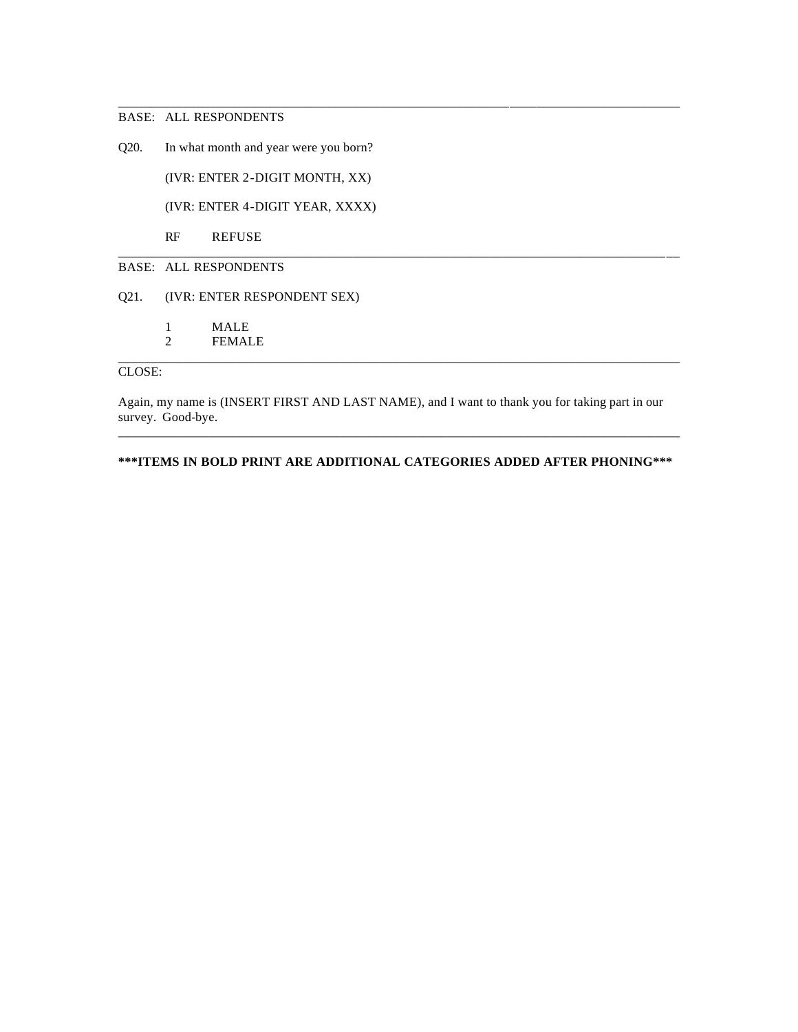---

BASE: ALL RESPONDENTS

Q20. In what month and year were you born?

(IVR: ENTER 2-DIGIT MONTH, XX)

(IVR: ENTER 4-DIGIT YEAR, XXXX)

RF REFUSE

---

BASE: ALL RESPONDENTS

Q21. (IVR: ENTER RESPONDENT SEX)

1 MALE
2 FEMALE

---

CLOSE:

Again, my name is (INSERT FIRST AND LAST NAME), and I want to thank you for taking part in our survey. Good-bye.

---

**\*\*\*ITEMS IN BOLD PRINT ARE ADDITIONAL CATEGORIES ADDED AFTER PHONING\*\*\***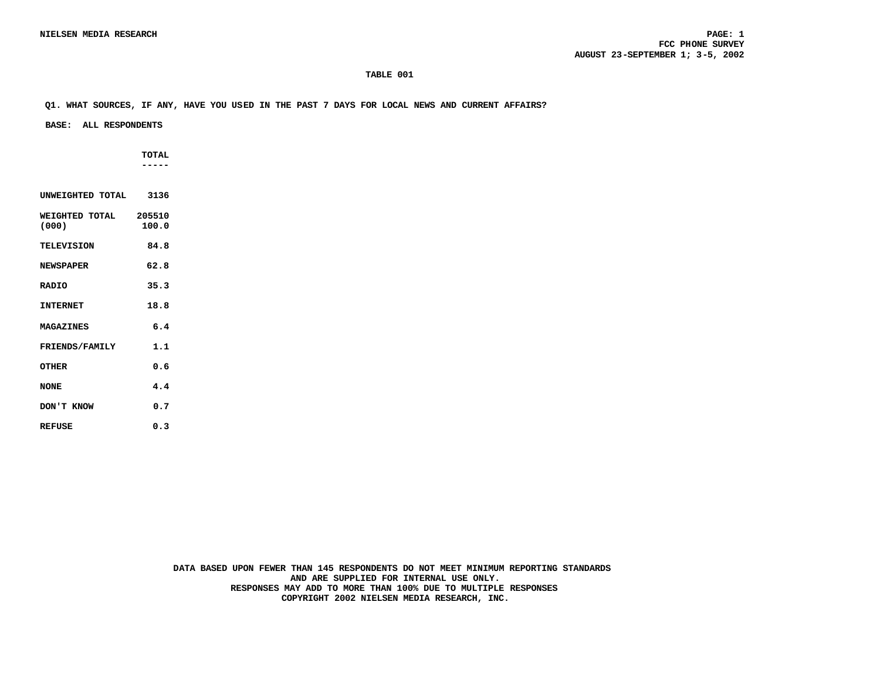NIELSEN MEDIA RESEARCH

FCC PHONE SURVEY
AUGUST 23-SEPTEMBER 1; 3-5, 2002

TABLE 001

Q1. WHAT SOURCES, IF ANY, HAVE YOU USED IN THE PAST 7 DAYS FOR LOCAL NEWS AND CURRENT AFFAIRS?

BASE: ALL RESPONDENTS

| | TOTAL |
|---|---|
| UNWEIGHTED TOTAL | 3136 |
| WEIGHTED TOTAL (000) | 205510<br>100.0 |
| TELEVISION | 84.8 |
| NEWSPAPER | 62.8 |
| RADIO | 35.3 |
| INTERNET | 18.8 |
| MAGAZINES | 6.4 |
| FRIENDS/FAMILY | 1.1 |
| OTHER | 0.6 |
| NONE | 4.4 |
| DON'T KNOW | 0.7 |
| REFUSE | 0.3 |

DATA BASED UPON FEWER THAN 145 RESPONDENTS DO NOT MEET MINIMUM REPORTING STANDARDS
AND ARE SUPPLIED FOR INTERNAL USE ONLY.
RESPONSES MAY ADD TO MORE THAN 100% DUE TO MULTIPLE RESPONSES
COPYRIGHT 2002 NIELSEN MEDIA RESEARCH, INC.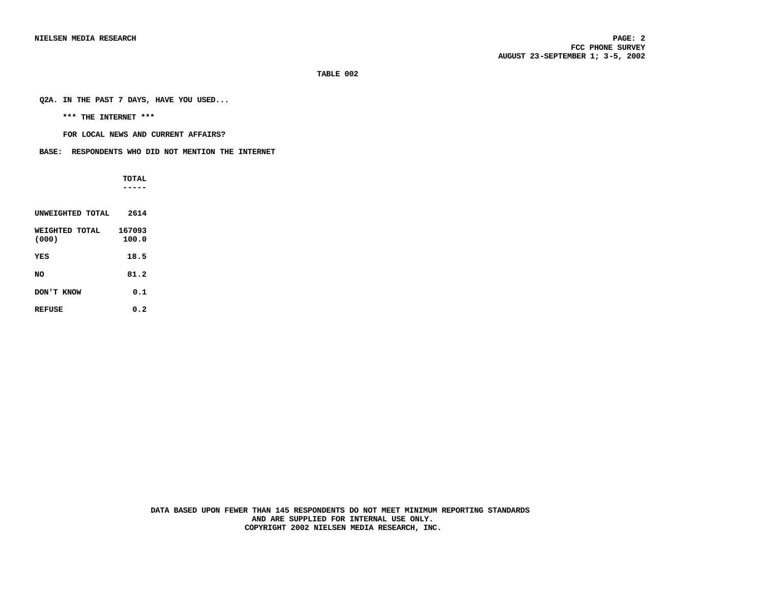**TABLE 002**

**Q2A. IN THE PAST 7 DAYS, HAVE YOU USED...**

**\*\*\* THE INTERNET \*\*\***

**FOR LOCAL NEWS AND CURRENT AFFAIRS?**

**BASE: RESPONDENTS WHO DID NOT MENTION THE INTERNET**

| | TOTAL |
|---|---|
| UNWEIGHTED TOTAL | 2614 |
| WEIGHTED TOTAL (000) | 167093<br>100.0 |
| YES | 18.5 |
| NO | 81.2 |
| DON'T KNOW | 0.1 |
| REFUSE | 0.2 |

**DATA BASED UPON FEWER THAN 145 RESPONDENTS DO NOT MEET MINIMUM REPORTING STANDARDS AND ARE SUPPLIED FOR INTERNAL USE ONLY.**
**COPYRIGHT 2002 NIELSEN MEDIA RESEARCH, INC.**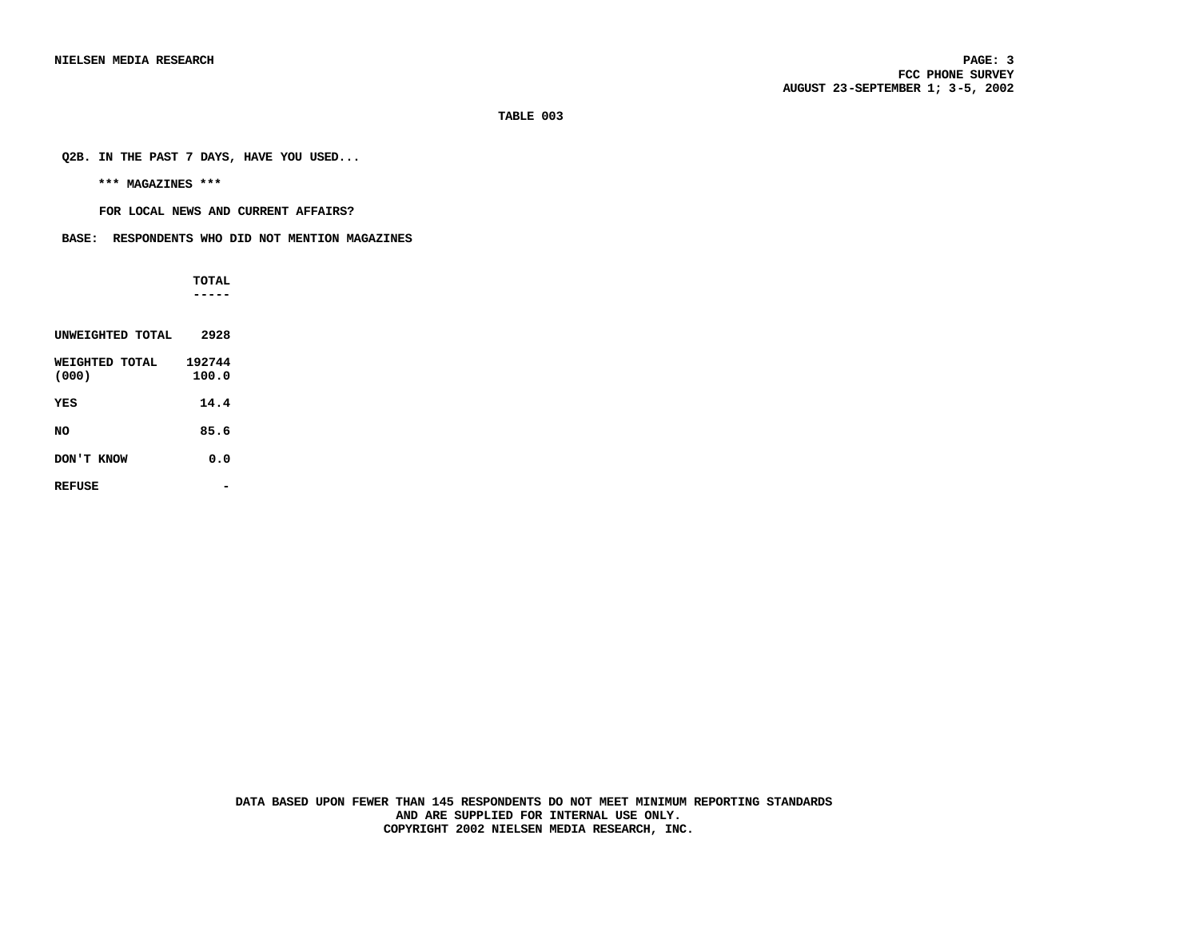TABLE 003

Q2B. IN THE PAST 7 DAYS, HAVE YOU USED...

*** MAGAZINES ***

FOR LOCAL NEWS AND CURRENT AFFAIRS?

BASE: RESPONDENTS WHO DID NOT MENTION MAGAZINES

| | TOTAL |
|---|---|
| UNWEIGHTED TOTAL | 2928 |
| WEIGHTED TOTAL (000) | 192744<br>100.0 |
| YES | 14.4 |
| NO | 85.6 |
| DON'T KNOW | 0.0 |
| REFUSE | - |

DATA BASED UPON FEWER THAN 145 RESPONDENTS DO NOT MEET MINIMUM REPORTING STANDARDS AND ARE SUPPLIED FOR INTERNAL USE ONLY.
COPYRIGHT 2002 NIELSEN MEDIA RESEARCH, INC.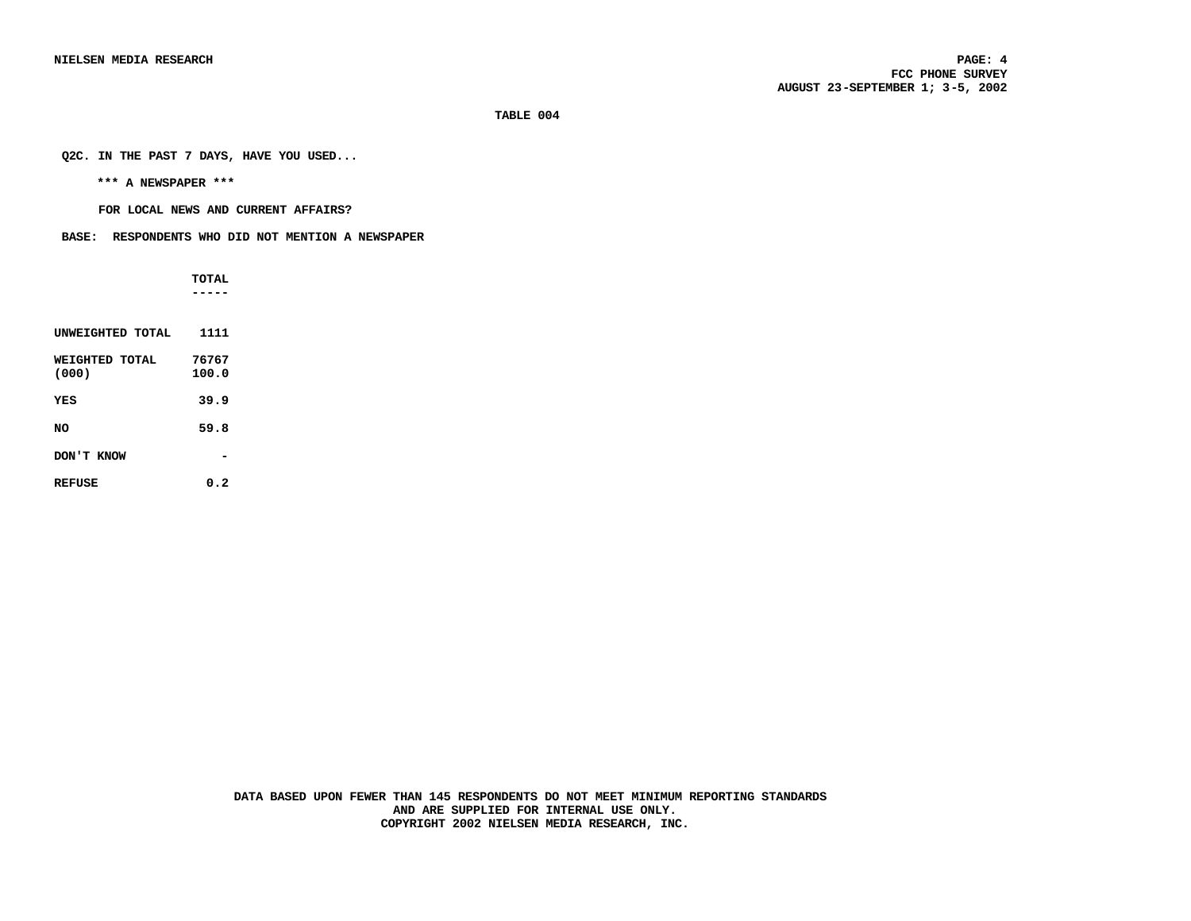**TABLE 004**

**Q2C. IN THE PAST 7 DAYS, HAVE YOU USED...**

**\*\*\* A NEWSPAPER \*\*\***

**FOR LOCAL NEWS AND CURRENT AFFAIRS?**

**BASE: RESPONDENTS WHO DID NOT MENTION A NEWSPAPER**

| | TOTAL |
|---|---|
| UNWEIGHTED TOTAL | 1111 |
| WEIGHTED TOTAL (000) | 76767 100.0 |
| YES | 39.9 |
| NO | 59.8 |
| DON'T KNOW | - |
| REFUSE | 0.2 |

DATA BASED UPON FEWER THAN 145 RESPONDENTS DO NOT MEET MINIMUM REPORTING STANDARDS AND ARE SUPPLIED FOR INTERNAL USE ONLY.
COPYRIGHT 2002 NIELSEN MEDIA RESEARCH, INC.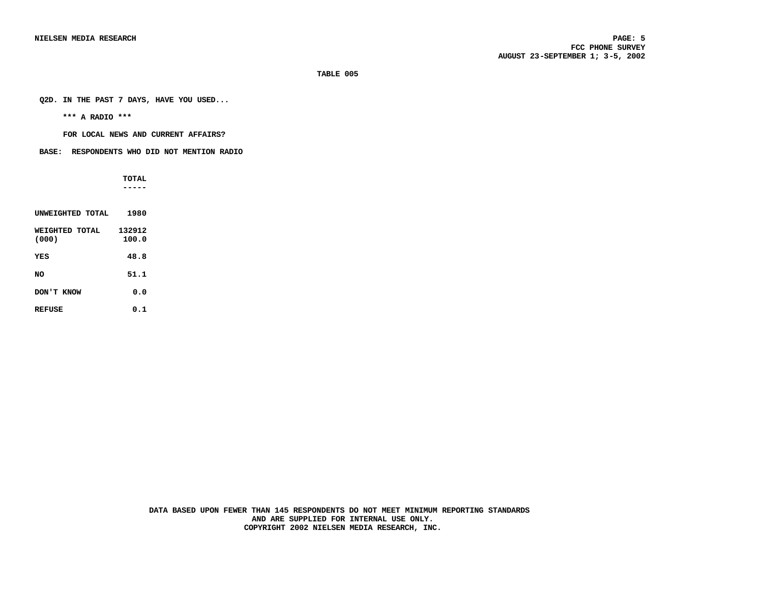**TABLE 005**

**Q2D. IN THE PAST 7 DAYS, HAVE YOU USED...**

**\*\*\* A RADIO \*\*\***

**FOR LOCAL NEWS AND CURRENT AFFAIRS?**

**BASE: RESPONDENTS WHO DID NOT MENTION RADIO**

| | TOTAL |
|---|---|
| UNWEIGHTED TOTAL | 1980 |
| WEIGHTED TOTAL (000) | 132912 100.0 |
| YES | 48.8 |
| NO | 51.1 |
| DON'T KNOW | 0.0 |
| REFUSE | 0.1 |

DATA BASED UPON FEWER THAN 145 RESPONDENTS DO NOT MEET MINIMUM REPORTING STANDARDS AND ARE SUPPLIED FOR INTERNAL USE ONLY.
COPYRIGHT 2002 NIELSEN MEDIA RESEARCH, INC.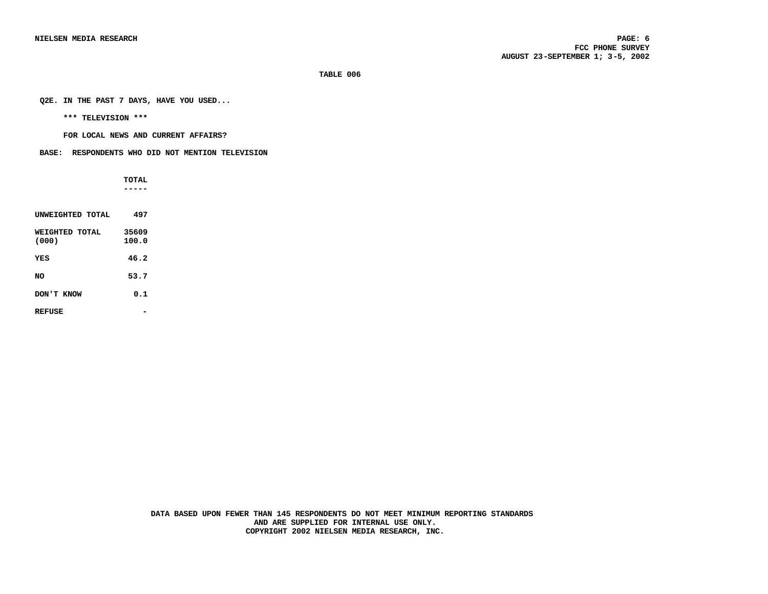**TABLE 006**

**Q2E. IN THE PAST 7 DAYS, HAVE YOU USED...**

**\*\*\* TELEVISION \*\*\***

**FOR LOCAL NEWS AND CURRENT AFFAIRS?**

**BASE: RESPONDENTS WHO DID NOT MENTION TELEVISION**

| | TOTAL |
|---|---|
| UNWEIGHTED TOTAL | 497 |
| WEIGHTED TOTAL (000) | 35609<br>100.0 |
| YES | 46.2 |
| NO | 53.7 |
| DON'T KNOW | 0.1 |
| REFUSE | - |

DATA BASED UPON FEWER THAN 145 RESPONDENTS DO NOT MEET MINIMUM REPORTING STANDARDS AND ARE SUPPLIED FOR INTERNAL USE ONLY.
COPYRIGHT 2002 NIELSEN MEDIA RESEARCH, INC.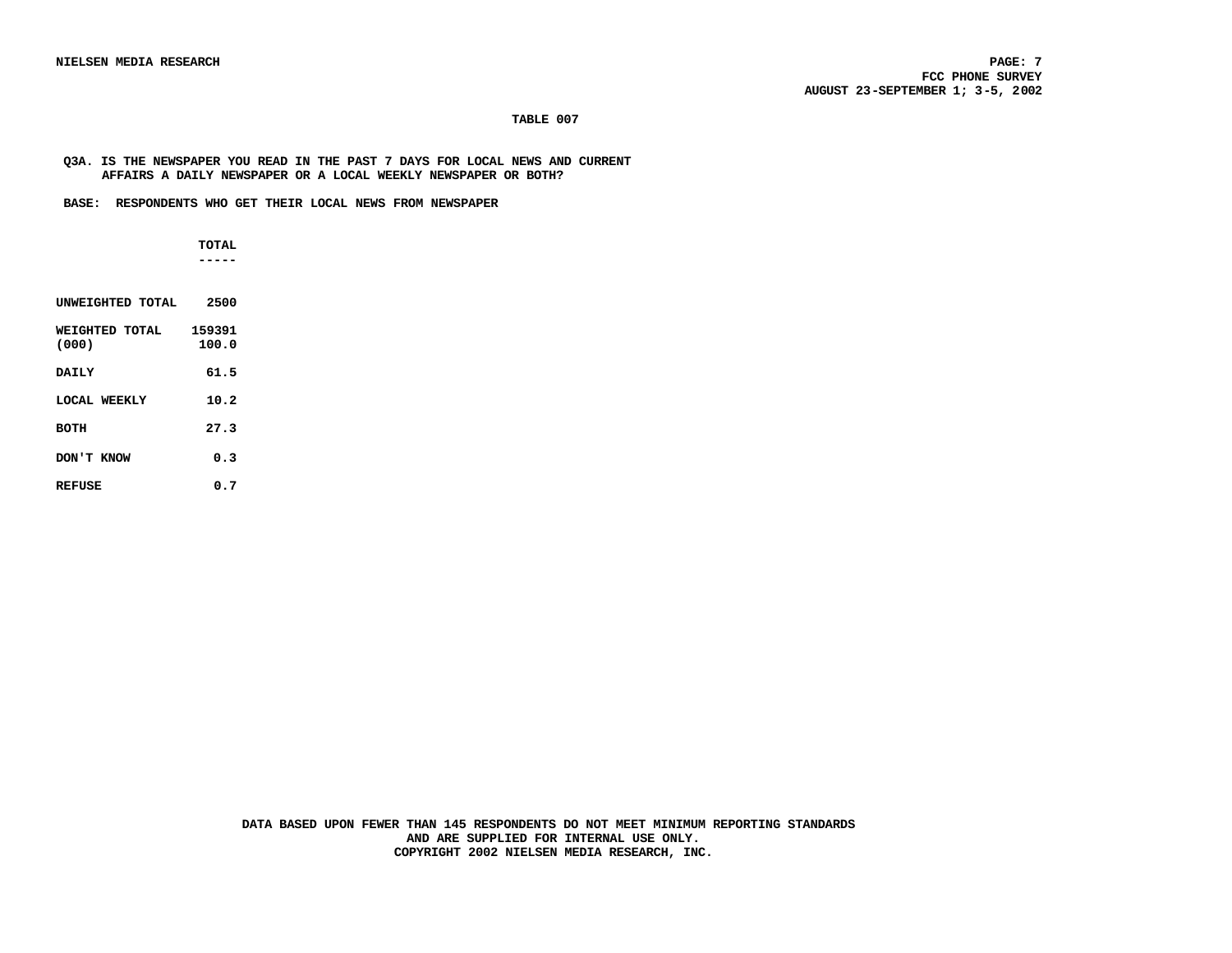**TABLE 007**

**Q3A. IS THE NEWSPAPER YOU READ IN THE PAST 7 DAYS FOR LOCAL NEWS AND CURRENT AFFAIRS A DAILY NEWSPAPER OR A LOCAL WEEKLY NEWSPAPER OR BOTH?**

**BASE: RESPONDENTS WHO GET THEIR LOCAL NEWS FROM NEWSPAPER**

| | TOTAL |
|---|---|
| UNWEIGHTED TOTAL | 2500 |
| WEIGHTED TOTAL (000) | 159391<br>100.0 |
| DAILY | 61.5 |
| LOCAL WEEKLY | 10.2 |
| BOTH | 27.3 |
| DON'T KNOW | 0.3 |
| REFUSE | 0.7 |

DATA BASED UPON FEWER THAN 145 RESPONDENTS DO NOT MEET MINIMUM REPORTING STANDARDS AND ARE SUPPLIED FOR INTERNAL USE ONLY.
COPYRIGHT 2002 NIELSEN MEDIA RESEARCH, INC.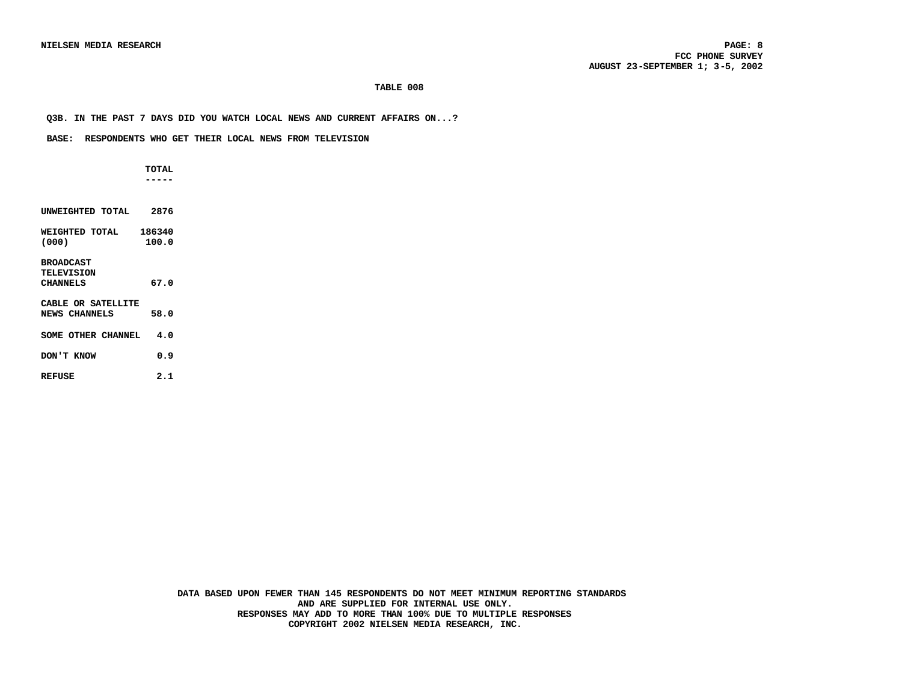**TABLE 008**

**Q3B. IN THE PAST 7 DAYS DID YOU WATCH LOCAL NEWS AND CURRENT AFFAIRS ON...?**

**BASE: RESPONDENTS WHO GET THEIR LOCAL NEWS FROM TELEVISION**

| | TOTAL |
|---|---|
| UNWEIGHTED TOTAL | 2876 |
| WEIGHTED TOTAL (000) | 186340<br>100.0 |
| BROADCAST TELEVISION CHANNELS | 67.0 |
| CABLE OR SATELLITE NEWS CHANNELS | 58.0 |
| SOME OTHER CHANNEL | 4.0 |
| DON'T KNOW | 0.9 |
| REFUSE | 2.1 |

**DATA BASED UPON FEWER THAN 145 RESPONDENTS DO NOT MEET MINIMUM REPORTING STANDARDS AND ARE SUPPLIED FOR INTERNAL USE ONLY.**
**RESPONSES MAY ADD TO MORE THAN 100% DUE TO MULTIPLE RESPONSES**
**COPYRIGHT 2002 NIELSEN MEDIA RESEARCH, INC.**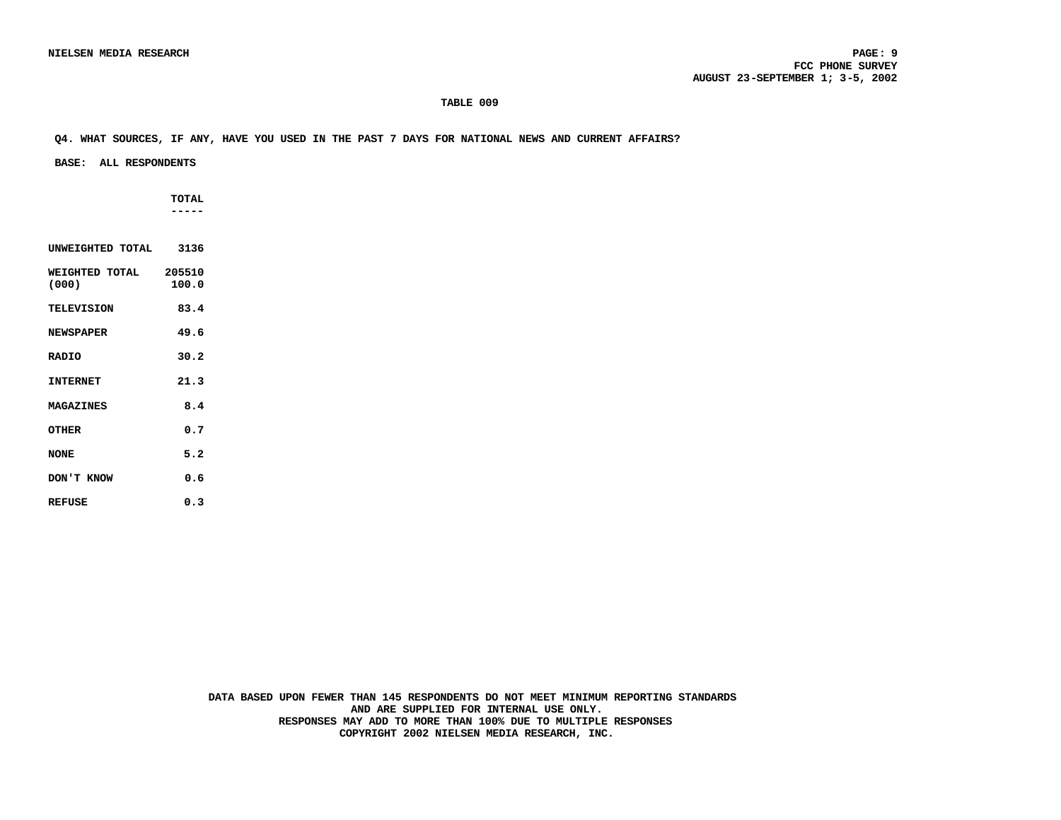**TABLE 009**

**Q4. WHAT SOURCES, IF ANY, HAVE YOU USED IN THE PAST 7 DAYS FOR NATIONAL NEWS AND CURRENT AFFAIRS?**

**BASE: ALL RESPONDENTS**

| | TOTAL |
|---|---|
| UNWEIGHTED TOTAL | 3136 |
| WEIGHTED TOTAL (000) | 205510<br>100.0 |
| TELEVISION | 83.4 |
| NEWSPAPER | 49.6 |
| RADIO | 30.2 |
| INTERNET | 21.3 |
| MAGAZINES | 8.4 |
| OTHER | 0.7 |
| NONE | 5.2 |
| DON'T KNOW | 0.6 |
| REFUSE | 0.3 |

DATA BASED UPON FEWER THAN 145 RESPONDENTS DO NOT MEET MINIMUM REPORTING STANDARDS AND ARE SUPPLIED FOR INTERNAL USE ONLY.
RESPONSES MAY ADD TO MORE THAN 100% DUE TO MULTIPLE RESPONSES
COPYRIGHT 2002 NIELSEN MEDIA RESEARCH, INC.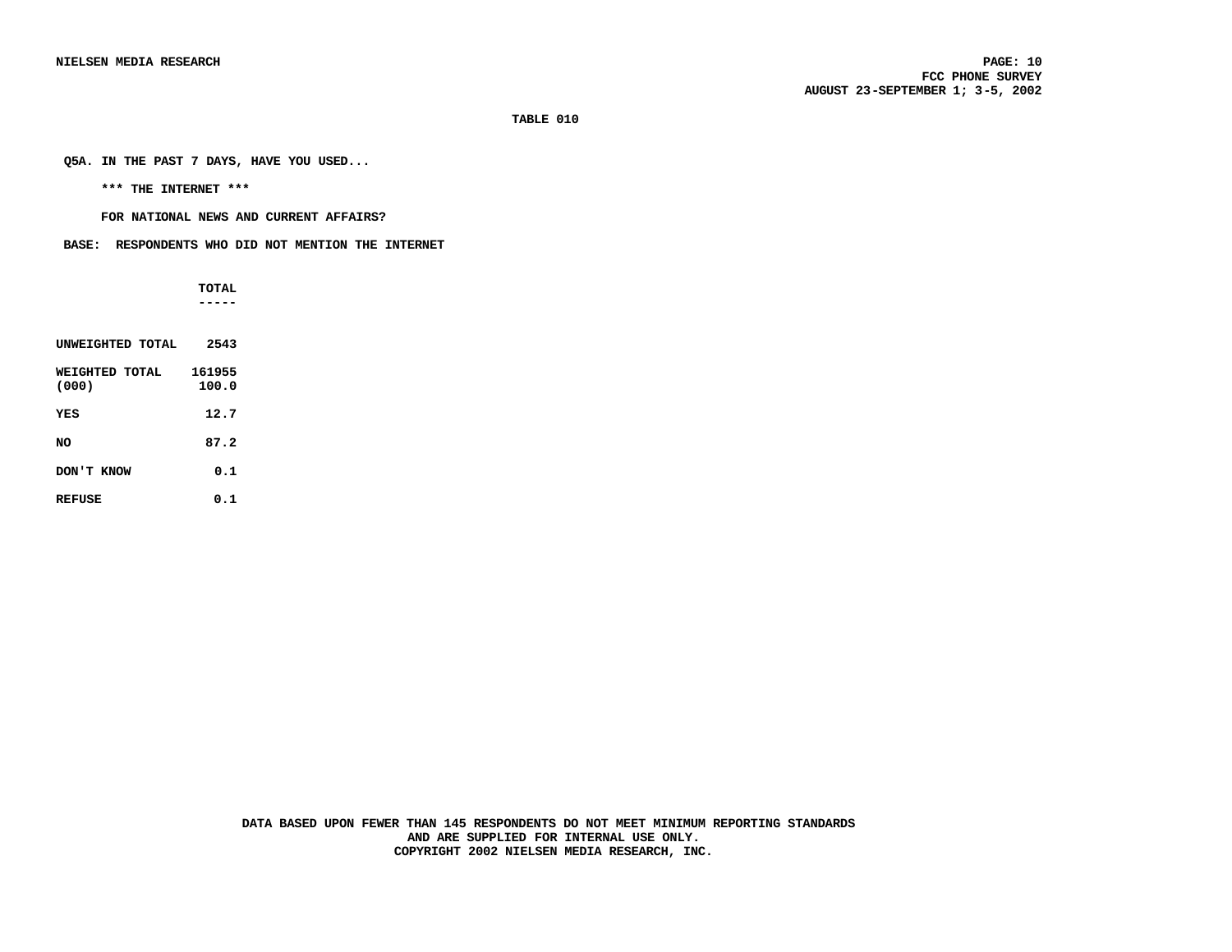**TABLE 010**

**Q5A. IN THE PAST 7 DAYS, HAVE YOU USED...**

**\*\*\* THE INTERNET \*\*\***

**FOR NATIONAL NEWS AND CURRENT AFFAIRS?**

**BASE: RESPONDENTS WHO DID NOT MENTION THE INTERNET**

| | TOTAL |
|---|---|
| UNWEIGHTED TOTAL | 2543 |
| WEIGHTED TOTAL (000) | 161955<br>100.0 |
| YES | 12.7 |
| NO | 87.2 |
| DON'T KNOW | 0.1 |
| REFUSE | 0.1 |

DATA BASED UPON FEWER THAN 145 RESPONDENTS DO NOT MEET MINIMUM REPORTING STANDARDS AND ARE SUPPLIED FOR INTERNAL USE ONLY.
COPYRIGHT 2002 NIELSEN MEDIA RESEARCH, INC.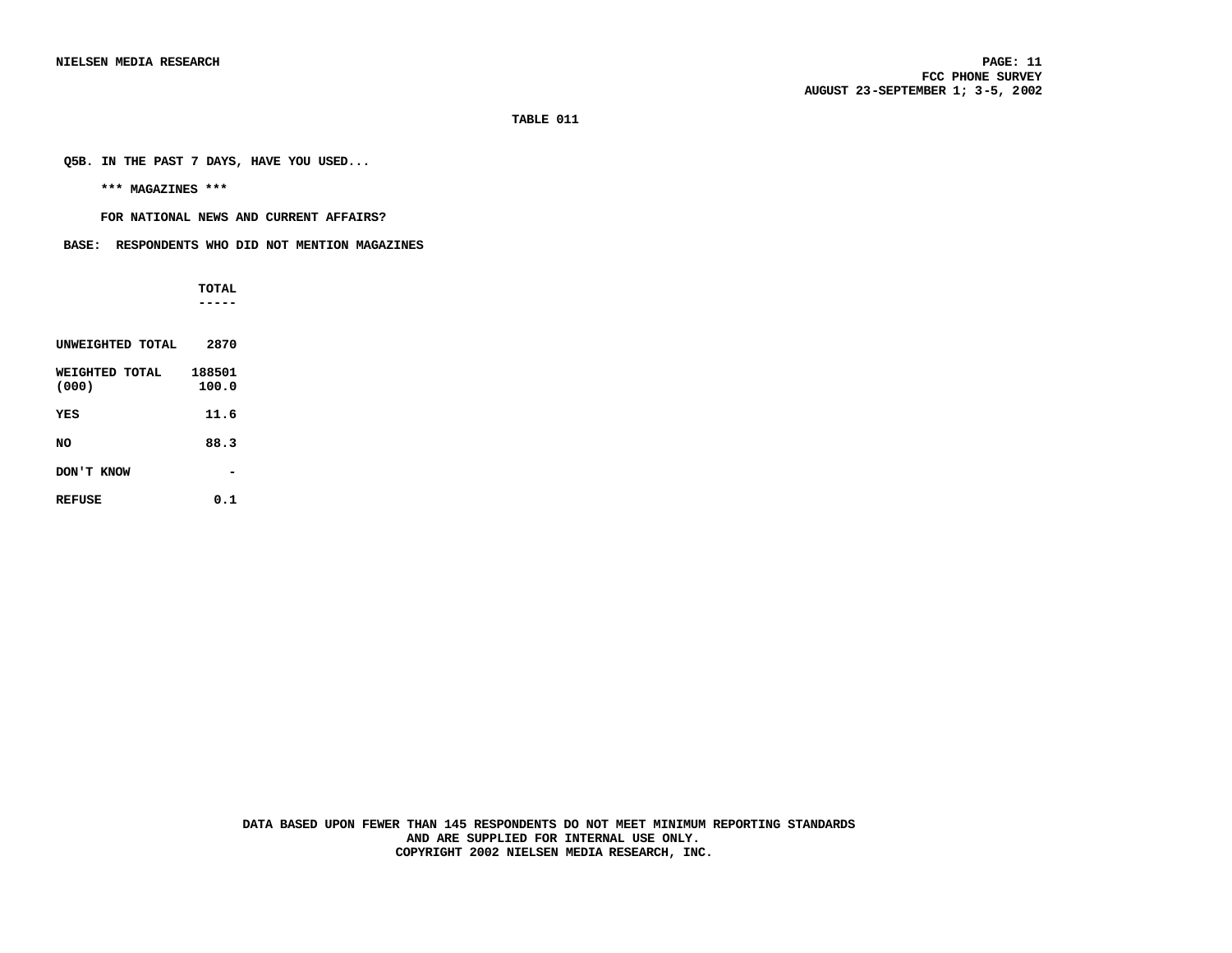**TABLE 011**

**Q5B. IN THE PAST 7 DAYS, HAVE YOU USED...**

**\*\*\* MAGAZINES \*\*\***

**FOR NATIONAL NEWS AND CURRENT AFFAIRS?**

**BASE: RESPONDENTS WHO DID NOT MENTION MAGAZINES**

| | TOTAL |
|---|---|
| UNWEIGHTED TOTAL | 2870 |
| WEIGHTED TOTAL (000) | 188501<br>100.0 |
| YES | 11.6 |
| NO | 88.3 |
| DON'T KNOW | - |
| REFUSE | 0.1 |

DATA BASED UPON FEWER THAN 145 RESPONDENTS DO NOT MEET MINIMUM REPORTING STANDARDS AND ARE SUPPLIED FOR INTERNAL USE ONLY.
COPYRIGHT 2002 NIELSEN MEDIA RESEARCH, INC.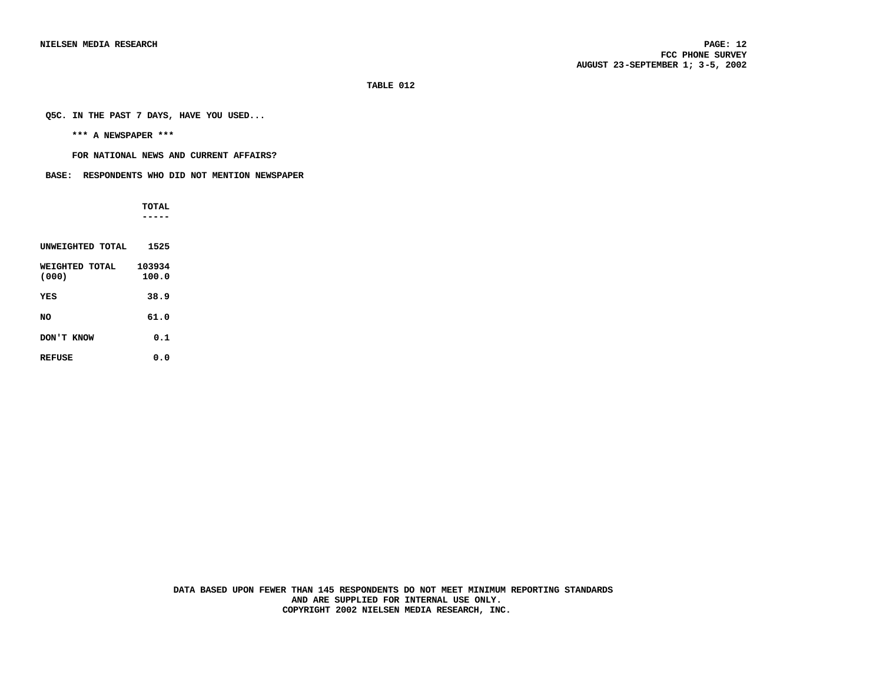**TABLE 012**

**Q5C. IN THE PAST 7 DAYS, HAVE YOU USED...**

**\*\*\* A NEWSPAPER \*\*\***

**FOR NATIONAL NEWS AND CURRENT AFFAIRS?**

**BASE: RESPONDENTS WHO DID NOT MENTION NEWSPAPER**

| | TOTAL |
|---|---|
| UNWEIGHTED TOTAL | 1525 |
| WEIGHTED TOTAL (000) | 103934<br>100.0 |
| YES | 38.9 |
| NO | 61.0 |
| DON'T KNOW | 0.1 |
| REFUSE | 0.0 |

**DATA BASED UPON FEWER THAN 145 RESPONDENTS DO NOT MEET MINIMUM REPORTING STANDARDS AND ARE SUPPLIED FOR INTERNAL USE ONLY.**
**COPYRIGHT 2002 NIELSEN MEDIA RESEARCH, INC.**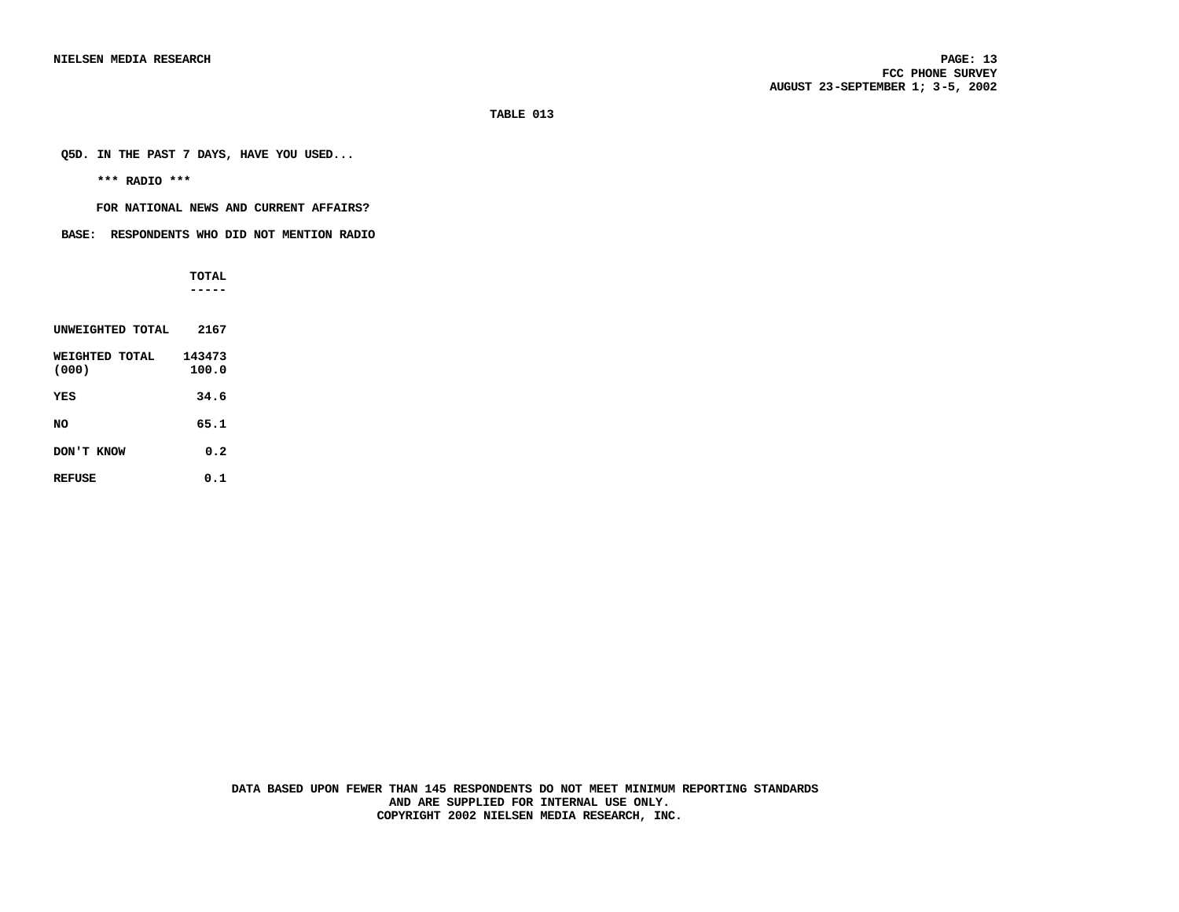TABLE 013

Q5D. IN THE PAST 7 DAYS, HAVE YOU USED...

\*\*\* RADIO \*\*\*

FOR NATIONAL NEWS AND CURRENT AFFAIRS?

BASE: RESPONDENTS WHO DID NOT MENTION RADIO

| | TOTAL |
|---|---|
| UNWEIGHTED TOTAL | 2167 |
| WEIGHTED TOTAL (000) | 143473 100.0 |
| YES | 34.6 |
| NO | 65.1 |
| DON'T KNOW | 0.2 |
| REFUSE | 0.1 |

DATA BASED UPON FEWER THAN 145 RESPONDENTS DO NOT MEET MINIMUM REPORTING STANDARDS AND ARE SUPPLIED FOR INTERNAL USE ONLY.
COPYRIGHT 2002 NIELSEN MEDIA RESEARCH, INC.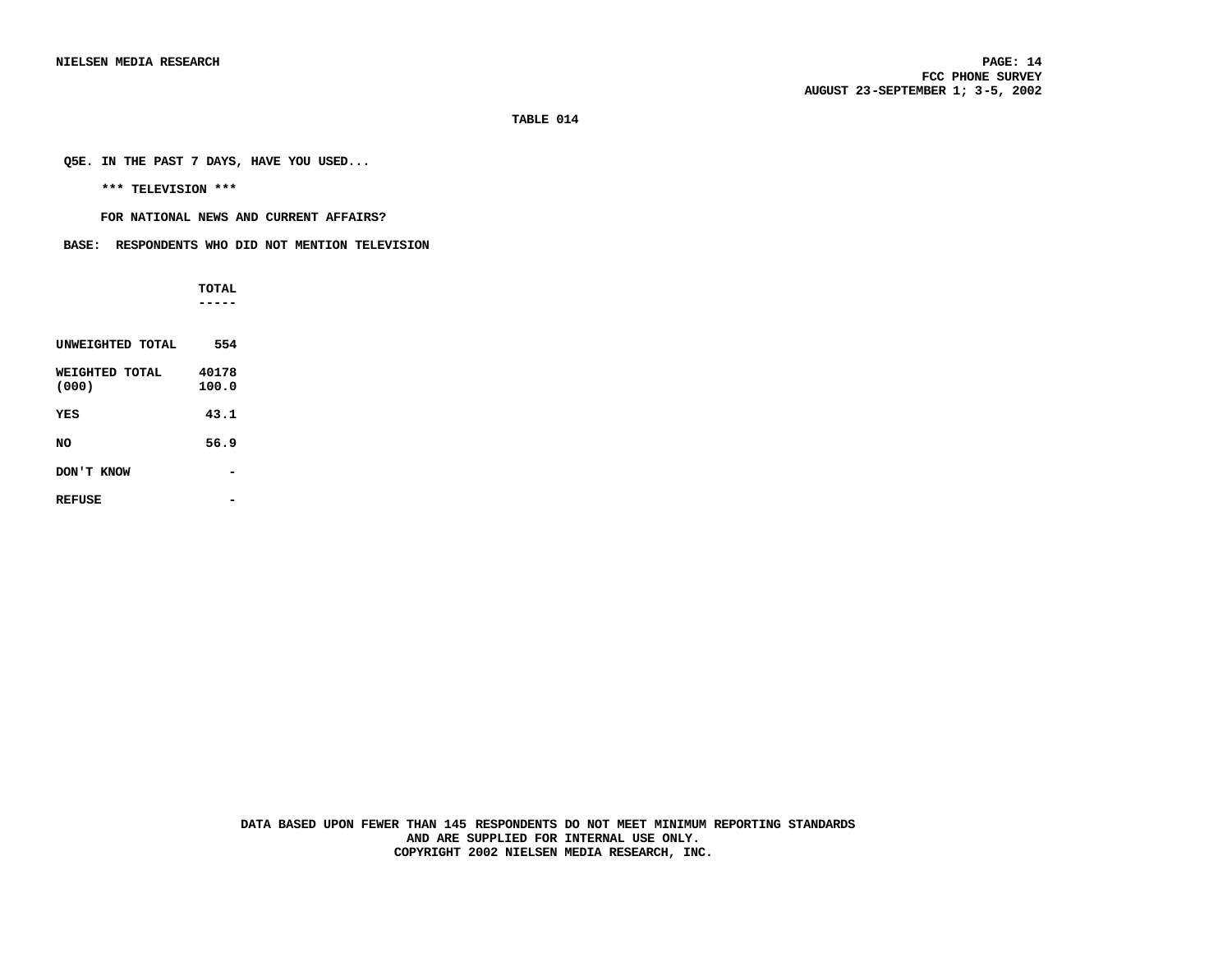**TABLE 014**

**Q5E. IN THE PAST 7 DAYS, HAVE YOU USED...**

**\*\*\* TELEVISION \*\*\***

**FOR NATIONAL NEWS AND CURRENT AFFAIRS?**

**BASE: RESPONDENTS WHO DID NOT MENTION TELEVISION**

| | TOTAL |
|---|---|
| UNWEIGHTED TOTAL | 554 |
| WEIGHTED TOTAL (000) | 40178<br>100.0 |
| YES | 43.1 |
| NO | 56.9 |
| DON'T KNOW | - |
| REFUSE | - |

**DATA BASED UPON FEWER THAN 145 RESPONDENTS DO NOT MEET MINIMUM REPORTING STANDARDS AND ARE SUPPLIED FOR INTERNAL USE ONLY.**
**COPYRIGHT 2002 NIELSEN MEDIA RESEARCH, INC.**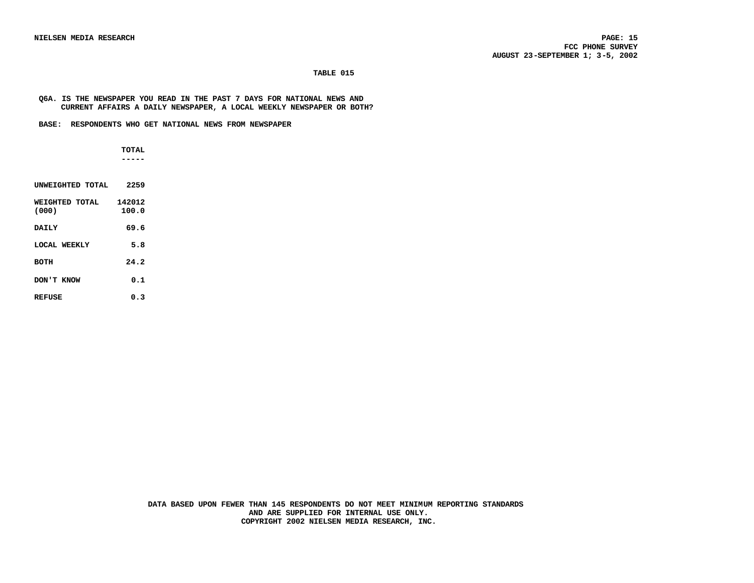**TABLE 015**

**Q6A. IS THE NEWSPAPER YOU READ IN THE PAST 7 DAYS FOR NATIONAL NEWS AND CURRENT AFFAIRS A DAILY NEWSPAPER, A LOCAL WEEKLY NEWSPAPER OR BOTH?**

**BASE: RESPONDENTS WHO GET NATIONAL NEWS FROM NEWSPAPER**

| | TOTAL |
|---|---|
| UNWEIGHTED TOTAL | 2259 |
| WEIGHTED TOTAL (000) | 142012<br>100.0 |
| DAILY | 69.6 |
| LOCAL WEEKLY | 5.8 |
| BOTH | 24.2 |
| DON'T KNOW | 0.1 |
| REFUSE | 0.3 |

DATA BASED UPON FEWER THAN 145 RESPONDENTS DO NOT MEET MINIMUM REPORTING STANDARDS AND ARE SUPPLIED FOR INTERNAL USE ONLY.
COPYRIGHT 2002 NIELSEN MEDIA RESEARCH, INC.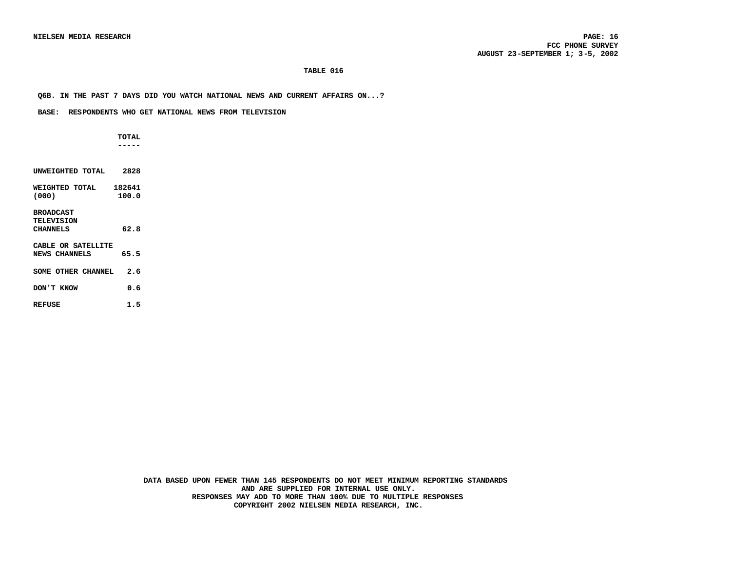**TABLE 016**

**Q6B. IN THE PAST 7 DAYS DID YOU WATCH NATIONAL NEWS AND CURRENT AFFAIRS ON...?**

**BASE: RESPONDENTS WHO GET NATIONAL NEWS FROM TELEVISION**

| | TOTAL |
|---|---|
| UNWEIGHTED TOTAL | 2828 |
| WEIGHTED TOTAL (000) | 182641<br>100.0 |
| BROADCAST TELEVISION CHANNELS | 62.8 |
| CABLE OR SATELLITE NEWS CHANNELS | 65.5 |
| SOME OTHER CHANNEL | 2.6 |
| DON'T KNOW | 0.6 |
| REFUSE | 1.5 |

DATA BASED UPON FEWER THAN 145 RESPONDENTS DO NOT MEET MINIMUM REPORTING STANDARDS AND ARE SUPPLIED FOR INTERNAL USE ONLY.
RESPONSES MAY ADD TO MORE THAN 100% DUE TO MULTIPLE RESPONSES
COPYRIGHT 2002 NIELSEN MEDIA RESEARCH, INC.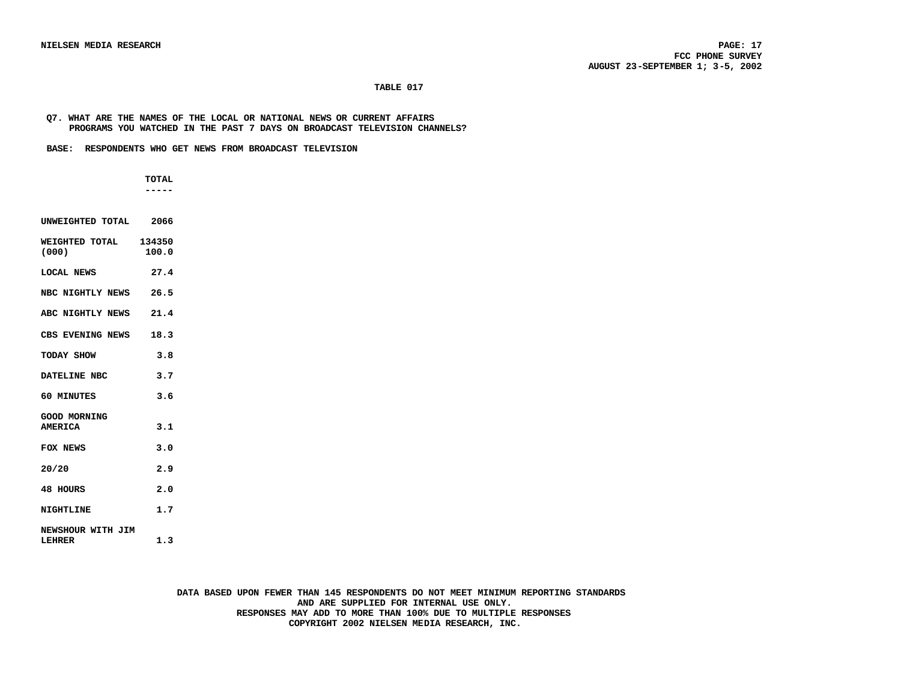**TABLE 017**

**Q7. WHAT ARE THE NAMES OF THE LOCAL OR NATIONAL NEWS OR CURRENT AFFAIRS PROGRAMS YOU WATCHED IN THE PAST 7 DAYS ON BROADCAST TELEVISION CHANNELS?**

**BASE: RESPONDENTS WHO GET NEWS FROM BROADCAST TELEVISION**

| | TOTAL |
|---|---|
| UNWEIGHTED TOTAL | 2066 |
| WEIGHTED TOTAL (000) | 134350<br>100.0 |
| LOCAL NEWS | 27.4 |
| NBC NIGHTLY NEWS | 26.5 |
| ABC NIGHTLY NEWS | 21.4 |
| CBS EVENING NEWS | 18.3 |
| TODAY SHOW | 3.8 |
| DATELINE NBC | 3.7 |
| 60 MINUTES | 3.6 |
| GOOD MORNING AMERICA | 3.1 |
| FOX NEWS | 3.0 |
| 20/20 | 2.9 |
| 48 HOURS | 2.0 |
| NIGHTLINE | 1.7 |
| NEWSHOUR WITH JIM LEHRER | 1.3 |

DATA BASED UPON FEWER THAN 145 RESPONDENTS DO NOT MEET MINIMUM REPORTING STANDARDS AND ARE SUPPLIED FOR INTERNAL USE ONLY.
RESPONSES MAY ADD TO MORE THAN 100% DUE TO MULTIPLE RESPONSES
COPYRIGHT 2002 NIELSEN MEDIA RESEARCH, INC.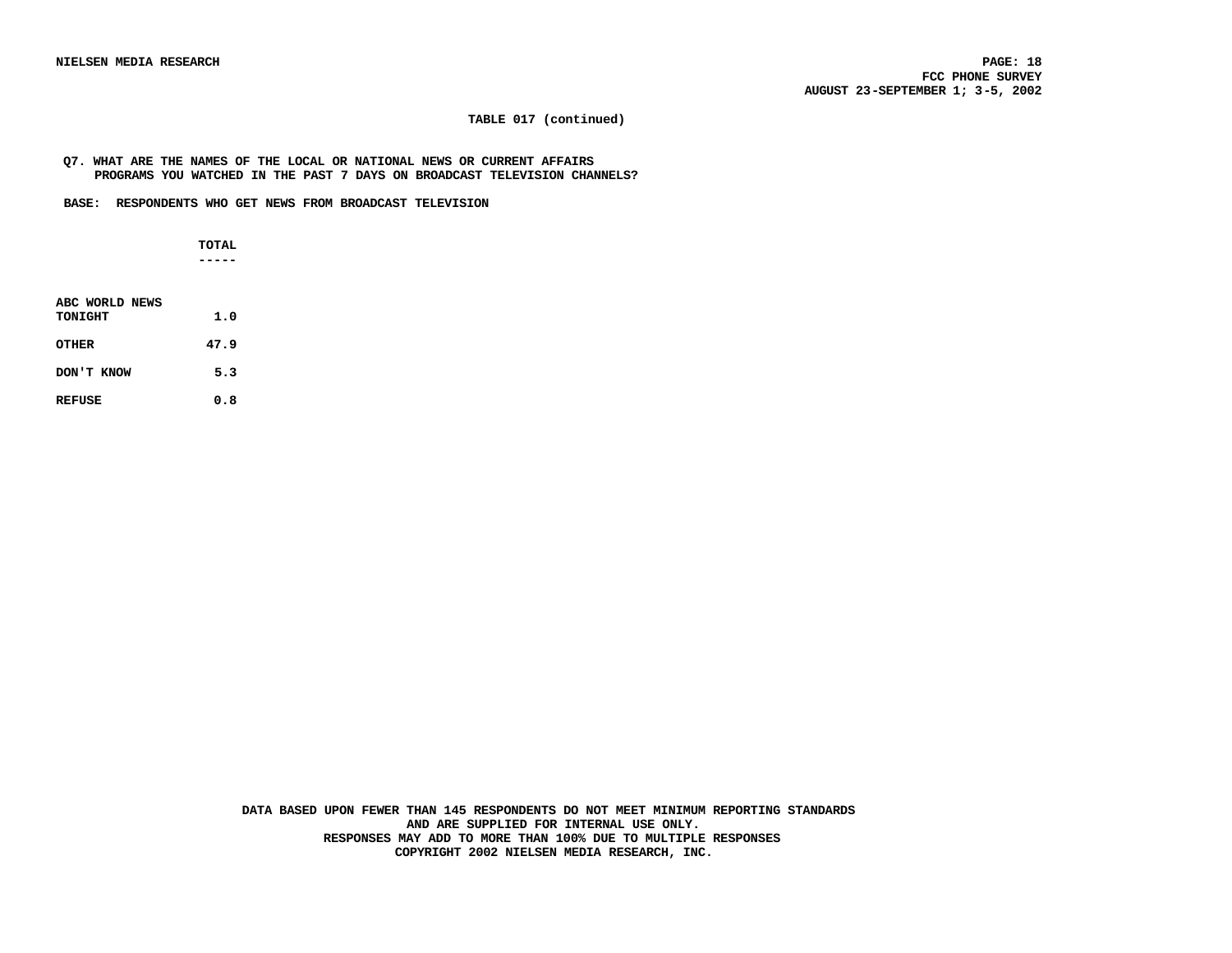**TABLE 017 (continued)**

**Q7. WHAT ARE THE NAMES OF THE LOCAL OR NATIONAL NEWS OR CURRENT AFFAIRS PROGRAMS YOU WATCHED IN THE PAST 7 DAYS ON BROADCAST TELEVISION CHANNELS?**

**BASE: RESPONDENTS WHO GET NEWS FROM BROADCAST TELEVISION**

| | TOTAL |
|---|---|
| ABC WORLD NEWS TONIGHT | 1.0 |
| OTHER | 47.9 |
| DON'T KNOW | 5.3 |
| REFUSE | 0.8 |

DATA BASED UPON FEWER THAN 145 RESPONDENTS DO NOT MEET MINIMUM REPORTING STANDARDS AND ARE SUPPLIED FOR INTERNAL USE ONLY.
RESPONSES MAY ADD TO MORE THAN 100% DUE TO MULTIPLE RESPONSES
COPYRIGHT 2002 NIELSEN MEDIA RESEARCH, INC.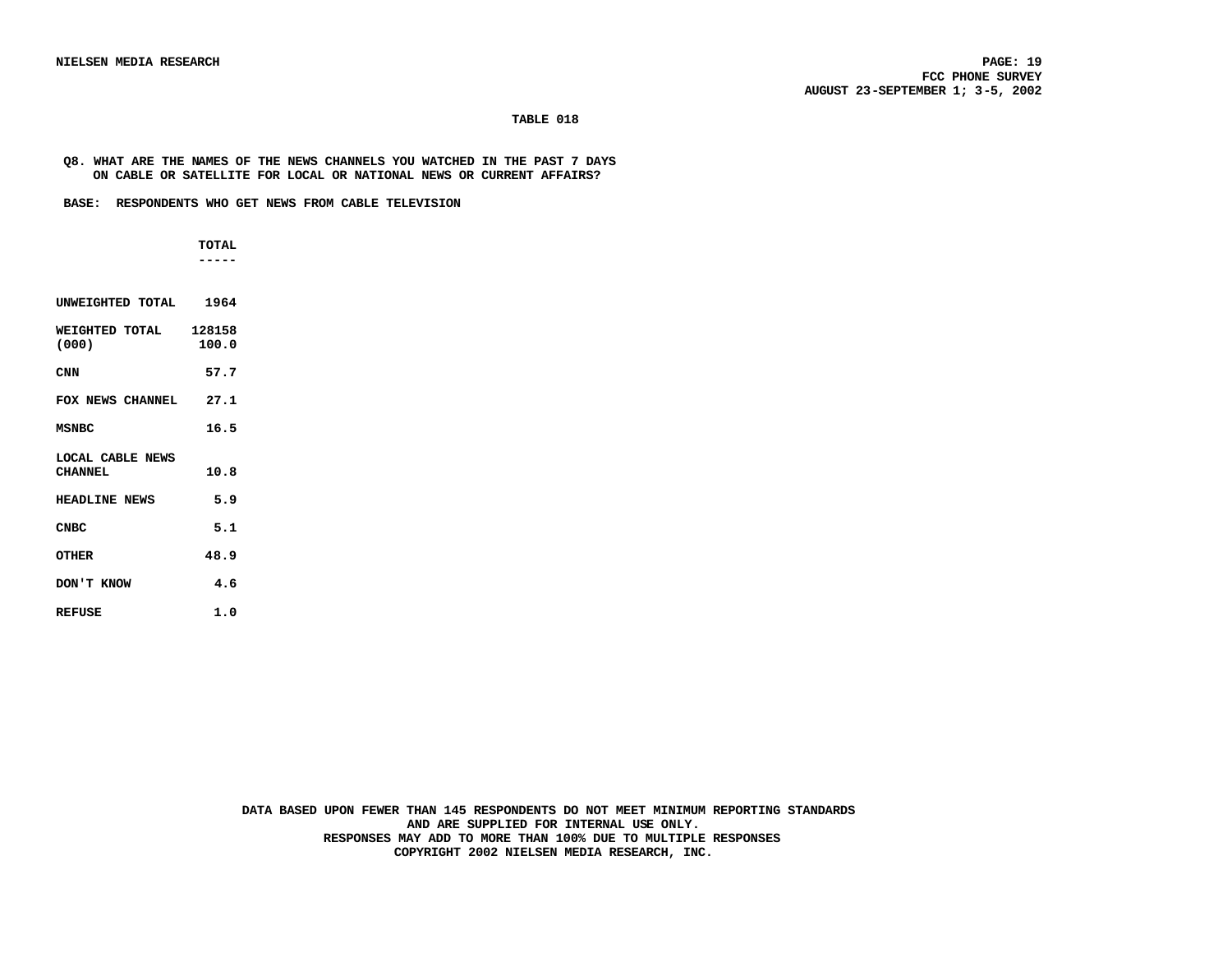## TABLE 018

**Q8. WHAT ARE THE NAMES OF THE NEWS CHANNELS YOU WATCHED IN THE PAST 7 DAYS ON CABLE OR SATELLITE FOR LOCAL OR NATIONAL NEWS OR CURRENT AFFAIRS?**

**BASE: RESPONDENTS WHO GET NEWS FROM CABLE TELEVISION**

| | TOTAL |
|---|---|
| UNWEIGHTED TOTAL | 1964 |
| WEIGHTED TOTAL (000) | 128158<br>100.0 |
| CNN | 57.7 |
| FOX NEWS CHANNEL | 27.1 |
| MSNBC | 16.5 |
| LOCAL CABLE NEWS CHANNEL | 10.8 |
| HEADLINE NEWS | 5.9 |
| CNBC | 5.1 |
| OTHER | 48.9 |
| DON'T KNOW | 4.6 |
| REFUSE | 1.0 |

DATA BASED UPON FEWER THAN 145 RESPONDENTS DO NOT MEET MINIMUM REPORTING STANDARDS AND ARE SUPPLIED FOR INTERNAL USE ONLY.
RESPONSES MAY ADD TO MORE THAN 100% DUE TO MULTIPLE RESPONSES
COPYRIGHT 2002 NIELSEN MEDIA RESEARCH, INC.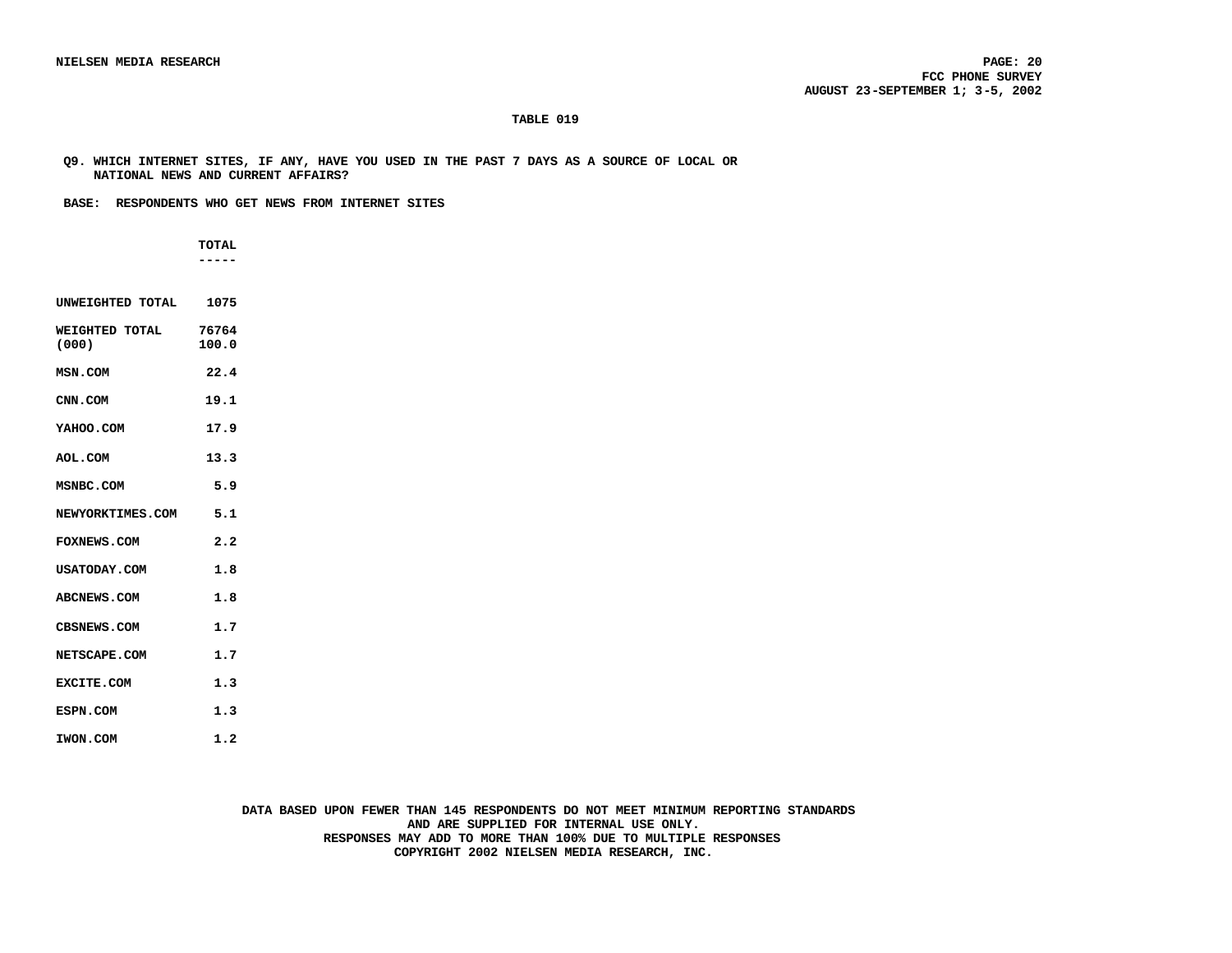# TABLE 019

Q9. WHICH INTERNET SITES, IF ANY, HAVE YOU USED IN THE PAST 7 DAYS AS A SOURCE OF LOCAL OR NATIONAL NEWS AND CURRENT AFFAIRS?

BASE: RESPONDENTS WHO GET NEWS FROM INTERNET SITES

| | TOTAL |
|---|---|
| UNWEIGHTED TOTAL | 1075 |
| WEIGHTED TOTAL (000) | 76764<br>100.0 |
| MSN.COM | 22.4 |
| CNN.COM | 19.1 |
| YAHOO.COM | 17.9 |
| AOL.COM | 13.3 |
| MSNBC.COM | 5.9 |
| NEWYORKTIMES.COM | 5.1 |
| FOXNEWS.COM | 2.2 |
| USATODAY.COM | 1.8 |
| ABCNEWS.COM | 1.8 |
| CBSNEWS.COM | 1.7 |
| NETSCAPE.COM | 1.7 |
| EXCITE.COM | 1.3 |
| ESPN.COM | 1.3 |
| IWON.COM | 1.2 |

DATA BASED UPON FEWER THAN 145 RESPONDENTS DO NOT MEET MINIMUM REPORTING STANDARDS AND ARE SUPPLIED FOR INTERNAL USE ONLY.
RESPONSES MAY ADD TO MORE THAN 100% DUE TO MULTIPLE RESPONSES
COPYRIGHT 2002 NIELSEN MEDIA RESEARCH, INC.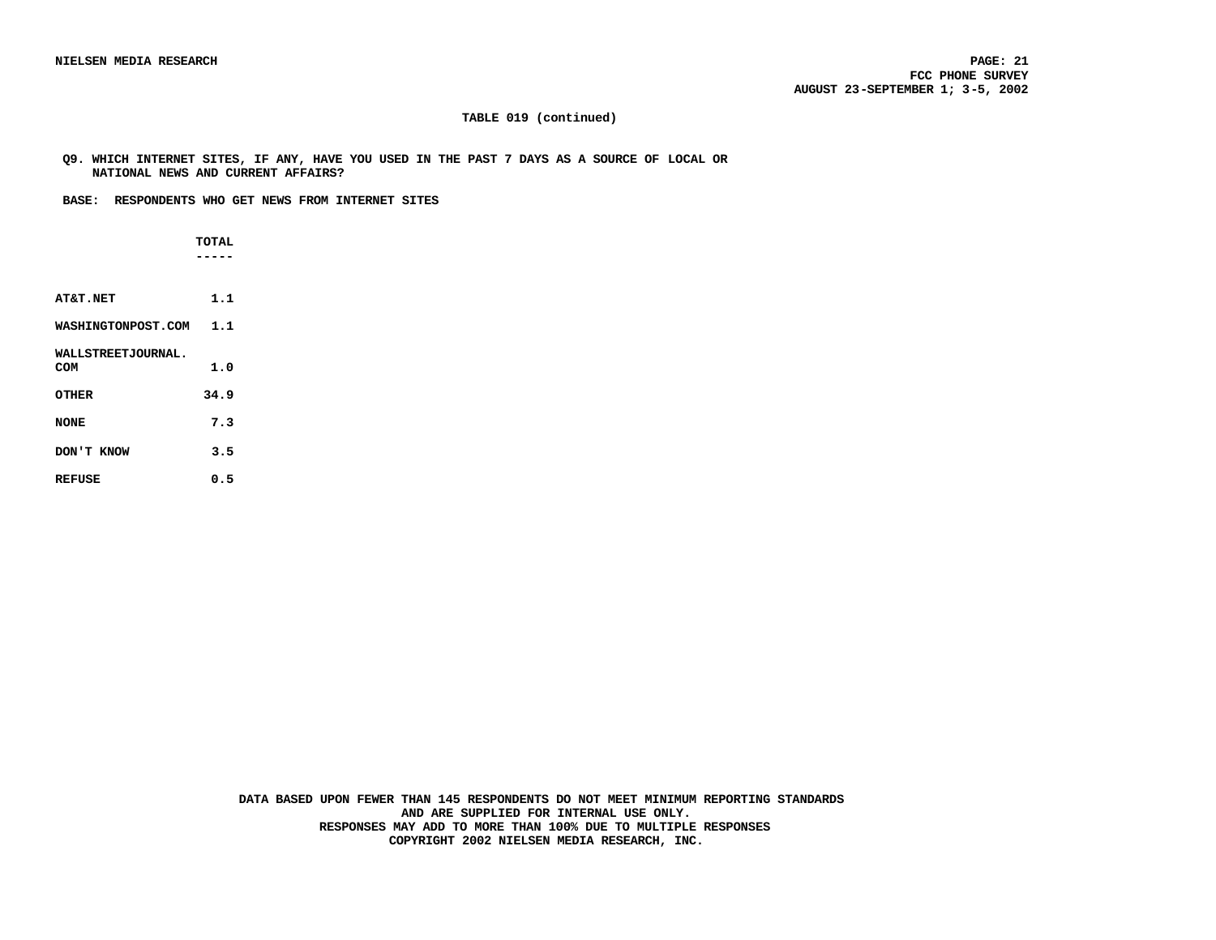**TABLE 019 (continued)**

**Q9. WHICH INTERNET SITES, IF ANY, HAVE YOU USED IN THE PAST 7 DAYS AS A SOURCE OF LOCAL OR NATIONAL NEWS AND CURRENT AFFAIRS?**

**BASE: RESPONDENTS WHO GET NEWS FROM INTERNET SITES**

| | TOTAL |
|---|---|
| AT&T.NET | 1.1 |
| WASHINGTONPOST.COM | 1.1 |
| WALLSTREETJOURNAL.COM | 1.0 |
| OTHER | 34.9 |
| NONE | 7.3 |
| DON'T KNOW | 3.5 |
| REFUSE | 0.5 |

DATA BASED UPON FEWER THAN 145 RESPONDENTS DO NOT MEET MINIMUM REPORTING STANDARDS AND ARE SUPPLIED FOR INTERNAL USE ONLY.
RESPONSES MAY ADD TO MORE THAN 100% DUE TO MULTIPLE RESPONSES
COPYRIGHT 2002 NIELSEN MEDIA RESEARCH, INC.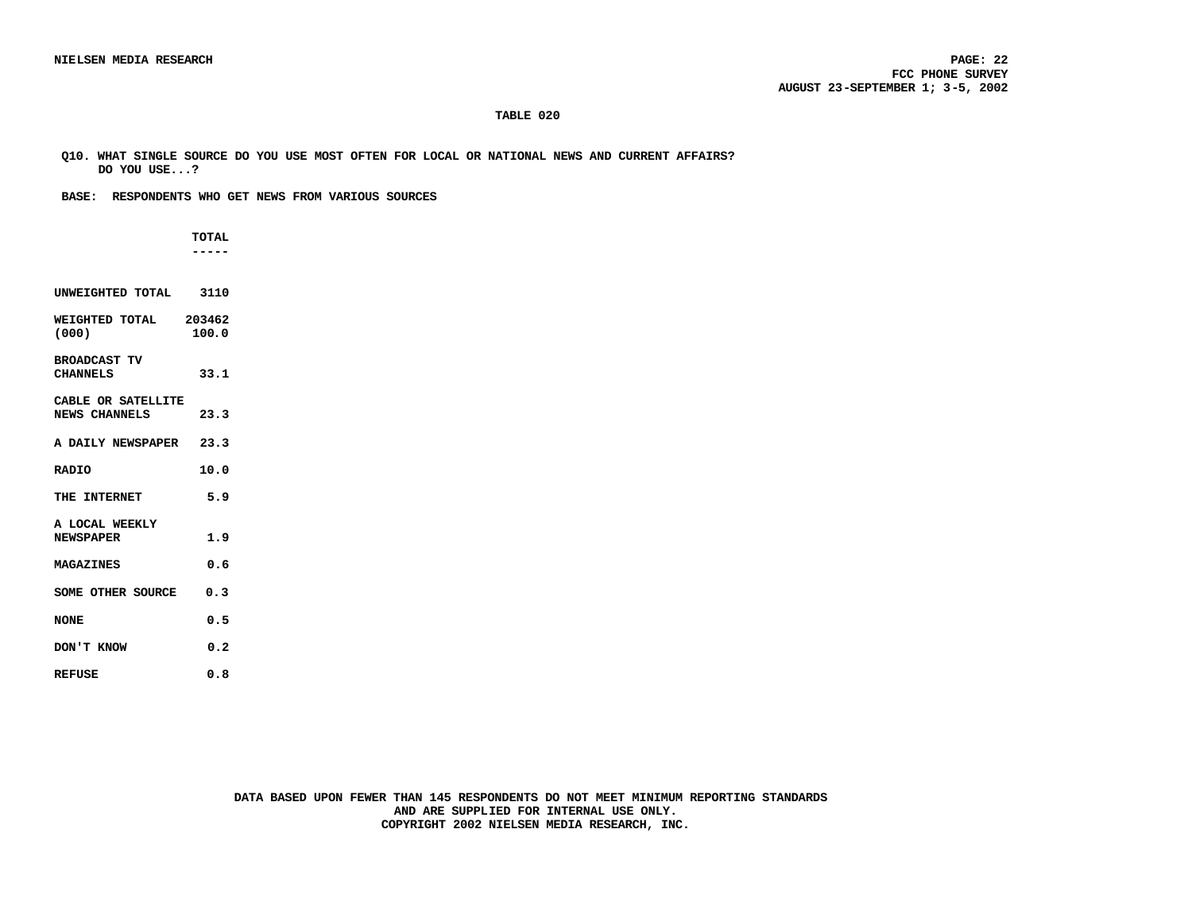### TABLE 020

**Q10. WHAT SINGLE SOURCE DO YOU USE MOST OFTEN FOR LOCAL OR NATIONAL NEWS AND CURRENT AFFAIRS? DO YOU USE...?**

**BASE: RESPONDENTS WHO GET NEWS FROM VARIOUS SOURCES**

| | TOTAL |
|---|---|
| UNWEIGHTED TOTAL | 3110 |
| WEIGHTED TOTAL (000) | 203462<br>100.0 |
| BROADCAST TV CHANNELS | 33.1 |
| CABLE OR SATELLITE NEWS CHANNELS | 23.3 |
| A DAILY NEWSPAPER | 23.3 |
| RADIO | 10.0 |
| THE INTERNET | 5.9 |
| A LOCAL WEEKLY NEWSPAPER | 1.9 |
| MAGAZINES | 0.6 |
| SOME OTHER SOURCE | 0.3 |
| NONE | 0.5 |
| DON'T KNOW | 0.2 |
| REFUSE | 0.8 |

DATA BASED UPON FEWER THAN 145 RESPONDENTS DO NOT MEET MINIMUM REPORTING STANDARDS AND ARE SUPPLIED FOR INTERNAL USE ONLY.
COPYRIGHT 2002 NIELSEN MEDIA RESEARCH, INC.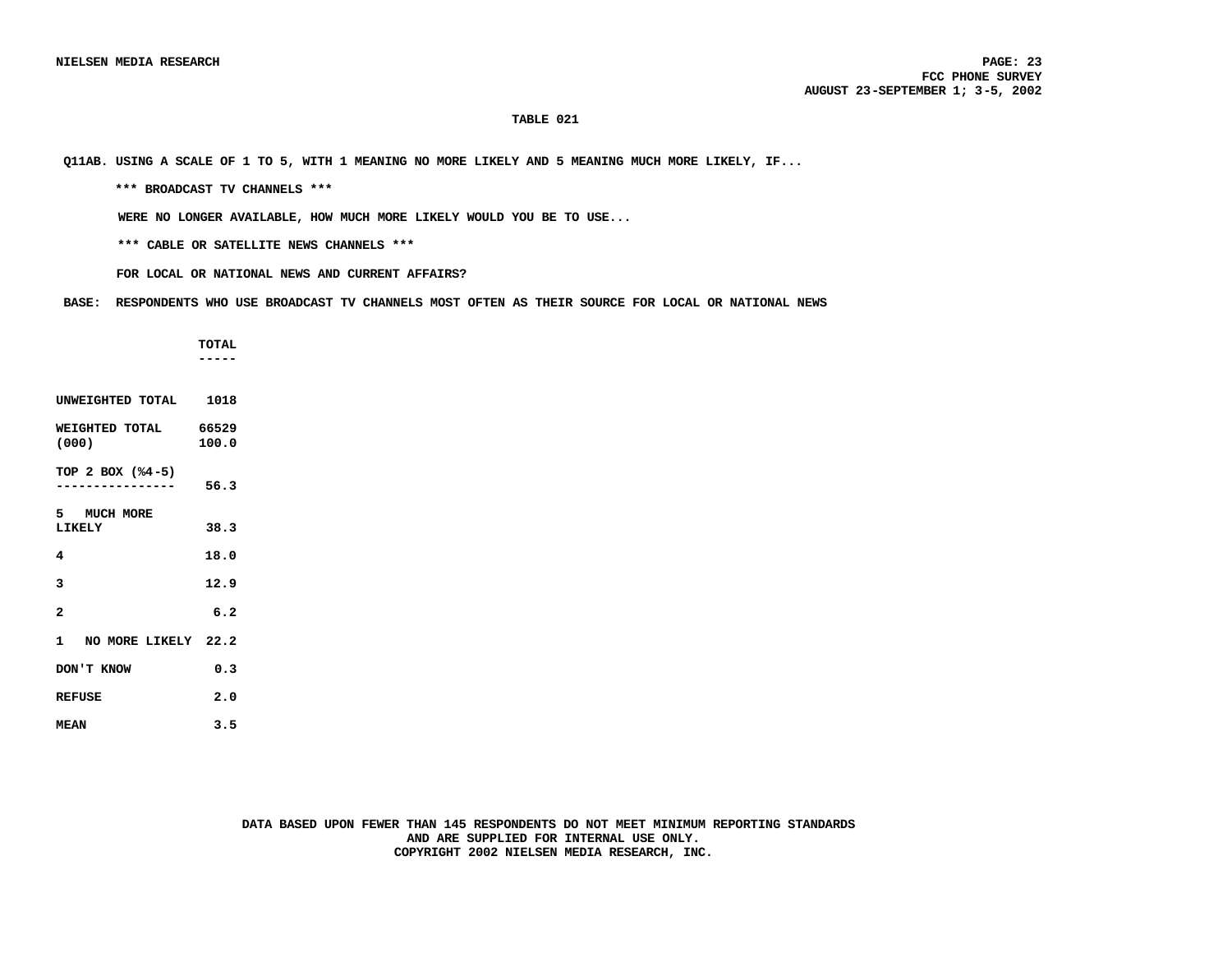**TABLE 021**

**Q11AB. USING A SCALE OF 1 TO 5, WITH 1 MEANING NO MORE LIKELY AND 5 MEANING MUCH MORE LIKELY, IF...**

**\*\*\* BROADCAST TV CHANNELS \*\*\***

**WERE NO LONGER AVAILABLE, HOW MUCH MORE LIKELY WOULD YOU BE TO USE...**

**\*\*\* CABLE OR SATELLITE NEWS CHANNELS \*\*\***

**FOR LOCAL OR NATIONAL NEWS AND CURRENT AFFAIRS?**

**BASE: RESPONDENTS WHO USE BROADCAST TV CHANNELS MOST OFTEN AS THEIR SOURCE FOR LOCAL OR NATIONAL NEWS**

| | TOTAL |
|---|---|
| UNWEIGHTED TOTAL | 1018 |
| WEIGHTED TOTAL (000) | 66529<br>100.0 |
| TOP 2 BOX (%4-5) | 56.3 |
| 5 MUCH MORE LIKELY | 38.3 |
| 4 | 18.0 |
| 3 | 12.9 |
| 2 | 6.2 |
| 1 NO MORE LIKELY | 22.2 |
| DON'T KNOW | 0.3 |
| REFUSE | 2.0 |
| MEAN | 3.5 |

DATA BASED UPON FEWER THAN 145 RESPONDENTS DO NOT MEET MINIMUM REPORTING STANDARDS AND ARE SUPPLIED FOR INTERNAL USE ONLY.
COPYRIGHT 2002 NIELSEN MEDIA RESEARCH, INC.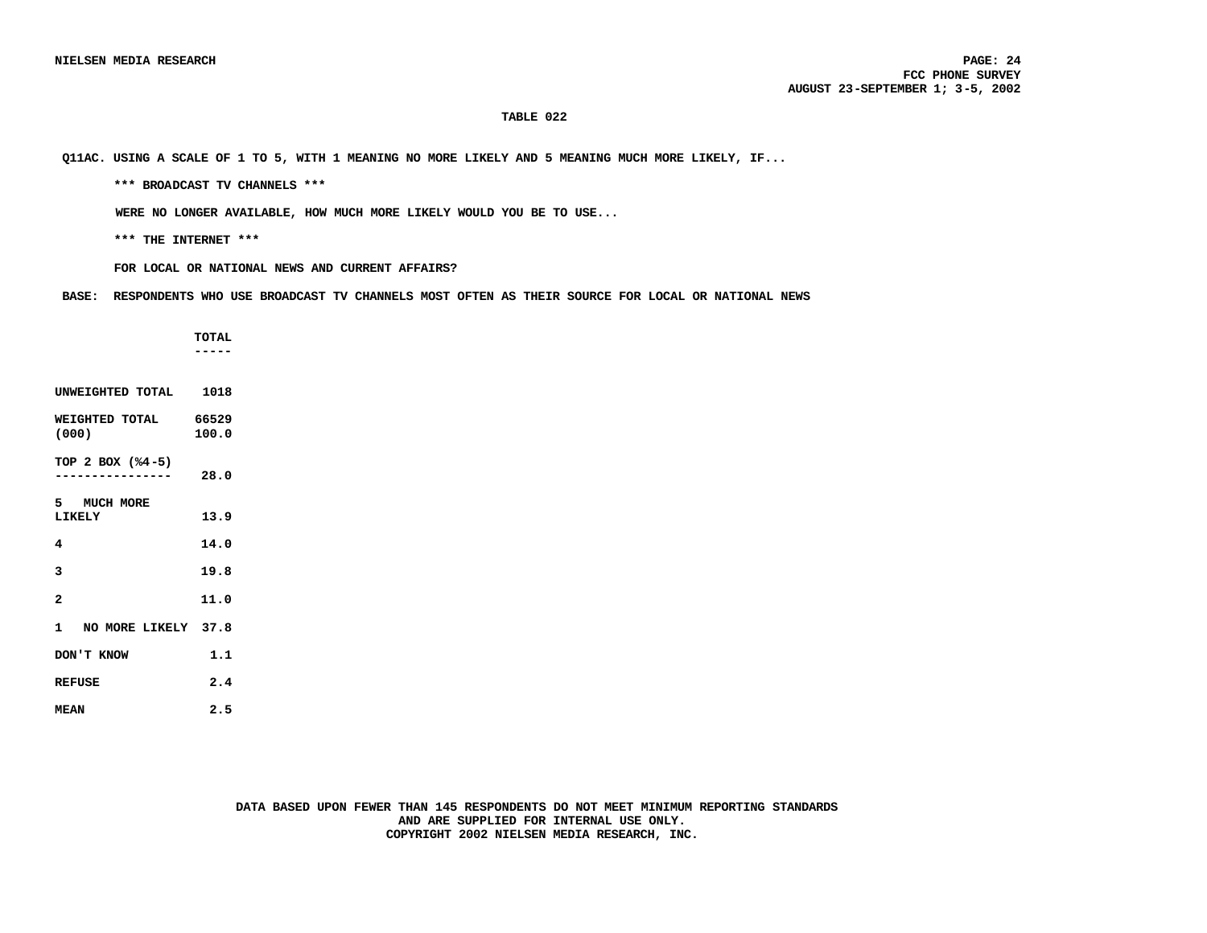**NIELSEN MEDIA RESEARCH**

**FCC PHONE SURVEY**
**AUGUST 23-SEPTEMBER 1; 3-5, 2002**

**TABLE 022**

**Q11AC. USING A SCALE OF 1 TO 5, WITH 1 MEANING NO MORE LIKELY AND 5 MEANING MUCH MORE LIKELY, IF...**

**\*\*\* BROADCAST TV CHANNELS \*\*\***

**WERE NO LONGER AVAILABLE, HOW MUCH MORE LIKELY WOULD YOU BE TO USE...**

**\*\*\* THE INTERNET \*\*\***

**FOR LOCAL OR NATIONAL NEWS AND CURRENT AFFAIRS?**

**BASE: RESPONDENTS WHO USE BROADCAST TV CHANNELS MOST OFTEN AS THEIR SOURCE FOR LOCAL OR NATIONAL NEWS**

| | TOTAL |
|---|---|
| UNWEIGHTED TOTAL | 1018 |
| WEIGHTED TOTAL (000) | 66529<br>100.0 |
| TOP 2 BOX (%4-5) | 28.0 |
| 5 MUCH MORE LIKELY | 13.9 |
| 4 | 14.0 |
| 3 | 19.8 |
| 2 | 11.0 |
| 1 NO MORE LIKELY | 37.8 |
| DON'T KNOW | 1.1 |
| REFUSE | 2.4 |
| MEAN | 2.5 |

**DATA BASED UPON FEWER THAN 145 RESPONDENTS DO NOT MEET MINIMUM REPORTING STANDARDS AND ARE SUPPLIED FOR INTERNAL USE ONLY.**
**COPYRIGHT 2002 NIELSEN MEDIA RESEARCH, INC.**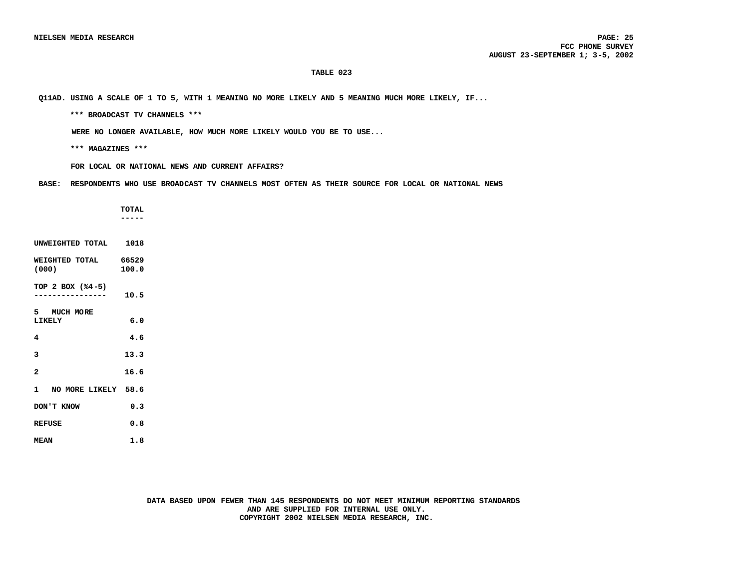### TABLE 023

Q11AD. USING A SCALE OF 1 TO 5, WITH 1 MEANING NO MORE LIKELY AND 5 MEANING MUCH MORE LIKELY, IF...

*** BROADCAST TV CHANNELS ***

WERE NO LONGER AVAILABLE, HOW MUCH MORE LIKELY WOULD YOU BE TO USE...

*** MAGAZINES ***

FOR LOCAL OR NATIONAL NEWS AND CURRENT AFFAIRS?

BASE: RESPONDENTS WHO USE BROADCAST TV CHANNELS MOST OFTEN AS THEIR SOURCE FOR LOCAL OR NATIONAL NEWS

| | TOTAL |
|---|---|
| UNWEIGHTED TOTAL | 1018 |
| WEIGHTED TOTAL (000) | 66529<br>100.0 |
| TOP 2 BOX (%4-5) | 10.5 |
| 5 MUCH MORE LIKELY | 6.0 |
| 4 | 4.6 |
| 3 | 13.3 |
| 2 | 16.6 |
| 1 NO MORE LIKELY | 58.6 |
| DON'T KNOW | 0.3 |
| REFUSE | 0.8 |
| MEAN | 1.8 |

DATA BASED UPON FEWER THAN 145 RESPONDENTS DO NOT MEET MINIMUM REPORTING STANDARDS AND ARE SUPPLIED FOR INTERNAL USE ONLY.
COPYRIGHT 2002 NIELSEN MEDIA RESEARCH, INC.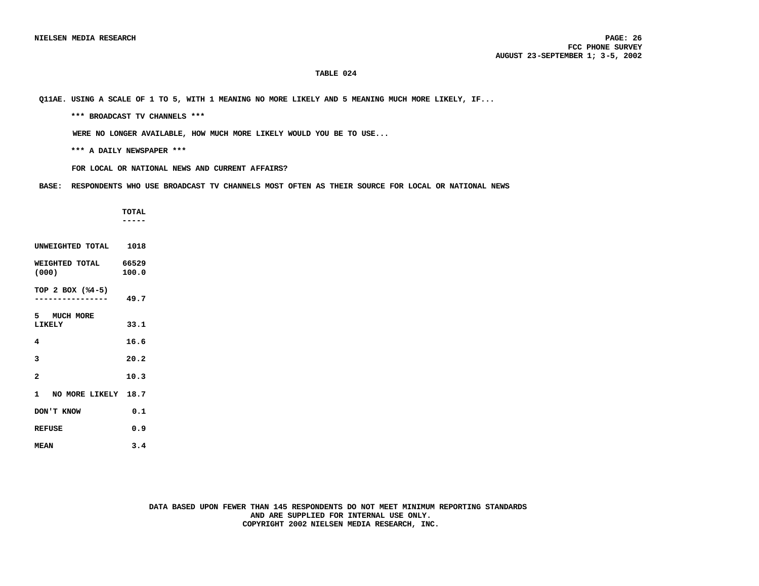## TABLE 024

Q11AE. USING A SCALE OF 1 TO 5, WITH 1 MEANING NO MORE LIKELY AND 5 MEANING MUCH MORE LIKELY, IF...

*** BROADCAST TV CHANNELS ***

WERE NO LONGER AVAILABLE, HOW MUCH MORE LIKELY WOULD YOU BE TO USE...

*** A DAILY NEWSPAPER ***

FOR LOCAL OR NATIONAL NEWS AND CURRENT AFFAIRS?

BASE: RESPONDENTS WHO USE BROADCAST TV CHANNELS MOST OFTEN AS THEIR SOURCE FOR LOCAL OR NATIONAL NEWS

| | TOTAL |
|---|---|
| UNWEIGHTED TOTAL | 1018 |
| WEIGHTED TOTAL (000) | 66529<br>100.0 |
| TOP 2 BOX (%4-5) | 49.7 |
| 5 MUCH MORE LIKELY | 33.1 |
| 4 | 16.6 |
| 3 | 20.2 |
| 2 | 10.3 |
| 1 NO MORE LIKELY | 18.7 |
| DON'T KNOW | 0.1 |
| REFUSE | 0.9 |
| MEAN | 3.4 |

DATA BASED UPON FEWER THAN 145 RESPONDENTS DO NOT MEET MINIMUM REPORTING STANDARDS AND ARE SUPPLIED FOR INTERNAL USE ONLY.
COPYRIGHT 2002 NIELSEN MEDIA RESEARCH, INC.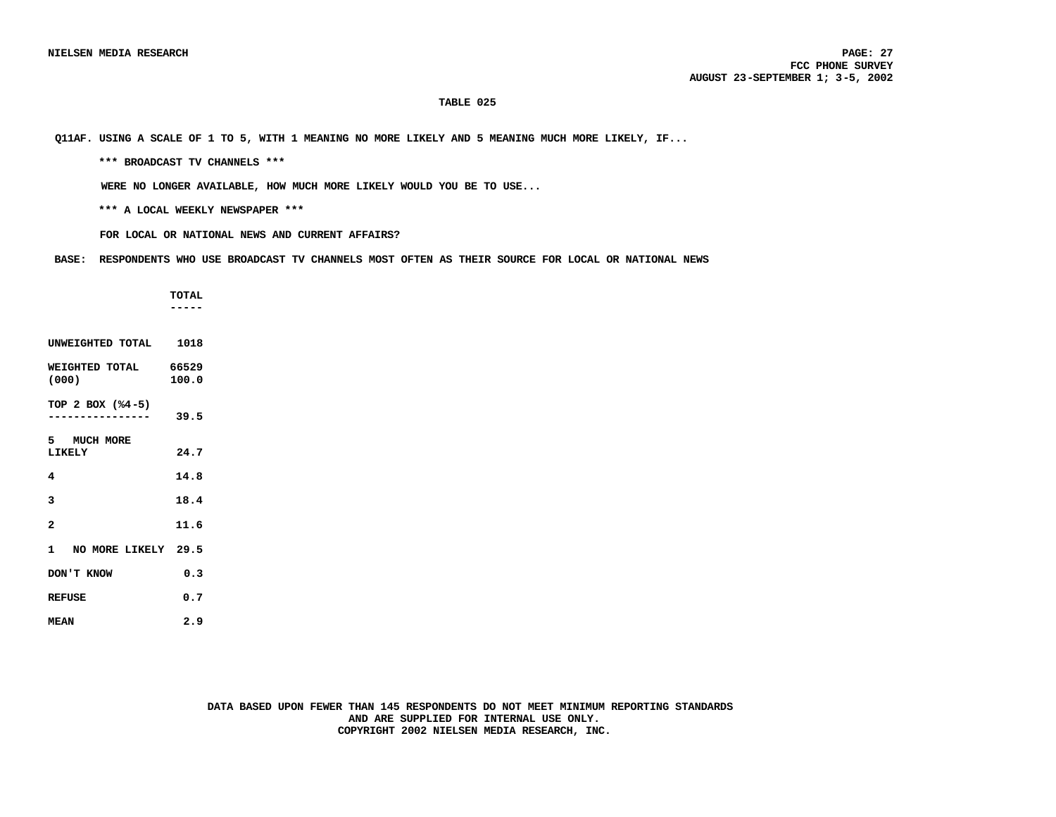**TABLE 025**

**Q11AF. USING A SCALE OF 1 TO 5, WITH 1 MEANING NO MORE LIKELY AND 5 MEANING MUCH MORE LIKELY, IF...**

**\*\*\* BROADCAST TV CHANNELS \*\*\***

**WERE NO LONGER AVAILABLE, HOW MUCH MORE LIKELY WOULD YOU BE TO USE...**

**\*\*\* A LOCAL WEEKLY NEWSPAPER \*\*\***

**FOR LOCAL OR NATIONAL NEWS AND CURRENT AFFAIRS?**

**BASE: RESPONDENTS WHO USE BROADCAST TV CHANNELS MOST OFTEN AS THEIR SOURCE FOR LOCAL OR NATIONAL NEWS**

| | TOTAL |
|---|---|
| UNWEIGHTED TOTAL | 1018 |
| WEIGHTED TOTAL (000) | 66529<br>100.0 |
| TOP 2 BOX (%4-5) | 39.5 |
| 5 MUCH MORE LIKELY | 24.7 |
| 4 | 14.8 |
| 3 | 18.4 |
| 2 | 11.6 |
| 1 NO MORE LIKELY | 29.5 |
| DON'T KNOW | 0.3 |
| REFUSE | 0.7 |
| MEAN | 2.9 |

DATA BASED UPON FEWER THAN 145 RESPONDENTS DO NOT MEET MINIMUM REPORTING STANDARDS AND ARE SUPPLIED FOR INTERNAL USE ONLY.
COPYRIGHT 2002 NIELSEN MEDIA RESEARCH, INC.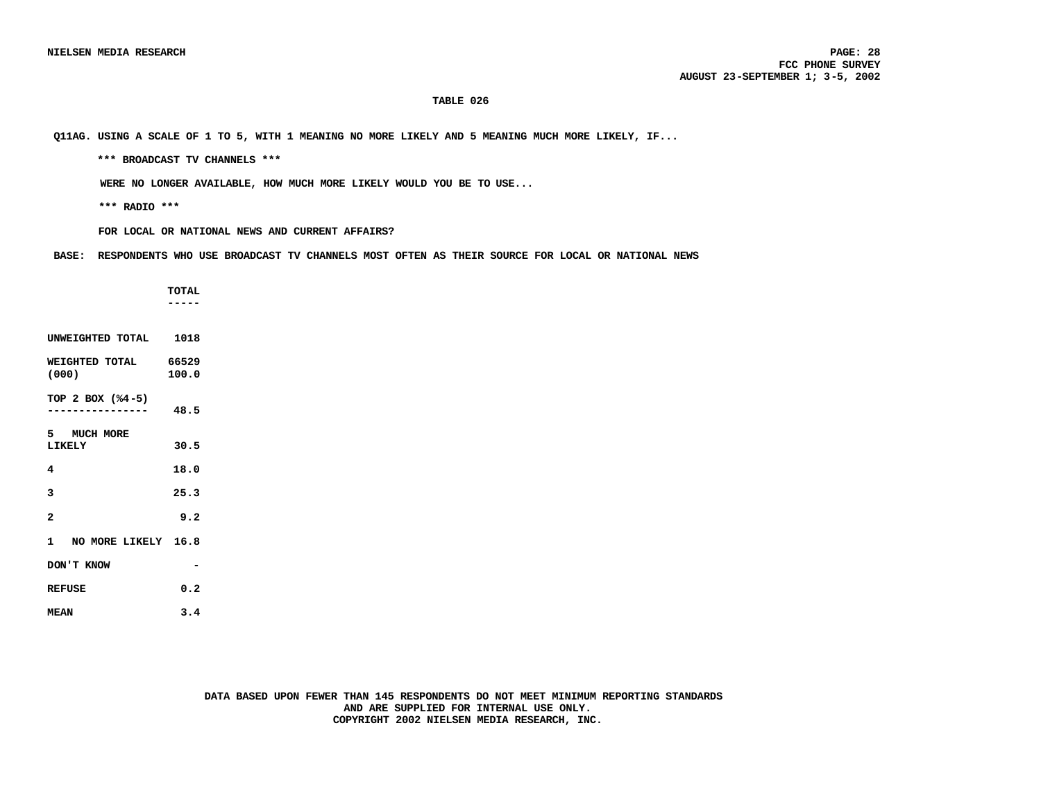NIELSEN MEDIA RESEARCH

FCC PHONE SURVEY
AUGUST 23-SEPTEMBER 1; 3-5, 2002

## TABLE 026

Q11AG. USING A SCALE OF 1 TO 5, WITH 1 MEANING NO MORE LIKELY AND 5 MEANING MUCH MORE LIKELY, IF...

\*\*\* BROADCAST TV CHANNELS \*\*\*

WERE NO LONGER AVAILABLE, HOW MUCH MORE LIKELY WOULD YOU BE TO USE...

\*\*\* RADIO \*\*\*

FOR LOCAL OR NATIONAL NEWS AND CURRENT AFFAIRS?

BASE: RESPONDENTS WHO USE BROADCAST TV CHANNELS MOST OFTEN AS THEIR SOURCE FOR LOCAL OR NATIONAL NEWS

| | TOTAL |
|---|---|
| UNWEIGHTED TOTAL | 1018 |
| WEIGHTED TOTAL (000) | 66529<br>100.0 |
| TOP 2 BOX (%4-5) | 48.5 |
| 5 MUCH MORE LIKELY | 30.5 |
| 4 | 18.0 |
| 3 | 25.3 |
| 2 | 9.2 |
| 1 NO MORE LIKELY | 16.8 |
| DON'T KNOW | - |
| REFUSE | 0.2 |
| MEAN | 3.4 |

DATA BASED UPON FEWER THAN 145 RESPONDENTS DO NOT MEET MINIMUM REPORTING STANDARDS AND ARE SUPPLIED FOR INTERNAL USE ONLY.
COPYRIGHT 2002 NIELSEN MEDIA RESEARCH, INC.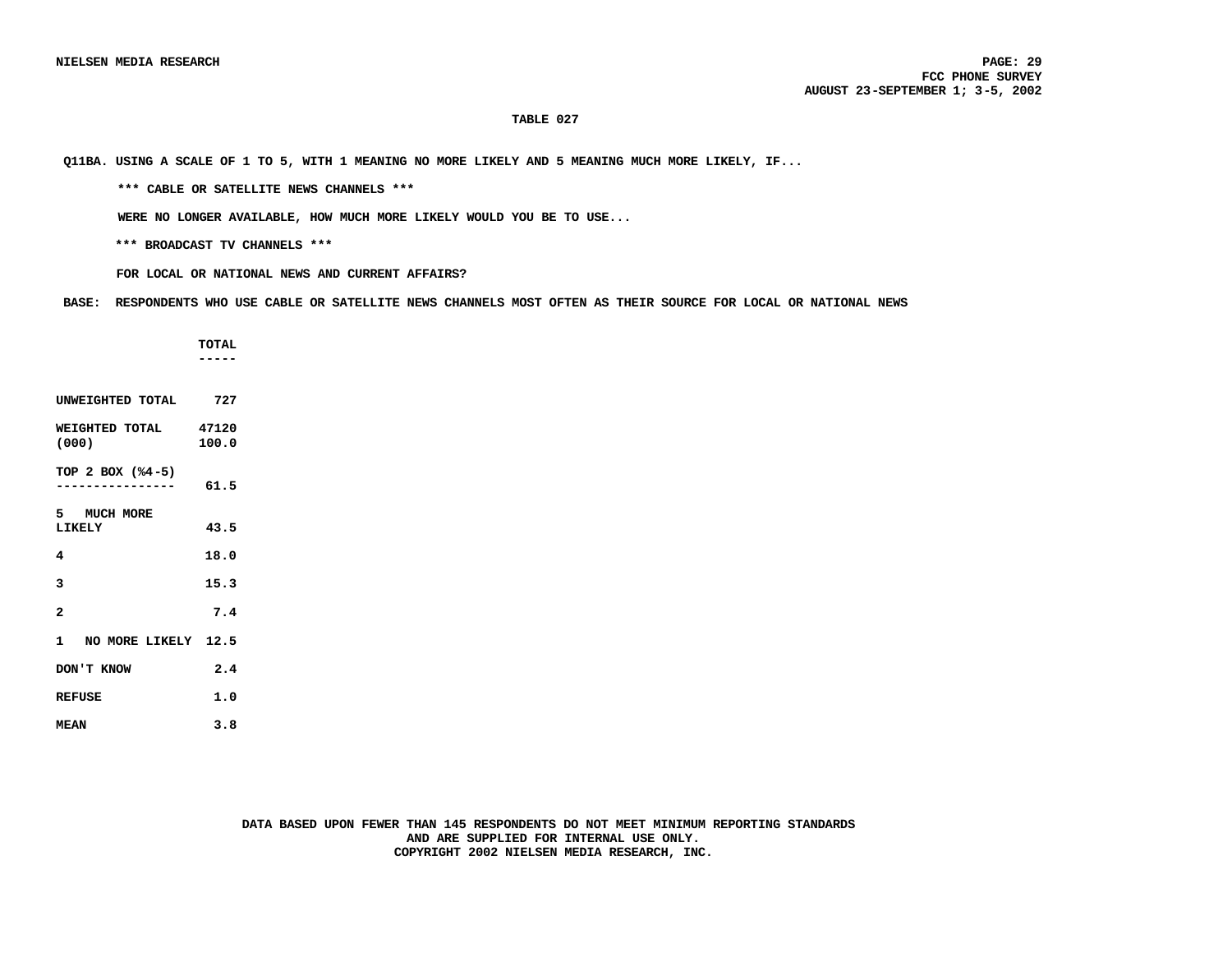**TABLE 027**

**Q11BA. USING A SCALE OF 1 TO 5, WITH 1 MEANING NO MORE LIKELY AND 5 MEANING MUCH MORE LIKELY, IF...**

**\*\*\* CABLE OR SATELLITE NEWS CHANNELS \*\*\***

**WERE NO LONGER AVAILABLE, HOW MUCH MORE LIKELY WOULD YOU BE TO USE...**

**\*\*\* BROADCAST TV CHANNELS \*\*\***

**FOR LOCAL OR NATIONAL NEWS AND CURRENT AFFAIRS?**

**BASE: RESPONDENTS WHO USE CABLE OR SATELLITE NEWS CHANNELS MOST OFTEN AS THEIR SOURCE FOR LOCAL OR NATIONAL NEWS**

| | TOTAL |
|---|---|
| UNWEIGHTED TOTAL | 727 |
| WEIGHTED TOTAL (000) | 47120<br>100.0 |
| TOP 2 BOX (%4-5) | 61.5 |
| 5 MUCH MORE LIKELY | 43.5 |
| 4 | 18.0 |
| 3 | 15.3 |
| 2 | 7.4 |
| 1 NO MORE LIKELY | 12.5 |
| DON'T KNOW | 2.4 |
| REFUSE | 1.0 |
| MEAN | 3.8 |

DATA BASED UPON FEWER THAN 145 RESPONDENTS DO NOT MEET MINIMUM REPORTING STANDARDS AND ARE SUPPLIED FOR INTERNAL USE ONLY.
COPYRIGHT 2002 NIELSEN MEDIA RESEARCH, INC.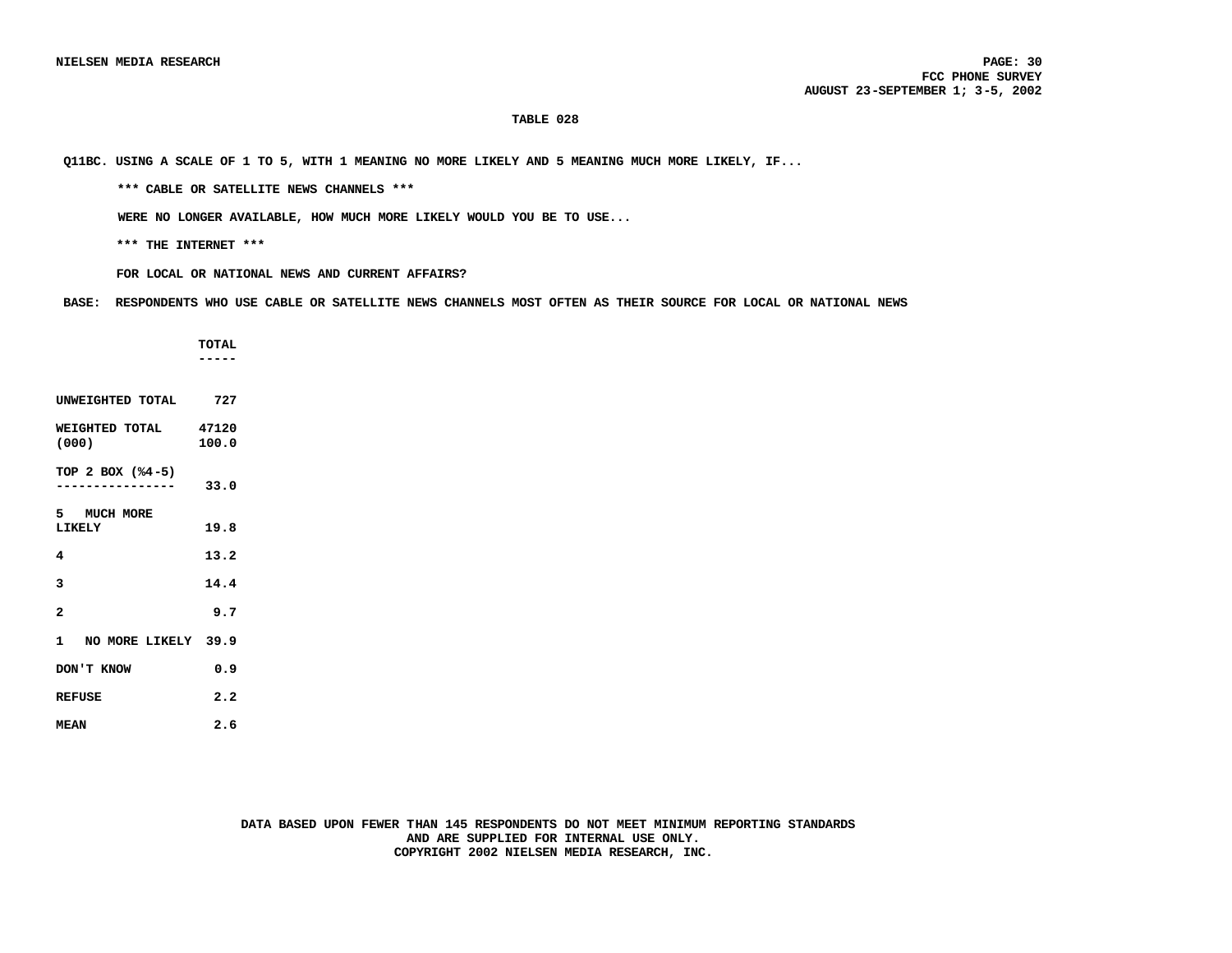**TABLE 028**

**Q11BC. USING A SCALE OF 1 TO 5, WITH 1 MEANING NO MORE LIKELY AND 5 MEANING MUCH MORE LIKELY, IF...**

**\*\*\* CABLE OR SATELLITE NEWS CHANNELS \*\*\***

**WERE NO LONGER AVAILABLE, HOW MUCH MORE LIKELY WOULD YOU BE TO USE...**

**\*\*\* THE INTERNET \*\*\***

**FOR LOCAL OR NATIONAL NEWS AND CURRENT AFFAIRS?**

**BASE: RESPONDENTS WHO USE CABLE OR SATELLITE NEWS CHANNELS MOST OFTEN AS THEIR SOURCE FOR LOCAL OR NATIONAL NEWS**

| | TOTAL |
|---|---|
| UNWEIGHTED TOTAL | 727 |
| WEIGHTED TOTAL (000) | 47120 100.0 |
| TOP 2 BOX (%4-5) | 33.0 |
| 5 MUCH MORE LIKELY | 19.8 |
| 4 | 13.2 |
| 3 | 14.4 |
| 2 | 9.7 |
| 1 NO MORE LIKELY | 39.9 |
| DON'T KNOW | 0.9 |
| REFUSE | 2.2 |
| MEAN | 2.6 |

DATA BASED UPON FEWER THAN 145 RESPONDENTS DO NOT MEET MINIMUM REPORTING STANDARDS AND ARE SUPPLIED FOR INTERNAL USE ONLY.
COPYRIGHT 2002 NIELSEN MEDIA RESEARCH, INC.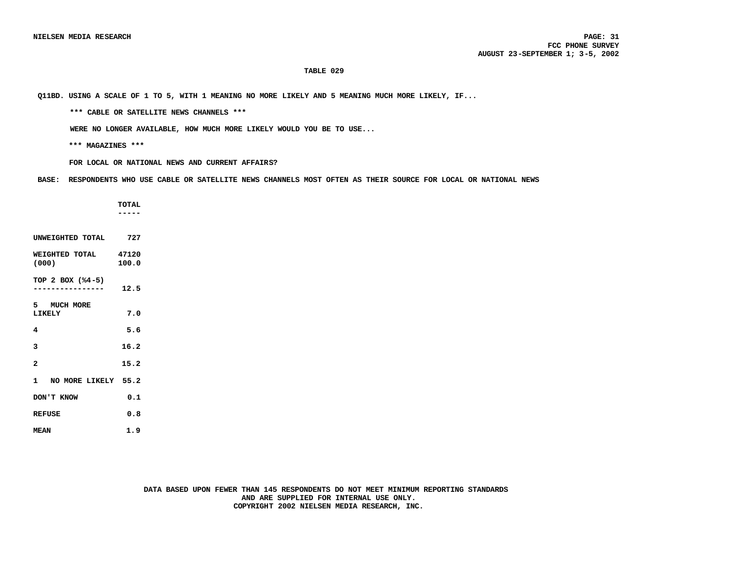## TABLE 029

Q11BD. USING A SCALE OF 1 TO 5, WITH 1 MEANING NO MORE LIKELY AND 5 MEANING MUCH MORE LIKELY, IF...

*** CABLE OR SATELLITE NEWS CHANNELS ***

WERE NO LONGER AVAILABLE, HOW MUCH MORE LIKELY WOULD YOU BE TO USE...

*** MAGAZINES ***

FOR LOCAL OR NATIONAL NEWS AND CURRENT AFFAIRS?

BASE: RESPONDENTS WHO USE CABLE OR SATELLITE NEWS CHANNELS MOST OFTEN AS THEIR SOURCE FOR LOCAL OR NATIONAL NEWS

| | TOTAL |
|---|---|
| UNWEIGHTED TOTAL | 727 |
| WEIGHTED TOTAL (000) | 47120<br>100.0 |
| TOP 2 BOX (%4-5) | 12.5 |
| 5 MUCH MORE LIKELY | 7.0 |
| 4 | 5.6 |
| 3 | 16.2 |
| 2 | 15.2 |
| 1 NO MORE LIKELY | 55.2 |
| DON'T KNOW | 0.1 |
| REFUSE | 0.8 |
| MEAN | 1.9 |

DATA BASED UPON FEWER THAN 145 RESPONDENTS DO NOT MEET MINIMUM REPORTING STANDARDS AND ARE SUPPLIED FOR INTERNAL USE ONLY.
COPYRIGHT 2002 NIELSEN MEDIA RESEARCH, INC.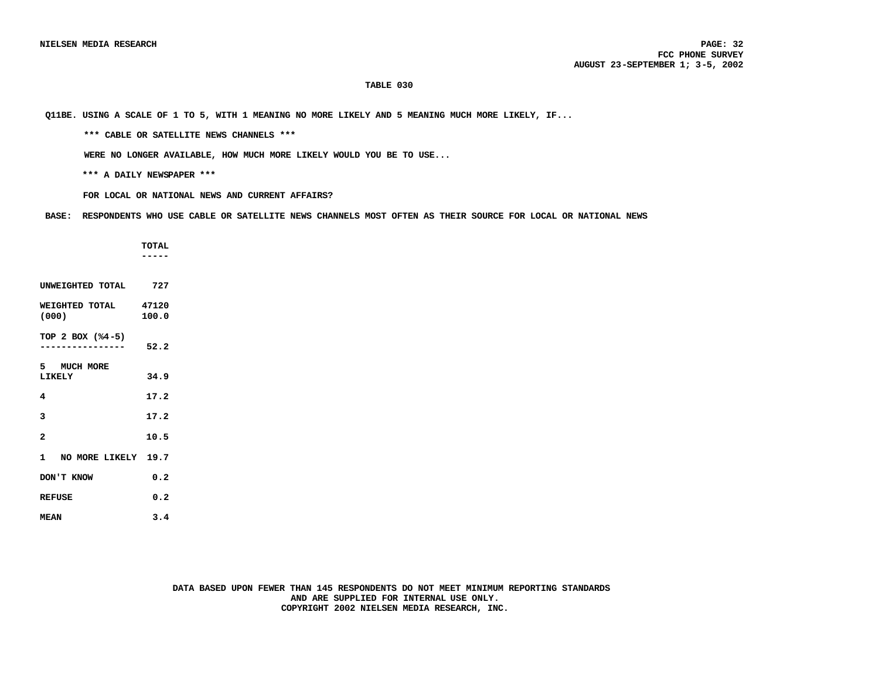**TABLE 030**

**Q11BE. USING A SCALE OF 1 TO 5, WITH 1 MEANING NO MORE LIKELY AND 5 MEANING MUCH MORE LIKELY, IF...**

**\*\*\* CABLE OR SATELLITE NEWS CHANNELS \*\*\***

**WERE NO LONGER AVAILABLE, HOW MUCH MORE LIKELY WOULD YOU BE TO USE...**

**\*\*\* A DAILY NEWSPAPER \*\*\***

**FOR LOCAL OR NATIONAL NEWS AND CURRENT AFFAIRS?**

**BASE: RESPONDENTS WHO USE CABLE OR SATELLITE NEWS CHANNELS MOST OFTEN AS THEIR SOURCE FOR LOCAL OR NATIONAL NEWS**

| | TOTAL |
|---|---|
| UNWEIGHTED TOTAL | 727 |
| WEIGHTED TOTAL (000) | 47120<br>100.0 |
| TOP 2 BOX (%4-5) | 52.2 |
| 5 MUCH MORE LIKELY | 34.9 |
| 4 | 17.2 |
| 3 | 17.2 |
| 2 | 10.5 |
| 1 NO MORE LIKELY | 19.7 |
| DON'T KNOW | 0.2 |
| REFUSE | 0.2 |
| MEAN | 3.4 |

DATA BASED UPON FEWER THAN 145 RESPONDENTS DO NOT MEET MINIMUM REPORTING STANDARDS AND ARE SUPPLIED FOR INTERNAL USE ONLY.
COPYRIGHT 2002 NIELSEN MEDIA RESEARCH, INC.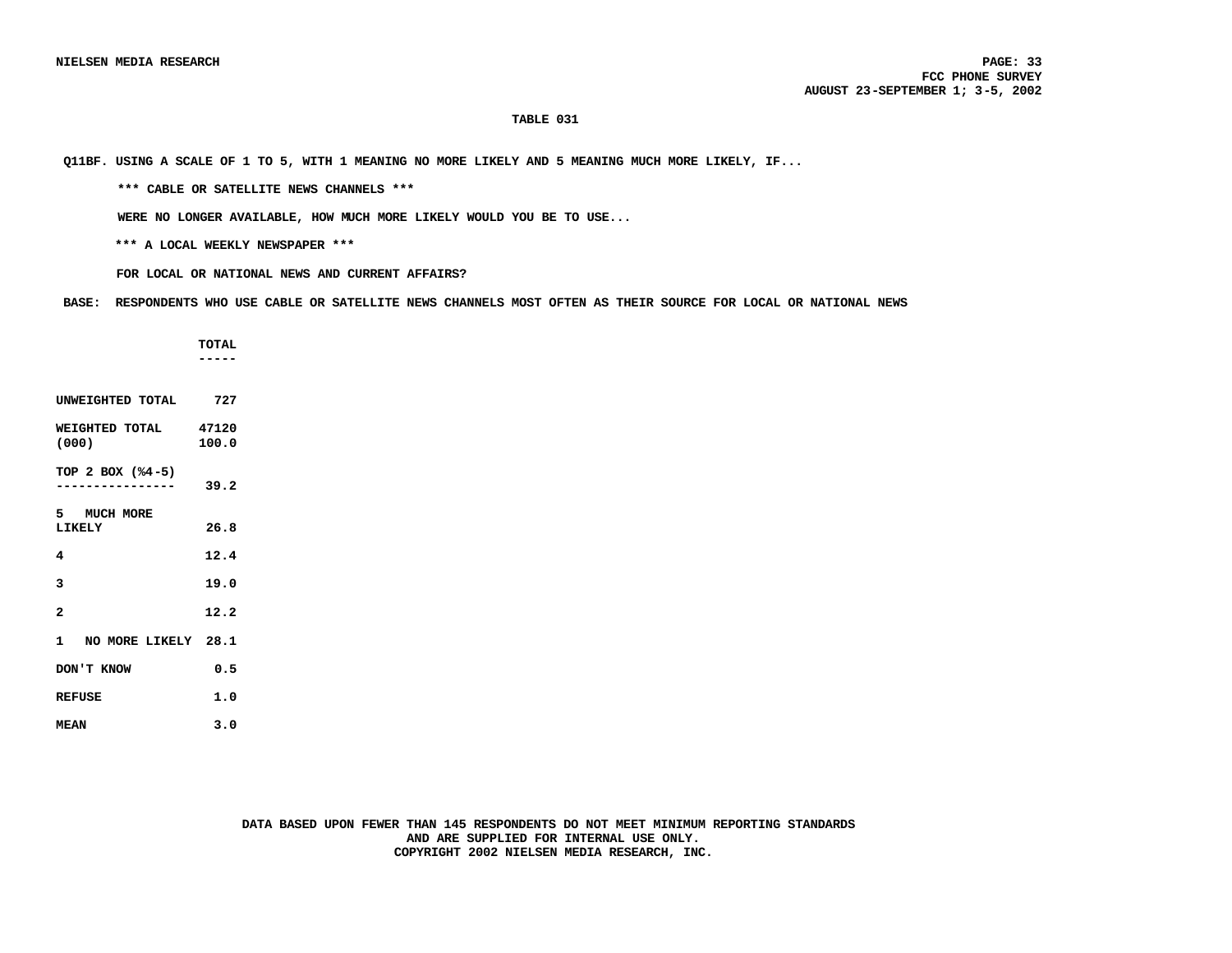**TABLE 031**

**Q11BF. USING A SCALE OF 1 TO 5, WITH 1 MEANING NO MORE LIKELY AND 5 MEANING MUCH MORE LIKELY, IF...**

**\*\*\* CABLE OR SATELLITE NEWS CHANNELS \*\*\***

**WERE NO LONGER AVAILABLE, HOW MUCH MORE LIKELY WOULD YOU BE TO USE...**

**\*\*\* A LOCAL WEEKLY NEWSPAPER \*\*\***

**FOR LOCAL OR NATIONAL NEWS AND CURRENT AFFAIRS?**

**BASE: RESPONDENTS WHO USE CABLE OR SATELLITE NEWS CHANNELS MOST OFTEN AS THEIR SOURCE FOR LOCAL OR NATIONAL NEWS**

| | TOTAL |
|---|---|
| UNWEIGHTED TOTAL | 727 |
| WEIGHTED TOTAL (000) | 47120<br>100.0 |
| TOP 2 BOX (%4-5) | 39.2 |
| 5 MUCH MORE LIKELY | 26.8 |
| 4 | 12.4 |
| 3 | 19.0 |
| 2 | 12.2 |
| 1 NO MORE LIKELY | 28.1 |
| DON'T KNOW | 0.5 |
| REFUSE | 1.0 |
| MEAN | 3.0 |

DATA BASED UPON FEWER THAN 145 RESPONDENTS DO NOT MEET MINIMUM REPORTING STANDARDS AND ARE SUPPLIED FOR INTERNAL USE ONLY.
COPYRIGHT 2002 NIELSEN MEDIA RESEARCH, INC.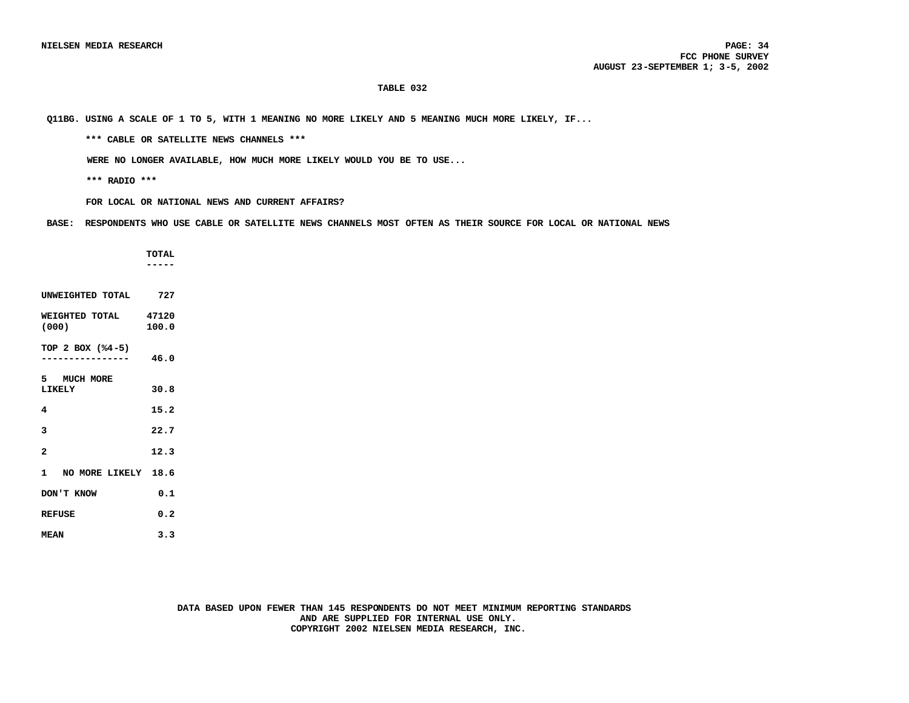## TABLE 032

Q11BG. USING A SCALE OF 1 TO 5, WITH 1 MEANING NO MORE LIKELY AND 5 MEANING MUCH MORE LIKELY, IF...

*** CABLE OR SATELLITE NEWS CHANNELS ***

WERE NO LONGER AVAILABLE, HOW MUCH MORE LIKELY WOULD YOU BE TO USE...

*** RADIO ***

FOR LOCAL OR NATIONAL NEWS AND CURRENT AFFAIRS?

BASE: RESPONDENTS WHO USE CABLE OR SATELLITE NEWS CHANNELS MOST OFTEN AS THEIR SOURCE FOR LOCAL OR NATIONAL NEWS

| | TOTAL |
|---|---|
| UNWEIGHTED TOTAL | 727 |
| WEIGHTED TOTAL (000) | 47120<br>100.0 |
| TOP 2 BOX (%4-5) | 46.0 |
| 5 MUCH MORE LIKELY | 30.8 |
| 4 | 15.2 |
| 3 | 22.7 |
| 2 | 12.3 |
| 1 NO MORE LIKELY | 18.6 |
| DON'T KNOW | 0.1 |
| REFUSE | 0.2 |
| MEAN | 3.3 |

DATA BASED UPON FEWER THAN 145 RESPONDENTS DO NOT MEET MINIMUM REPORTING STANDARDS AND ARE SUPPLIED FOR INTERNAL USE ONLY.
COPYRIGHT 2002 NIELSEN MEDIA RESEARCH, INC.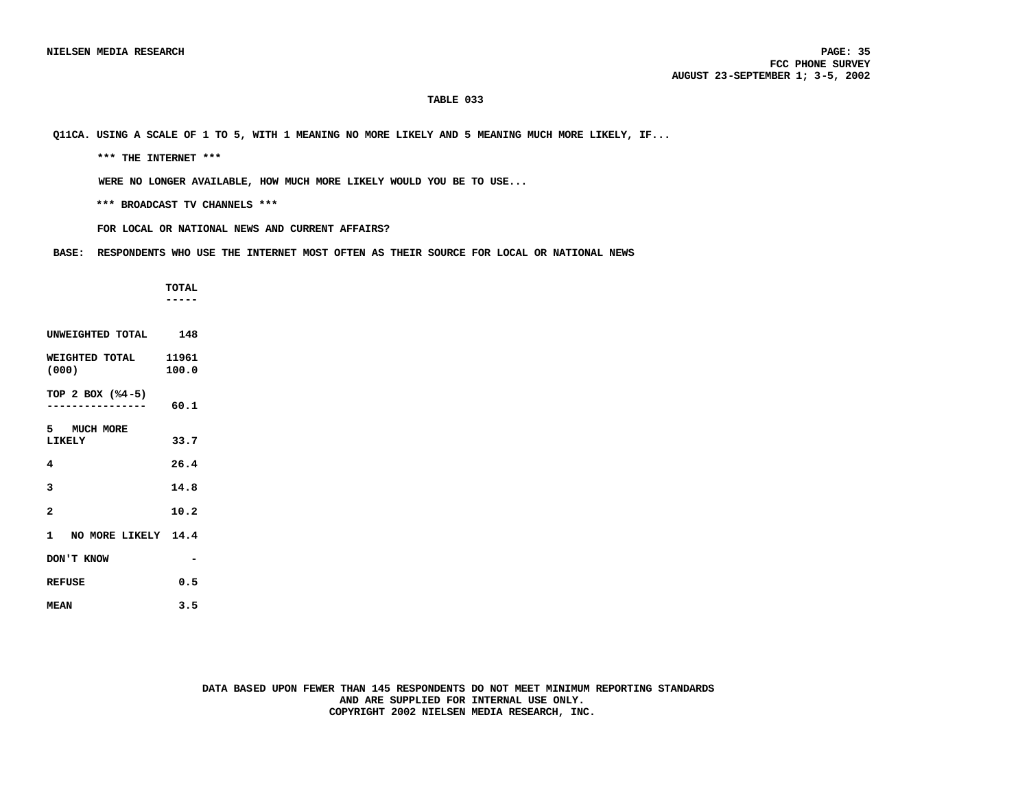# TABLE 033

Q11CA. USING A SCALE OF 1 TO 5, WITH 1 MEANING NO MORE LIKELY AND 5 MEANING MUCH MORE LIKELY, IF...

\*\*\* THE INTERNET \*\*\*

WERE NO LONGER AVAILABLE, HOW MUCH MORE LIKELY WOULD YOU BE TO USE...

\*\*\* BROADCAST TV CHANNELS \*\*\*

FOR LOCAL OR NATIONAL NEWS AND CURRENT AFFAIRS?

BASE: RESPONDENTS WHO USE THE INTERNET MOST OFTEN AS THEIR SOURCE FOR LOCAL OR NATIONAL NEWS

| | TOTAL |
|---|---|
| UNWEIGHTED TOTAL | 148 |
| WEIGHTED TOTAL (000) | 11961<br>100.0 |
| TOP 2 BOX (%4-5) | 60.1 |
| 5 MUCH MORE LIKELY | 33.7 |
| 4 | 26.4 |
| 3 | 14.8 |
| 2 | 10.2 |
| 1 NO MORE LIKELY | 14.4 |
| DON'T KNOW | - |
| REFUSE | 0.5 |
| MEAN | 3.5 |

DATA BASED UPON FEWER THAN 145 RESPONDENTS DO NOT MEET MINIMUM REPORTING STANDARDS AND ARE SUPPLIED FOR INTERNAL USE ONLY.

COPYRIGHT 2002 NIELSEN MEDIA RESEARCH, INC.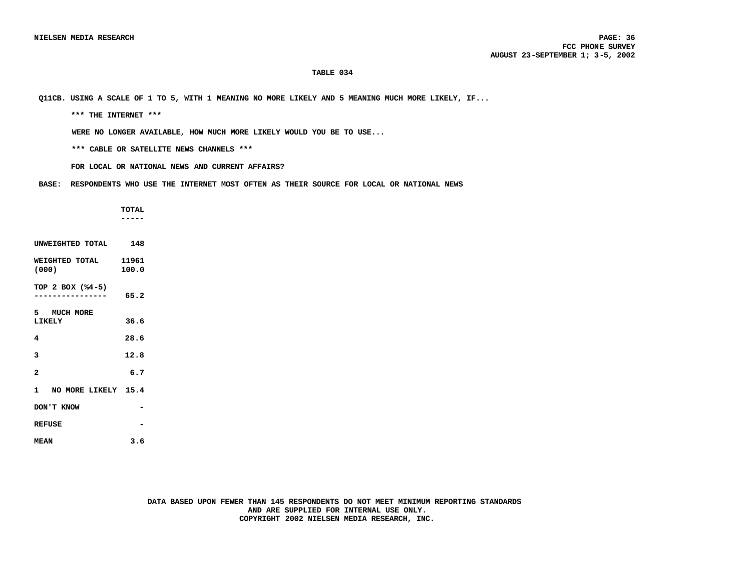**TABLE 034**

**Q11CB. USING A SCALE OF 1 TO 5, WITH 1 MEANING NO MORE LIKELY AND 5 MEANING MUCH MORE LIKELY, IF...**

**\*\*\* THE INTERNET \*\*\***

**WERE NO LONGER AVAILABLE, HOW MUCH MORE LIKELY WOULD YOU BE TO USE...**

**\*\*\* CABLE OR SATELLITE NEWS CHANNELS \*\*\***

**FOR LOCAL OR NATIONAL NEWS AND CURRENT AFFAIRS?**

**BASE: RESPONDENTS WHO USE THE INTERNET MOST OFTEN AS THEIR SOURCE FOR LOCAL OR NATIONAL NEWS**

| | TOTAL |
|---|---|
| UNWEIGHTED TOTAL | 148 |
| WEIGHTED TOTAL (000) | 11961<br>100.0 |
| TOP 2 BOX (%4-5) | 65.2 |
| 5 MUCH MORE LIKELY | 36.6 |
| 4 | 28.6 |
| 3 | 12.8 |
| 2 | 6.7 |
| 1 NO MORE LIKELY | 15.4 |
| DON'T KNOW | - |
| REFUSE | - |
| MEAN | 3.6 |

DATA BASED UPON FEWER THAN 145 RESPONDENTS DO NOT MEET MINIMUM REPORTING STANDARDS AND ARE SUPPLIED FOR INTERNAL USE ONLY.
COPYRIGHT 2002 NIELSEN MEDIA RESEARCH, INC.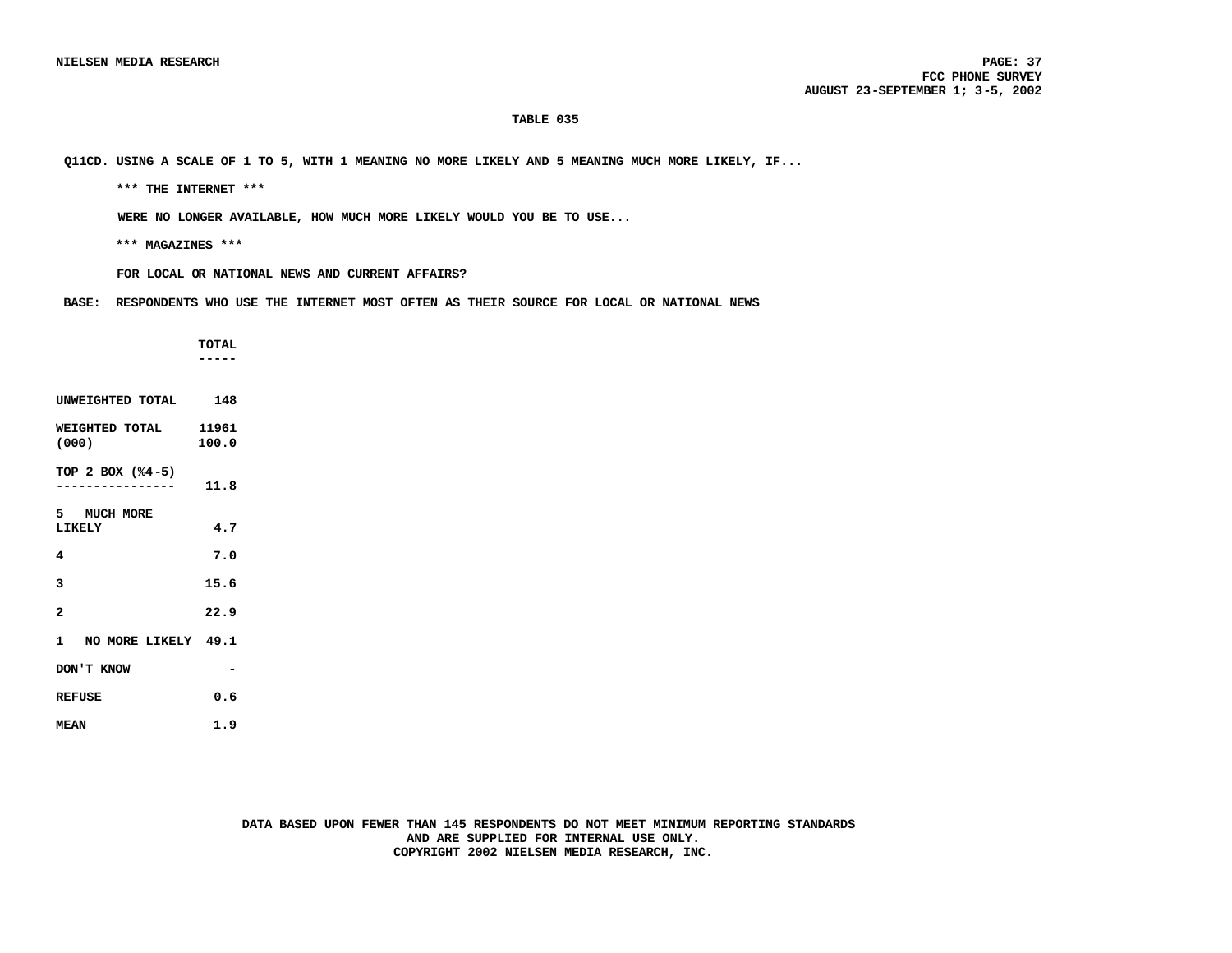### TABLE 035

Q11CD. USING A SCALE OF 1 TO 5, WITH 1 MEANING NO MORE LIKELY AND 5 MEANING MUCH MORE LIKELY, IF...

*** THE INTERNET ***

WERE NO LONGER AVAILABLE, HOW MUCH MORE LIKELY WOULD YOU BE TO USE...

*** MAGAZINES ***

FOR LOCAL OR NATIONAL NEWS AND CURRENT AFFAIRS?

BASE: RESPONDENTS WHO USE THE INTERNET MOST OFTEN AS THEIR SOURCE FOR LOCAL OR NATIONAL NEWS

| | TOTAL |
|---|---|
| UNWEIGHTED TOTAL | 148 |
| WEIGHTED TOTAL (000) | 11961<br>100.0 |
| TOP 2 BOX (%4-5) | 11.8 |
| 5 MUCH MORE LIKELY | 4.7 |
| 4 | 7.0 |
| 3 | 15.6 |
| 2 | 22.9 |
| 1 NO MORE LIKELY | 49.1 |
| DON'T KNOW | - |
| REFUSE | 0.6 |
| MEAN | 1.9 |

DATA BASED UPON FEWER THAN 145 RESPONDENTS DO NOT MEET MINIMUM REPORTING STANDARDS AND ARE SUPPLIED FOR INTERNAL USE ONLY.
COPYRIGHT 2002 NIELSEN MEDIA RESEARCH, INC.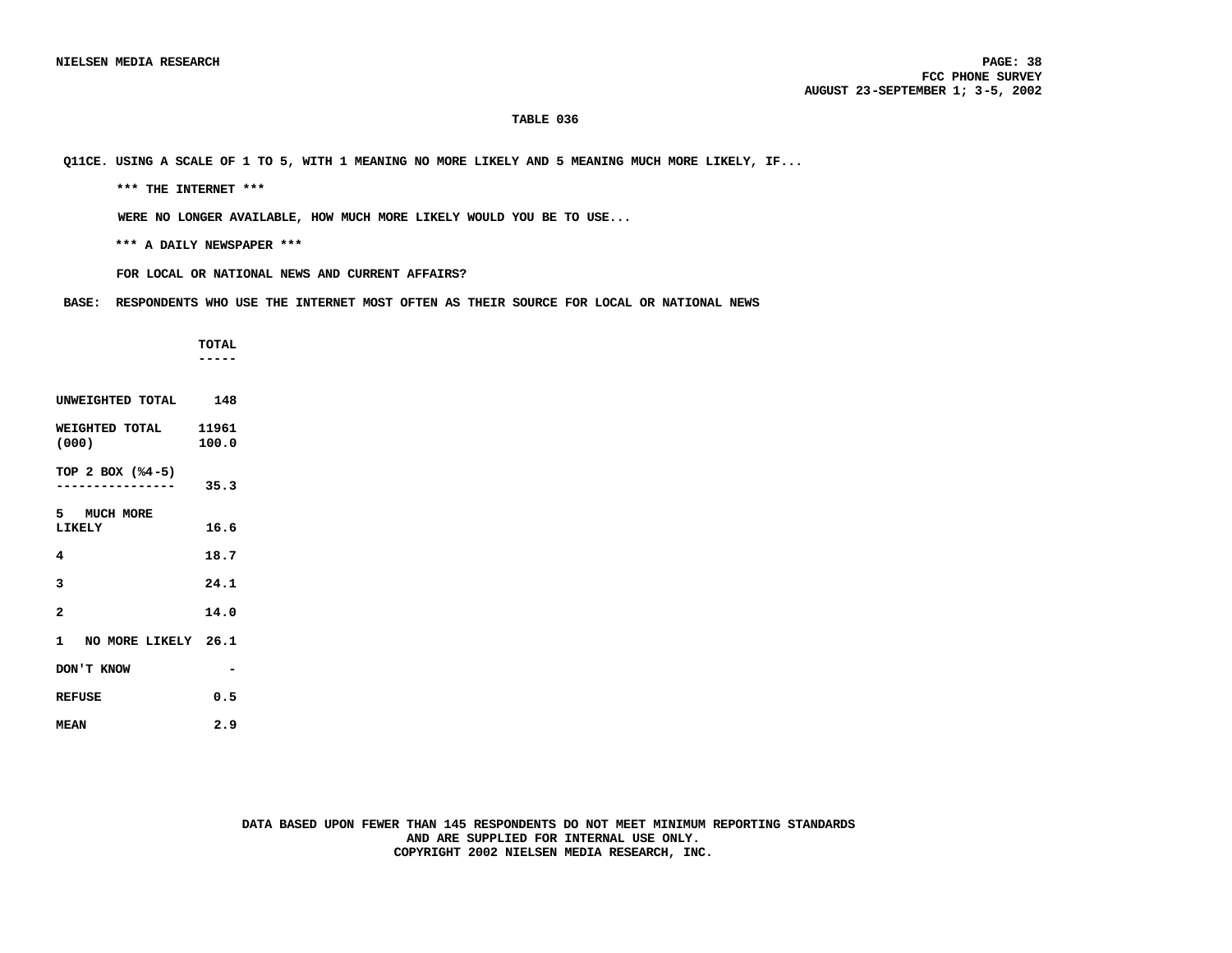### TABLE 036

Q11CE. USING A SCALE OF 1 TO 5, WITH 1 MEANING NO MORE LIKELY AND 5 MEANING MUCH MORE LIKELY, IF...

*** THE INTERNET ***

WERE NO LONGER AVAILABLE, HOW MUCH MORE LIKELY WOULD YOU BE TO USE...

*** A DAILY NEWSPAPER ***

FOR LOCAL OR NATIONAL NEWS AND CURRENT AFFAIRS?

BASE: RESPONDENTS WHO USE THE INTERNET MOST OFTEN AS THEIR SOURCE FOR LOCAL OR NATIONAL NEWS

| | TOTAL |
|---|---|
| UNWEIGHTED TOTAL | 148 |
| WEIGHTED TOTAL (000) | 11961 |
| | 100.0 |
| TOP 2 BOX (%4-5) | 35.3 |
| 5 MUCH MORE LIKELY | 16.6 |
| 4 | 18.7 |
| 3 | 24.1 |
| 2 | 14.0 |
| 1 NO MORE LIKELY | 26.1 |
| DON'T KNOW | - |
| REFUSE | 0.5 |
| MEAN | 2.9 |

DATA BASED UPON FEWER THAN 145 RESPONDENTS DO NOT MEET MINIMUM REPORTING STANDARDS AND ARE SUPPLIED FOR INTERNAL USE ONLY.

COPYRIGHT 2002 NIELSEN MEDIA RESEARCH, INC.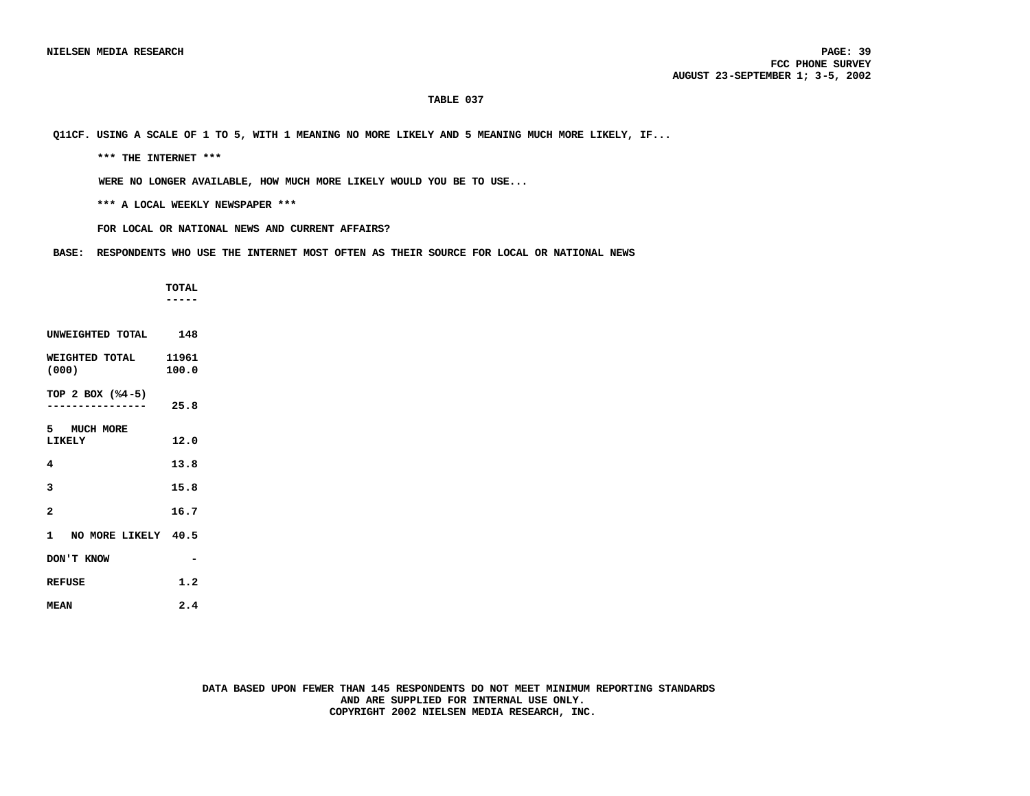**TABLE 037**

**Q11CF. USING A SCALE OF 1 TO 5, WITH 1 MEANING NO MORE LIKELY AND 5 MEANING MUCH MORE LIKELY, IF...**

**\*\*\* THE INTERNET \*\*\***

**WERE NO LONGER AVAILABLE, HOW MUCH MORE LIKELY WOULD YOU BE TO USE...**

**\*\*\* A LOCAL WEEKLY NEWSPAPER \*\*\***

**FOR LOCAL OR NATIONAL NEWS AND CURRENT AFFAIRS?**

**BASE: RESPONDENTS WHO USE THE INTERNET MOST OFTEN AS THEIR SOURCE FOR LOCAL OR NATIONAL NEWS**

| | TOTAL |
|---|---|
| UNWEIGHTED TOTAL | 148 |
| WEIGHTED TOTAL (000) | 11961<br>100.0 |
| TOP 2 BOX (%4-5) | 25.8 |
| 5 MUCH MORE LIKELY | 12.0 |
| 4 | 13.8 |
| 3 | 15.8 |
| 2 | 16.7 |
| 1 NO MORE LIKELY | 40.5 |
| DON'T KNOW | - |
| REFUSE | 1.2 |
| MEAN | 2.4 |

**DATA BASED UPON FEWER THAN 145 RESPONDENTS DO NOT MEET MINIMUM REPORTING STANDARDS AND ARE SUPPLIED FOR INTERNAL USE ONLY.**
**COPYRIGHT 2002 NIELSEN MEDIA RESEARCH, INC.**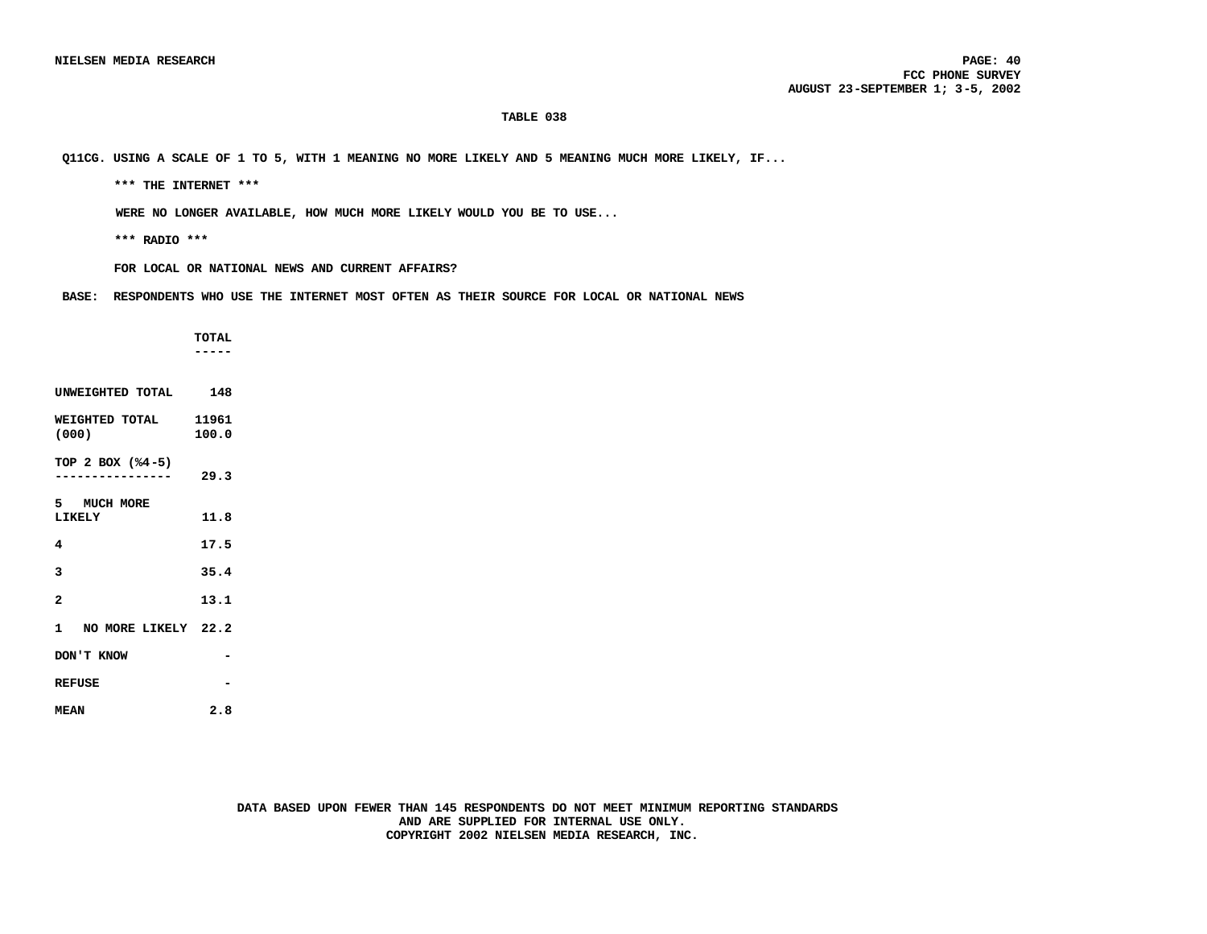TABLE 038

Q11CG. USING A SCALE OF 1 TO 5, WITH 1 MEANING NO MORE LIKELY AND 5 MEANING MUCH MORE LIKELY, IF...

*** THE INTERNET ***

WERE NO LONGER AVAILABLE, HOW MUCH MORE LIKELY WOULD YOU BE TO USE...

*** RADIO ***

FOR LOCAL OR NATIONAL NEWS AND CURRENT AFFAIRS?

BASE: RESPONDENTS WHO USE THE INTERNET MOST OFTEN AS THEIR SOURCE FOR LOCAL OR NATIONAL NEWS

| | TOTAL |
|---|---|
| UNWEIGHTED TOTAL | 148 |
| WEIGHTED TOTAL (000) | 11961<br>100.0 |
| TOP 2 BOX (%4-5) | 29.3 |
| 5 MUCH MORE LIKELY | 11.8 |
| 4 | 17.5 |
| 3 | 35.4 |
| 2 | 13.1 |
| 1 NO MORE LIKELY | 22.2 |
| DON'T KNOW | - |
| REFUSE | - |
| MEAN | 2.8 |

DATA BASED UPON FEWER THAN 145 RESPONDENTS DO NOT MEET MINIMUM REPORTING STANDARDS AND ARE SUPPLIED FOR INTERNAL USE ONLY.
COPYRIGHT 2002 NIELSEN MEDIA RESEARCH, INC.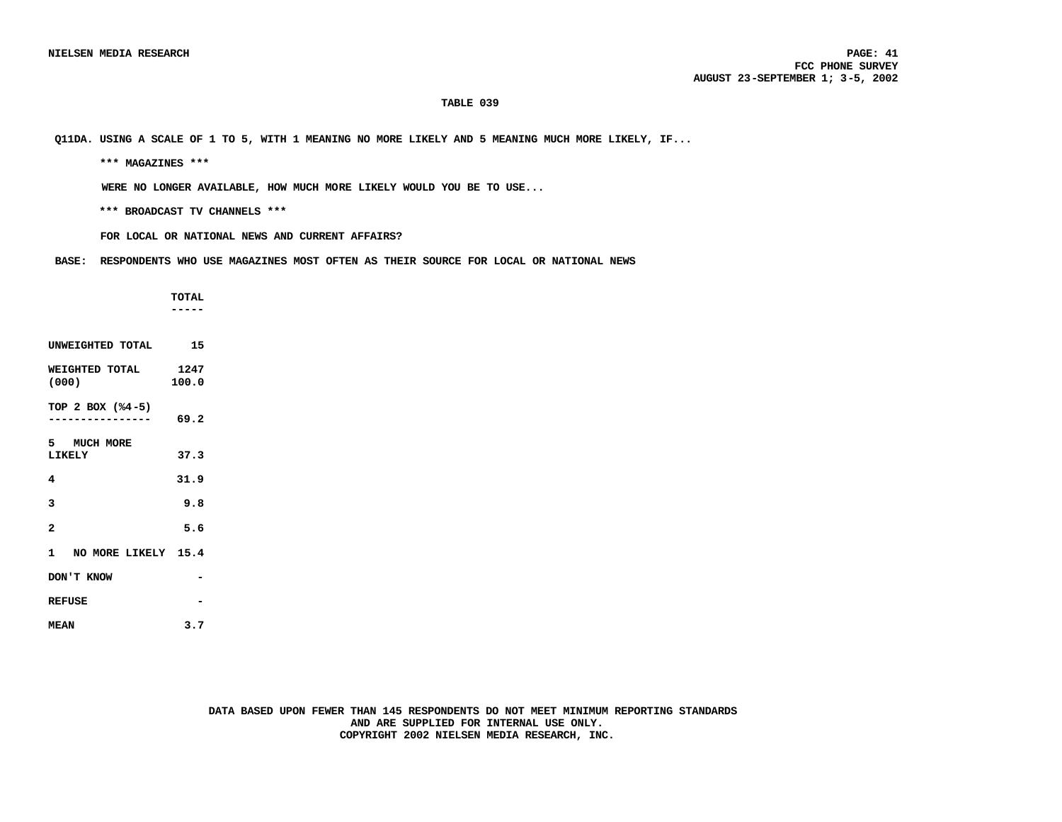## TABLE 039

Q11DA. USING A SCALE OF 1 TO 5, WITH 1 MEANING NO MORE LIKELY AND 5 MEANING MUCH MORE LIKELY, IF...

*** MAGAZINES ***

WERE NO LONGER AVAILABLE, HOW MUCH MORE LIKELY WOULD YOU BE TO USE...

*** BROADCAST TV CHANNELS ***

FOR LOCAL OR NATIONAL NEWS AND CURRENT AFFAIRS?

BASE: RESPONDENTS WHO USE MAGAZINES MOST OFTEN AS THEIR SOURCE FOR LOCAL OR NATIONAL NEWS

| | TOTAL |
|---|---|
| UNWEIGHTED TOTAL | 15 |
| WEIGHTED TOTAL (000) | 1247<br>100.0 |
| TOP 2 BOX (%4-5) | 69.2 |
| 5 MUCH MORE LIKELY | 37.3 |
| 4 | 31.9 |
| 3 | 9.8 |
| 2 | 5.6 |
| 1 NO MORE LIKELY | 15.4 |
| DON'T KNOW | - |
| REFUSE | - |
| MEAN | 3.7 |

DATA BASED UPON FEWER THAN 145 RESPONDENTS DO NOT MEET MINIMUM REPORTING STANDARDS AND ARE SUPPLIED FOR INTERNAL USE ONLY.
COPYRIGHT 2002 NIELSEN MEDIA RESEARCH, INC.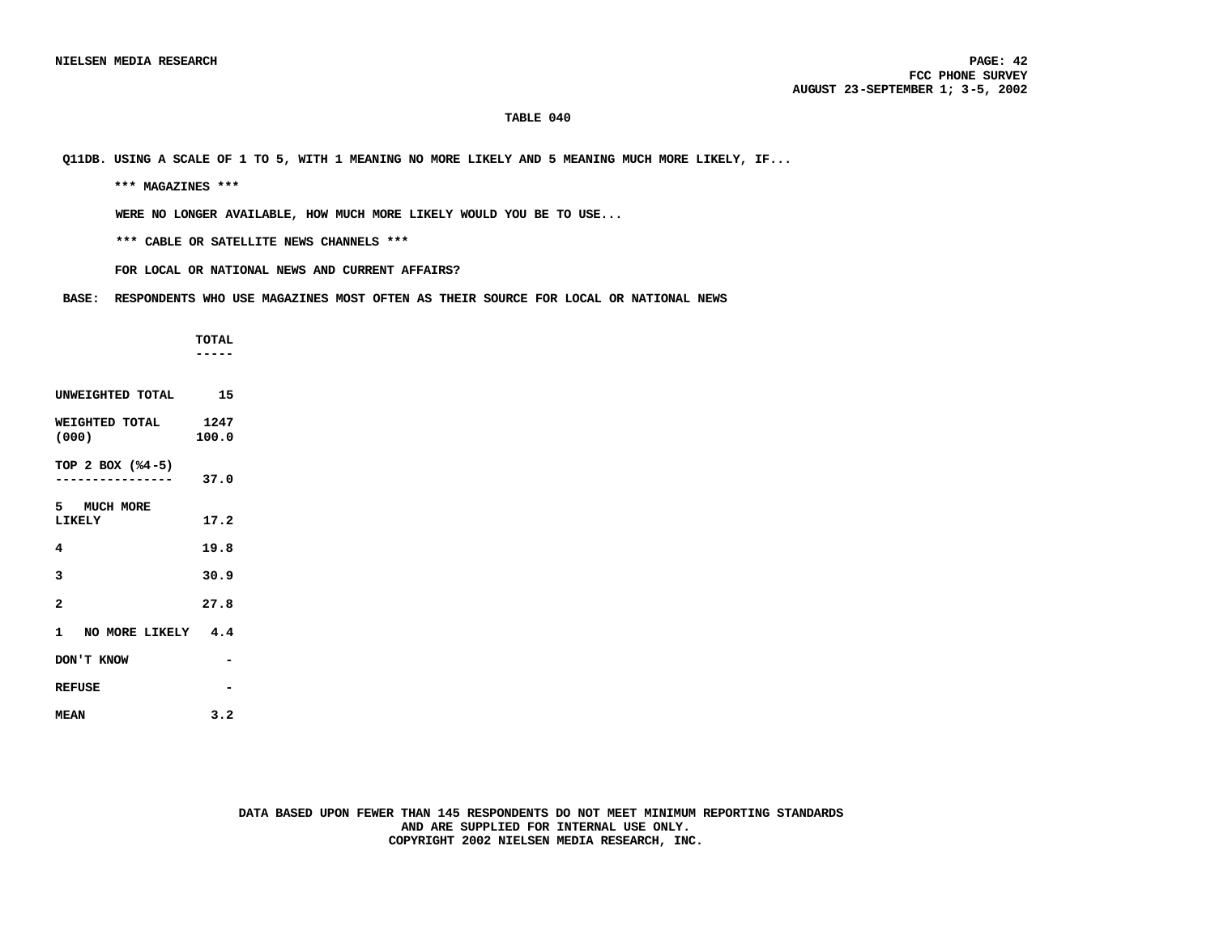TABLE 040

Q11DB. USING A SCALE OF 1 TO 5, WITH 1 MEANING NO MORE LIKELY AND 5 MEANING MUCH MORE LIKELY, IF...

*** MAGAZINES ***

WERE NO LONGER AVAILABLE, HOW MUCH MORE LIKELY WOULD YOU BE TO USE...

*** CABLE OR SATELLITE NEWS CHANNELS ***

FOR LOCAL OR NATIONAL NEWS AND CURRENT AFFAIRS?

BASE: RESPONDENTS WHO USE MAGAZINES MOST OFTEN AS THEIR SOURCE FOR LOCAL OR NATIONAL NEWS

| | TOTAL |
|---|---|
| UNWEIGHTED TOTAL | 15 |
| WEIGHTED TOTAL (000) | 1247<br>100.0 |
| TOP 2 BOX (%4-5) | 37.0 |
| 5 MUCH MORE LIKELY | 17.2 |
| 4 | 19.8 |
| 3 | 30.9 |
| 2 | 27.8 |
| 1 NO MORE LIKELY | 4.4 |
| DON'T KNOW | - |
| REFUSE | - |
| MEAN | 3.2 |

DATA BASED UPON FEWER THAN 145 RESPONDENTS DO NOT MEET MINIMUM REPORTING STANDARDS AND ARE SUPPLIED FOR INTERNAL USE ONLY.
COPYRIGHT 2002 NIELSEN MEDIA RESEARCH, INC.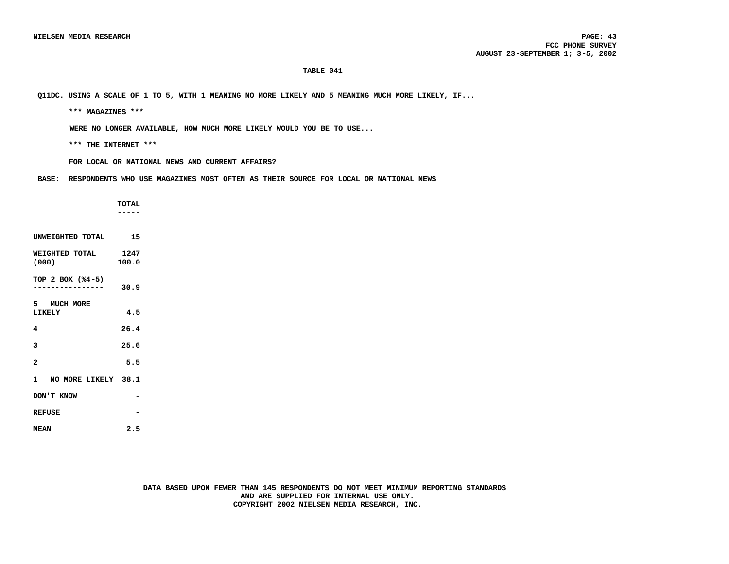**TABLE 041**

**Q11DC. USING A SCALE OF 1 TO 5, WITH 1 MEANING NO MORE LIKELY AND 5 MEANING MUCH MORE LIKELY, IF...**

**\*\*\* MAGAZINES \*\*\***

**WERE NO LONGER AVAILABLE, HOW MUCH MORE LIKELY WOULD YOU BE TO USE...**

**\*\*\* THE INTERNET \*\*\***

**FOR LOCAL OR NATIONAL NEWS AND CURRENT AFFAIRS?**

**BASE: RESPONDENTS WHO USE MAGAZINES MOST OFTEN AS THEIR SOURCE FOR LOCAL OR NATIONAL NEWS**

| | TOTAL |
|---|---|
| UNWEIGHTED TOTAL | 15 |
| WEIGHTED TOTAL (000) | 1247<br>100.0 |
| TOP 2 BOX (%4-5) | 30.9 |
| 5 MUCH MORE LIKELY | 4.5 |
| 4 | 26.4 |
| 3 | 25.6 |
| 2 | 5.5 |
| 1 NO MORE LIKELY | 38.1 |
| DON'T KNOW | - |
| REFUSE | - |
| MEAN | 2.5 |

**DATA BASED UPON FEWER THAN 145 RESPONDENTS DO NOT MEET MINIMUM REPORTING STANDARDS AND ARE SUPPLIED FOR INTERNAL USE ONLY.**
**COPYRIGHT 2002 NIELSEN MEDIA RESEARCH, INC.**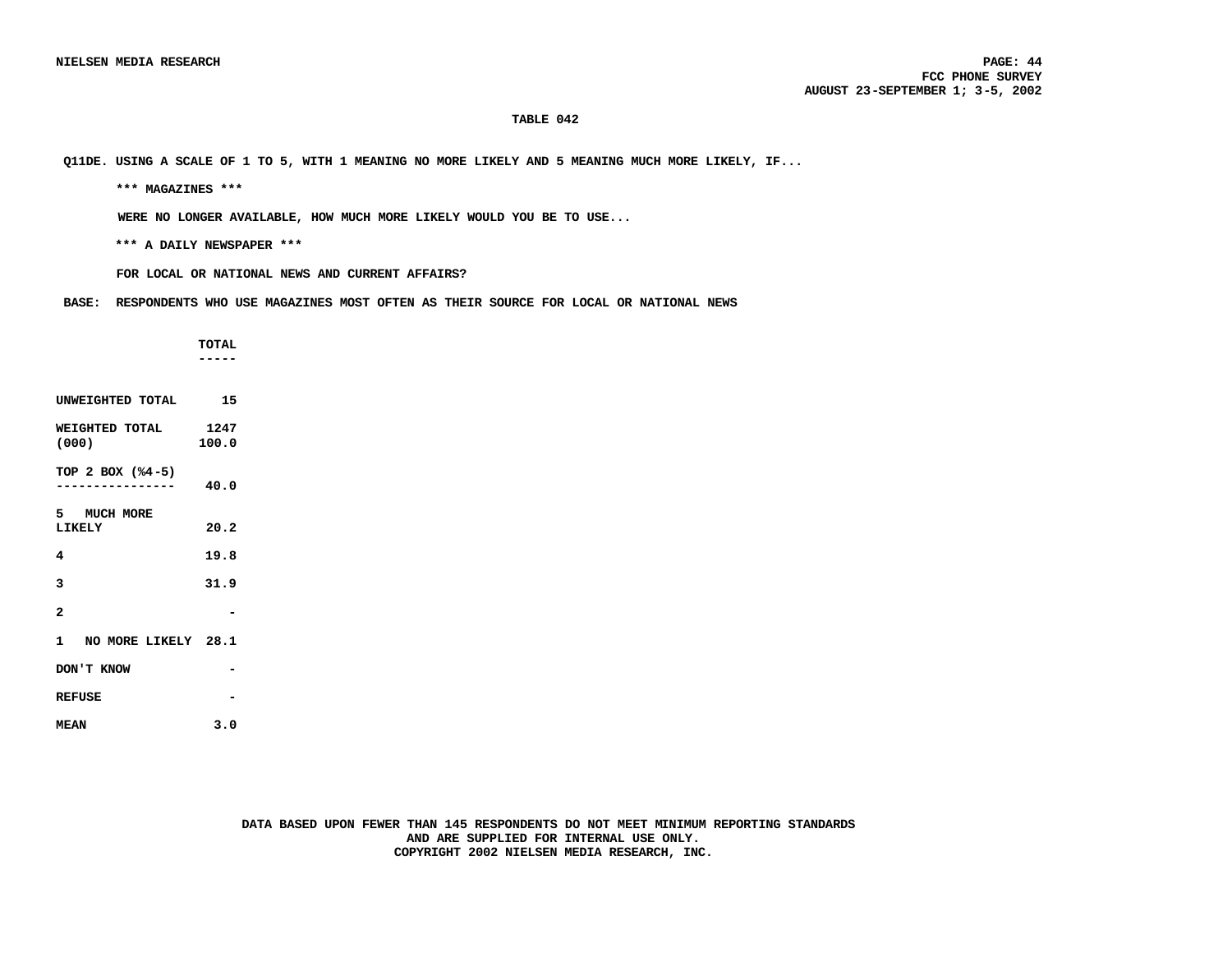**TABLE 042**

**Q11DE. USING A SCALE OF 1 TO 5, WITH 1 MEANING NO MORE LIKELY AND 5 MEANING MUCH MORE LIKELY, IF...**

**\*\*\* MAGAZINES \*\*\***

**WERE NO LONGER AVAILABLE, HOW MUCH MORE LIKELY WOULD YOU BE TO USE...**

**\*\*\* A DAILY NEWSPAPER \*\*\***

**FOR LOCAL OR NATIONAL NEWS AND CURRENT AFFAIRS?**

**BASE: RESPONDENTS WHO USE MAGAZINES MOST OFTEN AS THEIR SOURCE FOR LOCAL OR NATIONAL NEWS**

| | TOTAL |
|---|---|
| UNWEIGHTED TOTAL | 15 |
| WEIGHTED TOTAL (000) | 1247<br>100.0 |
| TOP 2 BOX (%4-5) | 40.0 |
| 5 MUCH MORE LIKELY | 20.2 |
| 4 | 19.8 |
| 3 | 31.9 |
| 2 | - |
| 1 NO MORE LIKELY | 28.1 |
| DON'T KNOW | - |
| REFUSE | - |
| MEAN | 3.0 |

DATA BASED UPON FEWER THAN 145 RESPONDENTS DO NOT MEET MINIMUM REPORTING STANDARDS AND ARE SUPPLIED FOR INTERNAL USE ONLY.
COPYRIGHT 2002 NIELSEN MEDIA RESEARCH, INC.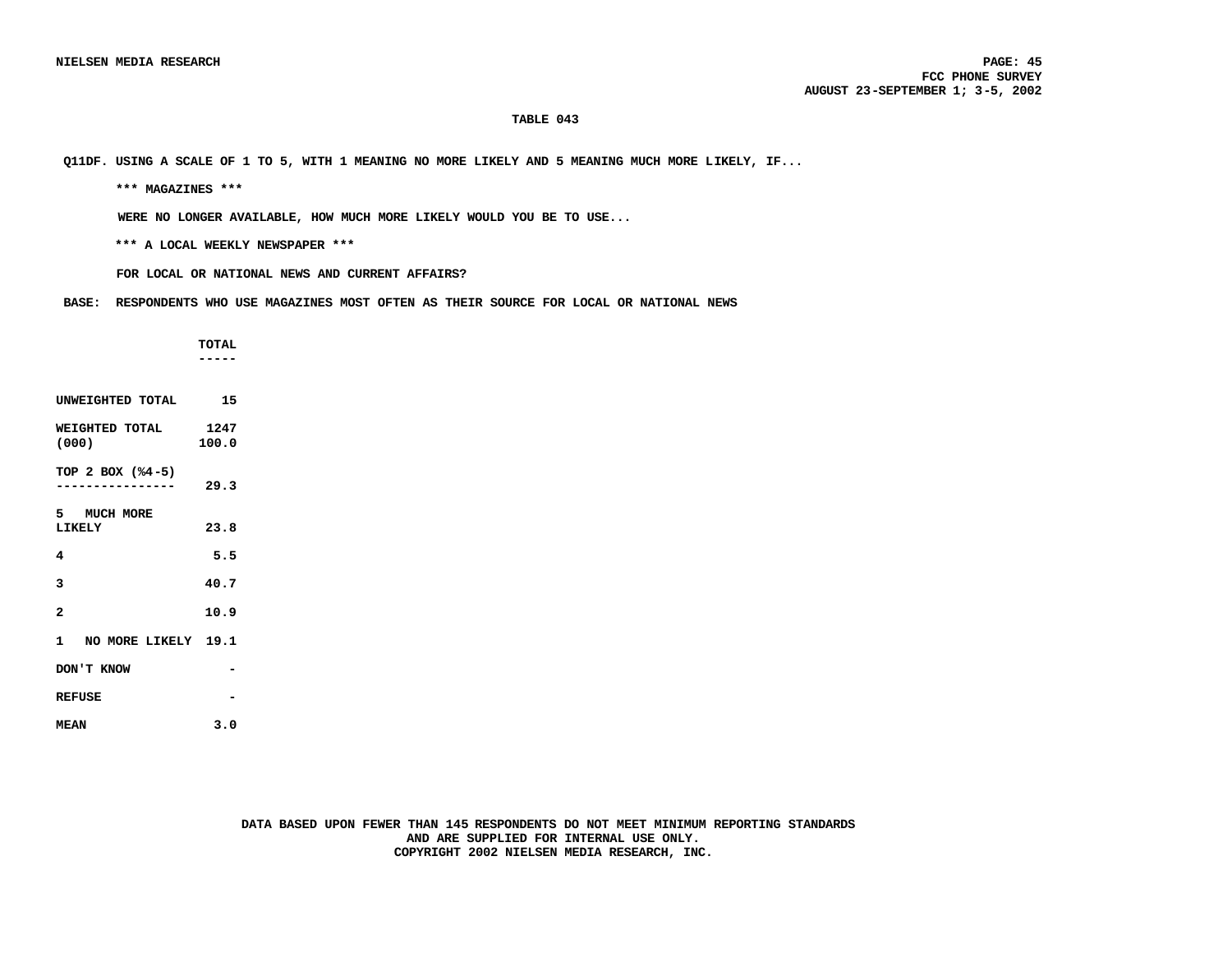TABLE 043

Q11DF. USING A SCALE OF 1 TO 5, WITH 1 MEANING NO MORE LIKELY AND 5 MEANING MUCH MORE LIKELY, IF...

\*\*\* MAGAZINES \*\*\*

WERE NO LONGER AVAILABLE, HOW MUCH MORE LIKELY WOULD YOU BE TO USE...

\*\*\* A LOCAL WEEKLY NEWSPAPER \*\*\*

FOR LOCAL OR NATIONAL NEWS AND CURRENT AFFAIRS?

BASE: RESPONDENTS WHO USE MAGAZINES MOST OFTEN AS THEIR SOURCE FOR LOCAL OR NATIONAL NEWS

| | TOTAL |
|---|---|
| UNWEIGHTED TOTAL | 15 |
| WEIGHTED TOTAL (000) | 1247<br>100.0 |
| TOP 2 BOX (%4-5) | 29.3 |
| 5 MUCH MORE LIKELY | 23.8 |
| 4 | 5.5 |
| 3 | 40.7 |
| 2 | 10.9 |
| 1 NO MORE LIKELY | 19.1 |
| DON'T KNOW | - |
| REFUSE | - |
| MEAN | 3.0 |

DATA BASED UPON FEWER THAN 145 RESPONDENTS DO NOT MEET MINIMUM REPORTING STANDARDS AND ARE SUPPLIED FOR INTERNAL USE ONLY.
COPYRIGHT 2002 NIELSEN MEDIA RESEARCH, INC.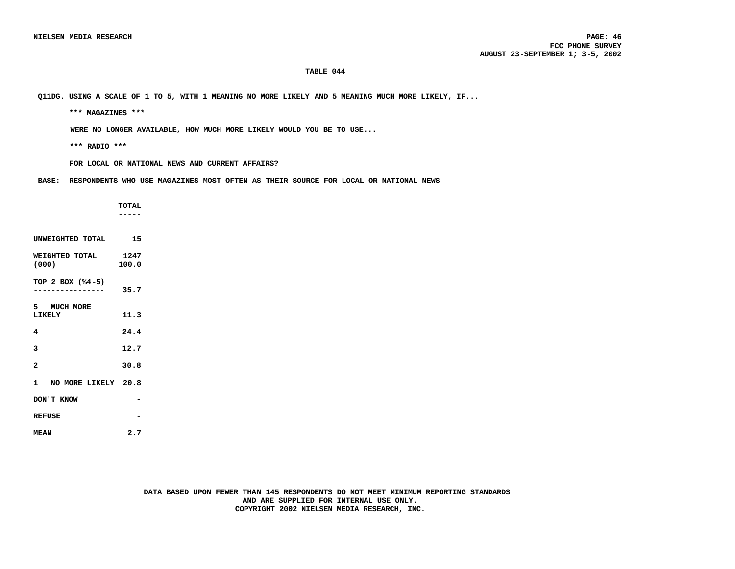**TABLE 044**

**Q11DG. USING A SCALE OF 1 TO 5, WITH 1 MEANING NO MORE LIKELY AND 5 MEANING MUCH MORE LIKELY, IF...**

**\*\*\* MAGAZINES \*\*\***

**WERE NO LONGER AVAILABLE, HOW MUCH MORE LIKELY WOULD YOU BE TO USE...**

**\*\*\* RADIO \*\*\***

**FOR LOCAL OR NATIONAL NEWS AND CURRENT AFFAIRS?**

**BASE: RESPONDENTS WHO USE MAGAZINES MOST OFTEN AS THEIR SOURCE FOR LOCAL OR NATIONAL NEWS**

| | TOTAL |
|---|---|
| UNWEIGHTED TOTAL | 15 |
| WEIGHTED TOTAL (000) | 1247<br>100.0 |
| TOP 2 BOX (%4-5) | 35.7 |
| 5 MUCH MORE LIKELY | 11.3 |
| 4 | 24.4 |
| 3 | 12.7 |
| 2 | 30.8 |
| 1 NO MORE LIKELY | 20.8 |
| DON'T KNOW | - |
| REFUSE | - |
| MEAN | 2.7 |

DATA BASED UPON FEWER THAN 145 RESPONDENTS DO NOT MEET MINIMUM REPORTING STANDARDS AND ARE SUPPLIED FOR INTERNAL USE ONLY.
COPYRIGHT 2002 NIELSEN MEDIA RESEARCH, INC.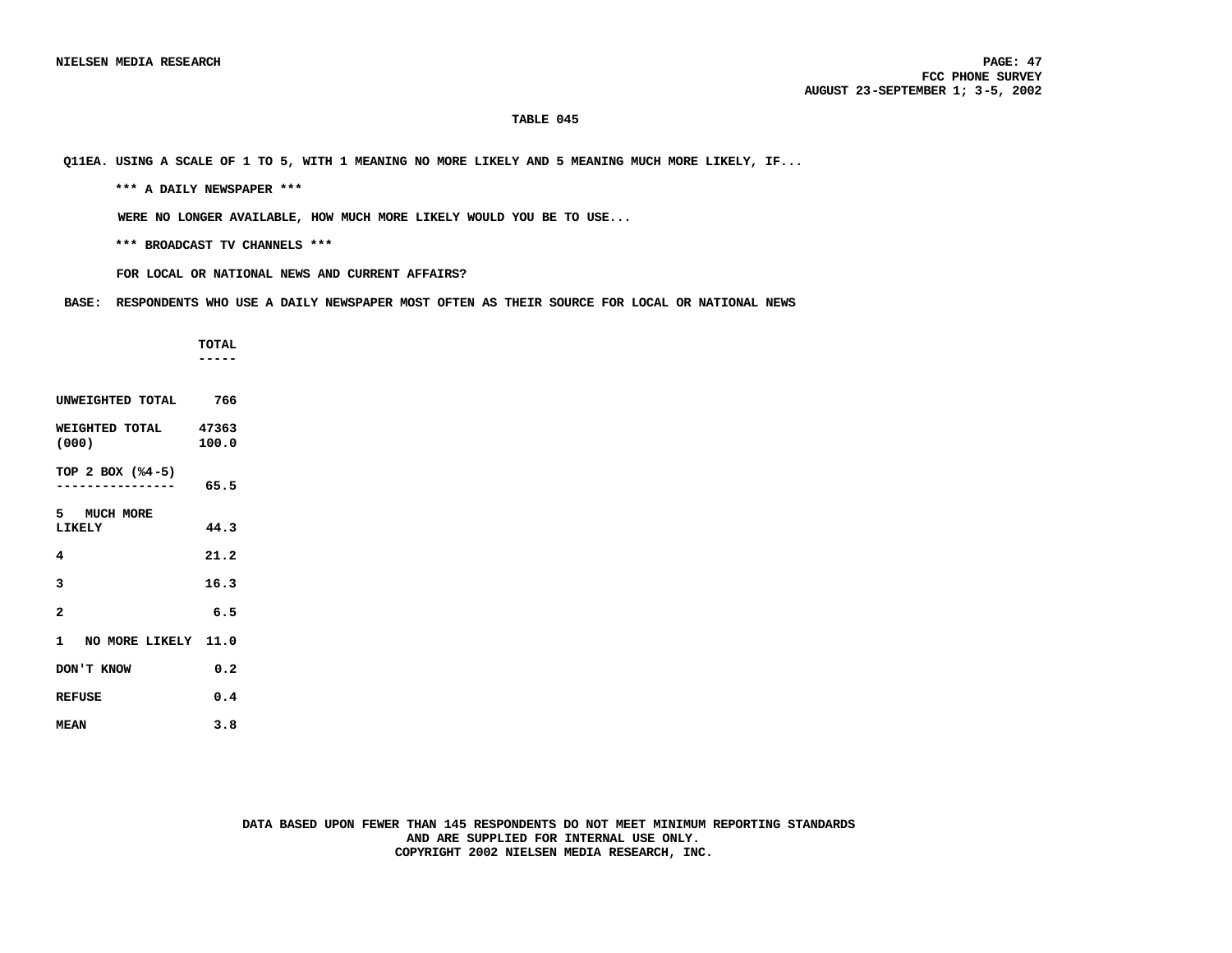**TABLE 045**

**Q11EA. USING A SCALE OF 1 TO 5, WITH 1 MEANING NO MORE LIKELY AND 5 MEANING MUCH MORE LIKELY, IF...**

**\*\*\* A DAILY NEWSPAPER \*\*\***

**WERE NO LONGER AVAILABLE, HOW MUCH MORE LIKELY WOULD YOU BE TO USE...**

**\*\*\* BROADCAST TV CHANNELS \*\*\***

**FOR LOCAL OR NATIONAL NEWS AND CURRENT AFFAIRS?**

**BASE: RESPONDENTS WHO USE A DAILY NEWSPAPER MOST OFTEN AS THEIR SOURCE FOR LOCAL OR NATIONAL NEWS**

| | TOTAL |
|---|---|
| UNWEIGHTED TOTAL | 766 |
| WEIGHTED TOTAL (000) | 47363<br>100.0 |
| TOP 2 BOX (%4-5) | 65.5 |
| 5 MUCH MORE LIKELY | 44.3 |
| 4 | 21.2 |
| 3 | 16.3 |
| 2 | 6.5 |
| 1 NO MORE LIKELY | 11.0 |
| DON'T KNOW | 0.2 |
| REFUSE | 0.4 |
| MEAN | 3.8 |

DATA BASED UPON FEWER THAN 145 RESPONDENTS DO NOT MEET MINIMUM REPORTING STANDARDS AND ARE SUPPLIED FOR INTERNAL USE ONLY.
COPYRIGHT 2002 NIELSEN MEDIA RESEARCH, INC.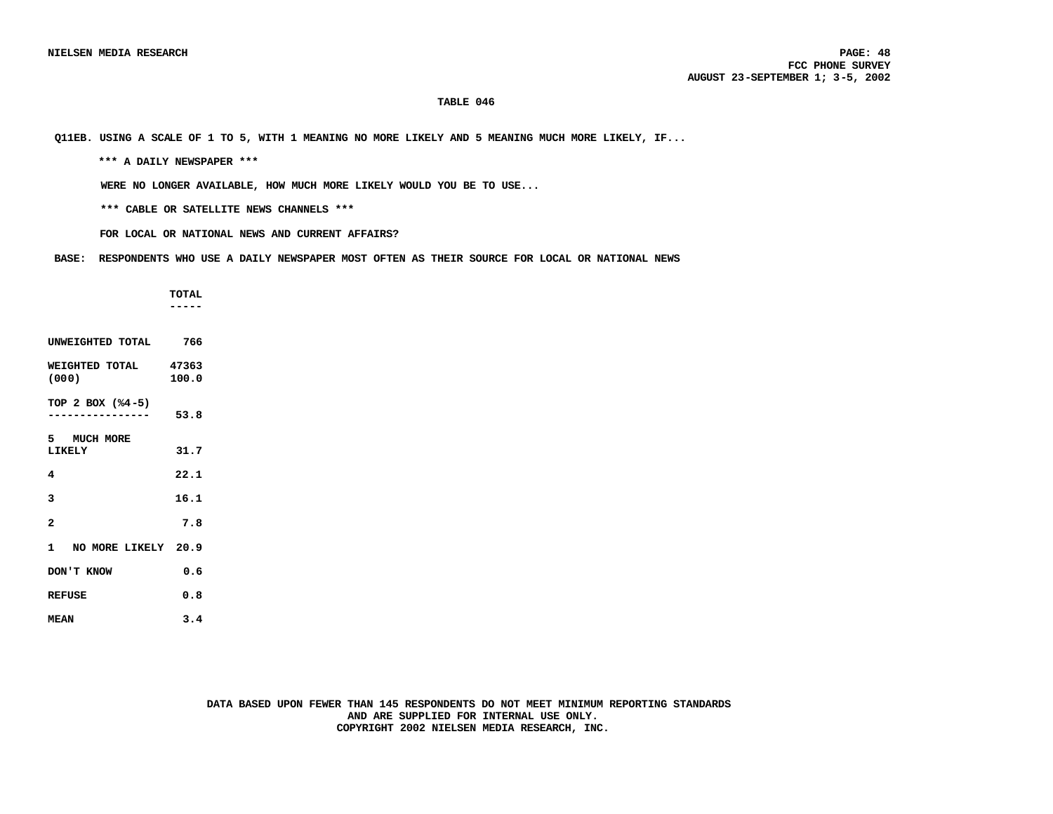TABLE 046

Q11EB. USING A SCALE OF 1 TO 5, WITH 1 MEANING NO MORE LIKELY AND 5 MEANING MUCH MORE LIKELY, IF...

*** A DAILY NEWSPAPER ***

WERE NO LONGER AVAILABLE, HOW MUCH MORE LIKELY WOULD YOU BE TO USE...

*** CABLE OR SATELLITE NEWS CHANNELS ***

FOR LOCAL OR NATIONAL NEWS AND CURRENT AFFAIRS?

BASE: RESPONDENTS WHO USE A DAILY NEWSPAPER MOST OFTEN AS THEIR SOURCE FOR LOCAL OR NATIONAL NEWS

| | TOTAL |
|---|---|
| UNWEIGHTED TOTAL | 766 |
| WEIGHTED TOTAL (000) | 47363<br>100.0 |
| TOP 2 BOX (%4-5) | 53.8 |
| 5 MUCH MORE LIKELY | 31.7 |
| 4 | 22.1 |
| 3 | 16.1 |
| 2 | 7.8 |
| 1 NO MORE LIKELY | 20.9 |
| DON'T KNOW | 0.6 |
| REFUSE | 0.8 |
| MEAN | 3.4 |

DATA BASED UPON FEWER THAN 145 RESPONDENTS DO NOT MEET MINIMUM REPORTING STANDARDS AND ARE SUPPLIED FOR INTERNAL USE ONLY.
COPYRIGHT 2002 NIELSEN MEDIA RESEARCH, INC.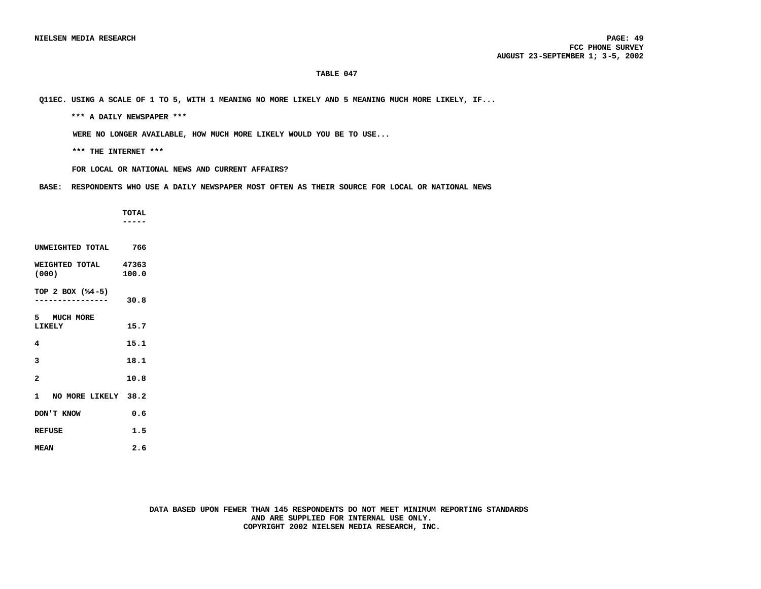# TABLE 047

Q11EC. USING A SCALE OF 1 TO 5, WITH 1 MEANING NO MORE LIKELY AND 5 MEANING MUCH MORE LIKELY, IF...

*** A DAILY NEWSPAPER ***

WERE NO LONGER AVAILABLE, HOW MUCH MORE LIKELY WOULD YOU BE TO USE...

*** THE INTERNET ***

FOR LOCAL OR NATIONAL NEWS AND CURRENT AFFAIRS?

BASE: RESPONDENTS WHO USE A DAILY NEWSPAPER MOST OFTEN AS THEIR SOURCE FOR LOCAL OR NATIONAL NEWS

| | TOTAL |
|---|---|
| UNWEIGHTED TOTAL | 766 |
| WEIGHTED TOTAL (000) | 47363 100.0 |
| TOP 2 BOX (%4-5) | 30.8 |
| 5 MUCH MORE LIKELY | 15.7 |
| 4 | 15.1 |
| 3 | 18.1 |
| 2 | 10.8 |
| 1 NO MORE LIKELY | 38.2 |
| DON'T KNOW | 0.6 |
| REFUSE | 1.5 |
| MEAN | 2.6 |

DATA BASED UPON FEWER THAN 145 RESPONDENTS DO NOT MEET MINIMUM REPORTING STANDARDS AND ARE SUPPLIED FOR INTERNAL USE ONLY.
COPYRIGHT 2002 NIELSEN MEDIA RESEARCH, INC.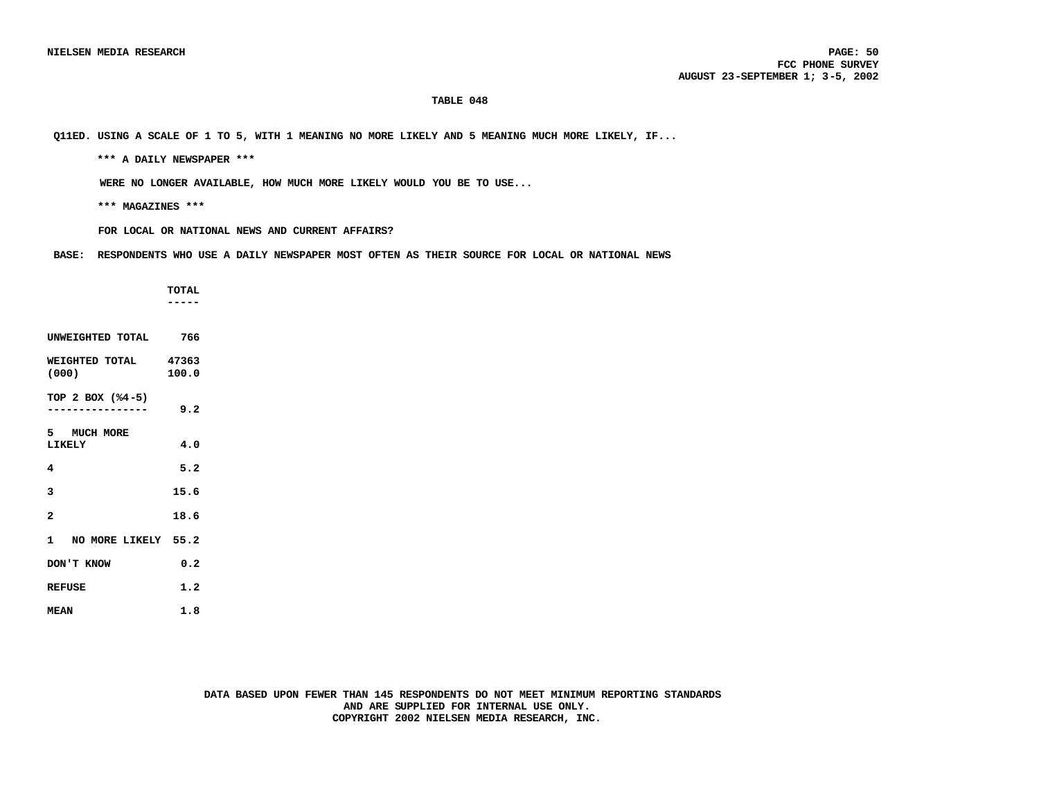TABLE 048

Q11ED. USING A SCALE OF 1 TO 5, WITH 1 MEANING NO MORE LIKELY AND 5 MEANING MUCH MORE LIKELY, IF...

*** A DAILY NEWSPAPER ***

WERE NO LONGER AVAILABLE, HOW MUCH MORE LIKELY WOULD YOU BE TO USE...

*** MAGAZINES ***

FOR LOCAL OR NATIONAL NEWS AND CURRENT AFFAIRS?

BASE: RESPONDENTS WHO USE A DAILY NEWSPAPER MOST OFTEN AS THEIR SOURCE FOR LOCAL OR NATIONAL NEWS

| | TOTAL |
|---|---|
| UNWEIGHTED TOTAL | 766 |
| WEIGHTED TOTAL (000) | 47363<br>100.0 |
| TOP 2 BOX (%4-5) | 9.2 |
| 5 MUCH MORE LIKELY | 4.0 |
| 4 | 5.2 |
| 3 | 15.6 |
| 2 | 18.6 |
| 1 NO MORE LIKELY | 55.2 |
| DON'T KNOW | 0.2 |
| REFUSE | 1.2 |
| MEAN | 1.8 |

DATA BASED UPON FEWER THAN 145 RESPONDENTS DO NOT MEET MINIMUM REPORTING STANDARDS AND ARE SUPPLIED FOR INTERNAL USE ONLY.
COPYRIGHT 2002 NIELSEN MEDIA RESEARCH, INC.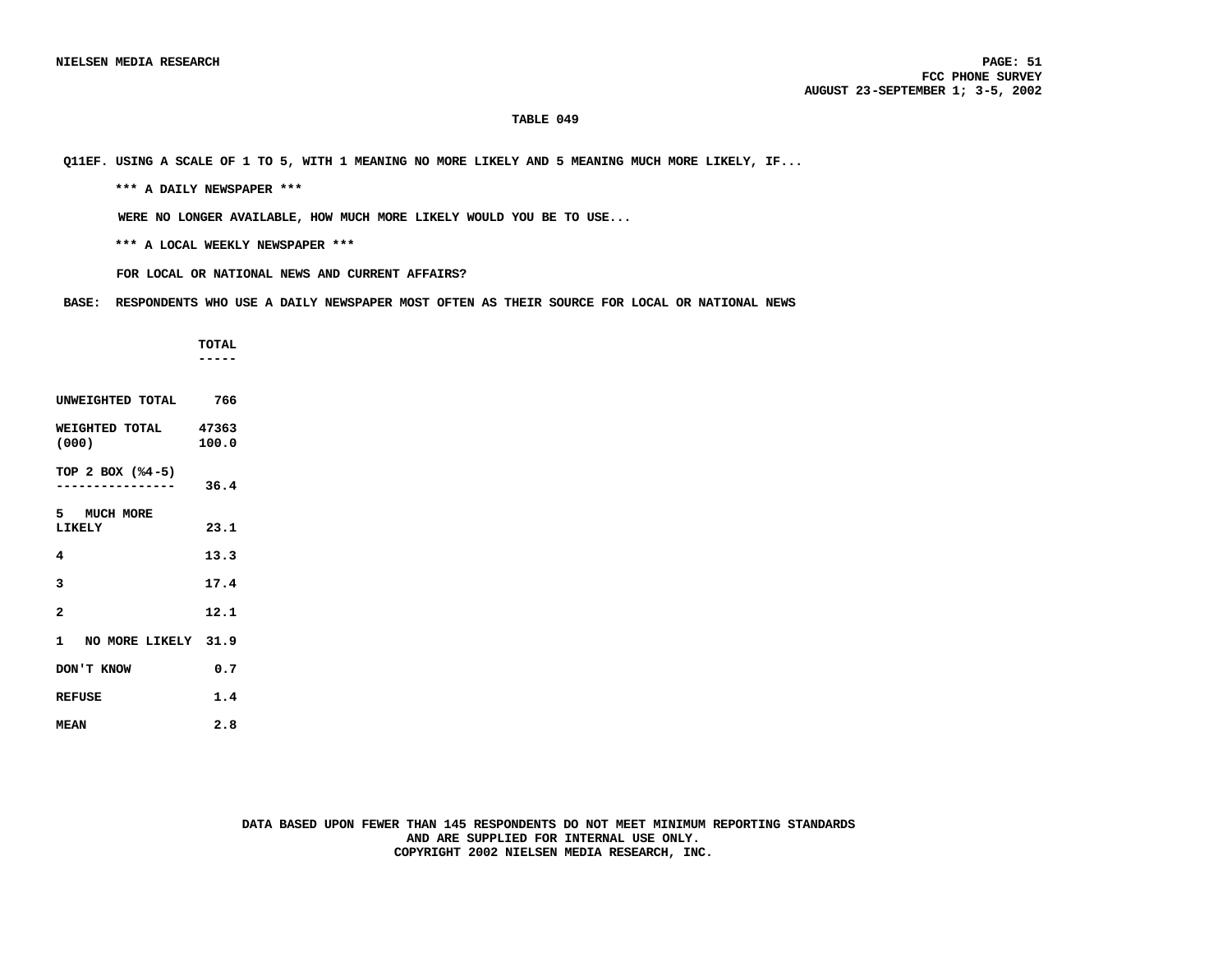## TABLE 049

Q11EF. USING A SCALE OF 1 TO 5, WITH 1 MEANING NO MORE LIKELY AND 5 MEANING MUCH MORE LIKELY, IF...

*** A DAILY NEWSPAPER ***

WERE NO LONGER AVAILABLE, HOW MUCH MORE LIKELY WOULD YOU BE TO USE...

*** A LOCAL WEEKLY NEWSPAPER ***

FOR LOCAL OR NATIONAL NEWS AND CURRENT AFFAIRS?

BASE: RESPONDENTS WHO USE A DAILY NEWSPAPER MOST OFTEN AS THEIR SOURCE FOR LOCAL OR NATIONAL NEWS

| | TOTAL |
|---|---|
| UNWEIGHTED TOTAL | 766 |
| WEIGHTED TOTAL (000) | 47363<br>100.0 |
| TOP 2 BOX (%4-5) | 36.4 |
| 5 MUCH MORE LIKELY | 23.1 |
| 4 | 13.3 |
| 3 | 17.4 |
| 2 | 12.1 |
| 1 NO MORE LIKELY | 31.9 |
| DON'T KNOW | 0.7 |
| REFUSE | 1.4 |
| MEAN | 2.8 |

DATA BASED UPON FEWER THAN 145 RESPONDENTS DO NOT MEET MINIMUM REPORTING STANDARDS AND ARE SUPPLIED FOR INTERNAL USE ONLY.
COPYRIGHT 2002 NIELSEN MEDIA RESEARCH, INC.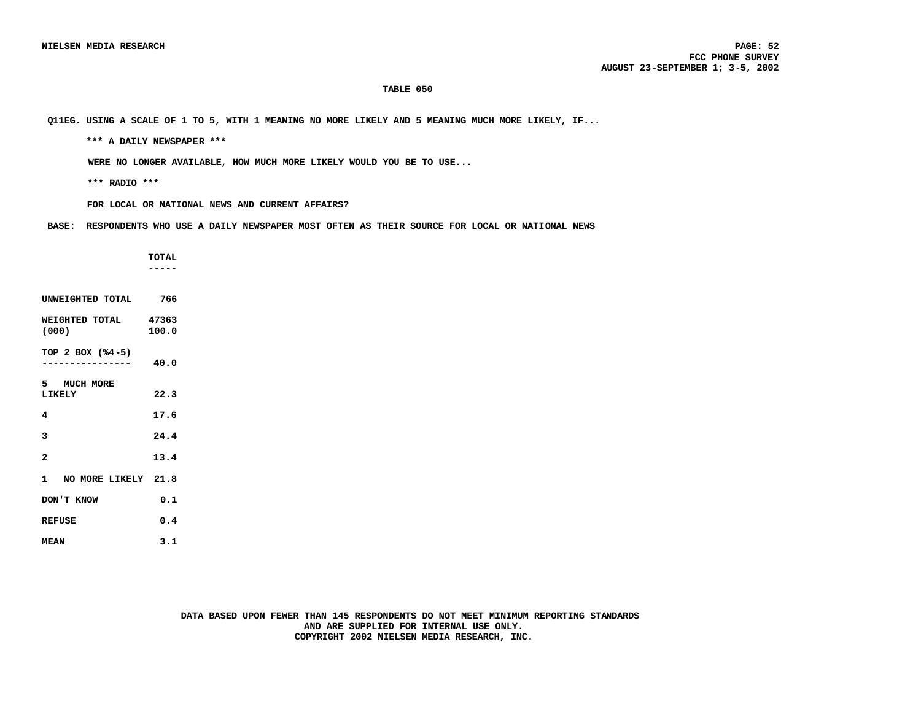NIELSEN MEDIA RESEARCH

FCC PHONE SURVEY
AUGUST 23-SEPTEMBER 1; 3-5, 2002

## TABLE 050

Q11EG. USING A SCALE OF 1 TO 5, WITH 1 MEANING NO MORE LIKELY AND 5 MEANING MUCH MORE LIKELY, IF...

\*\*\* A DAILY NEWSPAPER \*\*\*

WERE NO LONGER AVAILABLE, HOW MUCH MORE LIKELY WOULD YOU BE TO USE...

\*\*\* RADIO \*\*\*

FOR LOCAL OR NATIONAL NEWS AND CURRENT AFFAIRS?

BASE: RESPONDENTS WHO USE A DAILY NEWSPAPER MOST OFTEN AS THEIR SOURCE FOR LOCAL OR NATIONAL NEWS

| | TOTAL |
|---|---|
| UNWEIGHTED TOTAL | 766 |
| WEIGHTED TOTAL (000) | 47363<br>100.0 |
| TOP 2 BOX (%4-5) | 40.0 |
| 5 MUCH MORE LIKELY | 22.3 |
| 4 | 17.6 |
| 3 | 24.4 |
| 2 | 13.4 |
| 1 NO MORE LIKELY | 21.8 |
| DON'T KNOW | 0.1 |
| REFUSE | 0.4 |
| MEAN | 3.1 |

DATA BASED UPON FEWER THAN 145 RESPONDENTS DO NOT MEET MINIMUM REPORTING STANDARDS AND ARE SUPPLIED FOR INTERNAL USE ONLY.
COPYRIGHT 2002 NIELSEN MEDIA RESEARCH, INC.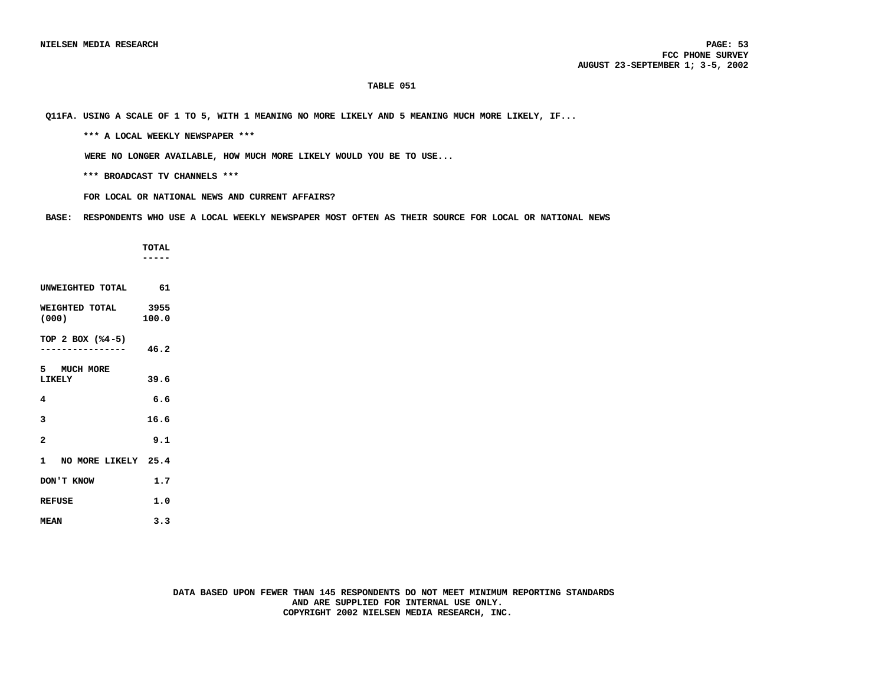**TABLE 051**

**Q11FA. USING A SCALE OF 1 TO 5, WITH 1 MEANING NO MORE LIKELY AND 5 MEANING MUCH MORE LIKELY, IF...**

**\*\*\* A LOCAL WEEKLY NEWSPAPER \*\*\***

**WERE NO LONGER AVAILABLE, HOW MUCH MORE LIKELY WOULD YOU BE TO USE...**

**\*\*\* BROADCAST TV CHANNELS \*\*\***

**FOR LOCAL OR NATIONAL NEWS AND CURRENT AFFAIRS?**

**BASE: RESPONDENTS WHO USE A LOCAL WEEKLY NEWSPAPER MOST OFTEN AS THEIR SOURCE FOR LOCAL OR NATIONAL NEWS**

| | TOTAL |
|---|---|
| UNWEIGHTED TOTAL | 61 |
| WEIGHTED TOTAL (000) | 3955<br>100.0 |
| TOP 2 BOX (%4-5) | 46.2 |
| 5 MUCH MORE LIKELY | 39.6 |
| 4 | 6.6 |
| 3 | 16.6 |
| 2 | 9.1 |
| 1 NO MORE LIKELY | 25.4 |
| DON'T KNOW | 1.7 |
| REFUSE | 1.0 |
| MEAN | 3.3 |

DATA BASED UPON FEWER THAN 145 RESPONDENTS DO NOT MEET MINIMUM REPORTING STANDARDS AND ARE SUPPLIED FOR INTERNAL USE ONLY.
COPYRIGHT 2002 NIELSEN MEDIA RESEARCH, INC.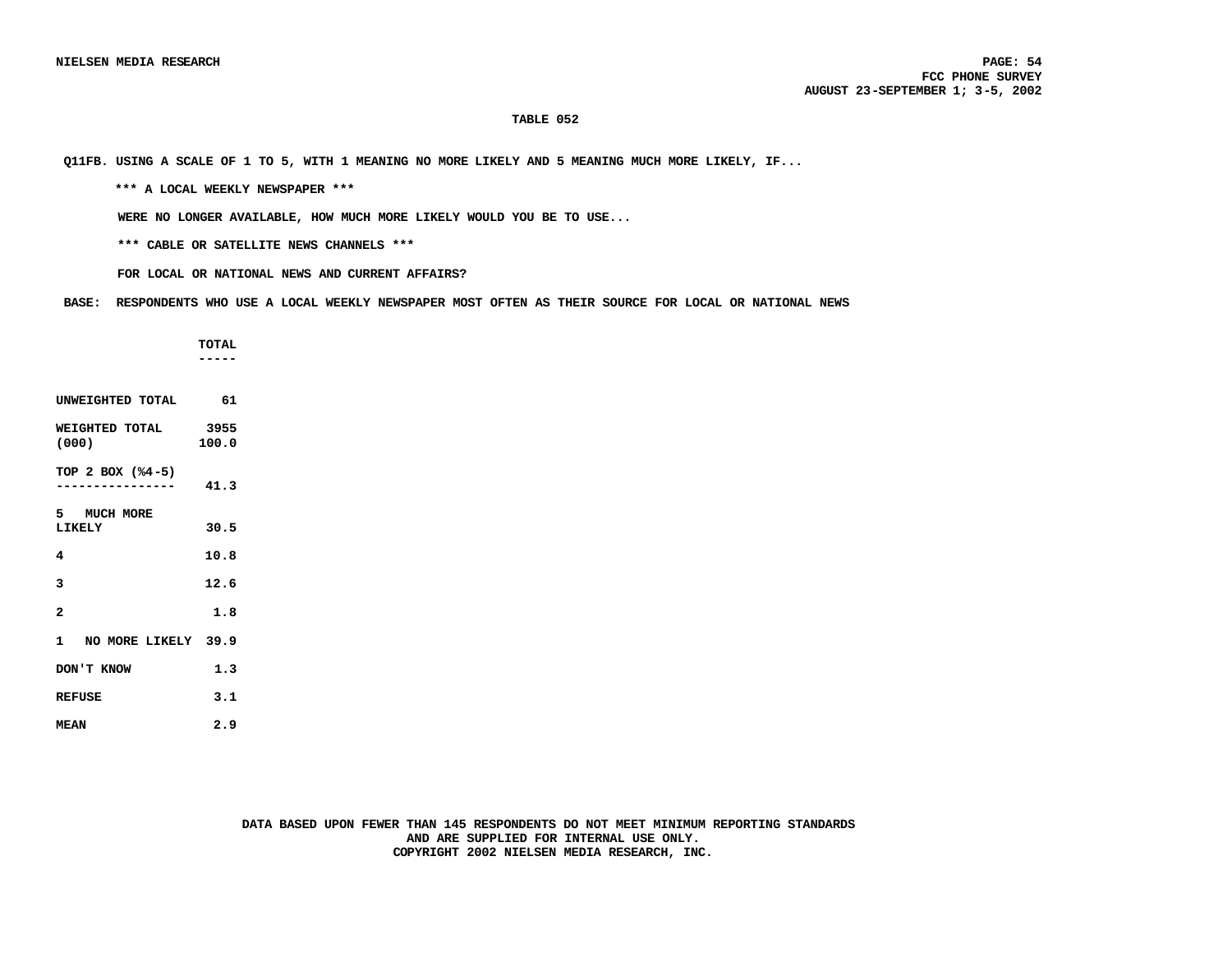### TABLE 052

Q11FB. USING A SCALE OF 1 TO 5, WITH 1 MEANING NO MORE LIKELY AND 5 MEANING MUCH MORE LIKELY, IF...

*** A LOCAL WEEKLY NEWSPAPER ***

WERE NO LONGER AVAILABLE, HOW MUCH MORE LIKELY WOULD YOU BE TO USE...

*** CABLE OR SATELLITE NEWS CHANNELS ***

FOR LOCAL OR NATIONAL NEWS AND CURRENT AFFAIRS?

BASE: RESPONDENTS WHO USE A LOCAL WEEKLY NEWSPAPER MOST OFTEN AS THEIR SOURCE FOR LOCAL OR NATIONAL NEWS

| | TOTAL |
|---|---|
| UNWEIGHTED TOTAL | 61 |
| WEIGHTED TOTAL (000) | 3955 100.0 |
| TOP 2 BOX (%4-5) | 41.3 |
| 5 MUCH MORE LIKELY | 30.5 |
| 4 | 10.8 |
| 3 | 12.6 |
| 2 | 1.8 |
| 1 NO MORE LIKELY | 39.9 |
| DON'T KNOW | 1.3 |
| REFUSE | 3.1 |
| MEAN | 2.9 |

DATA BASED UPON FEWER THAN 145 RESPONDENTS DO NOT MEET MINIMUM REPORTING STANDARDS AND ARE SUPPLIED FOR INTERNAL USE ONLY.
COPYRIGHT 2002 NIELSEN MEDIA RESEARCH, INC.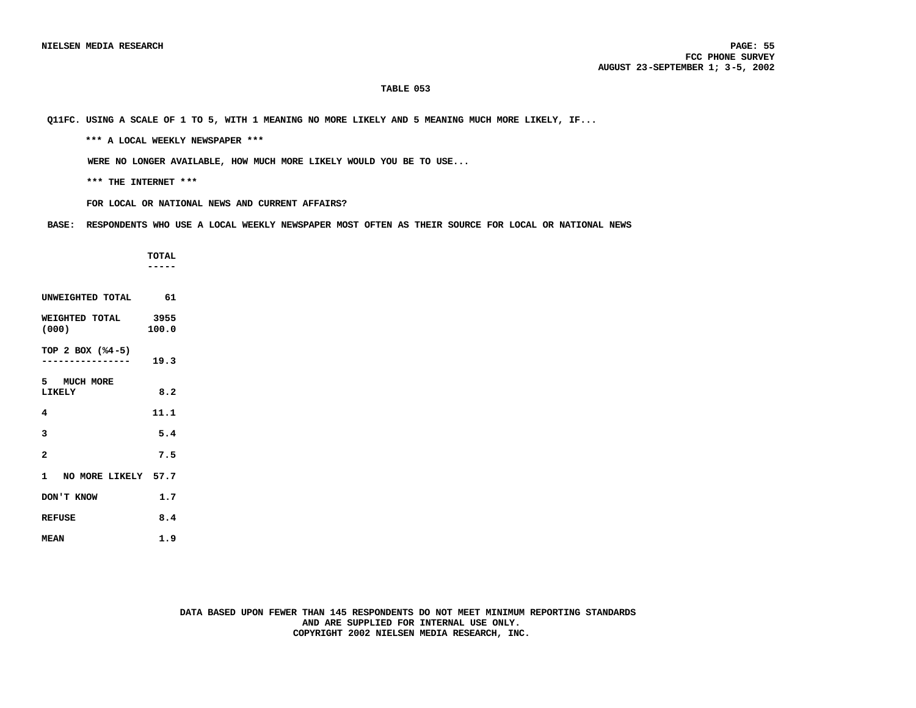**TABLE 053**

**Q11FC. USING A SCALE OF 1 TO 5, WITH 1 MEANING NO MORE LIKELY AND 5 MEANING MUCH MORE LIKELY, IF...**

**\*\*\* A LOCAL WEEKLY NEWSPAPER \*\*\***

**WERE NO LONGER AVAILABLE, HOW MUCH MORE LIKELY WOULD YOU BE TO USE...**

**\*\*\* THE INTERNET \*\*\***

**FOR LOCAL OR NATIONAL NEWS AND CURRENT AFFAIRS?**

**BASE: RESPONDENTS WHO USE A LOCAL WEEKLY NEWSPAPER MOST OFTEN AS THEIR SOURCE FOR LOCAL OR NATIONAL NEWS**

| | TOTAL |
|---|---|
| UNWEIGHTED TOTAL | 61 |
| WEIGHTED TOTAL (000) | 3955<br>100.0 |
| TOP 2 BOX (%4-5) | 19.3 |
| 5 MUCH MORE LIKELY | 8.2 |
| 4 | 11.1 |
| 3 | 5.4 |
| 2 | 7.5 |
| 1 NO MORE LIKELY | 57.7 |
| DON'T KNOW | 1.7 |
| REFUSE | 8.4 |
| MEAN | 1.9 |

DATA BASED UPON FEWER THAN 145 RESPONDENTS DO NOT MEET MINIMUM REPORTING STANDARDS AND ARE SUPPLIED FOR INTERNAL USE ONLY.

COPYRIGHT 2002 NIELSEN MEDIA RESEARCH, INC.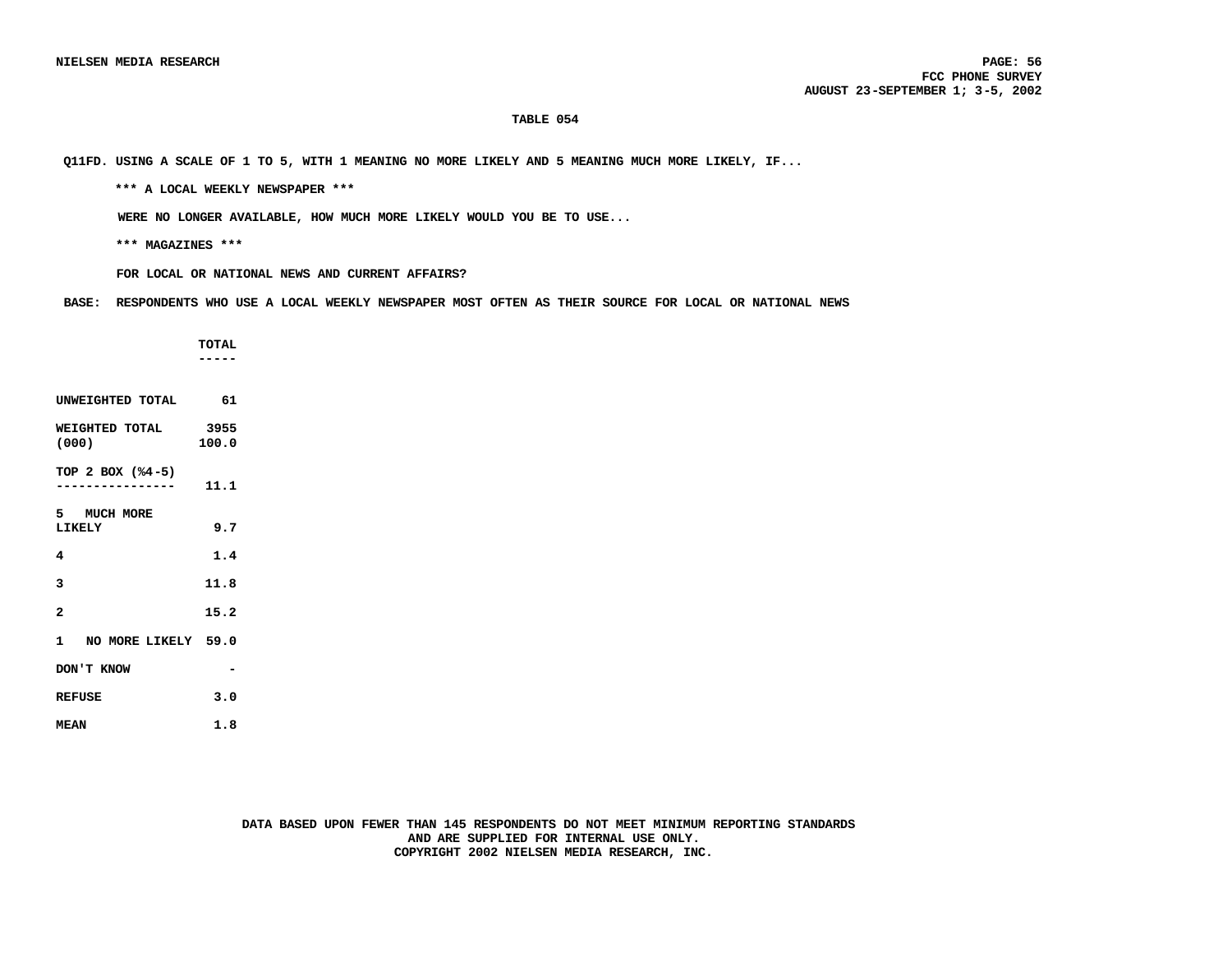**TABLE 054**

**Q11FD. USING A SCALE OF 1 TO 5, WITH 1 MEANING NO MORE LIKELY AND 5 MEANING MUCH MORE LIKELY, IF...**

**\*\*\* A LOCAL WEEKLY NEWSPAPER \*\*\***

**WERE NO LONGER AVAILABLE, HOW MUCH MORE LIKELY WOULD YOU BE TO USE...**

**\*\*\* MAGAZINES \*\*\***

**FOR LOCAL OR NATIONAL NEWS AND CURRENT AFFAIRS?**

**BASE: RESPONDENTS WHO USE A LOCAL WEEKLY NEWSPAPER MOST OFTEN AS THEIR SOURCE FOR LOCAL OR NATIONAL NEWS**

| | TOTAL |
|---|---|
| UNWEIGHTED TOTAL | 61 |
| WEIGHTED TOTAL (000) | 3955<br>100.0 |
| TOP 2 BOX (%4-5) | 11.1 |
| 5 MUCH MORE LIKELY | 9.7 |
| 4 | 1.4 |
| 3 | 11.8 |
| 2 | 15.2 |
| 1 NO MORE LIKELY | 59.0 |
| DON'T KNOW | - |
| REFUSE | 3.0 |
| MEAN | 1.8 |

DATA BASED UPON FEWER THAN 145 RESPONDENTS DO NOT MEET MINIMUM REPORTING STANDARDS AND ARE SUPPLIED FOR INTERNAL USE ONLY.
COPYRIGHT 2002 NIELSEN MEDIA RESEARCH, INC.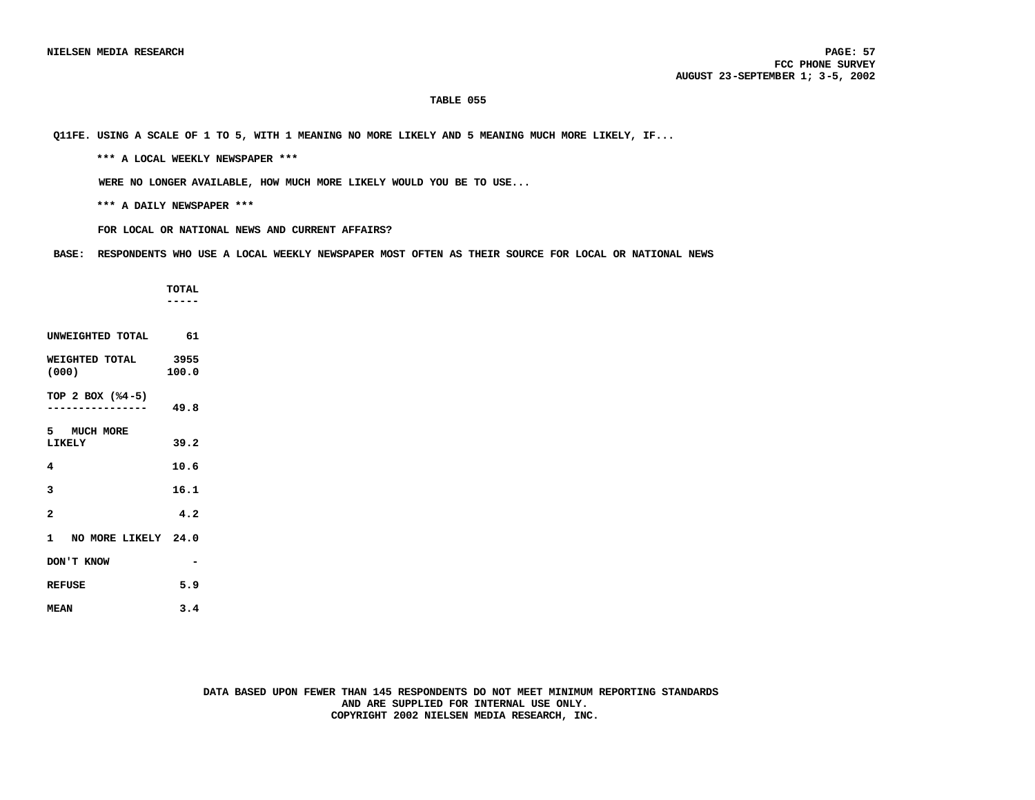### TABLE 055

Q11FE. USING A SCALE OF 1 TO 5, WITH 1 MEANING NO MORE LIKELY AND 5 MEANING MUCH MORE LIKELY, IF...

*** A LOCAL WEEKLY NEWSPAPER ***

WERE NO LONGER AVAILABLE, HOW MUCH MORE LIKELY WOULD YOU BE TO USE...

*** A DAILY NEWSPAPER ***

FOR LOCAL OR NATIONAL NEWS AND CURRENT AFFAIRS?

BASE: RESPONDENTS WHO USE A LOCAL WEEKLY NEWSPAPER MOST OFTEN AS THEIR SOURCE FOR LOCAL OR NATIONAL NEWS

| | TOTAL |
|---|---|
| UNWEIGHTED TOTAL | 61 |
| WEIGHTED TOTAL (000) | 3955<br>100.0 |
| TOP 2 BOX (%4-5) | 49.8 |
| 5 MUCH MORE LIKELY | 39.2 |
| 4 | 10.6 |
| 3 | 16.1 |
| 2 | 4.2 |
| 1 NO MORE LIKELY | 24.0 |
| DON'T KNOW | - |
| REFUSE | 5.9 |
| MEAN | 3.4 |

DATA BASED UPON FEWER THAN 145 RESPONDENTS DO NOT MEET MINIMUM REPORTING STANDARDS AND ARE SUPPLIED FOR INTERNAL USE ONLY.
COPYRIGHT 2002 NIELSEN MEDIA RESEARCH, INC.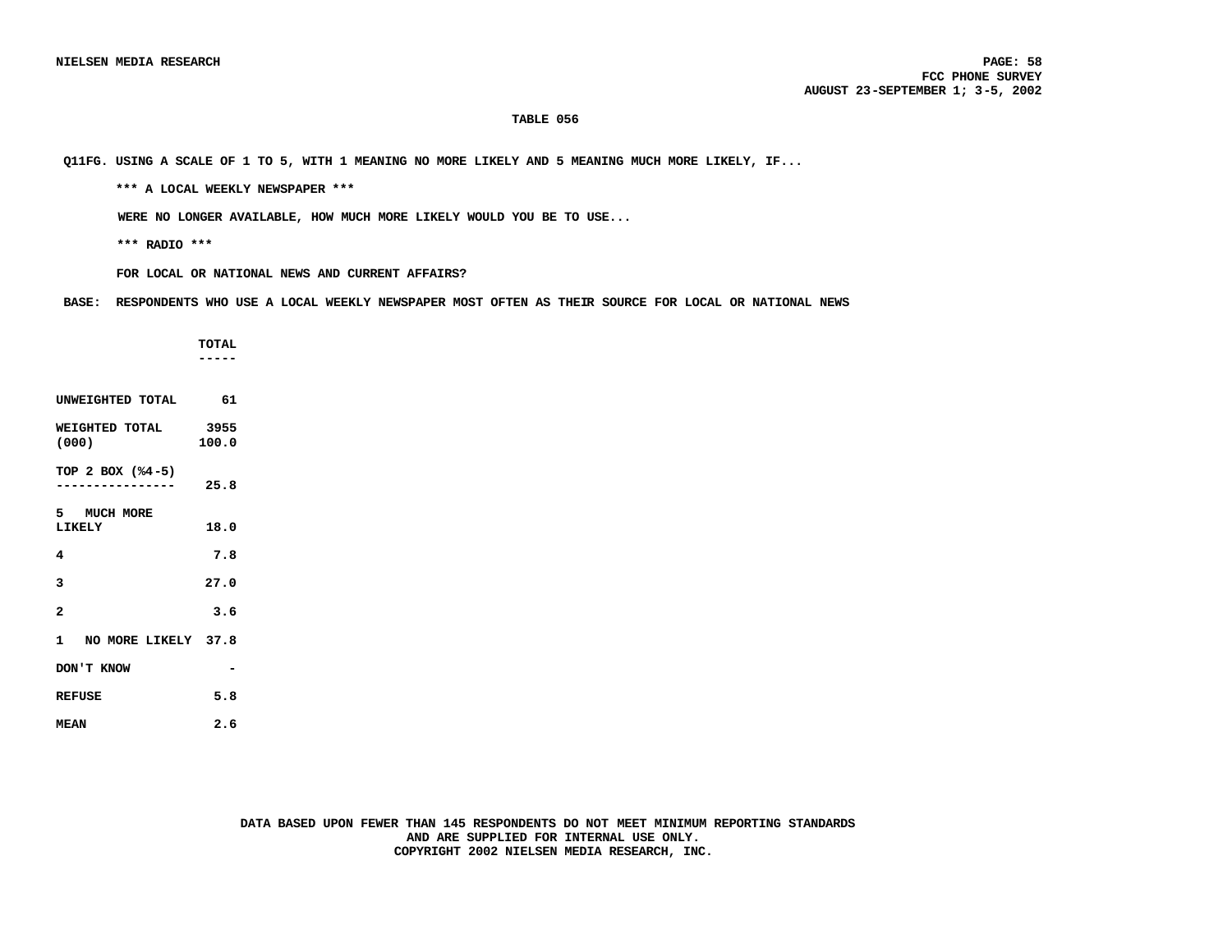## TABLE 056

Q11FG. USING A SCALE OF 1 TO 5, WITH 1 MEANING NO MORE LIKELY AND 5 MEANING MUCH MORE LIKELY, IF...

*** A LOCAL WEEKLY NEWSPAPER ***

WERE NO LONGER AVAILABLE, HOW MUCH MORE LIKELY WOULD YOU BE TO USE...

*** RADIO ***

FOR LOCAL OR NATIONAL NEWS AND CURRENT AFFAIRS?

BASE: RESPONDENTS WHO USE A LOCAL WEEKLY NEWSPAPER MOST OFTEN AS THEIR SOURCE FOR LOCAL OR NATIONAL NEWS

| | TOTAL |
|---|---|
| UNWEIGHTED TOTAL | 61 |
| WEIGHTED TOTAL (000) | 3955<br>100.0 |
| TOP 2 BOX (%4-5) | 25.8 |
| 5 MUCH MORE LIKELY | 18.0 |
| 4 | 7.8 |
| 3 | 27.0 |
| 2 | 3.6 |
| 1 NO MORE LIKELY | 37.8 |
| DON'T KNOW | - |
| REFUSE | 5.8 |
| MEAN | 2.6 |

DATA BASED UPON FEWER THAN 145 RESPONDENTS DO NOT MEET MINIMUM REPORTING STANDARDS AND ARE SUPPLIED FOR INTERNAL USE ONLY.
COPYRIGHT 2002 NIELSEN MEDIA RESEARCH, INC.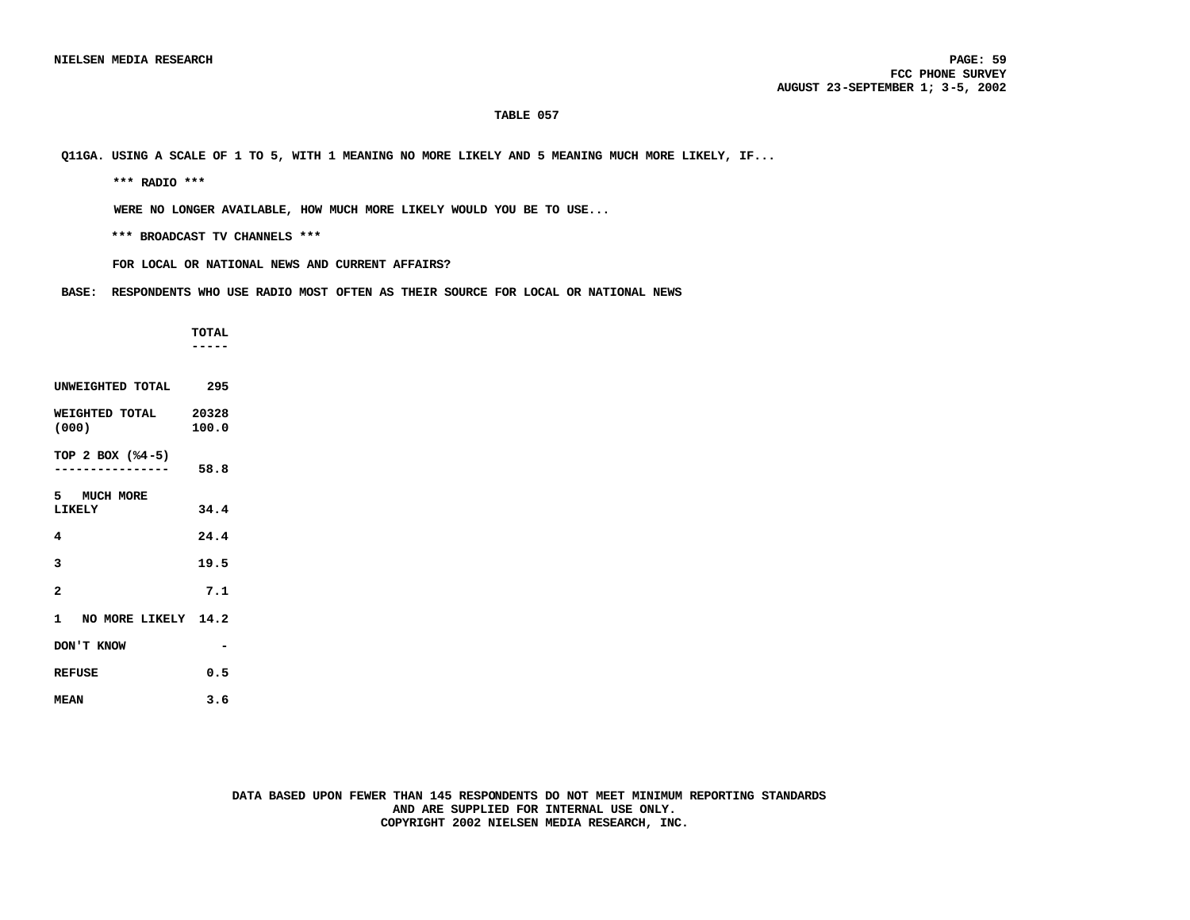**TABLE 057**

**Q11GA. USING A SCALE OF 1 TO 5, WITH 1 MEANING NO MORE LIKELY AND 5 MEANING MUCH MORE LIKELY, IF...**

**\*\*\* RADIO \*\*\***

**WERE NO LONGER AVAILABLE, HOW MUCH MORE LIKELY WOULD YOU BE TO USE...**

**\*\*\* BROADCAST TV CHANNELS \*\*\***

**FOR LOCAL OR NATIONAL NEWS AND CURRENT AFFAIRS?**

**BASE: RESPONDENTS WHO USE RADIO MOST OFTEN AS THEIR SOURCE FOR LOCAL OR NATIONAL NEWS**

| | TOTAL |
|---|---|
| UNWEIGHTED TOTAL | 295 |
| WEIGHTED TOTAL (000) | 20328<br>100.0 |
| TOP 2 BOX (%4-5) | 58.8 |
| 5 MUCH MORE LIKELY | 34.4 |
| 4 | 24.4 |
| 3 | 19.5 |
| 2 | 7.1 |
| 1 NO MORE LIKELY | 14.2 |
| DON'T KNOW | - |
| REFUSE | 0.5 |
| MEAN | 3.6 |

DATA BASED UPON FEWER THAN 145 RESPONDENTS DO NOT MEET MINIMUM REPORTING STANDARDS AND ARE SUPPLIED FOR INTERNAL USE ONLY.
COPYRIGHT 2002 NIELSEN MEDIA RESEARCH, INC.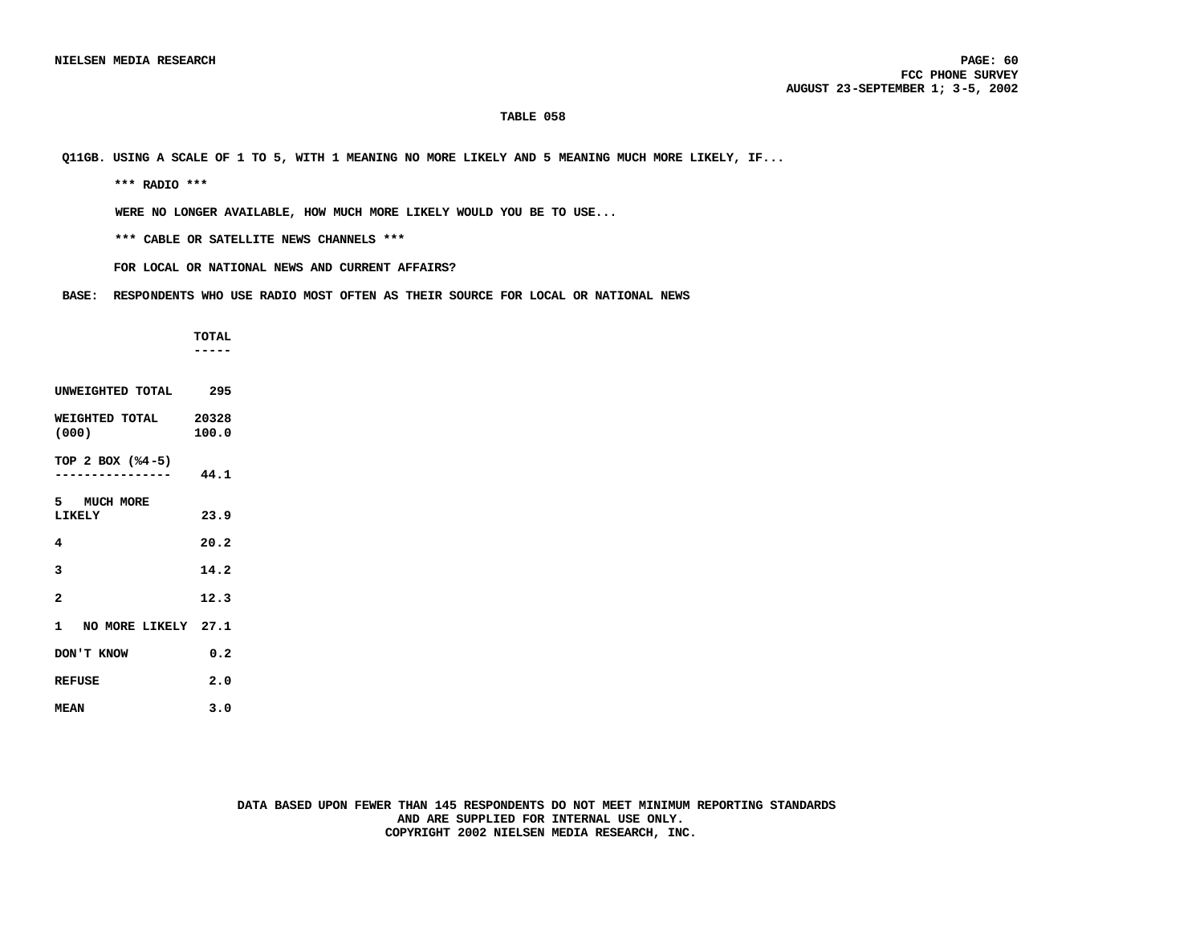**TABLE 058**

**Q11GB. USING A SCALE OF 1 TO 5, WITH 1 MEANING NO MORE LIKELY AND 5 MEANING MUCH MORE LIKELY, IF...**

**\*\*\* RADIO \*\*\***

**WERE NO LONGER AVAILABLE, HOW MUCH MORE LIKELY WOULD YOU BE TO USE...**

**\*\*\* CABLE OR SATELLITE NEWS CHANNELS \*\*\***

**FOR LOCAL OR NATIONAL NEWS AND CURRENT AFFAIRS?**

**BASE: RESPONDENTS WHO USE RADIO MOST OFTEN AS THEIR SOURCE FOR LOCAL OR NATIONAL NEWS**

| | TOTAL |
|---|---|
| UNWEIGHTED TOTAL | 295 |
| WEIGHTED TOTAL (000) | 20328<br>100.0 |
| TOP 2 BOX (%4-5) | 44.1 |
| 5 MUCH MORE LIKELY | 23.9 |
| 4 | 20.2 |
| 3 | 14.2 |
| 2 | 12.3 |
| 1 NO MORE LIKELY | 27.1 |
| DON'T KNOW | 0.2 |
| REFUSE | 2.0 |
| MEAN | 3.0 |

**DATA BASED UPON FEWER THAN 145 RESPONDENTS DO NOT MEET MINIMUM REPORTING STANDARDS AND ARE SUPPLIED FOR INTERNAL USE ONLY.**
**COPYRIGHT 2002 NIELSEN MEDIA RESEARCH, INC.**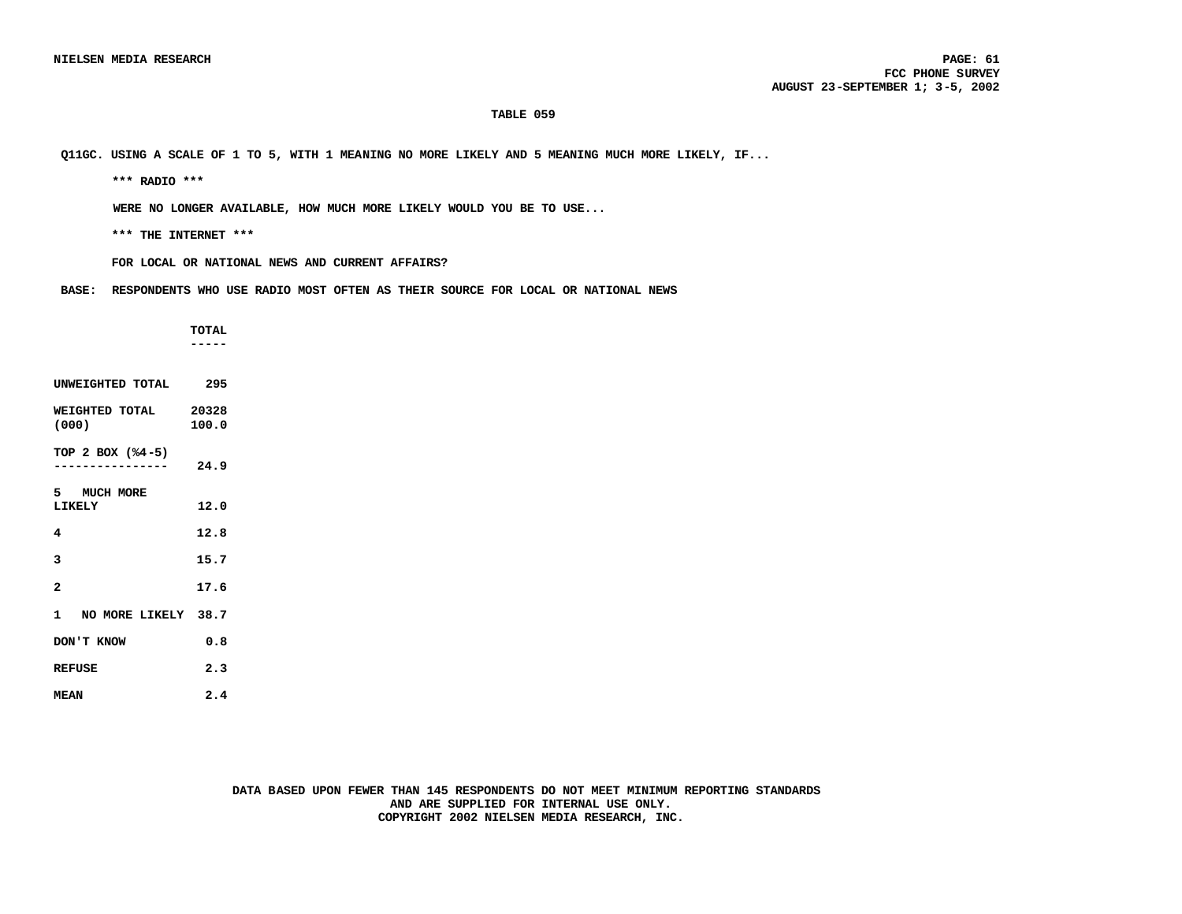**TABLE 059**

**Q11GC. USING A SCALE OF 1 TO 5, WITH 1 MEANING NO MORE LIKELY AND 5 MEANING MUCH MORE LIKELY, IF...**

**\*\*\* RADIO \*\*\***

**WERE NO LONGER AVAILABLE, HOW MUCH MORE LIKELY WOULD YOU BE TO USE...**

**\*\*\* THE INTERNET \*\*\***

**FOR LOCAL OR NATIONAL NEWS AND CURRENT AFFAIRS?**

**BASE: RESPONDENTS WHO USE RADIO MOST OFTEN AS THEIR SOURCE FOR LOCAL OR NATIONAL NEWS**

| | TOTAL |
|---|---|
| UNWEIGHTED TOTAL | 295 |
| WEIGHTED TOTAL (000) | 20328<br>100.0 |
| TOP 2 BOX (%4-5) | 24.9 |
| 5 MUCH MORE LIKELY | 12.0 |
| 4 | 12.8 |
| 3 | 15.7 |
| 2 | 17.6 |
| 1 NO MORE LIKELY | 38.7 |
| DON'T KNOW | 0.8 |
| REFUSE | 2.3 |
| MEAN | 2.4 |

DATA BASED UPON FEWER THAN 145 RESPONDENTS DO NOT MEET MINIMUM REPORTING STANDARDS AND ARE SUPPLIED FOR INTERNAL USE ONLY.
COPYRIGHT 2002 NIELSEN MEDIA RESEARCH, INC.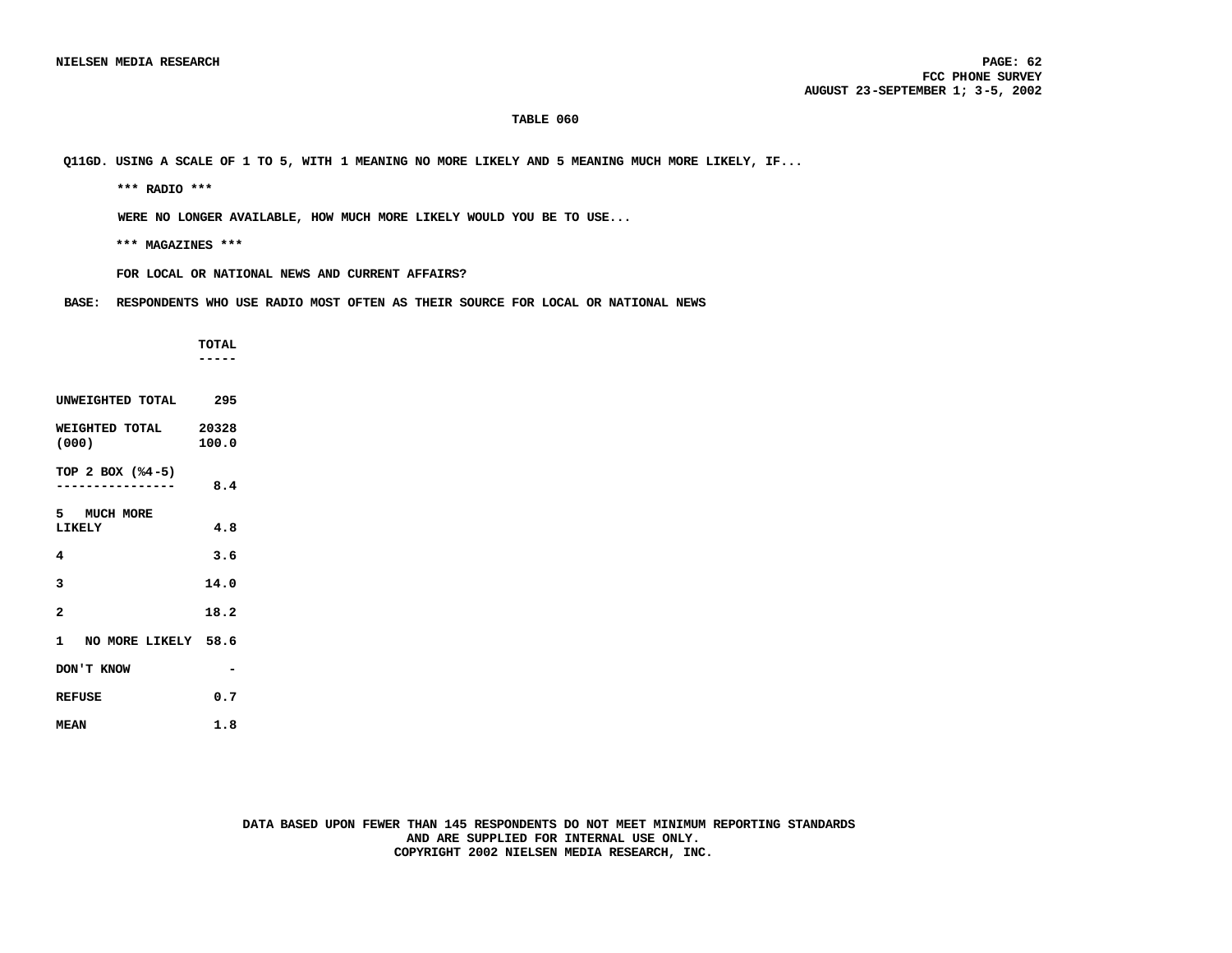### TABLE 060

Q11GD. USING A SCALE OF 1 TO 5, WITH 1 MEANING NO MORE LIKELY AND 5 MEANING MUCH MORE LIKELY, IF...

\*\*\* RADIO \*\*\*

WERE NO LONGER AVAILABLE, HOW MUCH MORE LIKELY WOULD YOU BE TO USE...

\*\*\* MAGAZINES \*\*\*

FOR LOCAL OR NATIONAL NEWS AND CURRENT AFFAIRS?

BASE: RESPONDENTS WHO USE RADIO MOST OFTEN AS THEIR SOURCE FOR LOCAL OR NATIONAL NEWS

| | TOTAL |
|---|---|
| UNWEIGHTED TOTAL | 295 |
| WEIGHTED TOTAL (000) | 20328<br>100.0 |
| TOP 2 BOX (%4-5) | 8.4 |
| 5 MUCH MORE LIKELY | 4.8 |
| 4 | 3.6 |
| 3 | 14.0 |
| 2 | 18.2 |
| 1 NO MORE LIKELY | 58.6 |
| DON'T KNOW | - |
| REFUSE | 0.7 |
| MEAN | 1.8 |

DATA BASED UPON FEWER THAN 145 RESPONDENTS DO NOT MEET MINIMUM REPORTING STANDARDS AND ARE SUPPLIED FOR INTERNAL USE ONLY.
COPYRIGHT 2002 NIELSEN MEDIA RESEARCH, INC.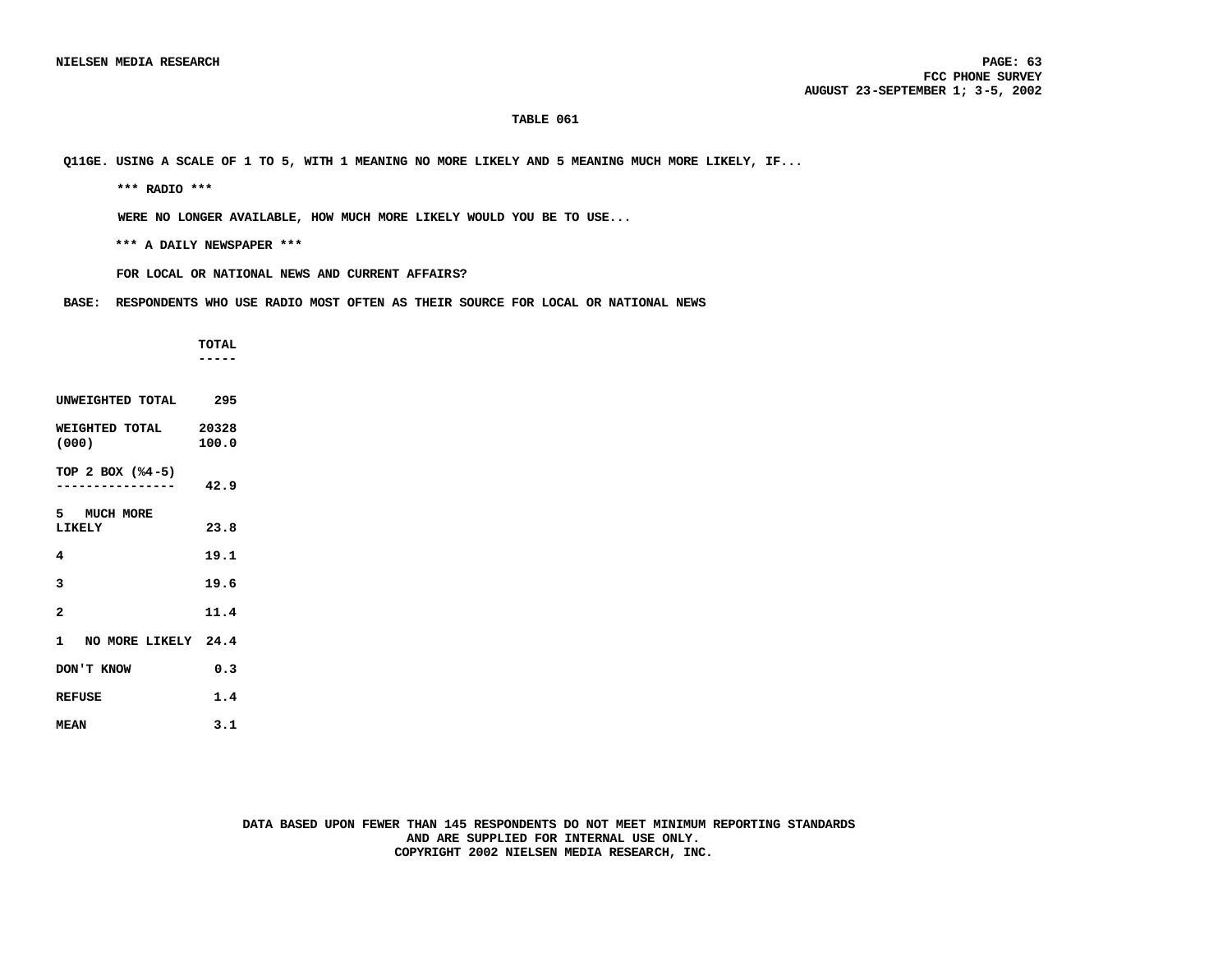**TABLE 061**

**Q11GE. USING A SCALE OF 1 TO 5, WITH 1 MEANING NO MORE LIKELY AND 5 MEANING MUCH MORE LIKELY, IF...**

**\*\*\* RADIO \*\*\***

**WERE NO LONGER AVAILABLE, HOW MUCH MORE LIKELY WOULD YOU BE TO USE...**

**\*\*\* A DAILY NEWSPAPER \*\*\***

**FOR LOCAL OR NATIONAL NEWS AND CURRENT AFFAIRS?**

**BASE: RESPONDENTS WHO USE RADIO MOST OFTEN AS THEIR SOURCE FOR LOCAL OR NATIONAL NEWS**

| | TOTAL |
|---|---|
| UNWEIGHTED TOTAL | 295 |
| WEIGHTED TOTAL (000) | 20328 100.0 |
| TOP 2 BOX (%4-5) | 42.9 |
| 5 MUCH MORE LIKELY | 23.8 |
| 4 | 19.1 |
| 3 | 19.6 |
| 2 | 11.4 |
| 1 NO MORE LIKELY | 24.4 |
| DON'T KNOW | 0.3 |
| REFUSE | 1.4 |
| MEAN | 3.1 |

**DATA BASED UPON FEWER THAN 145 RESPONDENTS DO NOT MEET MINIMUM REPORTING STANDARDS AND ARE SUPPLIED FOR INTERNAL USE ONLY.**
**COPYRIGHT 2002 NIELSEN MEDIA RESEARCH, INC.**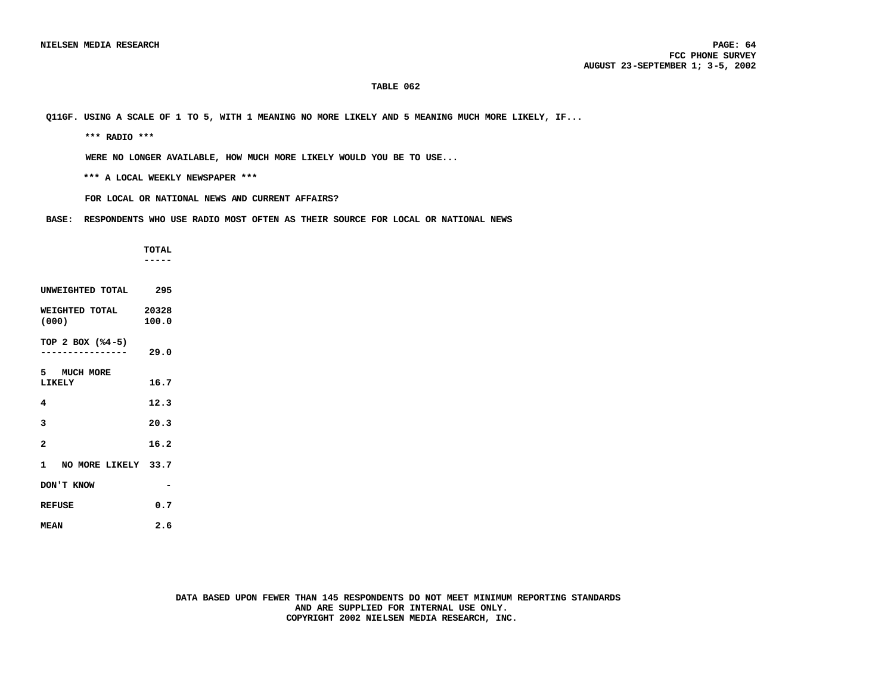**TABLE 062**

Q11GF. USING A SCALE OF 1 TO 5, WITH 1 MEANING NO MORE LIKELY AND 5 MEANING MUCH MORE LIKELY, IF...

*** RADIO ***

WERE NO LONGER AVAILABLE, HOW MUCH MORE LIKELY WOULD YOU BE TO USE...

*** A LOCAL WEEKLY NEWSPAPER ***

FOR LOCAL OR NATIONAL NEWS AND CURRENT AFFAIRS?

BASE: RESPONDENTS WHO USE RADIO MOST OFTEN AS THEIR SOURCE FOR LOCAL OR NATIONAL NEWS

| | TOTAL |
|---|---|
| UNWEIGHTED TOTAL | 295 |
| WEIGHTED TOTAL (000) | 20328<br>100.0 |
| TOP 2 BOX (%4-5) | 29.0 |
| 5 MUCH MORE LIKELY | 16.7 |
| 4 | 12.3 |
| 3 | 20.3 |
| 2 | 16.2 |
| 1 NO MORE LIKELY | 33.7 |
| DON'T KNOW | - |
| REFUSE | 0.7 |
| MEAN | 2.6 |

DATA BASED UPON FEWER THAN 145 RESPONDENTS DO NOT MEET MINIMUM REPORTING STANDARDS AND ARE SUPPLIED FOR INTERNAL USE ONLY.
COPYRIGHT 2002 NIELSEN MEDIA RESEARCH, INC.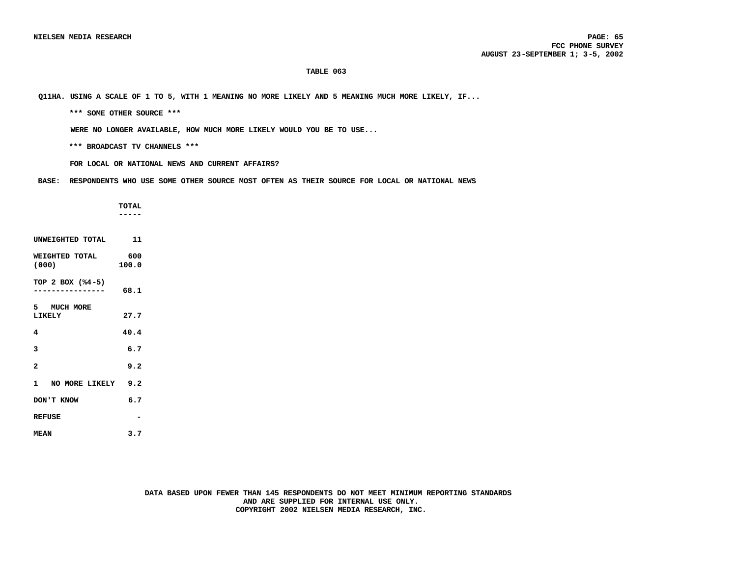**TABLE 063**

**Q11HA. USING A SCALE OF 1 TO 5, WITH 1 MEANING NO MORE LIKELY AND 5 MEANING MUCH MORE LIKELY, IF...**

**\*\*\* SOME OTHER SOURCE \*\*\***

**WERE NO LONGER AVAILABLE, HOW MUCH MORE LIKELY WOULD YOU BE TO USE...**

**\*\*\* BROADCAST TV CHANNELS \*\*\***

**FOR LOCAL OR NATIONAL NEWS AND CURRENT AFFAIRS?**

**BASE: RESPONDENTS WHO USE SOME OTHER SOURCE MOST OFTEN AS THEIR SOURCE FOR LOCAL OR NATIONAL NEWS**

| | TOTAL |
|---|---|
| UNWEIGHTED TOTAL | 11 |
| WEIGHTED TOTAL (000) | 600<br>100.0 |
| TOP 2 BOX (%4-5) | 68.1 |
| 5 MUCH MORE LIKELY | 27.7 |
| 4 | 40.4 |
| 3 | 6.7 |
| 2 | 9.2 |
| 1 NO MORE LIKELY | 9.2 |
| DON'T KNOW | 6.7 |
| REFUSE | - |
| MEAN | 3.7 |

DATA BASED UPON FEWER THAN 145 RESPONDENTS DO NOT MEET MINIMUM REPORTING STANDARDS AND ARE SUPPLIED FOR INTERNAL USE ONLY.
COPYRIGHT 2002 NIELSEN MEDIA RESEARCH, INC.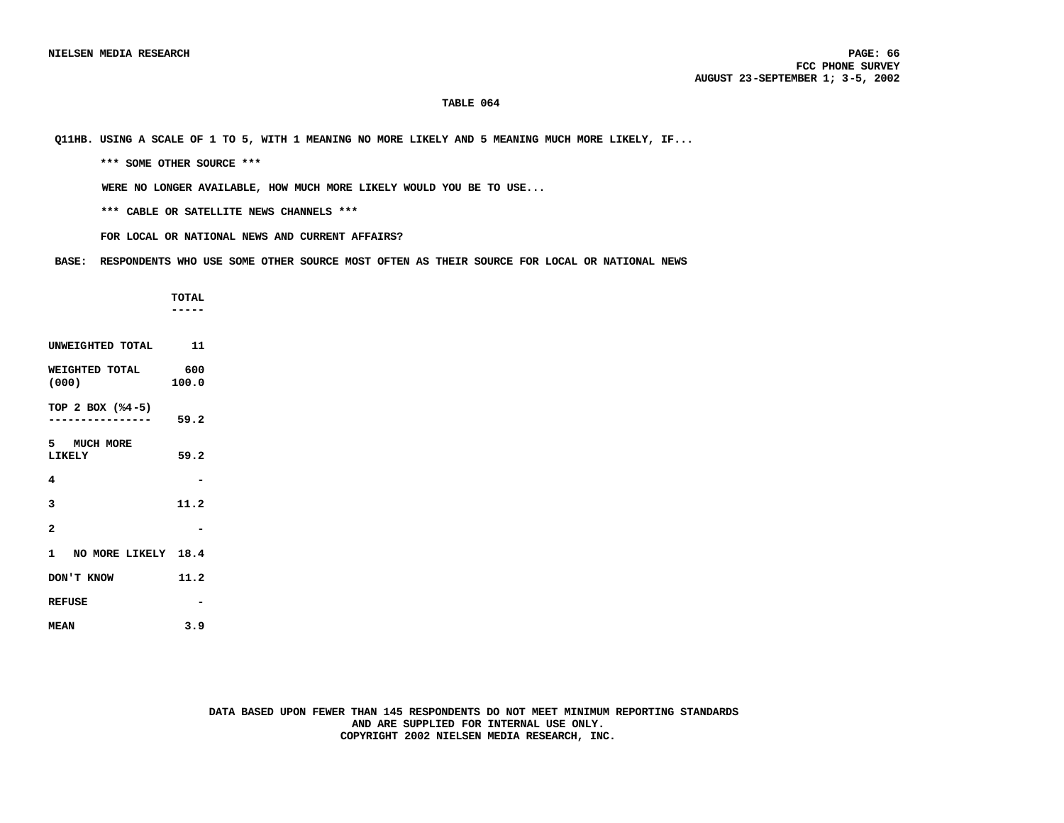**TABLE 064**

**Q11HB. USING A SCALE OF 1 TO 5, WITH 1 MEANING NO MORE LIKELY AND 5 MEANING MUCH MORE LIKELY, IF...**

**\*\*\* SOME OTHER SOURCE \*\*\***

**WERE NO LONGER AVAILABLE, HOW MUCH MORE LIKELY WOULD YOU BE TO USE...**

**\*\*\* CABLE OR SATELLITE NEWS CHANNELS \*\*\***

**FOR LOCAL OR NATIONAL NEWS AND CURRENT AFFAIRS?**

**BASE: RESPONDENTS WHO USE SOME OTHER SOURCE MOST OFTEN AS THEIR SOURCE FOR LOCAL OR NATIONAL NEWS**

| | TOTAL |
|---|---|
| UNWEIGHTED TOTAL | 11 |
| WEIGHTED TOTAL (000) | 600<br>100.0 |
| TOP 2 BOX (%4-5) | 59.2 |
| 5 MUCH MORE LIKELY | 59.2 |
| 4 | - |
| 3 | 11.2 |
| 2 | - |
| 1 NO MORE LIKELY | 18.4 |
| DON'T KNOW | 11.2 |
| REFUSE | - |
| MEAN | 3.9 |

DATA BASED UPON FEWER THAN 145 RESPONDENTS DO NOT MEET MINIMUM REPORTING STANDARDS AND ARE SUPPLIED FOR INTERNAL USE ONLY.
COPYRIGHT 2002 NIELSEN MEDIA RESEARCH, INC.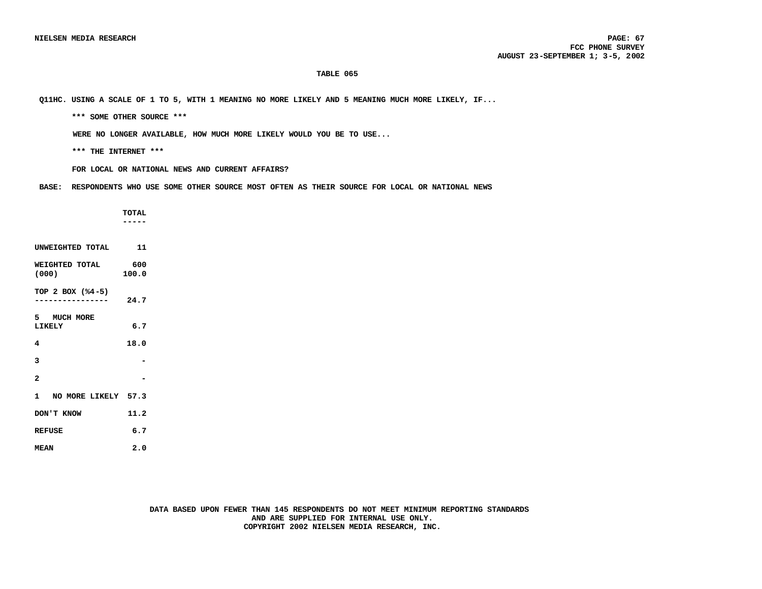**TABLE 065**

Q11HC. USING A SCALE OF 1 TO 5, WITH 1 MEANING NO MORE LIKELY AND 5 MEANING MUCH MORE LIKELY, IF...

\*\*\* SOME OTHER SOURCE \*\*\*

WERE NO LONGER AVAILABLE, HOW MUCH MORE LIKELY WOULD YOU BE TO USE...

\*\*\* THE INTERNET \*\*\*

FOR LOCAL OR NATIONAL NEWS AND CURRENT AFFAIRS?

BASE: RESPONDENTS WHO USE SOME OTHER SOURCE MOST OFTEN AS THEIR SOURCE FOR LOCAL OR NATIONAL NEWS

| | TOTAL |
|---|---|
| UNWEIGHTED TOTAL | 11 |
| WEIGHTED TOTAL (000) | 600<br>100.0 |
| TOP 2 BOX (%4-5) | 24.7 |
| 5 MUCH MORE LIKELY | 6.7 |
| 4 | 18.0 |
| 3 | - |
| 2 | - |
| 1 NO MORE LIKELY | 57.3 |
| DON'T KNOW | 11.2 |
| REFUSE | 6.7 |
| MEAN | 2.0 |

DATA BASED UPON FEWER THAN 145 RESPONDENTS DO NOT MEET MINIMUM REPORTING STANDARDS AND ARE SUPPLIED FOR INTERNAL USE ONLY.
COPYRIGHT 2002 NIELSEN MEDIA RESEARCH, INC.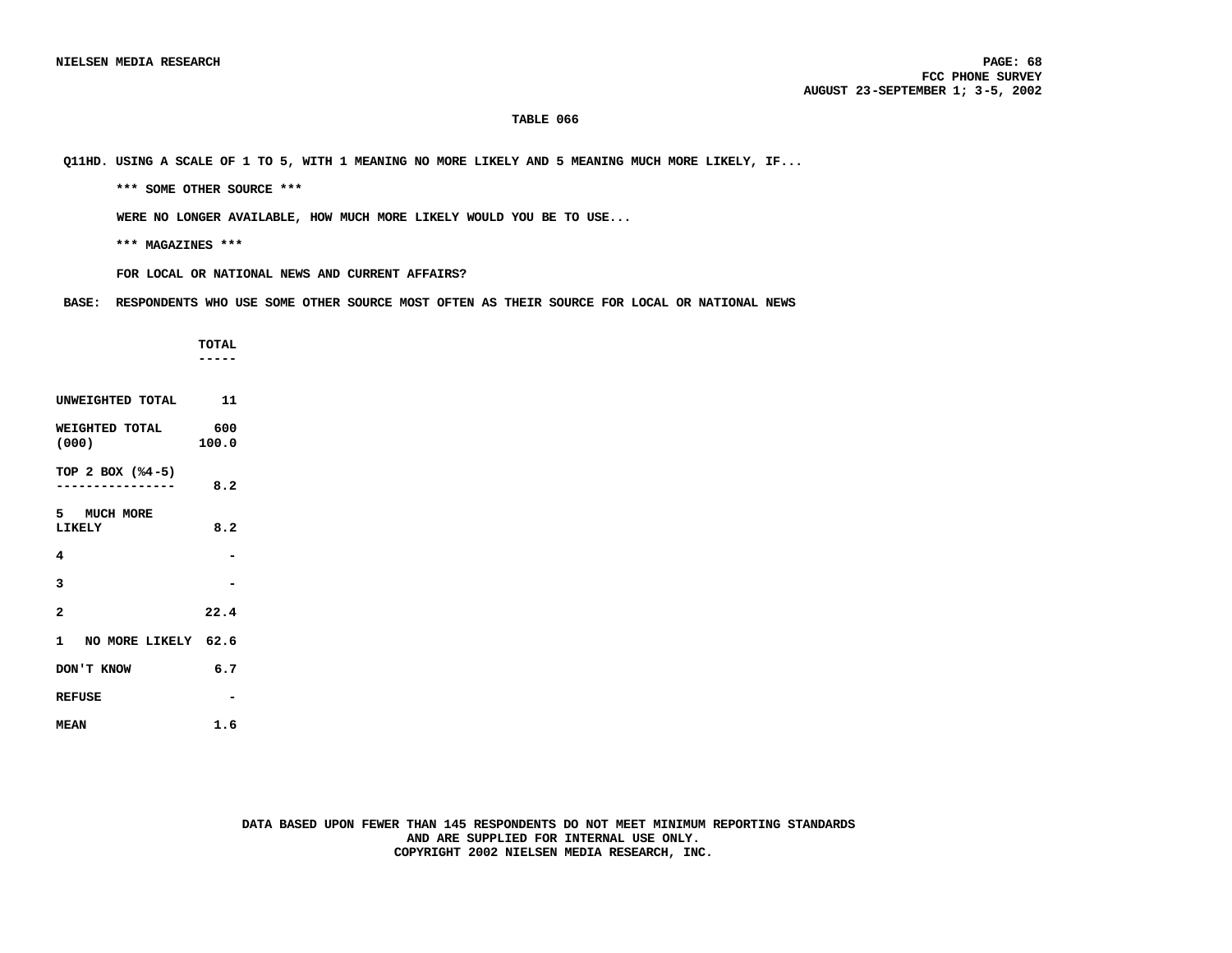## TABLE 066

Q11HD. USING A SCALE OF 1 TO 5, WITH 1 MEANING NO MORE LIKELY AND 5 MEANING MUCH MORE LIKELY, IF...

*** SOME OTHER SOURCE ***

WERE NO LONGER AVAILABLE, HOW MUCH MORE LIKELY WOULD YOU BE TO USE...

*** MAGAZINES ***

FOR LOCAL OR NATIONAL NEWS AND CURRENT AFFAIRS?

BASE: RESPONDENTS WHO USE SOME OTHER SOURCE MOST OFTEN AS THEIR SOURCE FOR LOCAL OR NATIONAL NEWS

| | TOTAL |
|---|---|
| UNWEIGHTED TOTAL | 11 |
| WEIGHTED TOTAL (000) | 600<br>100.0 |
| TOP 2 BOX (%4-5) | 8.2 |
| 5 MUCH MORE LIKELY | 8.2 |
| 4 | - |
| 3 | - |
| 2 | 22.4 |
| 1 NO MORE LIKELY | 62.6 |
| DON'T KNOW | 6.7 |
| REFUSE | - |
| MEAN | 1.6 |

DATA BASED UPON FEWER THAN 145 RESPONDENTS DO NOT MEET MINIMUM REPORTING STANDARDS AND ARE SUPPLIED FOR INTERNAL USE ONLY.
COPYRIGHT 2002 NIELSEN MEDIA RESEARCH, INC.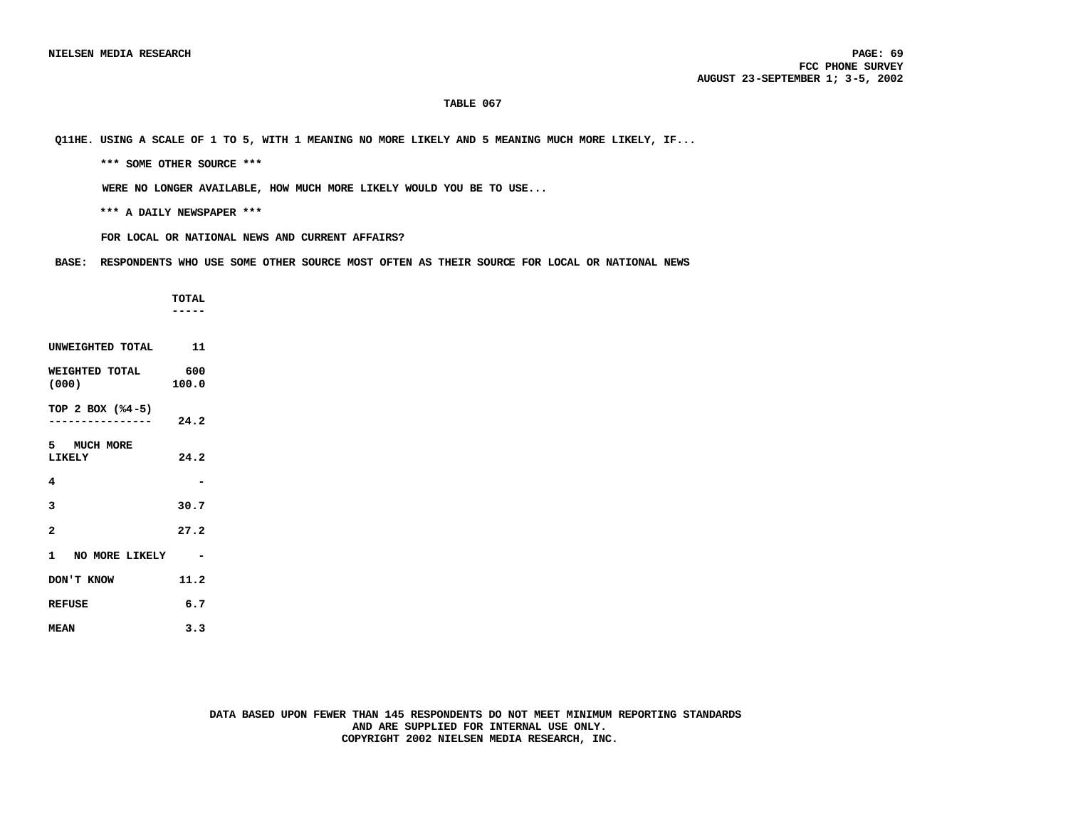**TABLE 067**

**Q11HE. USING A SCALE OF 1 TO 5, WITH 1 MEANING NO MORE LIKELY AND 5 MEANING MUCH MORE LIKELY, IF...**

**\*\*\* SOME OTHER SOURCE \*\*\***

**WERE NO LONGER AVAILABLE, HOW MUCH MORE LIKELY WOULD YOU BE TO USE...**

**\*\*\* A DAILY NEWSPAPER \*\*\***

**FOR LOCAL OR NATIONAL NEWS AND CURRENT AFFAIRS?**

**BASE: RESPONDENTS WHO USE SOME OTHER SOURCE MOST OFTEN AS THEIR SOURCE FOR LOCAL OR NATIONAL NEWS**

| | TOTAL |
|---|---|
| UNWEIGHTED TOTAL | 11 |
| WEIGHTED TOTAL (000) | 600<br>100.0 |
| TOP 2 BOX (%4-5) | 24.2 |
| 5 MUCH MORE LIKELY | 24.2 |
| 4 | - |
| 3 | 30.7 |
| 2 | 27.2 |
| 1 NO MORE LIKELY | - |
| DON'T KNOW | 11.2 |
| REFUSE | 6.7 |
| MEAN | 3.3 |

**DATA BASED UPON FEWER THAN 145 RESPONDENTS DO NOT MEET MINIMUM REPORTING STANDARDS AND ARE SUPPLIED FOR INTERNAL USE ONLY.**
**COPYRIGHT 2002 NIELSEN MEDIA RESEARCH, INC.**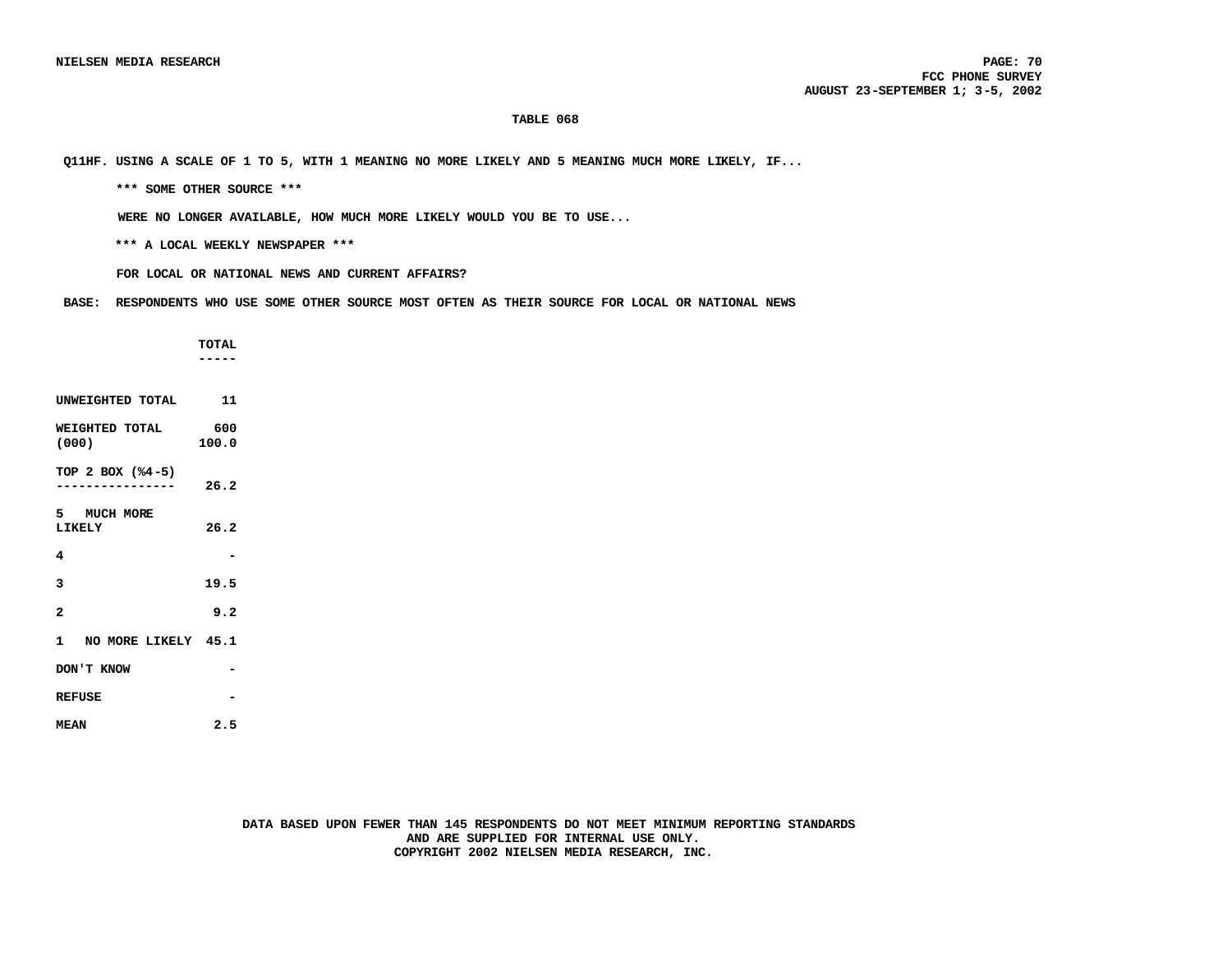**TABLE 068**

**Q11HF. USING A SCALE OF 1 TO 5, WITH 1 MEANING NO MORE LIKELY AND 5 MEANING MUCH MORE LIKELY, IF...**

**\*\*\* SOME OTHER SOURCE \*\*\***

**WERE NO LONGER AVAILABLE, HOW MUCH MORE LIKELY WOULD YOU BE TO USE...**

**\*\*\* A LOCAL WEEKLY NEWSPAPER \*\*\***

**FOR LOCAL OR NATIONAL NEWS AND CURRENT AFFAIRS?**

**BASE: RESPONDENTS WHO USE SOME OTHER SOURCE MOST OFTEN AS THEIR SOURCE FOR LOCAL OR NATIONAL NEWS**

| | TOTAL |
|---|---|
| UNWEIGHTED TOTAL | 11 |
| WEIGHTED TOTAL (000) | 600<br>100.0 |
| TOP 2 BOX (%4-5) | 26.2 |
| 5 MUCH MORE LIKELY | 26.2 |
| 4 | - |
| 3 | 19.5 |
| 2 | 9.2 |
| 1 NO MORE LIKELY | 45.1 |
| DON'T KNOW | - |
| REFUSE | - |
| MEAN | 2.5 |

DATA BASED UPON FEWER THAN 145 RESPONDENTS DO NOT MEET MINIMUM REPORTING STANDARDS AND ARE SUPPLIED FOR INTERNAL USE ONLY.
COPYRIGHT 2002 NIELSEN MEDIA RESEARCH, INC.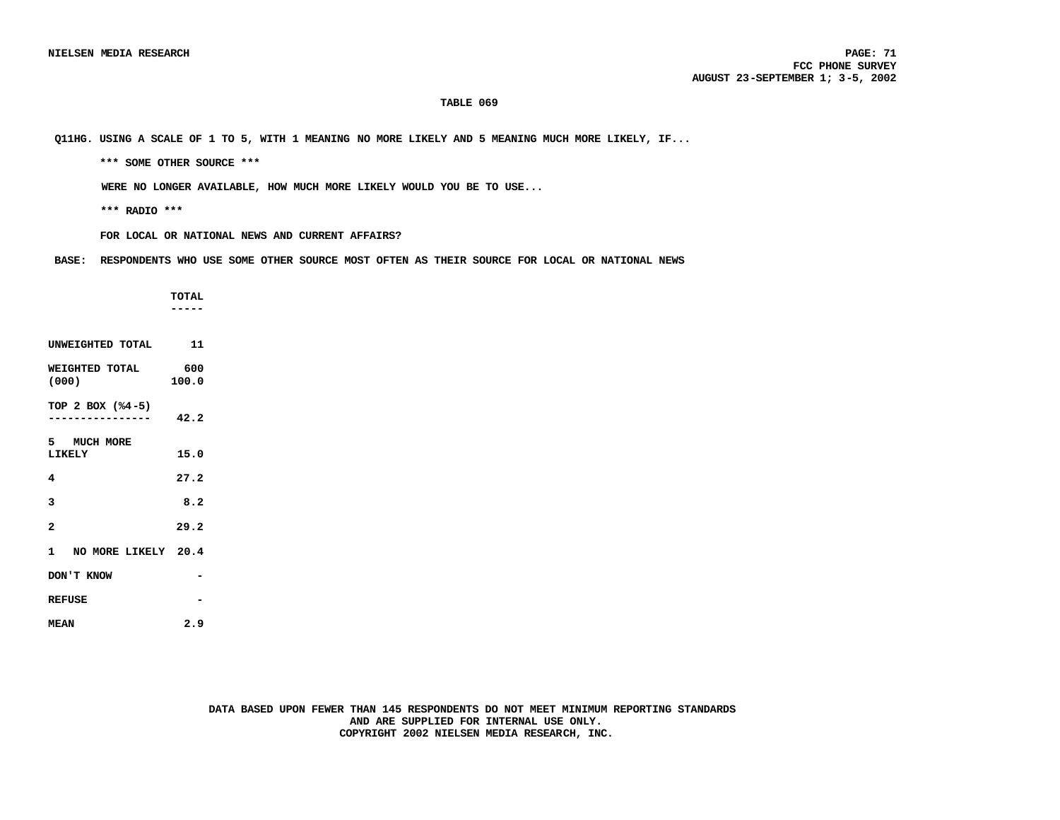**TABLE 069**

**Q11HG. USING A SCALE OF 1 TO 5, WITH 1 MEANING NO MORE LIKELY AND 5 MEANING MUCH MORE LIKELY, IF...**

**\*\*\* SOME OTHER SOURCE \*\*\***

**WERE NO LONGER AVAILABLE, HOW MUCH MORE LIKELY WOULD YOU BE TO USE...**

**\*\*\* RADIO \*\*\***

**FOR LOCAL OR NATIONAL NEWS AND CURRENT AFFAIRS?**

**BASE: RESPONDENTS WHO USE SOME OTHER SOURCE MOST OFTEN AS THEIR SOURCE FOR LOCAL OR NATIONAL NEWS**

| | TOTAL |
|---|---|
| UNWEIGHTED TOTAL | 11 |
| WEIGHTED TOTAL (000) | 600<br>100.0 |
| TOP 2 BOX (%4-5) | 42.2 |
| 5 MUCH MORE LIKELY | 15.0 |
| 4 | 27.2 |
| 3 | 8.2 |
| 2 | 29.2 |
| 1 NO MORE LIKELY | 20.4 |
| DON'T KNOW | - |
| REFUSE | - |
| MEAN | 2.9 |

DATA BASED UPON FEWER THAN 145 RESPONDENTS DO NOT MEET MINIMUM REPORTING STANDARDS AND ARE SUPPLIED FOR INTERNAL USE ONLY.
COPYRIGHT 2002 NIELSEN MEDIA RESEARCH, INC.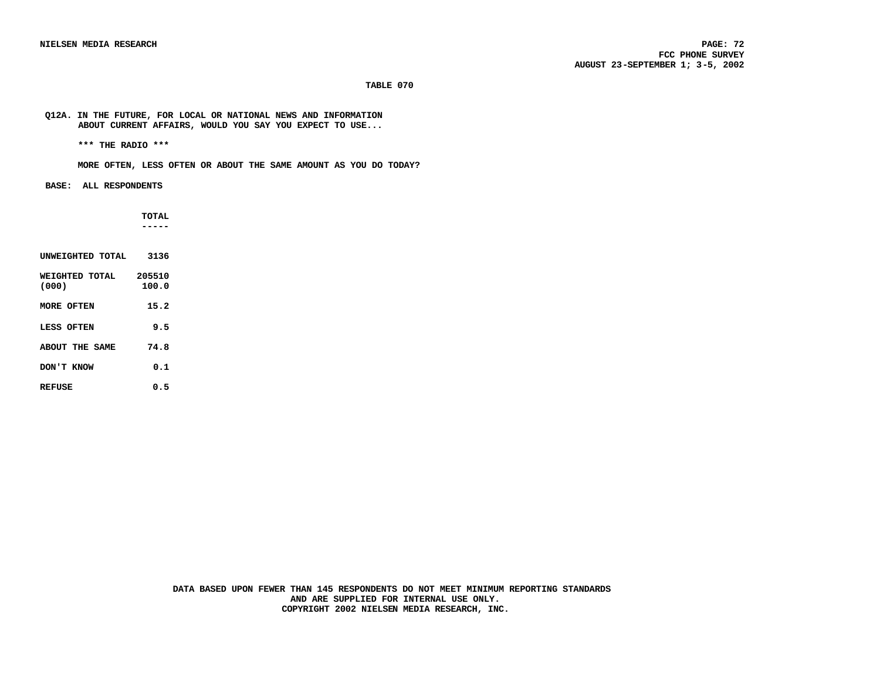**TABLE 070**

**Q12A. IN THE FUTURE, FOR LOCAL OR NATIONAL NEWS AND INFORMATION ABOUT CURRENT AFFAIRS, WOULD YOU SAY YOU EXPECT TO USE...**

**\*\*\* THE RADIO \*\*\***

**MORE OFTEN, LESS OFTEN OR ABOUT THE SAME AMOUNT AS YOU DO TODAY?**

**BASE: ALL RESPONDENTS**

| | TOTAL |
|---|---|
| UNWEIGHTED TOTAL | 3136 |
| WEIGHTED TOTAL (000) | 205510<br>100.0 |
| MORE OFTEN | 15.2 |
| LESS OFTEN | 9.5 |
| ABOUT THE SAME | 74.8 |
| DON'T KNOW | 0.1 |
| REFUSE | 0.5 |

**DATA BASED UPON FEWER THAN 145 RESPONDENTS DO NOT MEET MINIMUM REPORTING STANDARDS AND ARE SUPPLIED FOR INTERNAL USE ONLY.**
**COPYRIGHT 2002 NIELSEN MEDIA RESEARCH, INC.**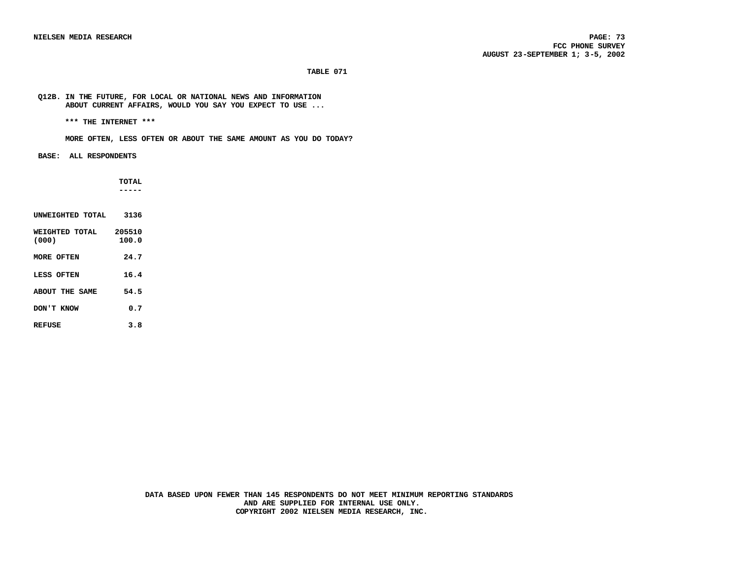**TABLE 071**

**Q12B. IN THE FUTURE, FOR LOCAL OR NATIONAL NEWS AND INFORMATION ABOUT CURRENT AFFAIRS, WOULD YOU SAY YOU EXPECT TO USE ...**

**\*\*\* THE INTERNET \*\*\***

**MORE OFTEN, LESS OFTEN OR ABOUT THE SAME AMOUNT AS YOU DO TODAY?**

**BASE: ALL RESPONDENTS**

| | TOTAL |
|---|---|
| UNWEIGHTED TOTAL | 3136 |
| WEIGHTED TOTAL (000) | 205510<br>100.0 |
| MORE OFTEN | 24.7 |
| LESS OFTEN | 16.4 |
| ABOUT THE SAME | 54.5 |
| DON'T KNOW | 0.7 |
| REFUSE | 3.8 |

**DATA BASED UPON FEWER THAN 145 RESPONDENTS DO NOT MEET MINIMUM REPORTING STANDARDS AND ARE SUPPLIED FOR INTERNAL USE ONLY.**
**COPYRIGHT 2002 NIELSEN MEDIA RESEARCH, INC.**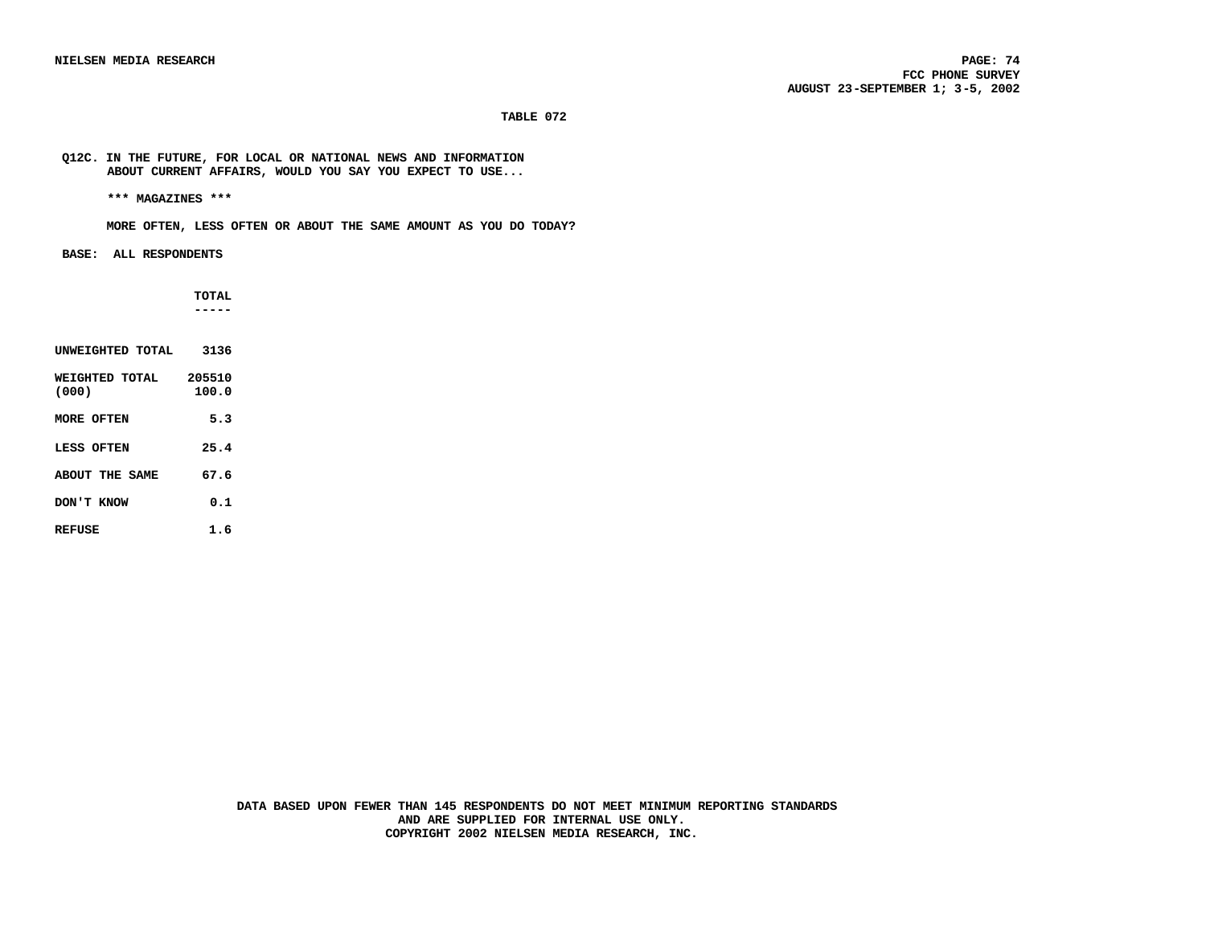**TABLE 072**

**Q12C. IN THE FUTURE, FOR LOCAL OR NATIONAL NEWS AND INFORMATION ABOUT CURRENT AFFAIRS, WOULD YOU SAY YOU EXPECT TO USE...**

**\*\*\* MAGAZINES \*\*\***

**MORE OFTEN, LESS OFTEN OR ABOUT THE SAME AMOUNT AS YOU DO TODAY?**

**BASE: ALL RESPONDENTS**

| | TOTAL |
|---|---|
| UNWEIGHTED TOTAL | 3136 |
| WEIGHTED TOTAL (000) | 205510<br>100.0 |
| MORE OFTEN | 5.3 |
| LESS OFTEN | 25.4 |
| ABOUT THE SAME | 67.6 |
| DON'T KNOW | 0.1 |
| REFUSE | 1.6 |

**DATA BASED UPON FEWER THAN 145 RESPONDENTS DO NOT MEET MINIMUM REPORTING STANDARDS AND ARE SUPPLIED FOR INTERNAL USE ONLY.**
**COPYRIGHT 2002 NIELSEN MEDIA RESEARCH, INC.**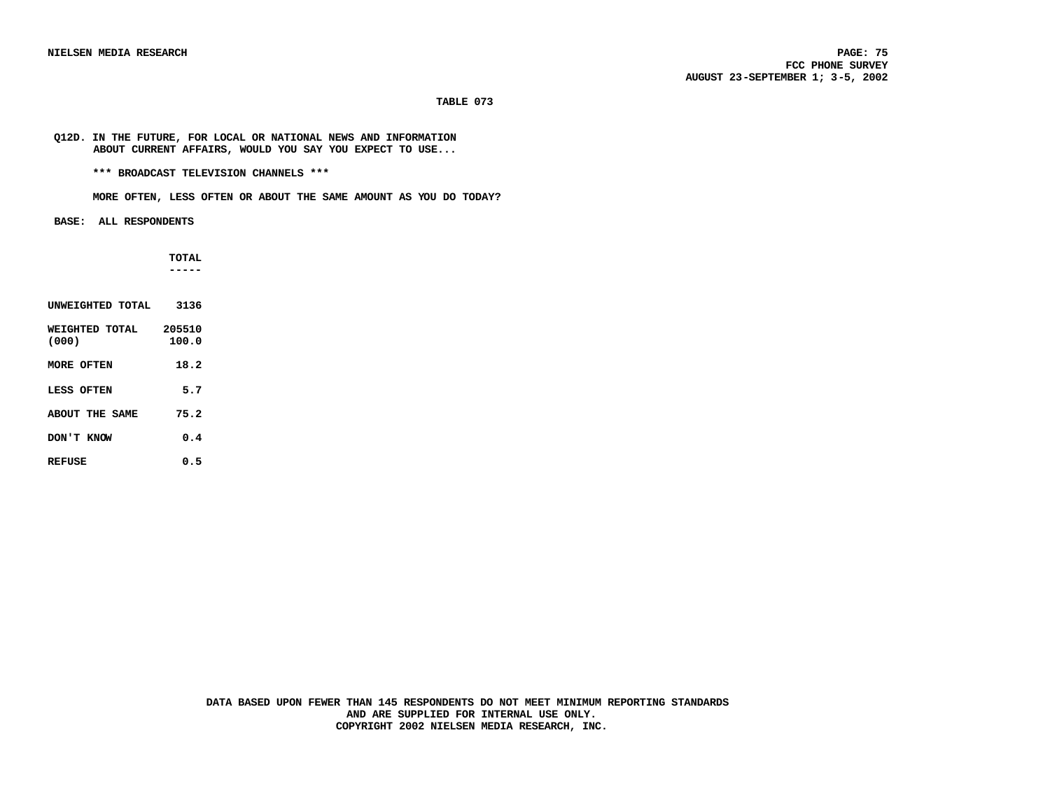**TABLE 073**

**Q12D. IN THE FUTURE, FOR LOCAL OR NATIONAL NEWS AND INFORMATION ABOUT CURRENT AFFAIRS, WOULD YOU SAY YOU EXPECT TO USE...**

**\*\*\* BROADCAST TELEVISION CHANNELS \*\*\***

**MORE OFTEN, LESS OFTEN OR ABOUT THE SAME AMOUNT AS YOU DO TODAY?**

**BASE: ALL RESPONDENTS**

| | TOTAL |
|---|---|
| UNWEIGHTED TOTAL | 3136 |
| WEIGHTED TOTAL (000) | 205510<br>100.0 |
| MORE OFTEN | 18.2 |
| LESS OFTEN | 5.7 |
| ABOUT THE SAME | 75.2 |
| DON'T KNOW | 0.4 |
| REFUSE | 0.5 |

DATA BASED UPON FEWER THAN 145 RESPONDENTS DO NOT MEET MINIMUM REPORTING STANDARDS AND ARE SUPPLIED FOR INTERNAL USE ONLY.
COPYRIGHT 2002 NIELSEN MEDIA RESEARCH, INC.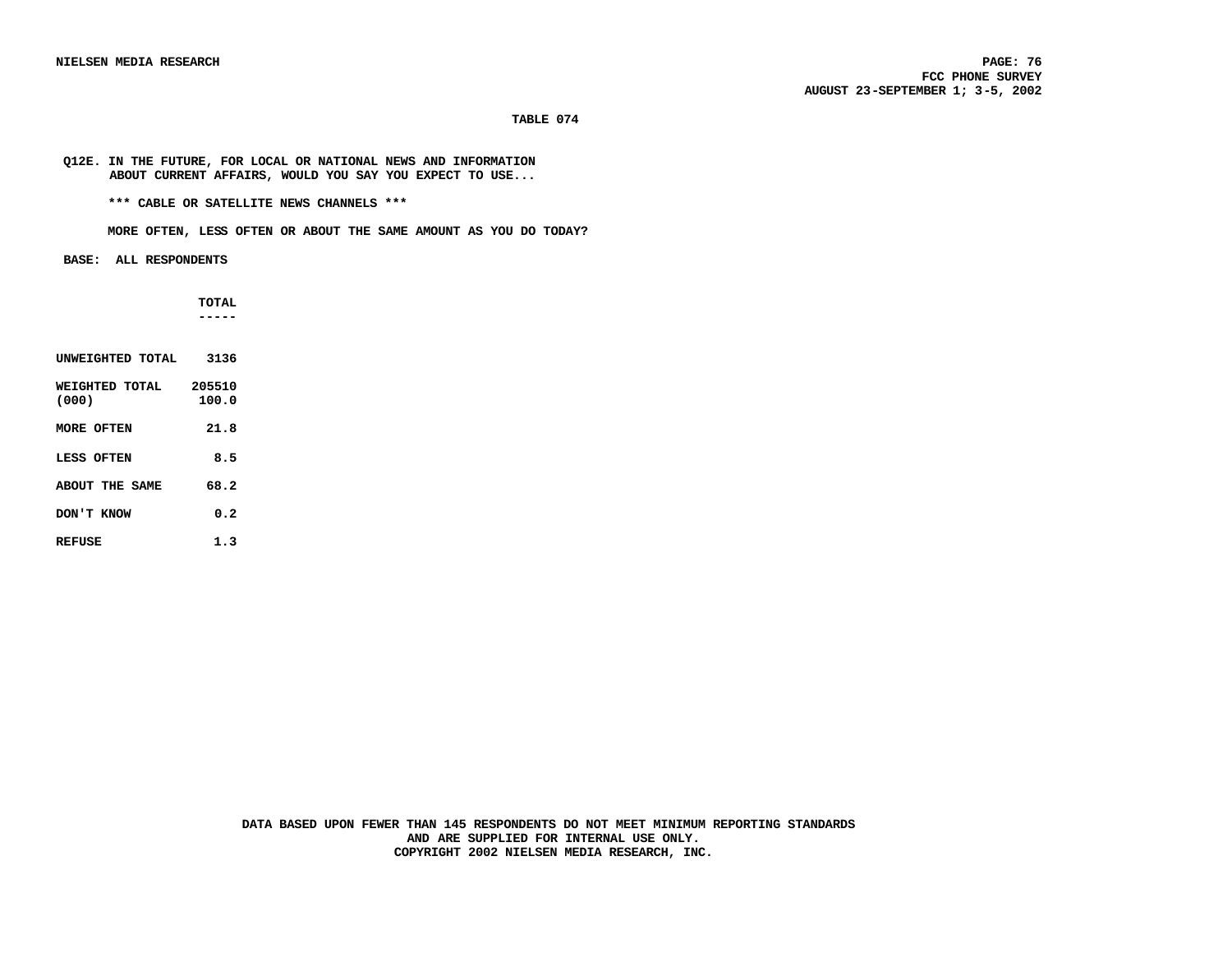**TABLE 074**

**Q12E. IN THE FUTURE, FOR LOCAL OR NATIONAL NEWS AND INFORMATION ABOUT CURRENT AFFAIRS, WOULD YOU SAY YOU EXPECT TO USE...**

**\*\*\* CABLE OR SATELLITE NEWS CHANNELS \*\*\***

**MORE OFTEN, LESS OFTEN OR ABOUT THE SAME AMOUNT AS YOU DO TODAY?**

**BASE: ALL RESPONDENTS**

| | TOTAL |
|---|---|
| UNWEIGHTED TOTAL | 3136 |
| WEIGHTED TOTAL (000) | 205510<br>100.0 |
| MORE OFTEN | 21.8 |
| LESS OFTEN | 8.5 |
| ABOUT THE SAME | 68.2 |
| DON'T KNOW | 0.2 |
| REFUSE | 1.3 |

**DATA BASED UPON FEWER THAN 145 RESPONDENTS DO NOT MEET MINIMUM REPORTING STANDARDS AND ARE SUPPLIED FOR INTERNAL USE ONLY.**
**COPYRIGHT 2002 NIELSEN MEDIA RESEARCH, INC.**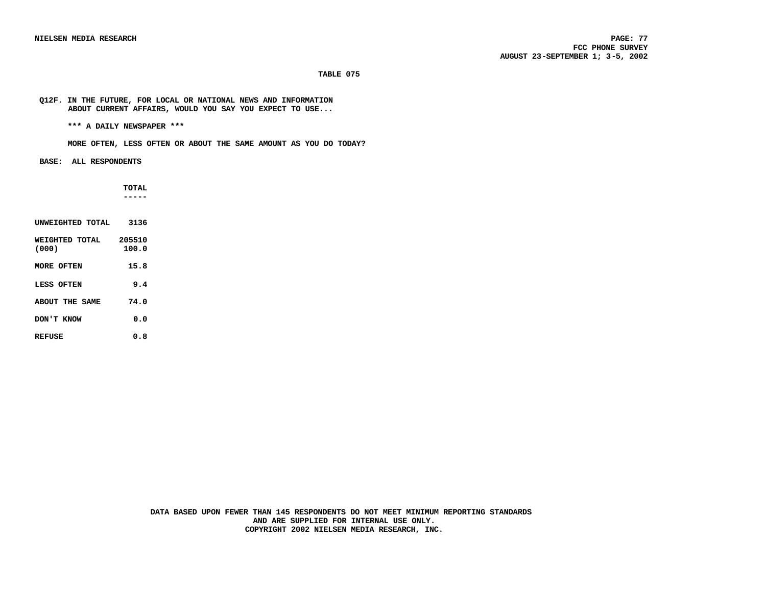**TABLE 075**

**Q12F. IN THE FUTURE, FOR LOCAL OR NATIONAL NEWS AND INFORMATION ABOUT CURRENT AFFAIRS, WOULD YOU SAY YOU EXPECT TO USE...**

**\*\*\* A DAILY NEWSPAPER \*\*\***

**MORE OFTEN, LESS OFTEN OR ABOUT THE SAME AMOUNT AS YOU DO TODAY?**

**BASE: ALL RESPONDENTS**

| | TOTAL |
|---|---|
| UNWEIGHTED TOTAL | 3136 |
| WEIGHTED TOTAL (000) | 205510 100.0 |
| MORE OFTEN | 15.8 |
| LESS OFTEN | 9.4 |
| ABOUT THE SAME | 74.0 |
| DON'T KNOW | 0.0 |
| REFUSE | 0.8 |

DATA BASED UPON FEWER THAN 145 RESPONDENTS DO NOT MEET MINIMUM REPORTING STANDARDS AND ARE SUPPLIED FOR INTERNAL USE ONLY.
COPYRIGHT 2002 NIELSEN MEDIA RESEARCH, INC.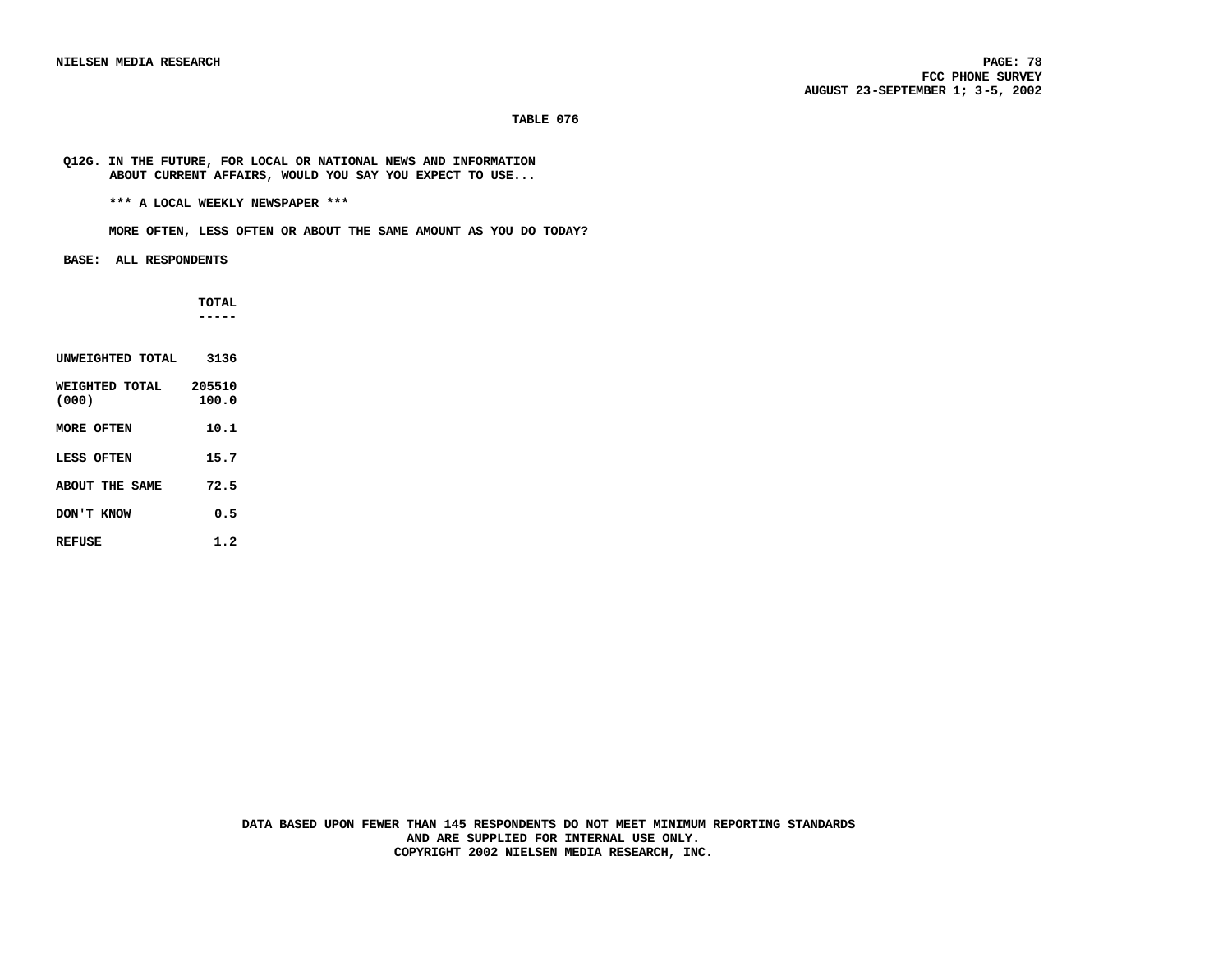**TABLE 076**

**Q12G. IN THE FUTURE, FOR LOCAL OR NATIONAL NEWS AND INFORMATION ABOUT CURRENT AFFAIRS, WOULD YOU SAY YOU EXPECT TO USE...**

**\*\*\* A LOCAL WEEKLY NEWSPAPER \*\*\***

**MORE OFTEN, LESS OFTEN OR ABOUT THE SAME AMOUNT AS YOU DO TODAY?**

**BASE: ALL RESPONDENTS**

| | TOTAL |
|---|---|
| UNWEIGHTED TOTAL | 3136 |
| WEIGHTED TOTAL (000) | 205510<br>100.0 |
| MORE OFTEN | 10.1 |
| LESS OFTEN | 15.7 |
| ABOUT THE SAME | 72.5 |
| DON'T KNOW | 0.5 |
| REFUSE | 1.2 |

DATA BASED UPON FEWER THAN 145 RESPONDENTS DO NOT MEET MINIMUM REPORTING STANDARDS AND ARE SUPPLIED FOR INTERNAL USE ONLY.
COPYRIGHT 2002 NIELSEN MEDIA RESEARCH, INC.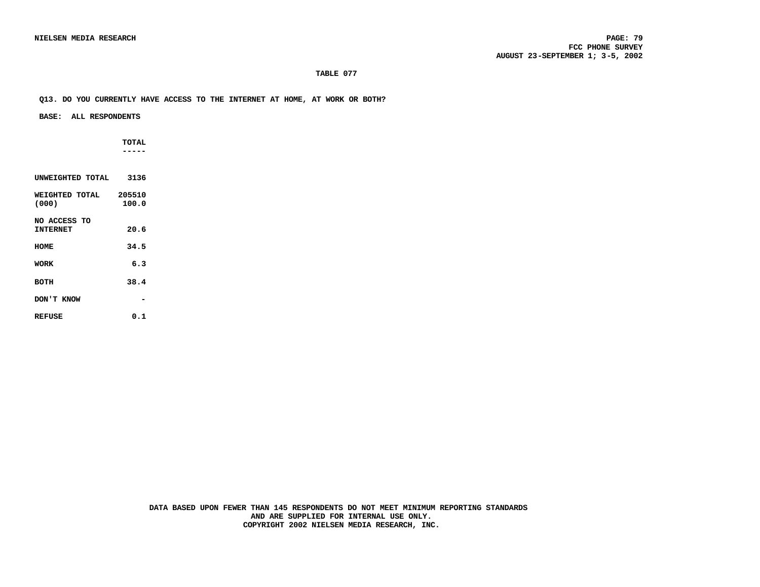**TABLE 077**

**Q13. DO YOU CURRENTLY HAVE ACCESS TO THE INTERNET AT HOME, AT WORK OR BOTH?**

**BASE: ALL RESPONDENTS**

| | TOTAL |
|---|---|
| UNWEIGHTED TOTAL | 3136 |
| WEIGHTED TOTAL (000) | 205510<br>100.0 |
| NO ACCESS TO INTERNET | 20.6 |
| HOME | 34.5 |
| WORK | 6.3 |
| BOTH | 38.4 |
| DON'T KNOW | - |
| REFUSE | 0.1 |

DATA BASED UPON FEWER THAN 145 RESPONDENTS DO NOT MEET MINIMUM REPORTING STANDARDS AND ARE SUPPLIED FOR INTERNAL USE ONLY.
COPYRIGHT 2002 NIELSEN MEDIA RESEARCH, INC.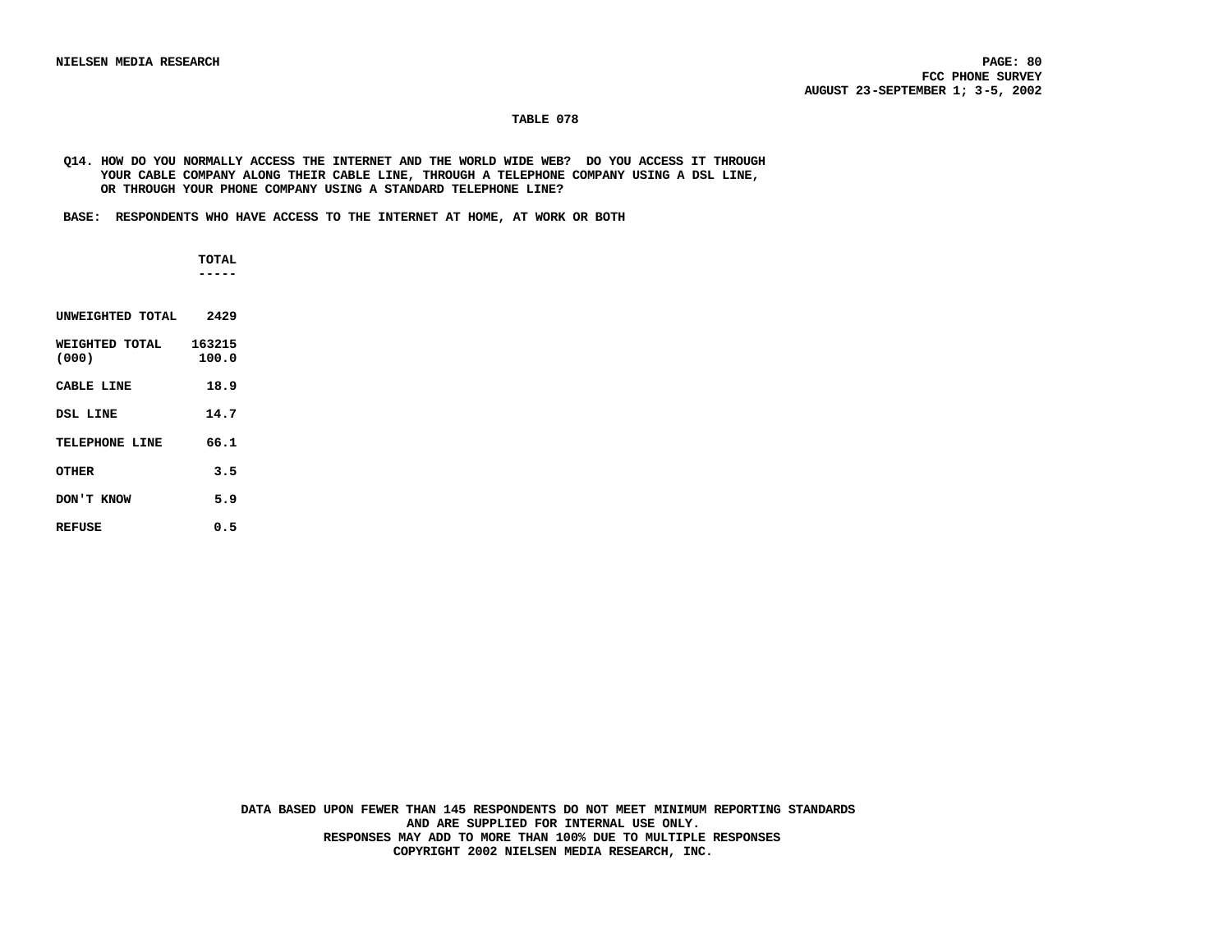## TABLE 078

**Q14. HOW DO YOU NORMALLY ACCESS THE INTERNET AND THE WORLD WIDE WEB? DO YOU ACCESS IT THROUGH YOUR CABLE COMPANY ALONG THEIR CABLE LINE, THROUGH A TELEPHONE COMPANY USING A DSL LINE, OR THROUGH YOUR PHONE COMPANY USING A STANDARD TELEPHONE LINE?**

**BASE: RESPONDENTS WHO HAVE ACCESS TO THE INTERNET AT HOME, AT WORK OR BOTH**

| | TOTAL |
|---|---|
| UNWEIGHTED TOTAL | 2429 |
| WEIGHTED TOTAL (000) | 163215<br>100.0 |
| CABLE LINE | 18.9 |
| DSL LINE | 14.7 |
| TELEPHONE LINE | 66.1 |
| OTHER | 3.5 |
| DON'T KNOW | 5.9 |
| REFUSE | 0.5 |

DATA BASED UPON FEWER THAN 145 RESPONDENTS DO NOT MEET MINIMUM REPORTING STANDARDS AND ARE SUPPLIED FOR INTERNAL USE ONLY.
RESPONSES MAY ADD TO MORE THAN 100% DUE TO MULTIPLE RESPONSES
COPYRIGHT 2002 NIELSEN MEDIA RESEARCH, INC.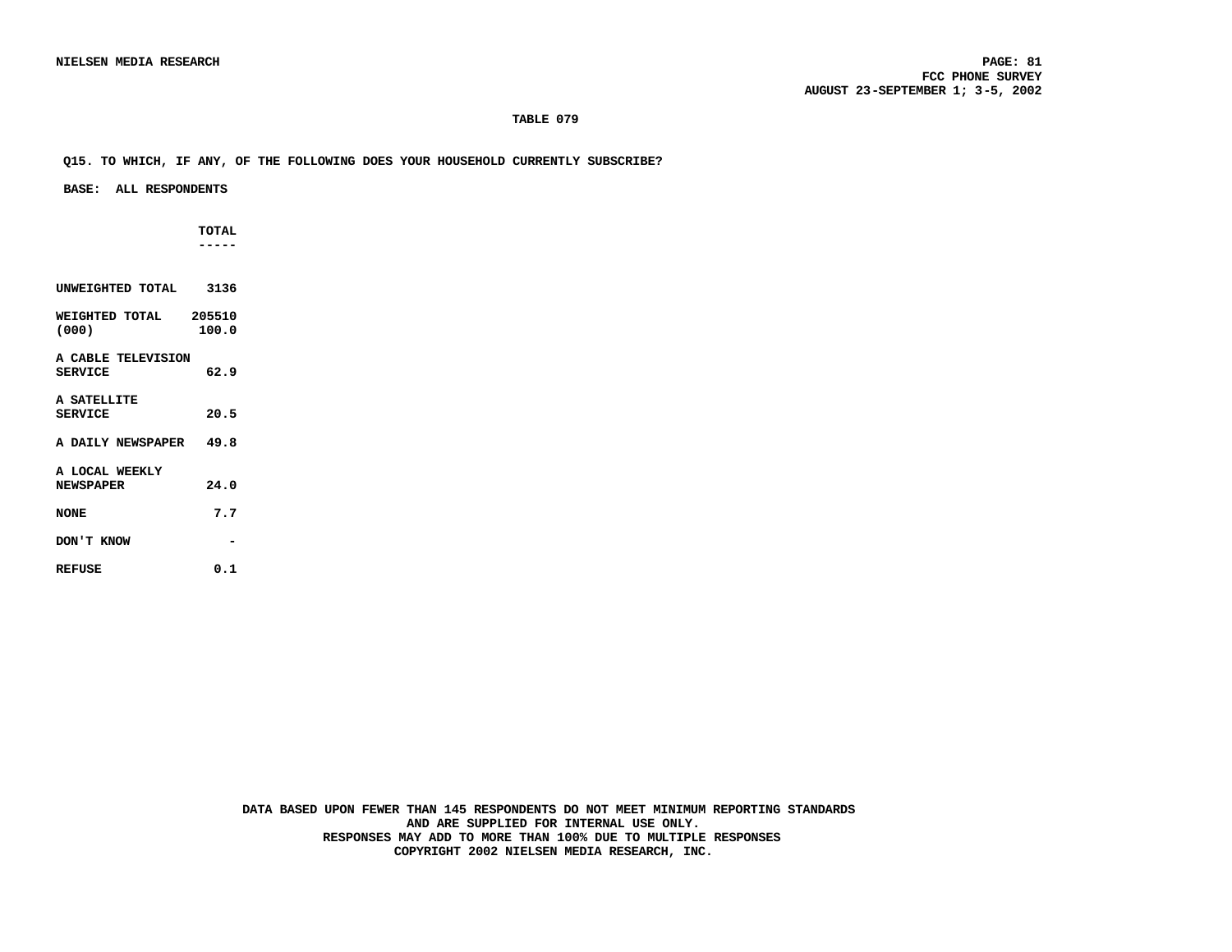## TABLE 079

Q15. TO WHICH, IF ANY, OF THE FOLLOWING DOES YOUR HOUSEHOLD CURRENTLY SUBSCRIBE?

BASE: ALL RESPONDENTS

| | TOTAL |
|---|---|
| UNWEIGHTED TOTAL | 3136 |
| WEIGHTED TOTAL (000) | 205510<br>100.0 |
| A CABLE TELEVISION SERVICE | 62.9 |
| A SATELLITE SERVICE | 20.5 |
| A DAILY NEWSPAPER | 49.8 |
| A LOCAL WEEKLY NEWSPAPER | 24.0 |
| NONE | 7.7 |
| DON'T KNOW | - |
| REFUSE | 0.1 |

DATA BASED UPON FEWER THAN 145 RESPONDENTS DO NOT MEET MINIMUM REPORTING STANDARDS AND ARE SUPPLIED FOR INTERNAL USE ONLY.
RESPONSES MAY ADD TO MORE THAN 100% DUE TO MULTIPLE RESPONSES
COPYRIGHT 2002 NIELSEN MEDIA RESEARCH, INC.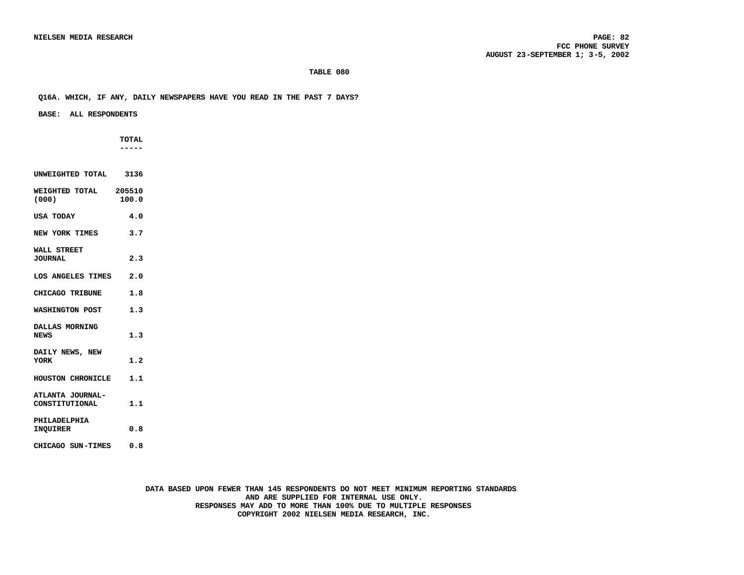**TABLE 080**

**Q16A. WHICH, IF ANY, DAILY NEWSPAPERS HAVE YOU READ IN THE PAST 7 DAYS?**

**BASE: ALL RESPONDENTS**

| | TOTAL |
|---|---|
| UNWEIGHTED TOTAL | 3136 |
| WEIGHTED TOTAL (000) | 205510<br>100.0 |
| USA TODAY | 4.0 |
| NEW YORK TIMES | 3.7 |
| WALL STREET JOURNAL | 2.3 |
| LOS ANGELES TIMES | 2.0 |
| CHICAGO TRIBUNE | 1.8 |
| WASHINGTON POST | 1.3 |
| DALLAS MORNING NEWS | 1.3 |
| DAILY NEWS, NEW YORK | 1.2 |
| HOUSTON CHRONICLE | 1.1 |
| ATLANTA JOURNAL-CONSTITUTIONAL | 1.1 |
| PHILADELPHIA INQUIRER | 0.8 |
| CHICAGO SUN-TIMES | 0.8 |

DATA BASED UPON FEWER THAN 145 RESPONDENTS DO NOT MEET MINIMUM REPORTING STANDARDS AND ARE SUPPLIED FOR INTERNAL USE ONLY.
RESPONSES MAY ADD TO MORE THAN 100% DUE TO MULTIPLE RESPONSES
COPYRIGHT 2002 NIELSEN MEDIA RESEARCH, INC.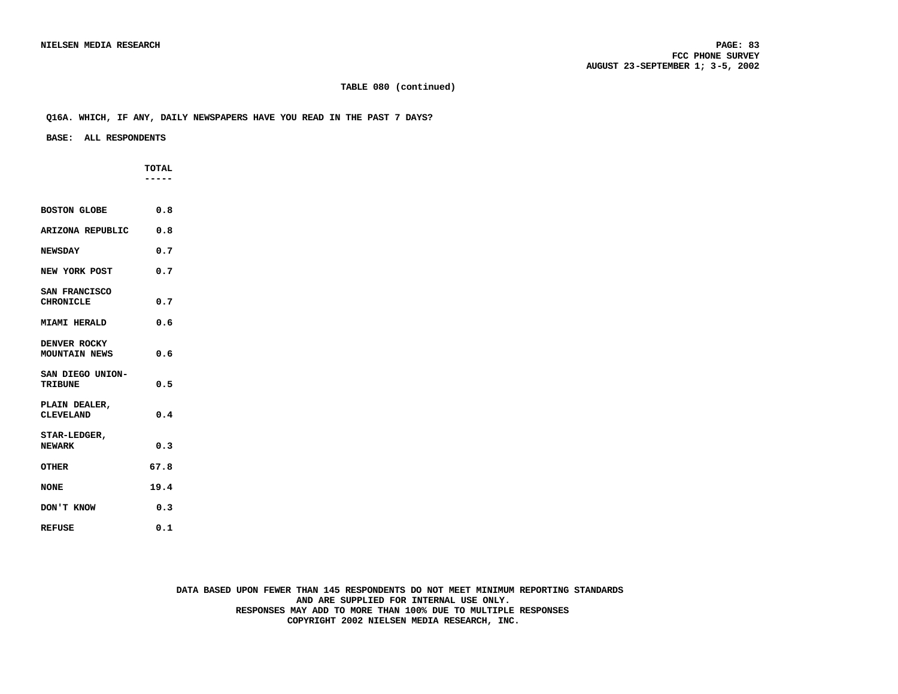## TABLE 080 (continued)

**Q16A. WHICH, IF ANY, DAILY NEWSPAPERS HAVE YOU READ IN THE PAST 7 DAYS?**

**BASE: ALL RESPONDENTS**

| | TOTAL |
|---|---|
| BOSTON GLOBE | 0.8 |
| ARIZONA REPUBLIC | 0.8 |
| NEWSDAY | 0.7 |
| NEW YORK POST | 0.7 |
| SAN FRANCISCO CHRONICLE | 0.7 |
| MIAMI HERALD | 0.6 |
| DENVER ROCKY MOUNTAIN NEWS | 0.6 |
| SAN DIEGO UNION-TRIBUNE | 0.5 |
| PLAIN DEALER, CLEVELAND | 0.4 |
| STAR-LEDGER, NEWARK | 0.3 |
| OTHER | 67.8 |
| NONE | 19.4 |
| DON'T KNOW | 0.3 |
| REFUSE | 0.1 |

DATA BASED UPON FEWER THAN 145 RESPONDENTS DO NOT MEET MINIMUM REPORTING STANDARDS AND ARE SUPPLIED FOR INTERNAL USE ONLY.
RESPONSES MAY ADD TO MORE THAN 100% DUE TO MULTIPLE RESPONSES
COPYRIGHT 2002 NIELSEN MEDIA RESEARCH, INC.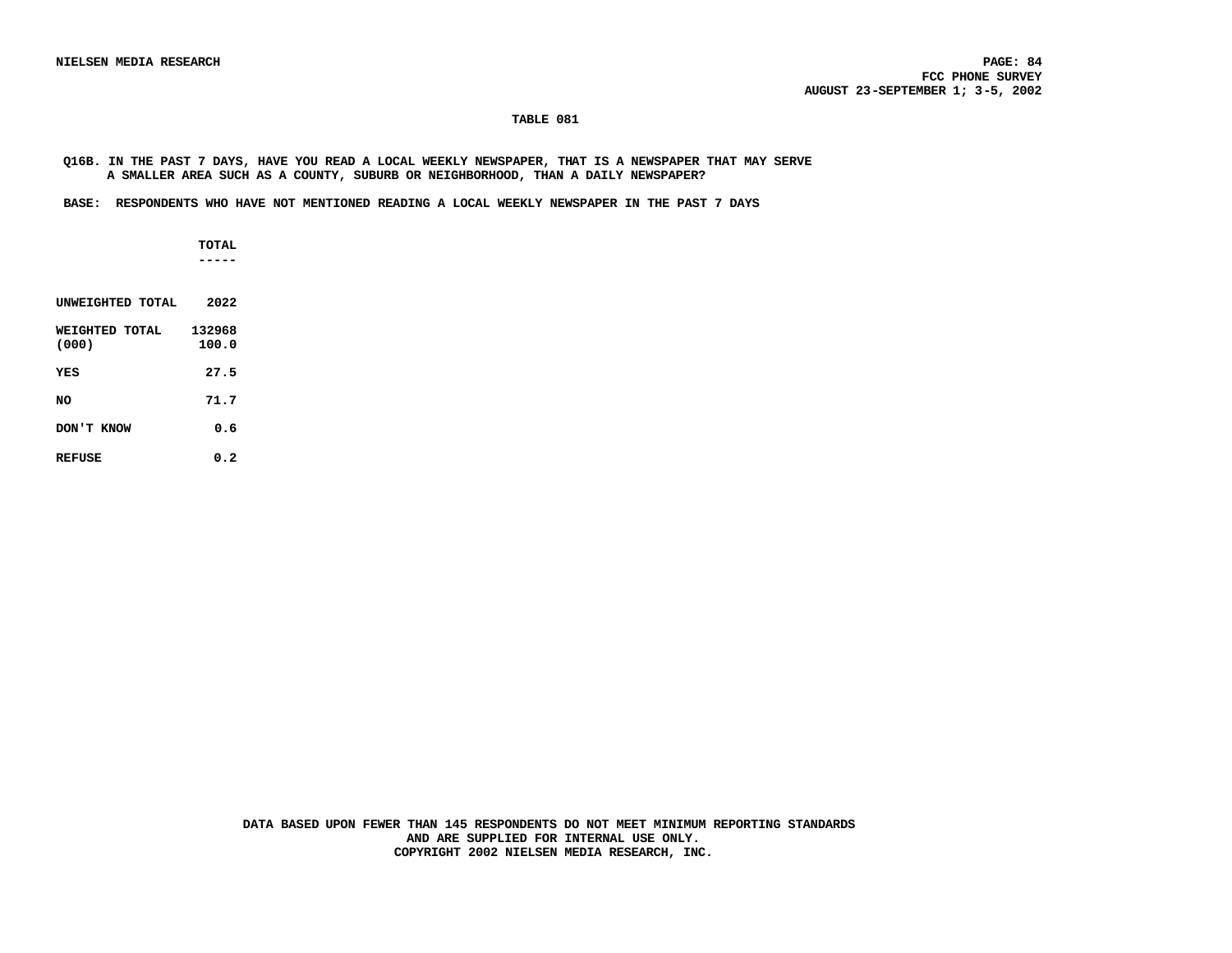**TABLE 081**

**Q16B. IN THE PAST 7 DAYS, HAVE YOU READ A LOCAL WEEKLY NEWSPAPER, THAT IS A NEWSPAPER THAT MAY SERVE A SMALLER AREA SUCH AS A COUNTY, SUBURB OR NEIGHBORHOOD, THAN A DAILY NEWSPAPER?**

**BASE: RESPONDENTS WHO HAVE NOT MENTIONED READING A LOCAL WEEKLY NEWSPAPER IN THE PAST 7 DAYS**

| | TOTAL |
|---|---|
| UNWEIGHTED TOTAL | 2022 |
| WEIGHTED TOTAL (000) | 132968<br>100.0 |
| YES | 27.5 |
| NO | 71.7 |
| DON'T KNOW | 0.6 |
| REFUSE | 0.2 |

DATA BASED UPON FEWER THAN 145 RESPONDENTS DO NOT MEET MINIMUM REPORTING STANDARDS AND ARE SUPPLIED FOR INTERNAL USE ONLY.
COPYRIGHT 2002 NIELSEN MEDIA RESEARCH, INC.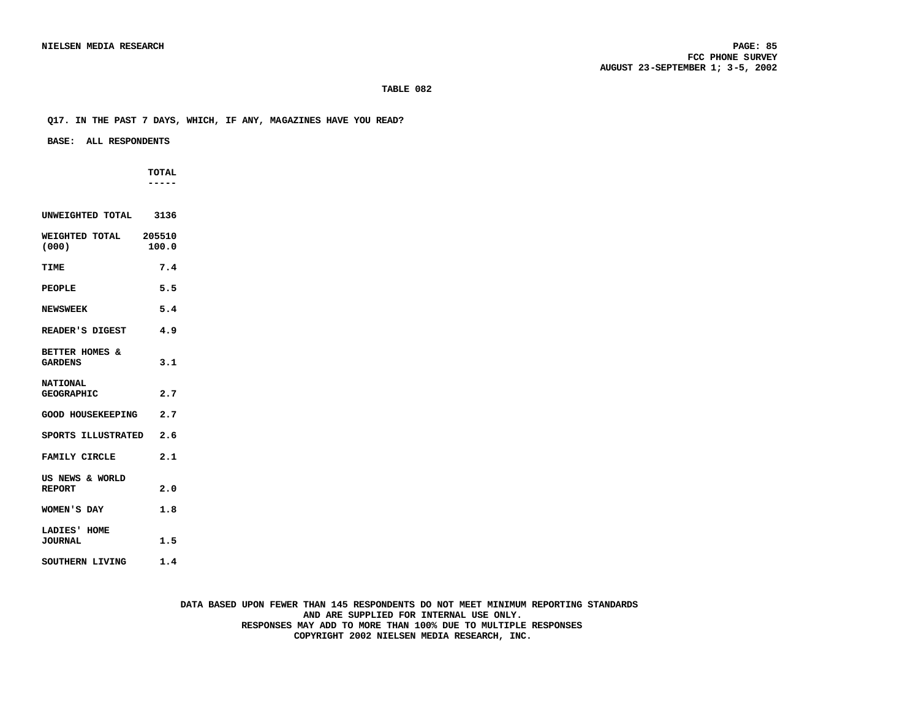**TABLE 082**

**Q17. IN THE PAST 7 DAYS, WHICH, IF ANY, MAGAZINES HAVE YOU READ?**

**BASE: ALL RESPONDENTS**

| | TOTAL |
|---|---|
| UNWEIGHTED TOTAL | 3136 |
| WEIGHTED TOTAL (000) | 205510<br>100.0 |
| TIME | 7.4 |
| PEOPLE | 5.5 |
| NEWSWEEK | 5.4 |
| READER'S DIGEST | 4.9 |
| BETTER HOMES & GARDENS | 3.1 |
| NATIONAL GEOGRAPHIC | 2.7 |
| GOOD HOUSEKEEPING | 2.7 |
| SPORTS ILLUSTRATED | 2.6 |
| FAMILY CIRCLE | 2.1 |
| US NEWS & WORLD REPORT | 2.0 |
| WOMEN'S DAY | 1.8 |
| LADIES' HOME JOURNAL | 1.5 |
| SOUTHERN LIVING | 1.4 |

DATA BASED UPON FEWER THAN 145 RESPONDENTS DO NOT MEET MINIMUM REPORTING STANDARDS AND ARE SUPPLIED FOR INTERNAL USE ONLY.
RESPONSES MAY ADD TO MORE THAN 100% DUE TO MULTIPLE RESPONSES
COPYRIGHT 2002 NIELSEN MEDIA RESEARCH, INC.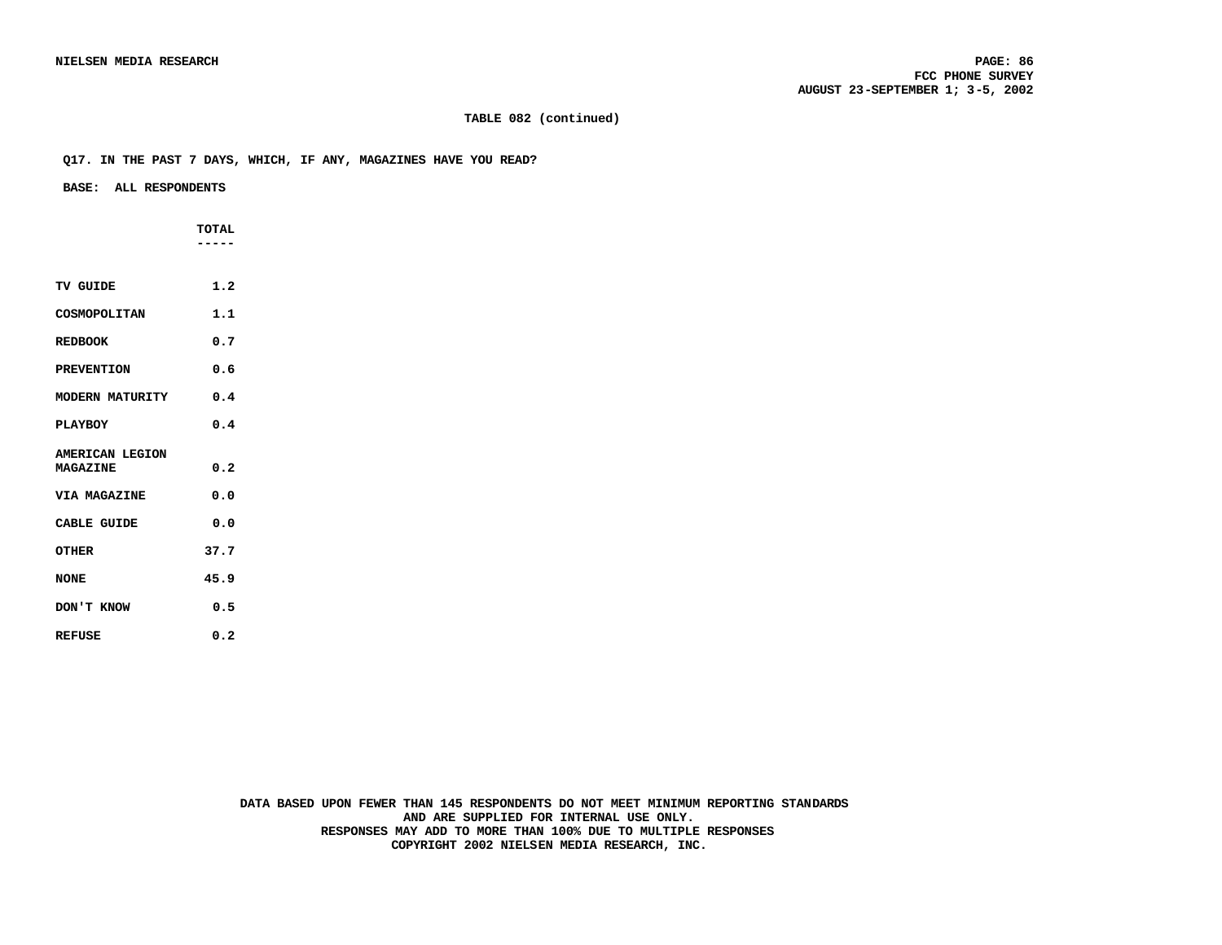**TABLE 082 (continued)**

**Q17. IN THE PAST 7 DAYS, WHICH, IF ANY, MAGAZINES HAVE YOU READ?**

**BASE: ALL RESPONDENTS**

| | TOTAL |
|---|---|
| TV GUIDE | 1.2 |
| COSMOPOLITAN | 1.1 |
| REDBOOK | 0.7 |
| PREVENTION | 0.6 |
| MODERN MATURITY | 0.4 |
| PLAYBOY | 0.4 |
| AMERICAN LEGION MAGAZINE | 0.2 |
| VIA MAGAZINE | 0.0 |
| CABLE GUIDE | 0.0 |
| OTHER | 37.7 |
| NONE | 45.9 |
| DON'T KNOW | 0.5 |
| REFUSE | 0.2 |

DATA BASED UPON FEWER THAN 145 RESPONDENTS DO NOT MEET MINIMUM REPORTING STANDARDS AND ARE SUPPLIED FOR INTERNAL USE ONLY.
RESPONSES MAY ADD TO MORE THAN 100% DUE TO MULTIPLE RESPONSES
COPYRIGHT 2002 NIELSEN MEDIA RESEARCH, INC.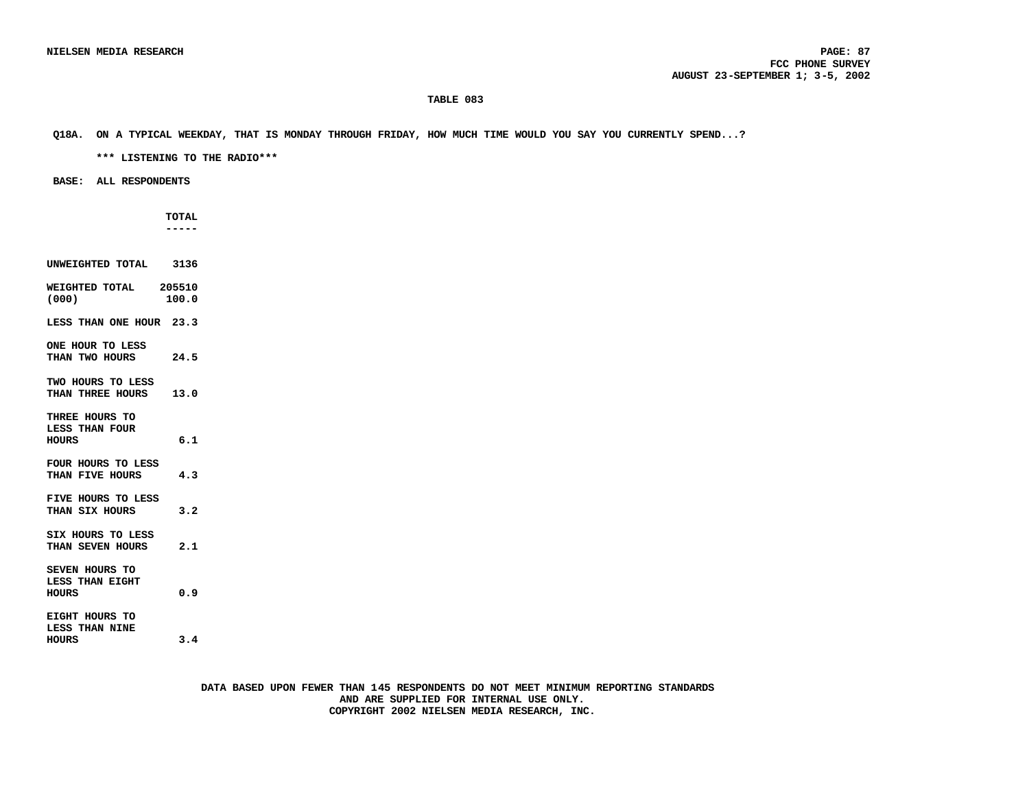**TABLE 083**

**Q18A. ON A TYPICAL WEEKDAY, THAT IS MONDAY THROUGH FRIDAY, HOW MUCH TIME WOULD YOU SAY YOU CURRENTLY SPEND...?**

**\*\*\* LISTENING TO THE RADIO\*\*\***

**BASE: ALL RESPONDENTS**

| | TOTAL |
|---|---|
| UNWEIGHTED TOTAL | 3136 |
| WEIGHTED TOTAL (000) | 205510<br>100.0 |
| LESS THAN ONE HOUR | 23.3 |
| ONE HOUR TO LESS THAN TWO HOURS | 24.5 |
| TWO HOURS TO LESS THAN THREE HOURS | 13.0 |
| THREE HOURS TO LESS THAN FOUR HOURS | 6.1 |
| FOUR HOURS TO LESS THAN FIVE HOURS | 4.3 |
| FIVE HOURS TO LESS THAN SIX HOURS | 3.2 |
| SIX HOURS TO LESS THAN SEVEN HOURS | 2.1 |
| SEVEN HOURS TO LESS THAN EIGHT HOURS | 0.9 |
| EIGHT HOURS TO LESS THAN NINE HOURS | 3.4 |

DATA BASED UPON FEWER THAN 145 RESPONDENTS DO NOT MEET MINIMUM REPORTING STANDARDS AND ARE SUPPLIED FOR INTERNAL USE ONLY.
COPYRIGHT 2002 NIELSEN MEDIA RESEARCH, INC.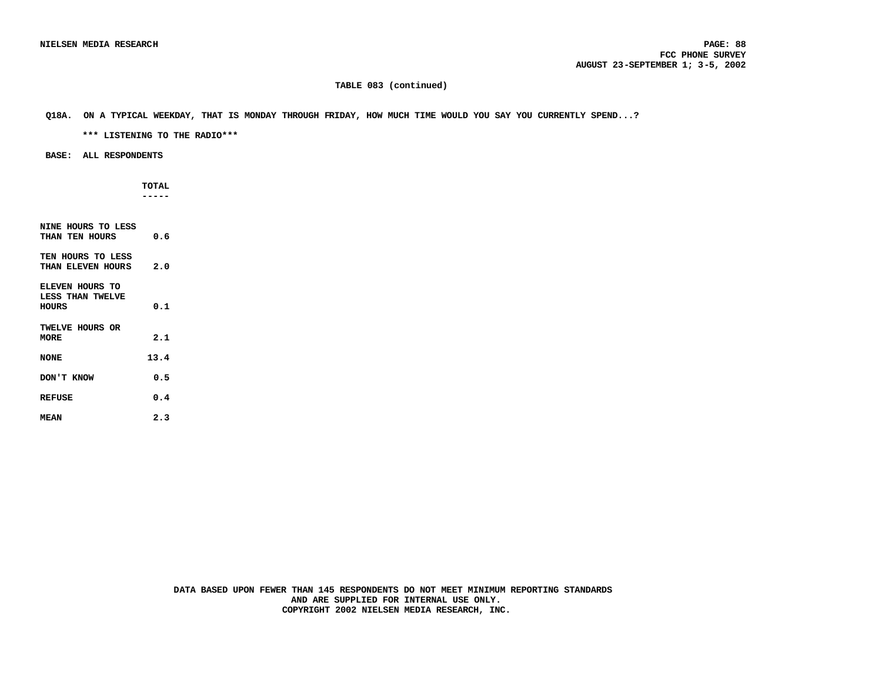**TABLE 083 (continued)**

**Q18A. ON A TYPICAL WEEKDAY, THAT IS MONDAY THROUGH FRIDAY, HOW MUCH TIME WOULD YOU SAY YOU CURRENTLY SPEND...?**

**\*\*\* LISTENING TO THE RADIO\*\*\***

**BASE: ALL RESPONDENTS**

| | TOTAL |
|---|---|
| NINE HOURS TO LESS THAN TEN HOURS | 0.6 |
| TEN HOURS TO LESS THAN ELEVEN HOURS | 2.0 |
| ELEVEN HOURS TO LESS THAN TWELVE HOURS | 0.1 |
| TWELVE HOURS OR MORE | 2.1 |
| NONE | 13.4 |
| DON'T KNOW | 0.5 |
| REFUSE | 0.4 |
| MEAN | 2.3 |

DATA BASED UPON FEWER THAN 145 RESPONDENTS DO NOT MEET MINIMUM REPORTING STANDARDS AND ARE SUPPLIED FOR INTERNAL USE ONLY.
COPYRIGHT 2002 NIELSEN MEDIA RESEARCH, INC.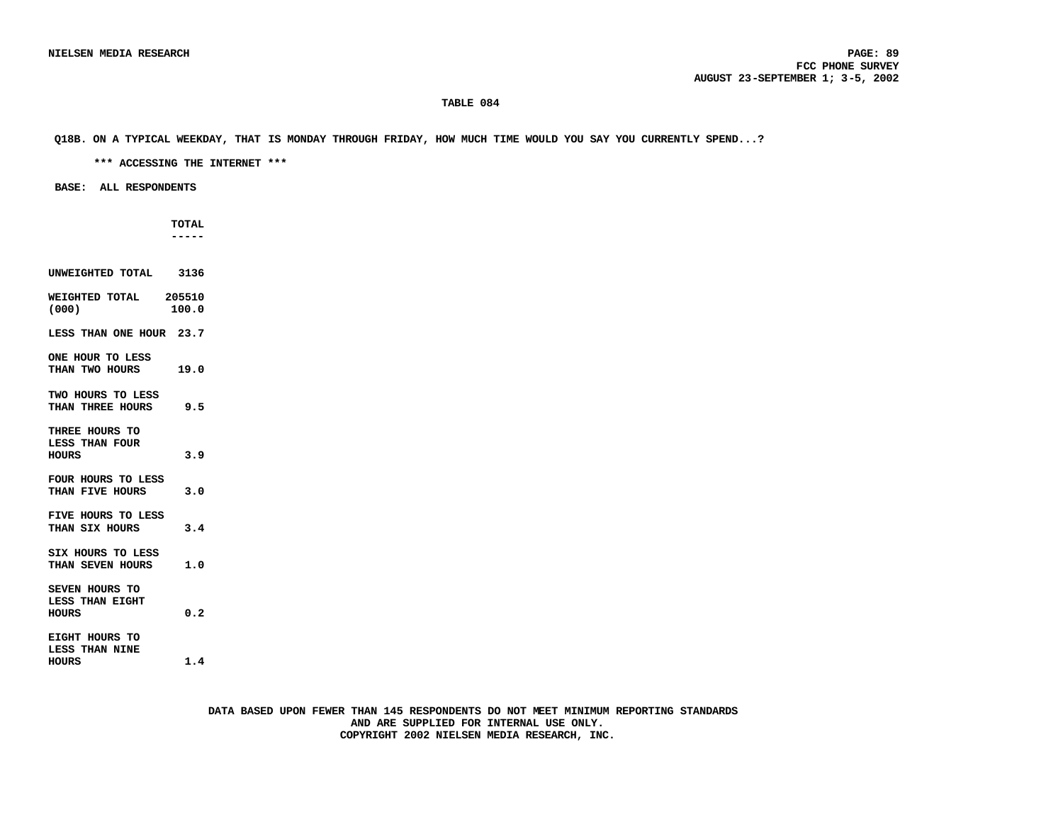**TABLE 084**

**Q18B. ON A TYPICAL WEEKDAY, THAT IS MONDAY THROUGH FRIDAY, HOW MUCH TIME WOULD YOU SAY YOU CURRENTLY SPEND...?**

**\*\*\* ACCESSING THE INTERNET \*\*\***

**BASE: ALL RESPONDENTS**

| | TOTAL |
|---|---|
| UNWEIGHTED TOTAL | 3136 |
| WEIGHTED TOTAL (000) | 205510<br>100.0 |
| LESS THAN ONE HOUR | 23.7 |
| ONE HOUR TO LESS THAN TWO HOURS | 19.0 |
| TWO HOURS TO LESS THAN THREE HOURS | 9.5 |
| THREE HOURS TO LESS THAN FOUR HOURS | 3.9 |
| FOUR HOURS TO LESS THAN FIVE HOURS | 3.0 |
| FIVE HOURS TO LESS THAN SIX HOURS | 3.4 |
| SIX HOURS TO LESS THAN SEVEN HOURS | 1.0 |
| SEVEN HOURS TO LESS THAN EIGHT HOURS | 0.2 |
| EIGHT HOURS TO LESS THAN NINE HOURS | 1.4 |

DATA BASED UPON FEWER THAN 145 RESPONDENTS DO NOT MEET MINIMUM REPORTING STANDARDS AND ARE SUPPLIED FOR INTERNAL USE ONLY.
COPYRIGHT 2002 NIELSEN MEDIA RESEARCH, INC.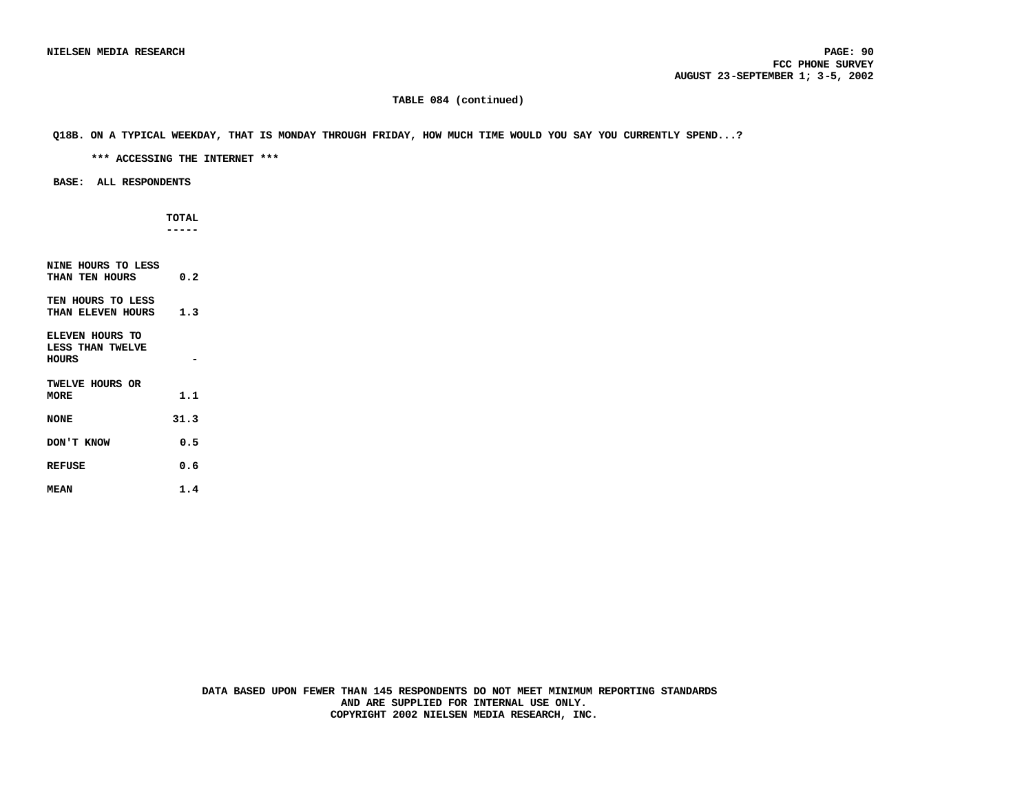**TABLE 084 (continued)**

**Q18B. ON A TYPICAL WEEKDAY, THAT IS MONDAY THROUGH FRIDAY, HOW MUCH TIME WOULD YOU SAY YOU CURRENTLY SPEND...?**

**\*\*\* ACCESSING THE INTERNET \*\*\***

**BASE: ALL RESPONDENTS**

| | TOTAL |
|---|---|
| NINE HOURS TO LESS THAN TEN HOURS | 0.2 |
| TEN HOURS TO LESS THAN ELEVEN HOURS | 1.3 |
| ELEVEN HOURS TO LESS THAN TWELVE HOURS | - |
| TWELVE HOURS OR MORE | 1.1 |
| NONE | 31.3 |
| DON'T KNOW | 0.5 |
| REFUSE | 0.6 |
| MEAN | 1.4 |

DATA BASED UPON FEWER THAN 145 RESPONDENTS DO NOT MEET MINIMUM REPORTING STANDARDS AND ARE SUPPLIED FOR INTERNAL USE ONLY.
COPYRIGHT 2002 NIELSEN MEDIA RESEARCH, INC.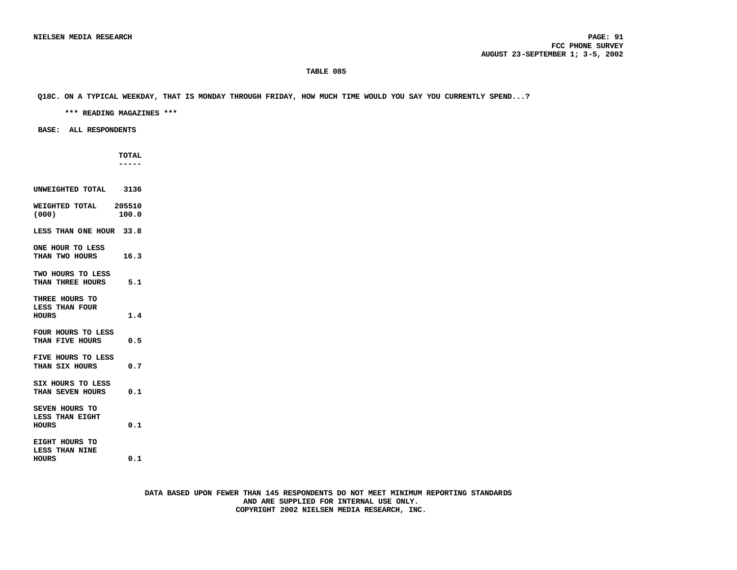NIELSEN MEDIA RESEARCH

FCC PHONE SURVEY
AUGUST 23-SEPTEMBER 1; 3-5, 2002

TABLE 085

Q18C. ON A TYPICAL WEEKDAY, THAT IS MONDAY THROUGH FRIDAY, HOW MUCH TIME WOULD YOU SAY YOU CURRENTLY SPEND...?

*** READING MAGAZINES ***

BASE: ALL RESPONDENTS

| | TOTAL |
|---|---|
| UNWEIGHTED TOTAL | 3136 |
| WEIGHTED TOTAL (000) | 205510<br>100.0 |
| LESS THAN ONE HOUR | 33.8 |
| ONE HOUR TO LESS THAN TWO HOURS | 16.3 |
| TWO HOURS TO LESS THAN THREE HOURS | 5.1 |
| THREE HOURS TO LESS THAN FOUR HOURS | 1.4 |
| FOUR HOURS TO LESS THAN FIVE HOURS | 0.5 |
| FIVE HOURS TO LESS THAN SIX HOURS | 0.7 |
| SIX HOURS TO LESS THAN SEVEN HOURS | 0.1 |
| SEVEN HOURS TO LESS THAN EIGHT HOURS | 0.1 |
| EIGHT HOURS TO LESS THAN NINE HOURS | 0.1 |

DATA BASED UPON FEWER THAN 145 RESPONDENTS DO NOT MEET MINIMUM REPORTING STANDARDS AND ARE SUPPLIED FOR INTERNAL USE ONLY.
COPYRIGHT 2002 NIELSEN MEDIA RESEARCH, INC.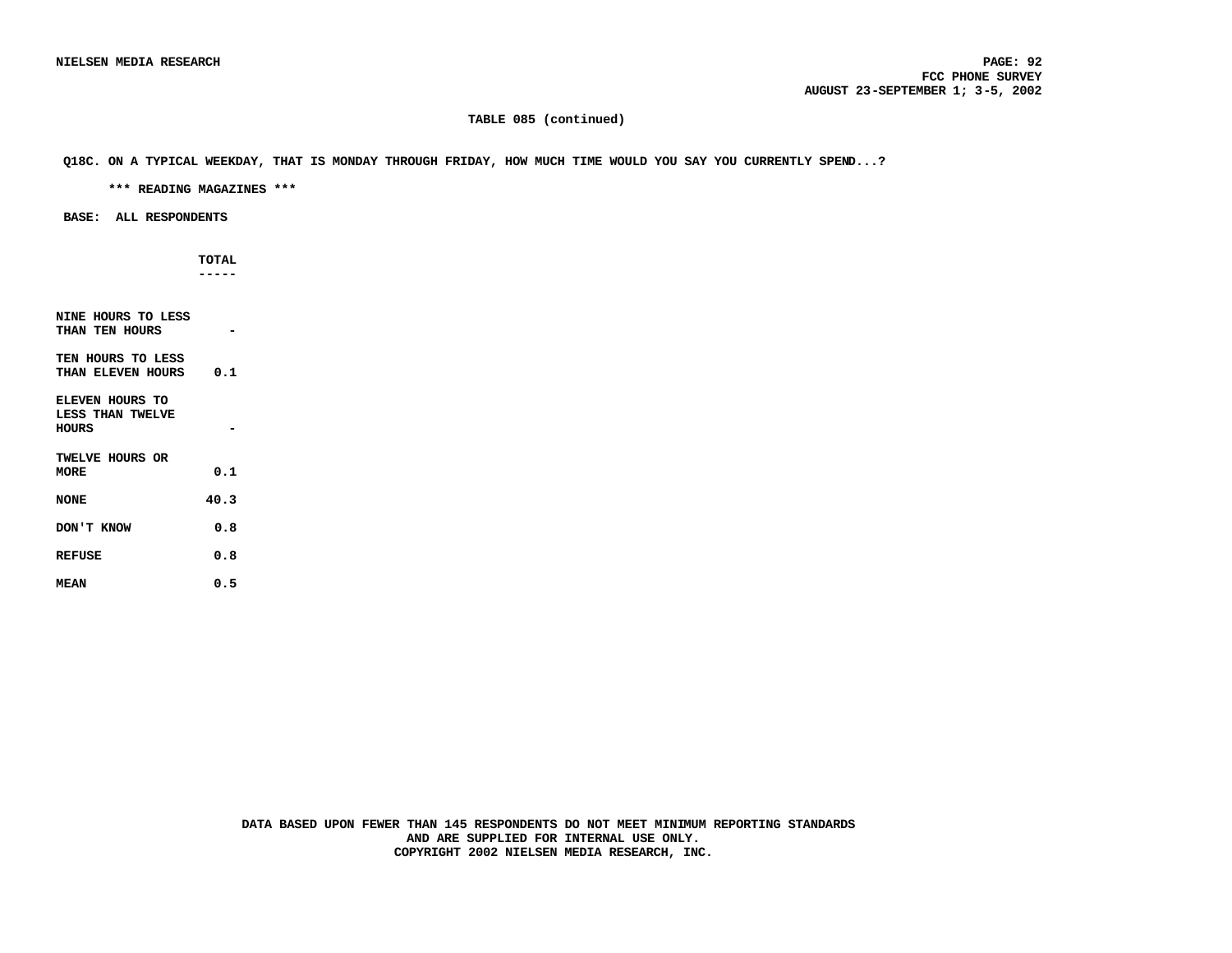**TABLE 085 (continued)**

**Q18C. ON A TYPICAL WEEKDAY, THAT IS MONDAY THROUGH FRIDAY, HOW MUCH TIME WOULD YOU SAY YOU CURRENTLY SPEND...?**

**\*\*\* READING MAGAZINES \*\*\***

**BASE: ALL RESPONDENTS**

| | TOTAL |
|---|---|
| NINE HOURS TO LESS THAN TEN HOURS | - |
| TEN HOURS TO LESS THAN ELEVEN HOURS | 0.1 |
| ELEVEN HOURS TO LESS THAN TWELVE HOURS | - |
| TWELVE HOURS OR MORE | 0.1 |
| NONE | 40.3 |
| DON'T KNOW | 0.8 |
| REFUSE | 0.8 |
| MEAN | 0.5 |

DATA BASED UPON FEWER THAN 145 RESPONDENTS DO NOT MEET MINIMUM REPORTING STANDARDS AND ARE SUPPLIED FOR INTERNAL USE ONLY.
COPYRIGHT 2002 NIELSEN MEDIA RESEARCH, INC.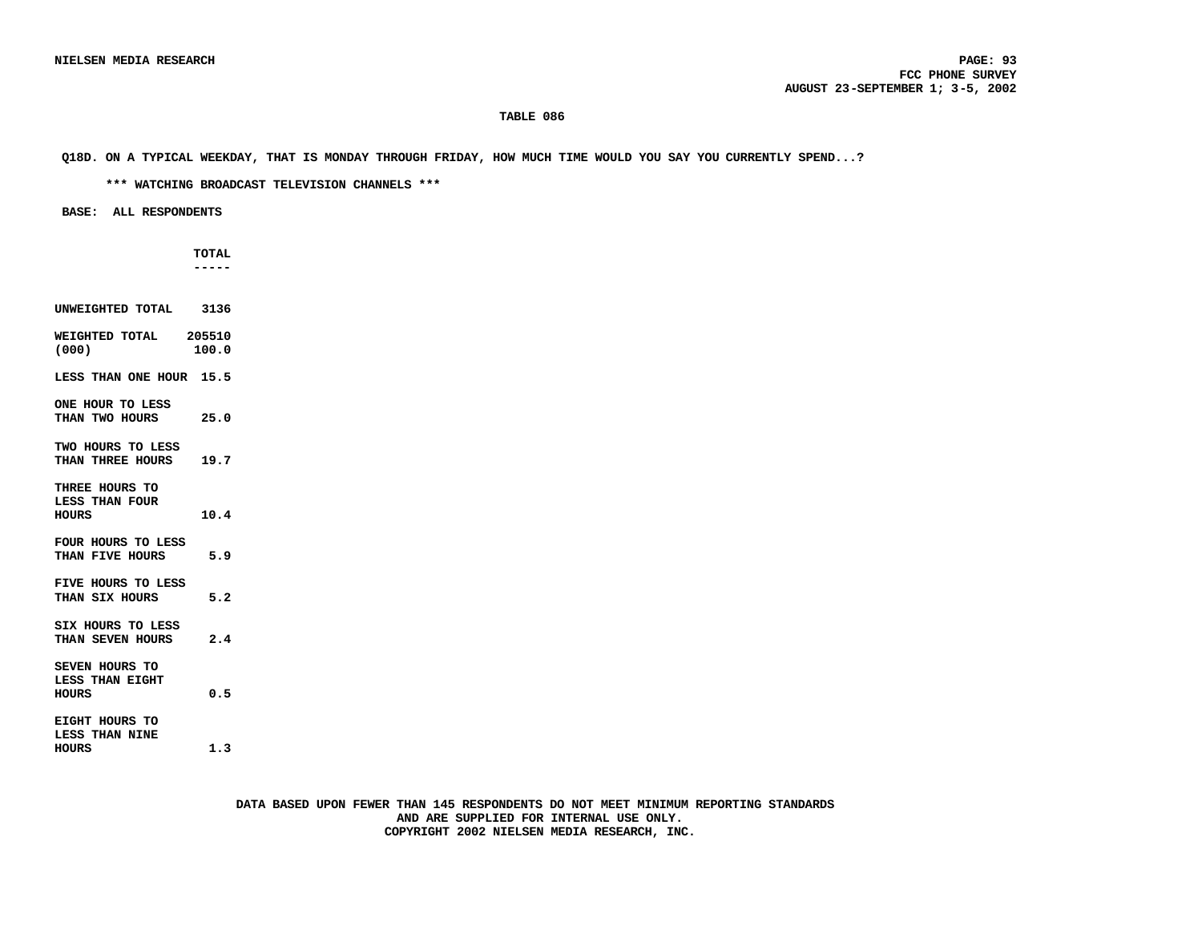**TABLE 086**

**Q18D. ON A TYPICAL WEEKDAY, THAT IS MONDAY THROUGH FRIDAY, HOW MUCH TIME WOULD YOU SAY YOU CURRENTLY SPEND...?**

**\*\*\* WATCHING BROADCAST TELEVISION CHANNELS \*\*\***

**BASE: ALL RESPONDENTS**

| | TOTAL |
|---|---|
| UNWEIGHTED TOTAL | 3136 |
| WEIGHTED TOTAL (000) | 205510 100.0 |
| LESS THAN ONE HOUR | 15.5 |
| ONE HOUR TO LESS THAN TWO HOURS | 25.0 |
| TWO HOURS TO LESS THAN THREE HOURS | 19.7 |
| THREE HOURS TO LESS THAN FOUR HOURS | 10.4 |
| FOUR HOURS TO LESS THAN FIVE HOURS | 5.9 |
| FIVE HOURS TO LESS THAN SIX HOURS | 5.2 |
| SIX HOURS TO LESS THAN SEVEN HOURS | 2.4 |
| SEVEN HOURS TO LESS THAN EIGHT HOURS | 0.5 |
| EIGHT HOURS TO LESS THAN NINE HOURS | 1.3 |

DATA BASED UPON FEWER THAN 145 RESPONDENTS DO NOT MEET MINIMUM REPORTING STANDARDS AND ARE SUPPLIED FOR INTERNAL USE ONLY.
COPYRIGHT 2002 NIELSEN MEDIA RESEARCH, INC.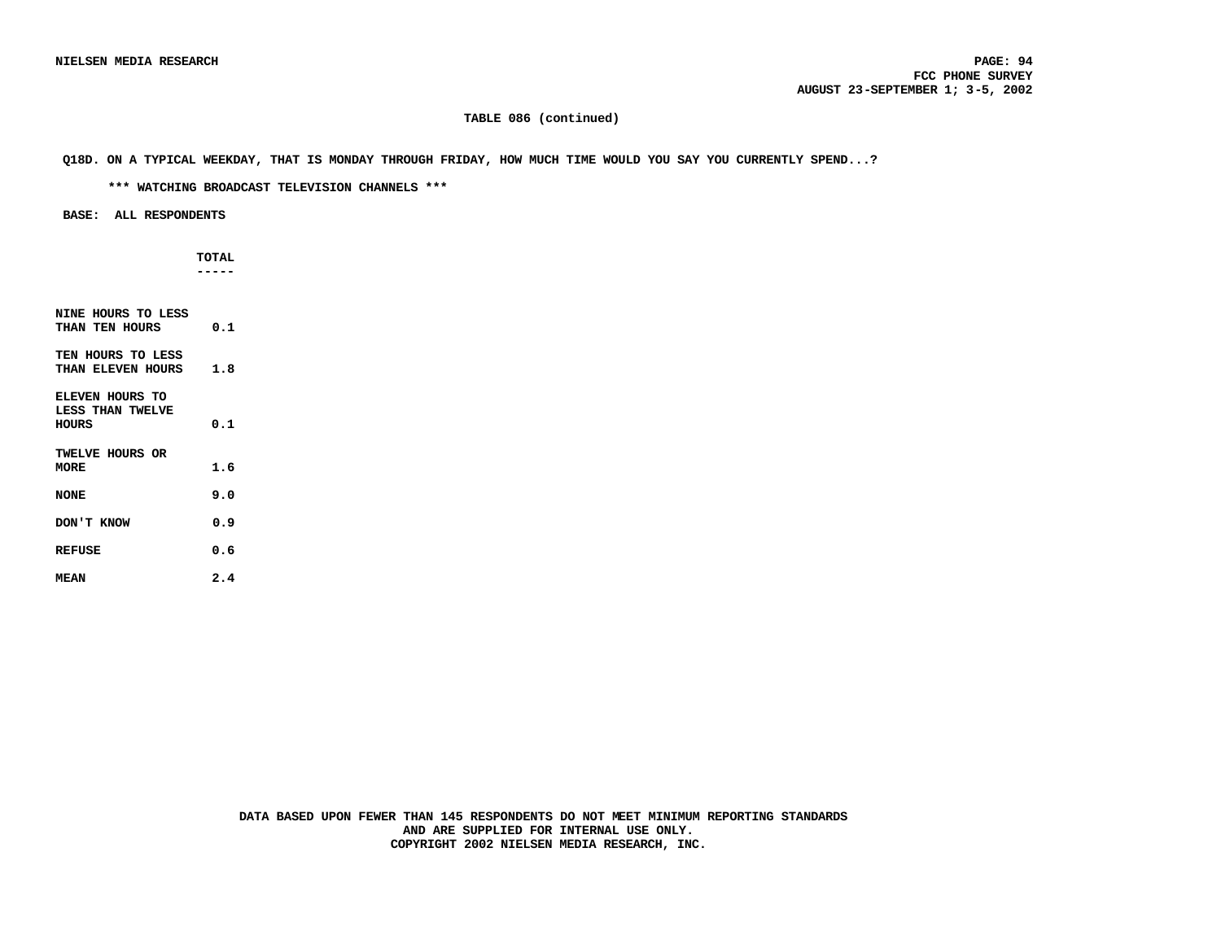**TABLE 086 (continued)**

**Q18D. ON A TYPICAL WEEKDAY, THAT IS MONDAY THROUGH FRIDAY, HOW MUCH TIME WOULD YOU SAY YOU CURRENTLY SPEND...?**

**\*\*\* WATCHING BROADCAST TELEVISION CHANNELS \*\*\***

**BASE: ALL RESPONDENTS**

| | TOTAL |
|---|---|
| NINE HOURS TO LESS THAN TEN HOURS | 0.1 |
| TEN HOURS TO LESS THAN ELEVEN HOURS | 1.8 |
| ELEVEN HOURS TO LESS THAN TWELVE HOURS | 0.1 |
| TWELVE HOURS OR MORE | 1.6 |
| NONE | 9.0 |
| DON'T KNOW | 0.9 |
| REFUSE | 0.6 |
| MEAN | 2.4 |

DATA BASED UPON FEWER THAN 145 RESPONDENTS DO NOT MEET MINIMUM REPORTING STANDARDS AND ARE SUPPLIED FOR INTERNAL USE ONLY.
COPYRIGHT 2002 NIELSEN MEDIA RESEARCH, INC.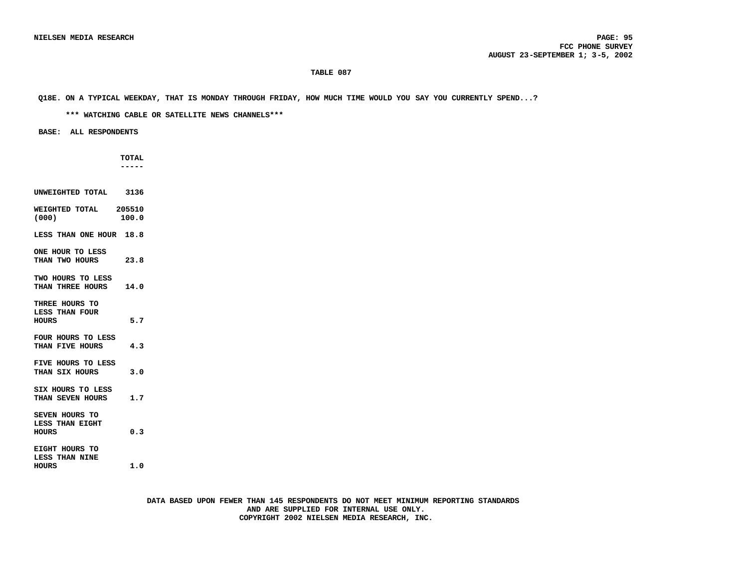**TABLE 087**

**Q18E. ON A TYPICAL WEEKDAY, THAT IS MONDAY THROUGH FRIDAY, HOW MUCH TIME WOULD YOU SAY YOU CURRENTLY SPEND...?**

**\*\*\* WATCHING CABLE OR SATELLITE NEWS CHANNELS\*\*\***

**BASE: ALL RESPONDENTS**

| | TOTAL |
|---|---|
| UNWEIGHTED TOTAL | 3136 |
| WEIGHTED TOTAL (000) | 205510<br>100.0 |
| LESS THAN ONE HOUR | 18.8 |
| ONE HOUR TO LESS THAN TWO HOURS | 23.8 |
| TWO HOURS TO LESS THAN THREE HOURS | 14.0 |
| THREE HOURS TO LESS THAN FOUR HOURS | 5.7 |
| FOUR HOURS TO LESS THAN FIVE HOURS | 4.3 |
| FIVE HOURS TO LESS THAN SIX HOURS | 3.0 |
| SIX HOURS TO LESS THAN SEVEN HOURS | 1.7 |
| SEVEN HOURS TO LESS THAN EIGHT HOURS | 0.3 |
| EIGHT HOURS TO LESS THAN NINE HOURS | 1.0 |

DATA BASED UPON FEWER THAN 145 RESPONDENTS DO NOT MEET MINIMUM REPORTING STANDARDS AND ARE SUPPLIED FOR INTERNAL USE ONLY.
COPYRIGHT 2002 NIELSEN MEDIA RESEARCH, INC.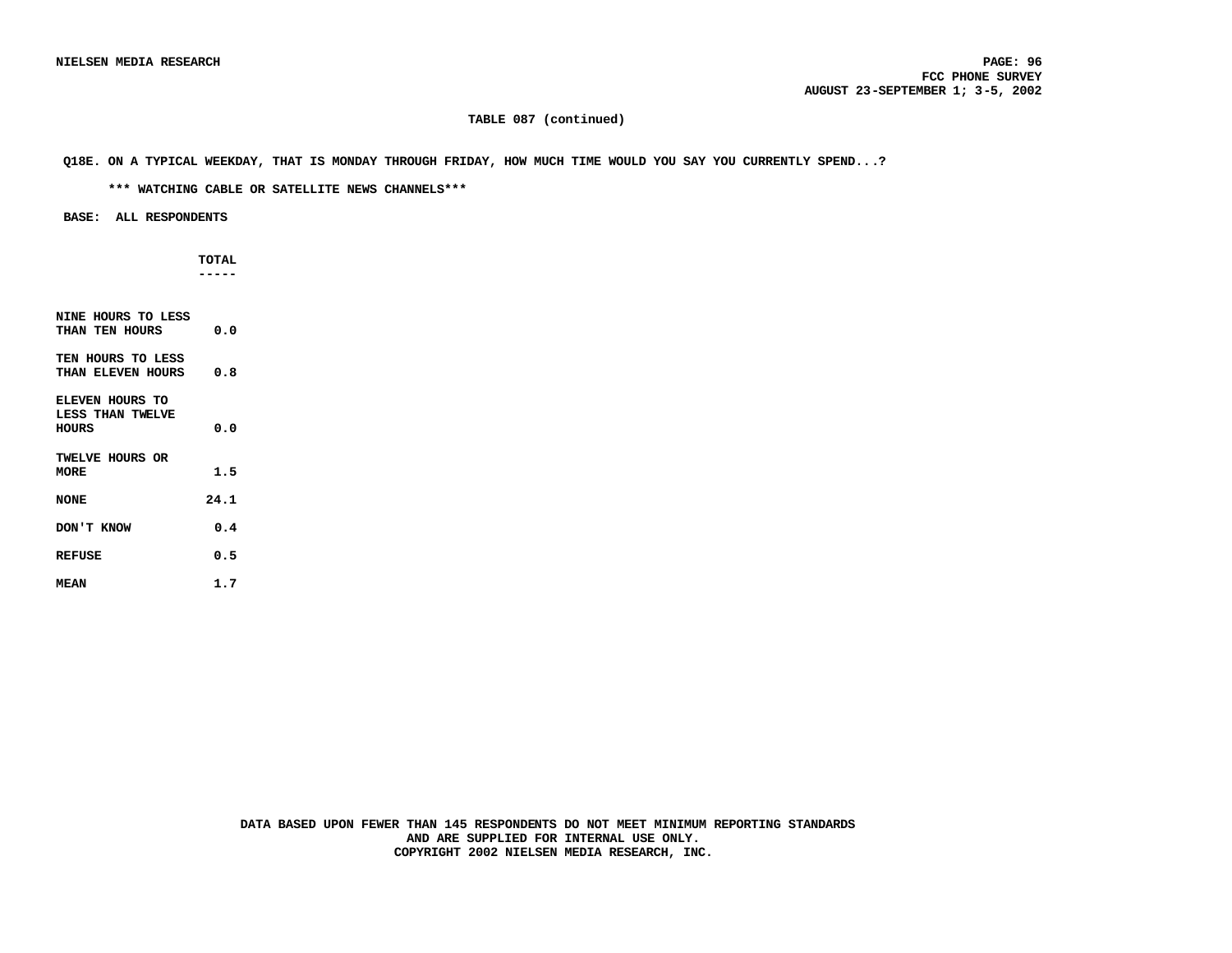**TABLE 087 (continued)**

**Q18E. ON A TYPICAL WEEKDAY, THAT IS MONDAY THROUGH FRIDAY, HOW MUCH TIME WOULD YOU SAY YOU CURRENTLY SPEND...?**

**\*\*\* WATCHING CABLE OR SATELLITE NEWS CHANNELS\*\*\***

**BASE: ALL RESPONDENTS**

| | TOTAL |
|---|---|
| NINE HOURS TO LESS THAN TEN HOURS | 0.0 |
| TEN HOURS TO LESS THAN ELEVEN HOURS | 0.8 |
| ELEVEN HOURS TO LESS THAN TWELVE HOURS | 0.0 |
| TWELVE HOURS OR MORE | 1.5 |
| NONE | 24.1 |
| DON'T KNOW | 0.4 |
| REFUSE | 0.5 |
| MEAN | 1.7 |

DATA BASED UPON FEWER THAN 145 RESPONDENTS DO NOT MEET MINIMUM REPORTING STANDARDS AND ARE SUPPLIED FOR INTERNAL USE ONLY.
COPYRIGHT 2002 NIELSEN MEDIA RESEARCH, INC.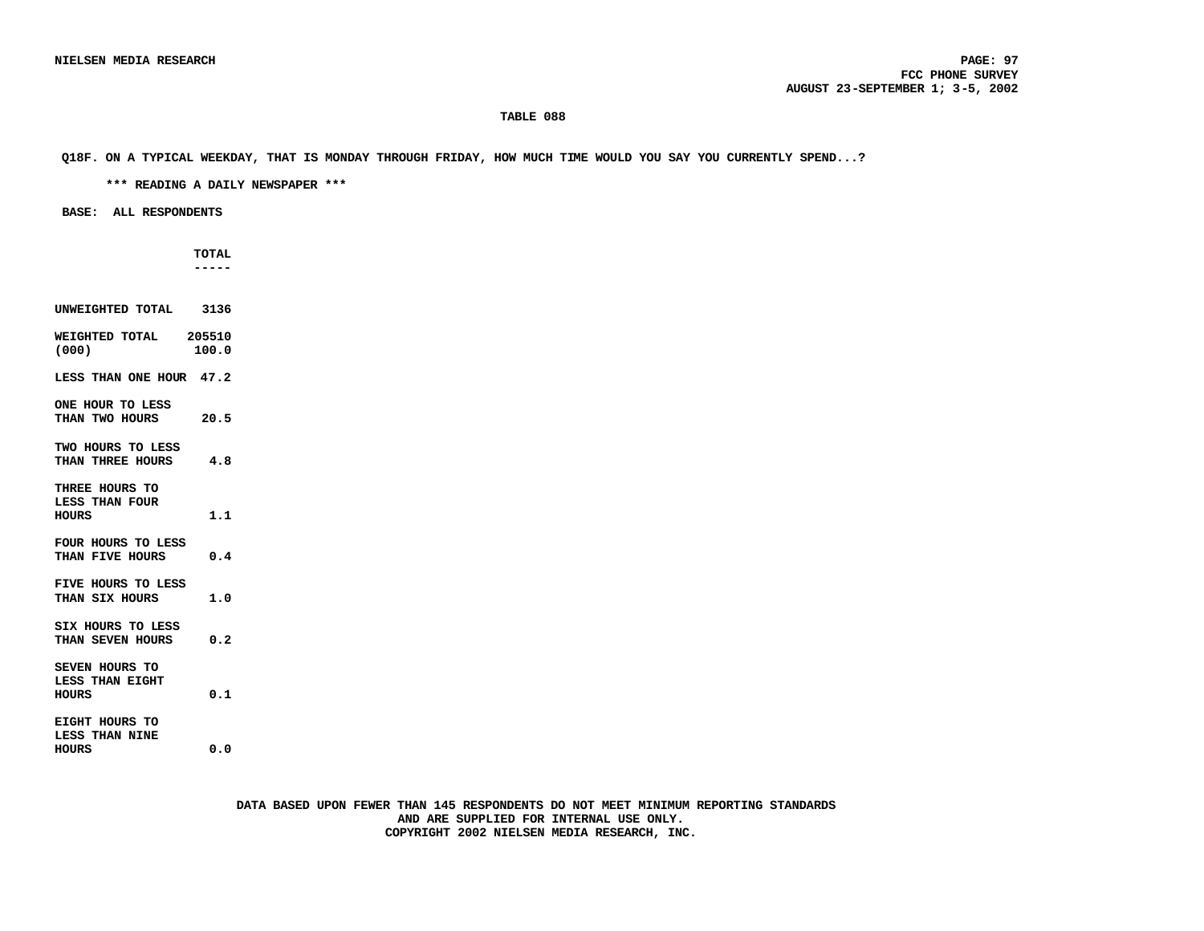TABLE 088

Q18F. ON A TYPICAL WEEKDAY, THAT IS MONDAY THROUGH FRIDAY, HOW MUCH TIME WOULD YOU SAY YOU CURRENTLY SPEND...?

*** READING A DAILY NEWSPAPER ***

BASE: ALL RESPONDENTS

| | TOTAL |
|---|---|
| UNWEIGHTED TOTAL | 3136 |
| WEIGHTED TOTAL (000) | 205510<br>100.0 |
| LESS THAN ONE HOUR | 47.2 |
| ONE HOUR TO LESS THAN TWO HOURS | 20.5 |
| TWO HOURS TO LESS THAN THREE HOURS | 4.8 |
| THREE HOURS TO LESS THAN FOUR HOURS | 1.1 |
| FOUR HOURS TO LESS THAN FIVE HOURS | 0.4 |
| FIVE HOURS TO LESS THAN SIX HOURS | 1.0 |
| SIX HOURS TO LESS THAN SEVEN HOURS | 0.2 |
| SEVEN HOURS TO LESS THAN EIGHT HOURS | 0.1 |
| EIGHT HOURS TO LESS THAN NINE HOURS | 0.0 |

DATA BASED UPON FEWER THAN 145 RESPONDENTS DO NOT MEET MINIMUM REPORTING STANDARDS AND ARE SUPPLIED FOR INTERNAL USE ONLY.
COPYRIGHT 2002 NIELSEN MEDIA RESEARCH, INC.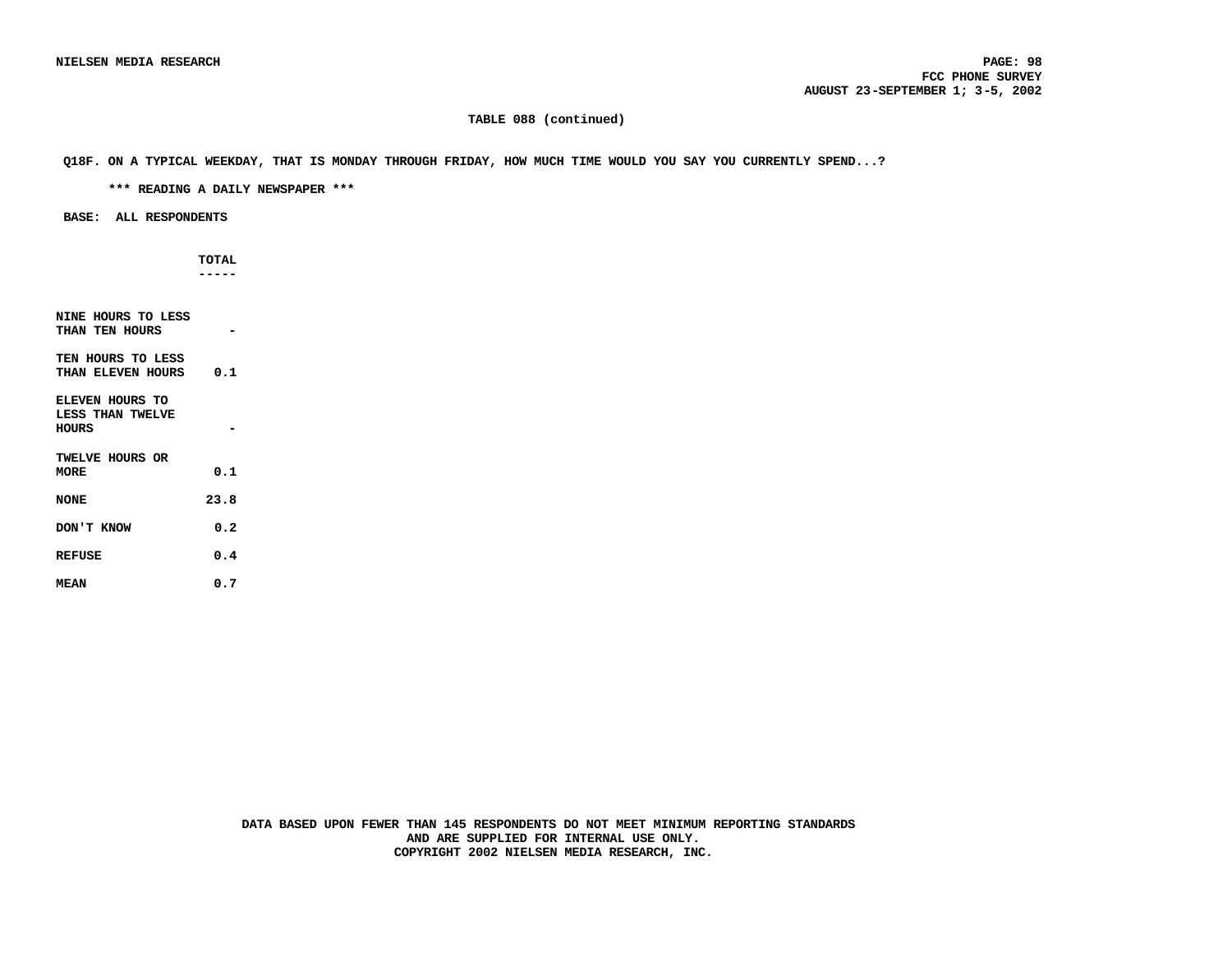**TABLE 088 (continued)**

**Q18F. ON A TYPICAL WEEKDAY, THAT IS MONDAY THROUGH FRIDAY, HOW MUCH TIME WOULD YOU SAY YOU CURRENTLY SPEND...?**

**\*\*\* READING A DAILY NEWSPAPER \*\*\***

**BASE: ALL RESPONDENTS**

| | TOTAL |
|---|---|
| NINE HOURS TO LESS THAN TEN HOURS | - |
| TEN HOURS TO LESS THAN ELEVEN HOURS | 0.1 |
| ELEVEN HOURS TO LESS THAN TWELVE HOURS | - |
| TWELVE HOURS OR MORE | 0.1 |
| NONE | 23.8 |
| DON'T KNOW | 0.2 |
| REFUSE | 0.4 |
| MEAN | 0.7 |

DATA BASED UPON FEWER THAN 145 RESPONDENTS DO NOT MEET MINIMUM REPORTING STANDARDS AND ARE SUPPLIED FOR INTERNAL USE ONLY.
COPYRIGHT 2002 NIELSEN MEDIA RESEARCH, INC.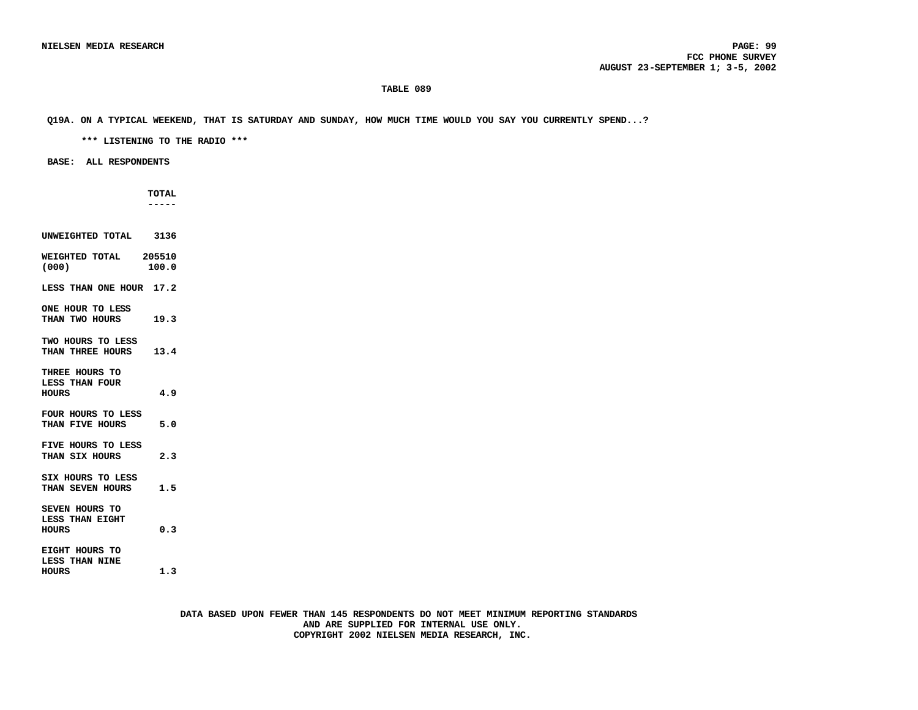# TABLE 089

**Q19A. ON A TYPICAL WEEKEND, THAT IS SATURDAY AND SUNDAY, HOW MUCH TIME WOULD YOU SAY YOU CURRENTLY SPEND...?**

**\*\*\* LISTENING TO THE RADIO \*\*\***

**BASE: ALL RESPONDENTS**

| | TOTAL |
|---|---|
| UNWEIGHTED TOTAL | 3136 |
| WEIGHTED TOTAL (000) | 205510<br>100.0 |
| LESS THAN ONE HOUR | 17.2 |
| ONE HOUR TO LESS THAN TWO HOURS | 19.3 |
| TWO HOURS TO LESS THAN THREE HOURS | 13.4 |
| THREE HOURS TO LESS THAN FOUR HOURS | 4.9 |
| FOUR HOURS TO LESS THAN FIVE HOURS | 5.0 |
| FIVE HOURS TO LESS THAN SIX HOURS | 2.3 |
| SIX HOURS TO LESS THAN SEVEN HOURS | 1.5 |
| SEVEN HOURS TO LESS THAN EIGHT HOURS | 0.3 |
| EIGHT HOURS TO LESS THAN NINE HOURS | 1.3 |

DATA BASED UPON FEWER THAN 145 RESPONDENTS DO NOT MEET MINIMUM REPORTING STANDARDS AND ARE SUPPLIED FOR INTERNAL USE ONLY.
COPYRIGHT 2002 NIELSEN MEDIA RESEARCH, INC.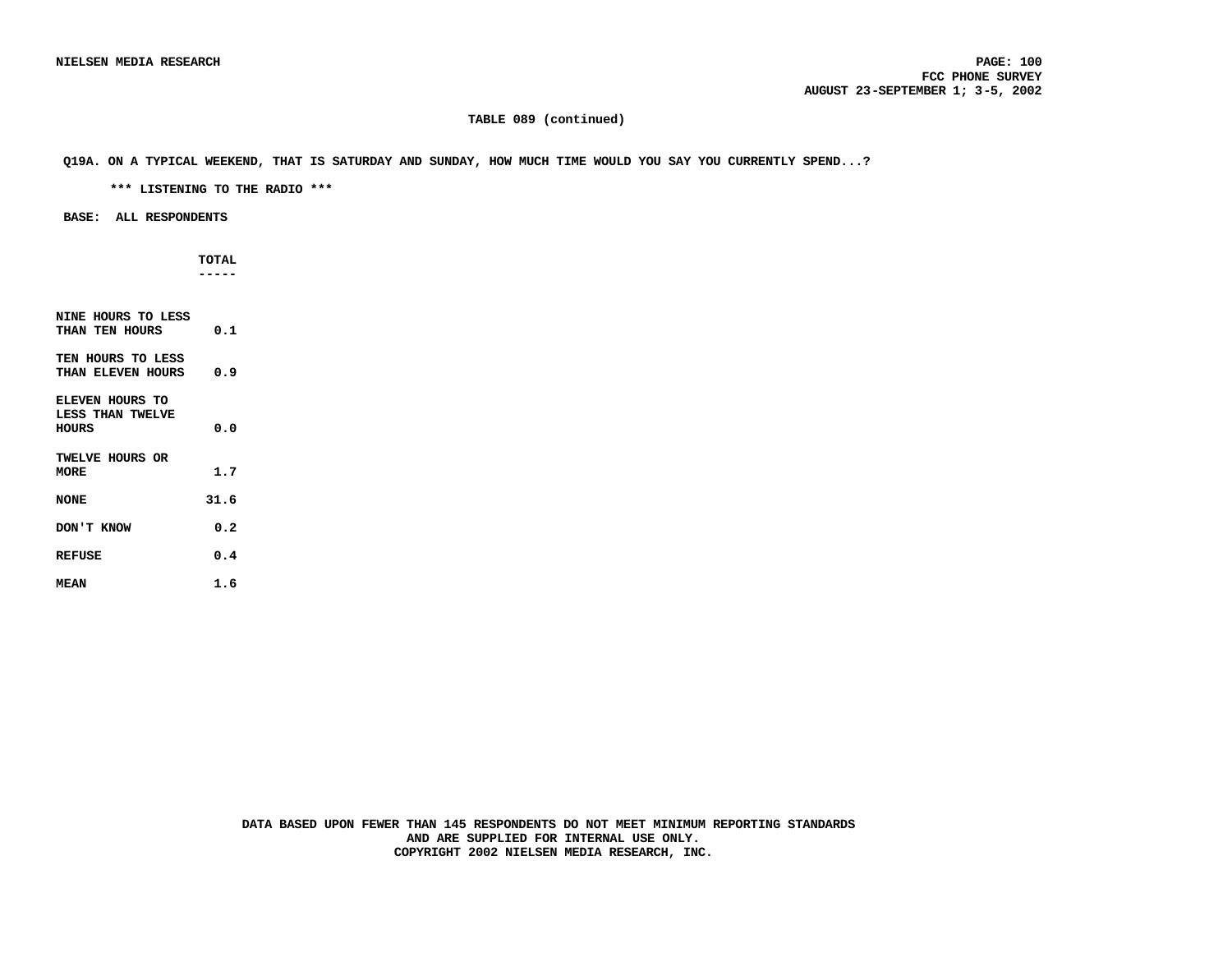**TABLE 089 (continued)**

**Q19A. ON A TYPICAL WEEKEND, THAT IS SATURDAY AND SUNDAY, HOW MUCH TIME WOULD YOU SAY YOU CURRENTLY SPEND...?**

**\*\*\* LISTENING TO THE RADIO \*\*\***

**BASE: ALL RESPONDENTS**

| | TOTAL |
|---|---|
| NINE HOURS TO LESS THAN TEN HOURS | 0.1 |
| TEN HOURS TO LESS THAN ELEVEN HOURS | 0.9 |
| ELEVEN HOURS TO LESS THAN TWELVE HOURS | 0.0 |
| TWELVE HOURS OR MORE | 1.7 |
| NONE | 31.6 |
| DON'T KNOW | 0.2 |
| REFUSE | 0.4 |
| MEAN | 1.6 |

DATA BASED UPON FEWER THAN 145 RESPONDENTS DO NOT MEET MINIMUM REPORTING STANDARDS AND ARE SUPPLIED FOR INTERNAL USE ONLY.
COPYRIGHT 2002 NIELSEN MEDIA RESEARCH, INC.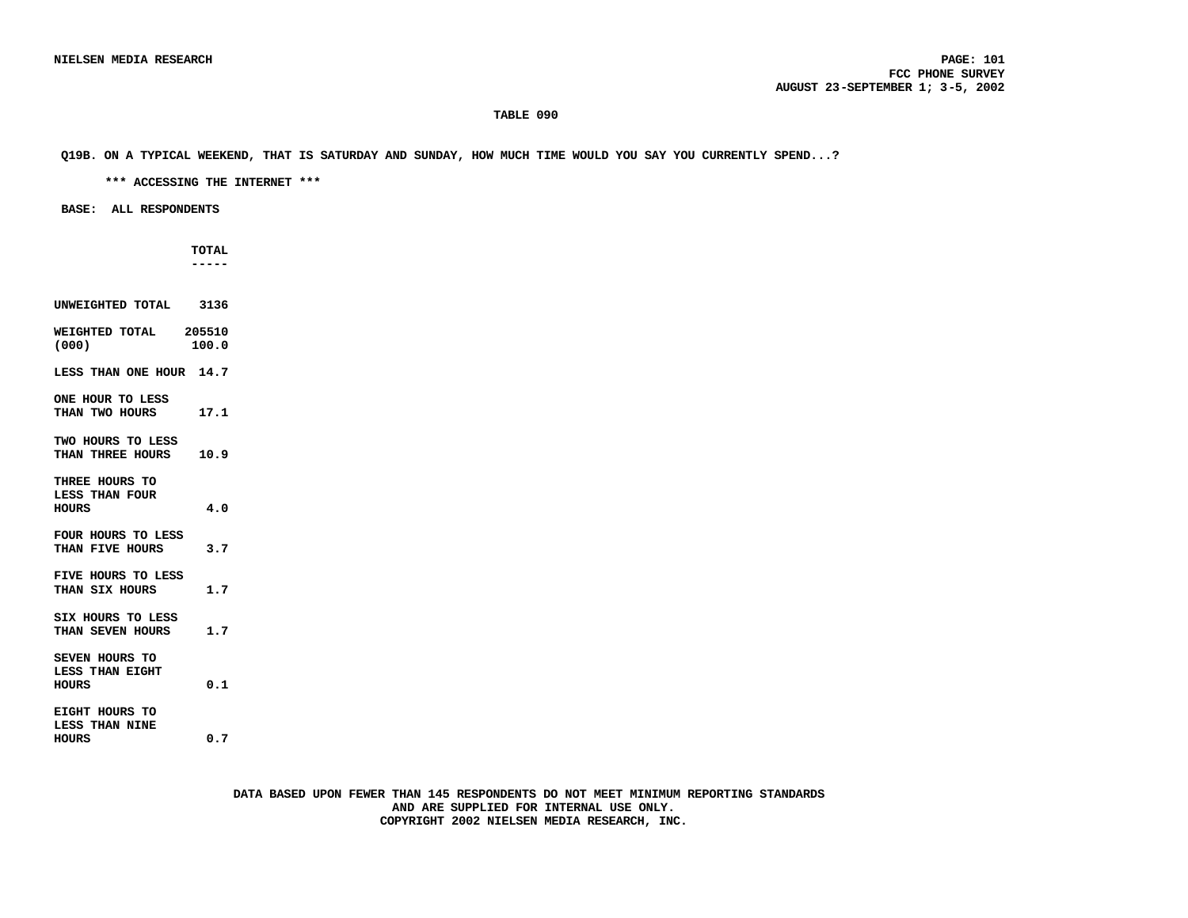**TABLE 090**

**Q19B. ON A TYPICAL WEEKEND, THAT IS SATURDAY AND SUNDAY, HOW MUCH TIME WOULD YOU SAY YOU CURRENTLY SPEND...?**

**\*\*\* ACCESSING THE INTERNET \*\*\***

**BASE: ALL RESPONDENTS**

| | TOTAL |
|---|---|
| UNWEIGHTED TOTAL | 3136 |
| WEIGHTED TOTAL (000) | 205510<br>100.0 |
| LESS THAN ONE HOUR | 14.7 |
| ONE HOUR TO LESS THAN TWO HOURS | 17.1 |
| TWO HOURS TO LESS THAN THREE HOURS | 10.9 |
| THREE HOURS TO LESS THAN FOUR HOURS | 4.0 |
| FOUR HOURS TO LESS THAN FIVE HOURS | 3.7 |
| FIVE HOURS TO LESS THAN SIX HOURS | 1.7 |
| SIX HOURS TO LESS THAN SEVEN HOURS | 1.7 |
| SEVEN HOURS TO LESS THAN EIGHT HOURS | 0.1 |
| EIGHT HOURS TO LESS THAN NINE HOURS | 0.7 |

DATA BASED UPON FEWER THAN 145 RESPONDENTS DO NOT MEET MINIMUM REPORTING STANDARDS AND ARE SUPPLIED FOR INTERNAL USE ONLY.
COPYRIGHT 2002 NIELSEN MEDIA RESEARCH, INC.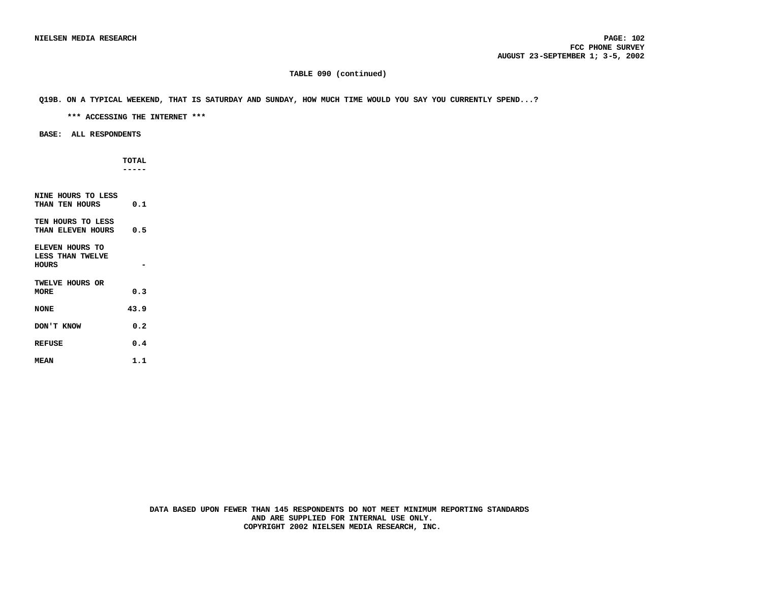**TABLE 090 (continued)**

**Q19B. ON A TYPICAL WEEKEND, THAT IS SATURDAY AND SUNDAY, HOW MUCH TIME WOULD YOU SAY YOU CURRENTLY SPEND...?**

**\*\*\* ACCESSING THE INTERNET \*\*\***

**BASE: ALL RESPONDENTS**

| | TOTAL |
|---|---|
| NINE HOURS TO LESS THAN TEN HOURS | 0.1 |
| TEN HOURS TO LESS THAN ELEVEN HOURS | 0.5 |
| ELEVEN HOURS TO LESS THAN TWELVE HOURS | - |
| TWELVE HOURS OR MORE | 0.3 |
| NONE | 43.9 |
| DON'T KNOW | 0.2 |
| REFUSE | 0.4 |
| MEAN | 1.1 |

DATA BASED UPON FEWER THAN 145 RESPONDENTS DO NOT MEET MINIMUM REPORTING STANDARDS AND ARE SUPPLIED FOR INTERNAL USE ONLY.
COPYRIGHT 2002 NIELSEN MEDIA RESEARCH, INC.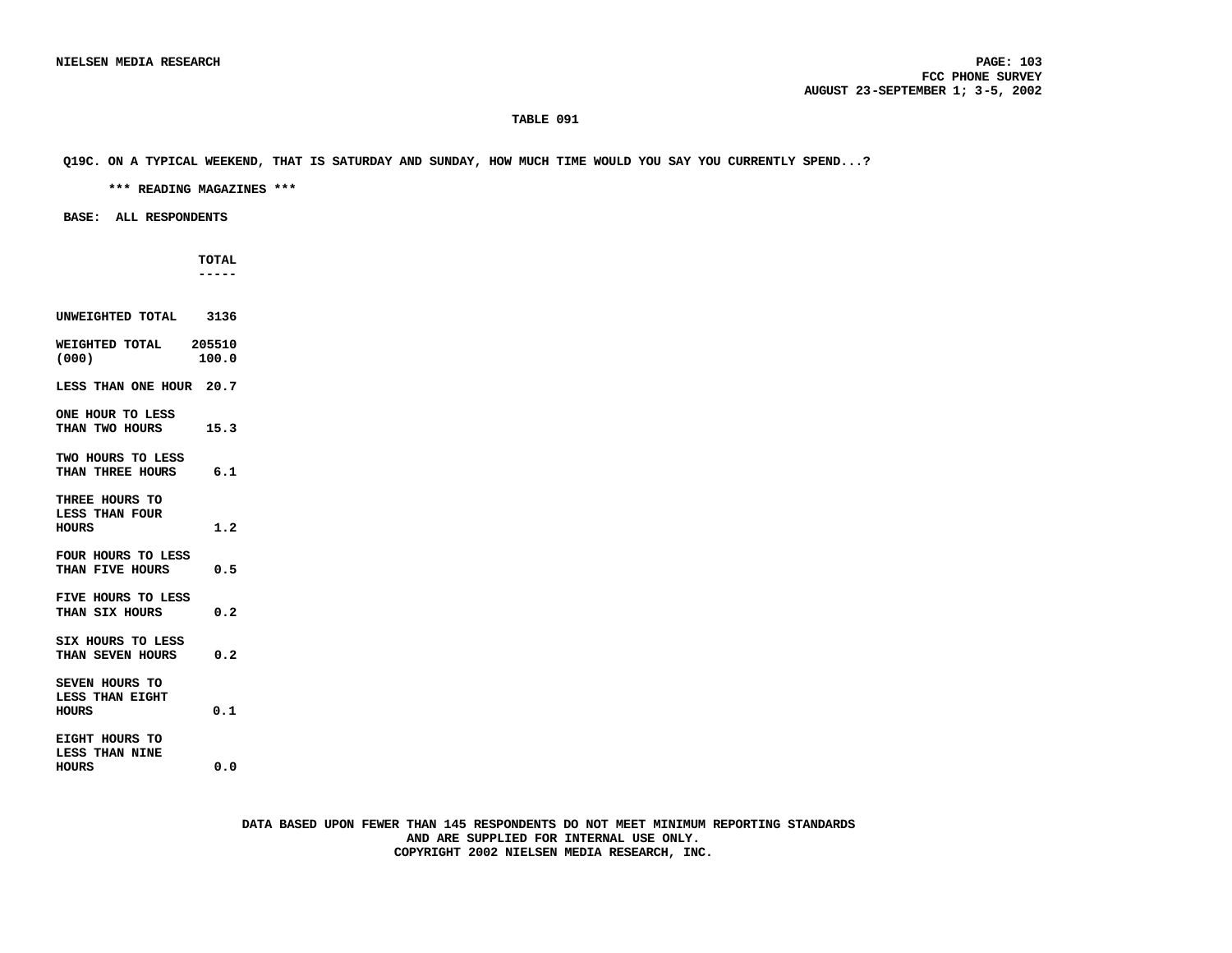**TABLE 091**

**Q19C. ON A TYPICAL WEEKEND, THAT IS SATURDAY AND SUNDAY, HOW MUCH TIME WOULD YOU SAY YOU CURRENTLY SPEND...?**

**\*\*\* READING MAGAZINES \*\*\***

**BASE: ALL RESPONDENTS**

| | TOTAL |
|---|---|
| UNWEIGHTED TOTAL | 3136 |
| WEIGHTED TOTAL (000) | 205510 100.0 |
| LESS THAN ONE HOUR | 20.7 |
| ONE HOUR TO LESS THAN TWO HOURS | 15.3 |
| TWO HOURS TO LESS THAN THREE HOURS | 6.1 |
| THREE HOURS TO LESS THAN FOUR HOURS | 1.2 |
| FOUR HOURS TO LESS THAN FIVE HOURS | 0.5 |
| FIVE HOURS TO LESS THAN SIX HOURS | 0.2 |
| SIX HOURS TO LESS THAN SEVEN HOURS | 0.2 |
| SEVEN HOURS TO LESS THAN EIGHT HOURS | 0.1 |
| EIGHT HOURS TO LESS THAN NINE HOURS | 0.0 |

DATA BASED UPON FEWER THAN 145 RESPONDENTS DO NOT MEET MINIMUM REPORTING STANDARDS AND ARE SUPPLIED FOR INTERNAL USE ONLY.
COPYRIGHT 2002 NIELSEN MEDIA RESEARCH, INC.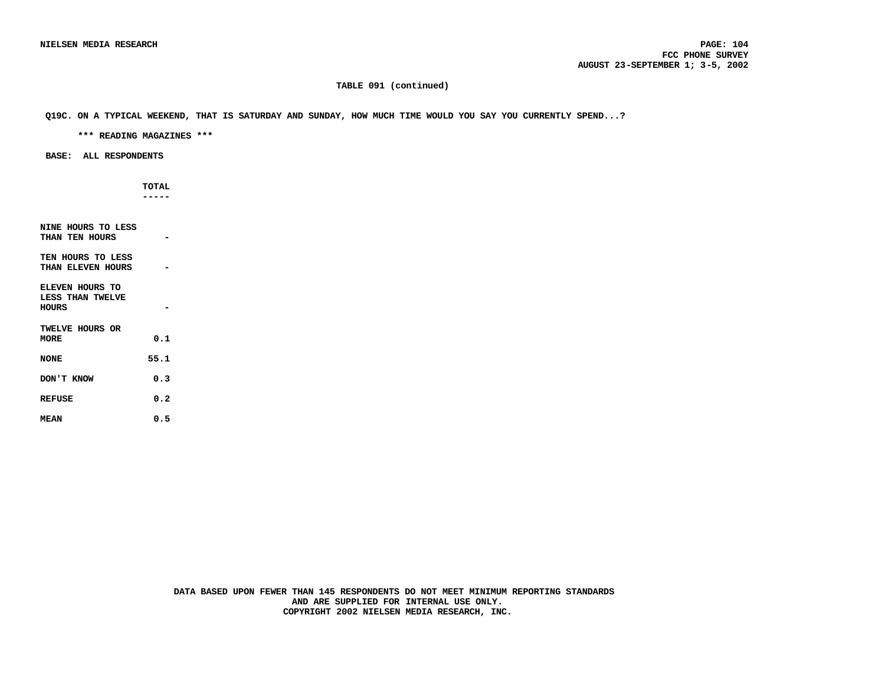### TABLE 091 (continued)

**Q19C. ON A TYPICAL WEEKEND, THAT IS SATURDAY AND SUNDAY, HOW MUCH TIME WOULD YOU SAY YOU CURRENTLY SPEND...?**

**\*\*\* READING MAGAZINES \*\*\***

**BASE: ALL RESPONDENTS**

| | TOTAL |
|---|---|
| NINE HOURS TO LESS THAN TEN HOURS | - |
| TEN HOURS TO LESS THAN ELEVEN HOURS | - |
| ELEVEN HOURS TO LESS THAN TWELVE HOURS | - |
| TWELVE HOURS OR MORE | 0.1 |
| NONE | 55.1 |
| DON'T KNOW | 0.3 |
| REFUSE | 0.2 |
| MEAN | 0.5 |

DATA BASED UPON FEWER THAN 145 RESPONDENTS DO NOT MEET MINIMUM REPORTING STANDARDS AND ARE SUPPLIED FOR INTERNAL USE ONLY.
COPYRIGHT 2002 NIELSEN MEDIA RESEARCH, INC.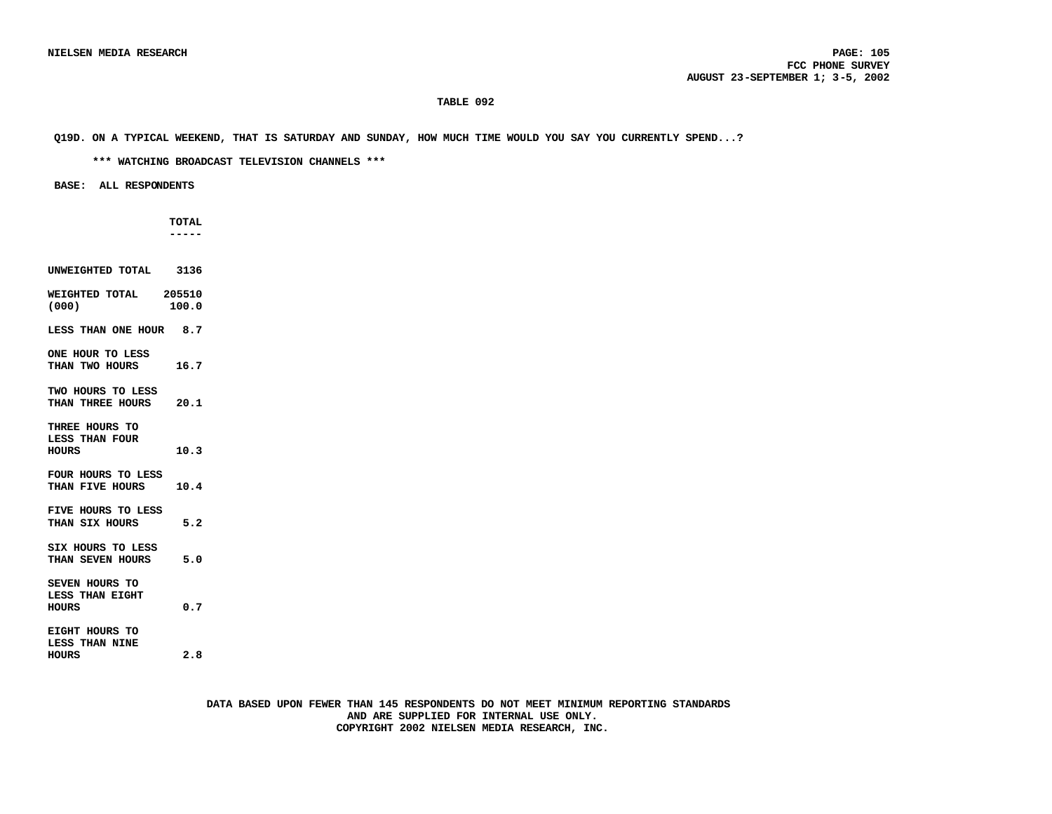**TABLE 092**

**Q19D. ON A TYPICAL WEEKEND, THAT IS SATURDAY AND SUNDAY, HOW MUCH TIME WOULD YOU SAY YOU CURRENTLY SPEND...?**

**\*\*\* WATCHING BROADCAST TELEVISION CHANNELS \*\*\***

**BASE: ALL RESPONDENTS**

| | TOTAL |
|---|---|
| UNWEIGHTED TOTAL | 3136 |
| WEIGHTED TOTAL (000) | 205510<br>100.0 |
| LESS THAN ONE HOUR | 8.7 |
| ONE HOUR TO LESS THAN TWO HOURS | 16.7 |
| TWO HOURS TO LESS THAN THREE HOURS | 20.1 |
| THREE HOURS TO LESS THAN FOUR HOURS | 10.3 |
| FOUR HOURS TO LESS THAN FIVE HOURS | 10.4 |
| FIVE HOURS TO LESS THAN SIX HOURS | 5.2 |
| SIX HOURS TO LESS THAN SEVEN HOURS | 5.0 |
| SEVEN HOURS TO LESS THAN EIGHT HOURS | 0.7 |
| EIGHT HOURS TO LESS THAN NINE HOURS | 2.8 |

**DATA BASED UPON FEWER THAN 145 RESPONDENTS DO NOT MEET MINIMUM REPORTING STANDARDS AND ARE SUPPLIED FOR INTERNAL USE ONLY.**
**COPYRIGHT 2002 NIELSEN MEDIA RESEARCH, INC.**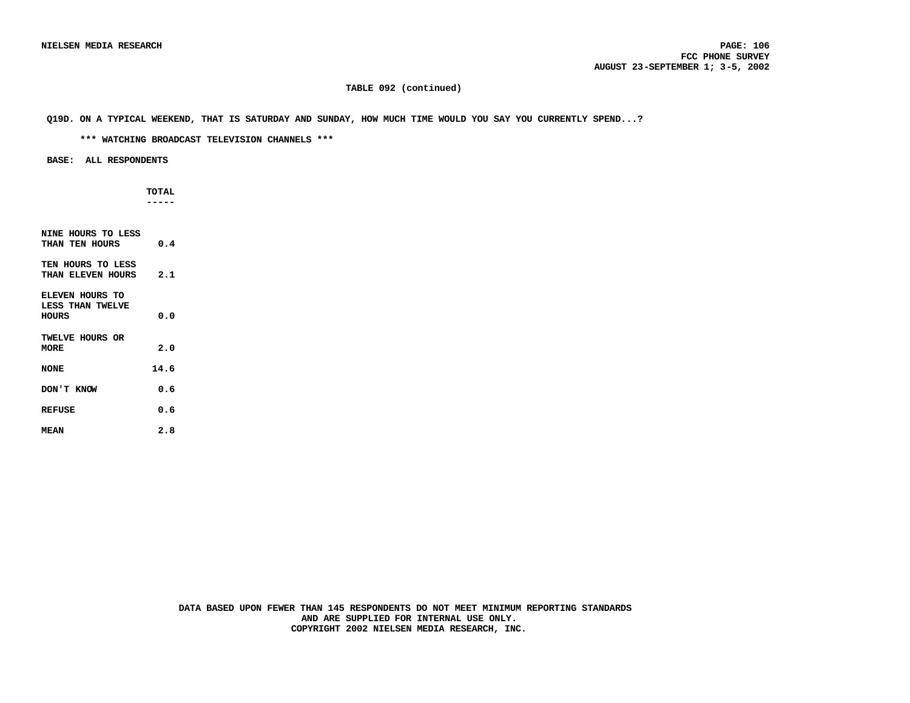**TABLE 092 (continued)**

**Q19D. ON A TYPICAL WEEKEND, THAT IS SATURDAY AND SUNDAY, HOW MUCH TIME WOULD YOU SAY YOU CURRENTLY SPEND...?**

**\*\*\* WATCHING BROADCAST TELEVISION CHANNELS \*\*\***

**BASE: ALL RESPONDENTS**

| | TOTAL |
|---|---|
| NINE HOURS TO LESS THAN TEN HOURS | 0.4 |
| TEN HOURS TO LESS THAN ELEVEN HOURS | 2.1 |
| ELEVEN HOURS TO LESS THAN TWELVE HOURS | 0.0 |
| TWELVE HOURS OR MORE | 2.0 |
| NONE | 14.6 |
| DON'T KNOW | 0.6 |
| REFUSE | 0.6 |
| MEAN | 2.8 |

DATA BASED UPON FEWER THAN 145 RESPONDENTS DO NOT MEET MINIMUM REPORTING STANDARDS AND ARE SUPPLIED FOR INTERNAL USE ONLY.
COPYRIGHT 2002 NIELSEN MEDIA RESEARCH, INC.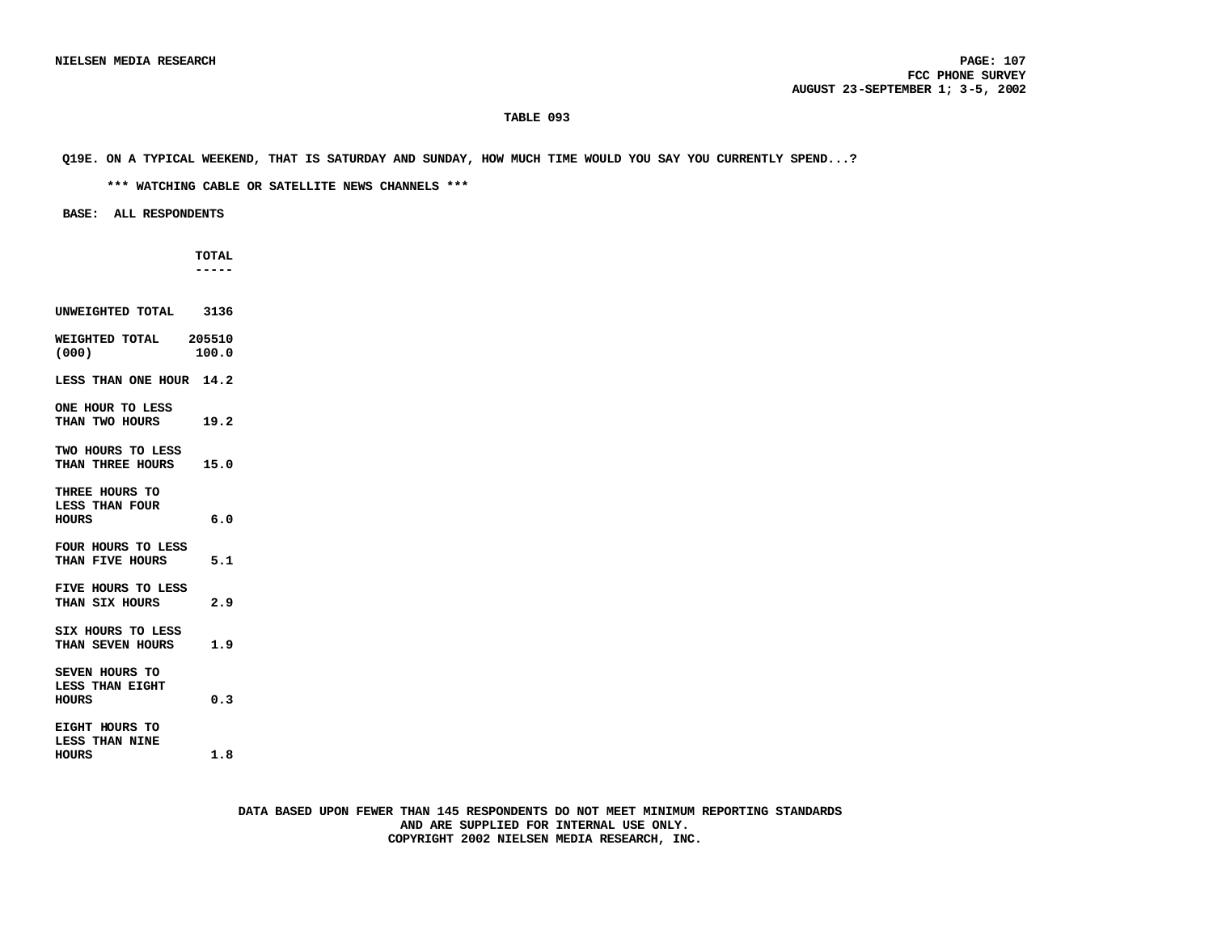**TABLE 093**

**Q19E. ON A TYPICAL WEEKEND, THAT IS SATURDAY AND SUNDAY, HOW MUCH TIME WOULD YOU SAY YOU CURRENTLY SPEND...?**

**\*\*\* WATCHING CABLE OR SATELLITE NEWS CHANNELS \*\*\***

**BASE: ALL RESPONDENTS**

| | TOTAL |
|---|---|
| UNWEIGHTED TOTAL | 3136 |
| WEIGHTED TOTAL (000) | 205510<br>100.0 |
| LESS THAN ONE HOUR | 14.2 |
| ONE HOUR TO LESS THAN TWO HOURS | 19.2 |
| TWO HOURS TO LESS THAN THREE HOURS | 15.0 |
| THREE HOURS TO LESS THAN FOUR HOURS | 6.0 |
| FOUR HOURS TO LESS THAN FIVE HOURS | 5.1 |
| FIVE HOURS TO LESS THAN SIX HOURS | 2.9 |
| SIX HOURS TO LESS THAN SEVEN HOURS | 1.9 |
| SEVEN HOURS TO LESS THAN EIGHT HOURS | 0.3 |
| EIGHT HOURS TO LESS THAN NINE HOURS | 1.8 |

DATA BASED UPON FEWER THAN 145 RESPONDENTS DO NOT MEET MINIMUM REPORTING STANDARDS AND ARE SUPPLIED FOR INTERNAL USE ONLY.
COPYRIGHT 2002 NIELSEN MEDIA RESEARCH, INC.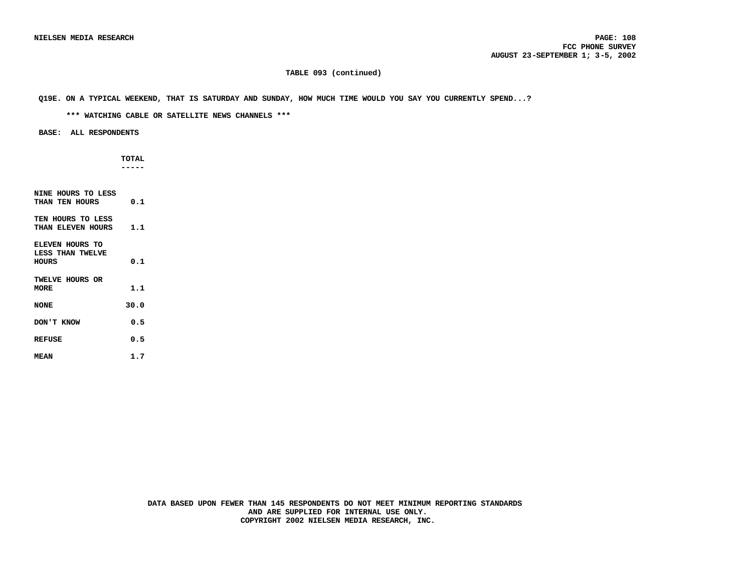**TABLE 093 (continued)**

**Q19E. ON A TYPICAL WEEKEND, THAT IS SATURDAY AND SUNDAY, HOW MUCH TIME WOULD YOU SAY YOU CURRENTLY SPEND...?**

**\*\*\* WATCHING CABLE OR SATELLITE NEWS CHANNELS \*\*\***

**BASE: ALL RESPONDENTS**

| | TOTAL |
|---|---|
| NINE HOURS TO LESS THAN TEN HOURS | 0.1 |
| TEN HOURS TO LESS THAN ELEVEN HOURS | 1.1 |
| ELEVEN HOURS TO LESS THAN TWELVE HOURS | 0.1 |
| TWELVE HOURS OR MORE | 1.1 |
| NONE | 30.0 |
| DON'T KNOW | 0.5 |
| REFUSE | 0.5 |
| MEAN | 1.7 |

DATA BASED UPON FEWER THAN 145 RESPONDENTS DO NOT MEET MINIMUM REPORTING STANDARDS AND ARE SUPPLIED FOR INTERNAL USE ONLY.
COPYRIGHT 2002 NIELSEN MEDIA RESEARCH, INC.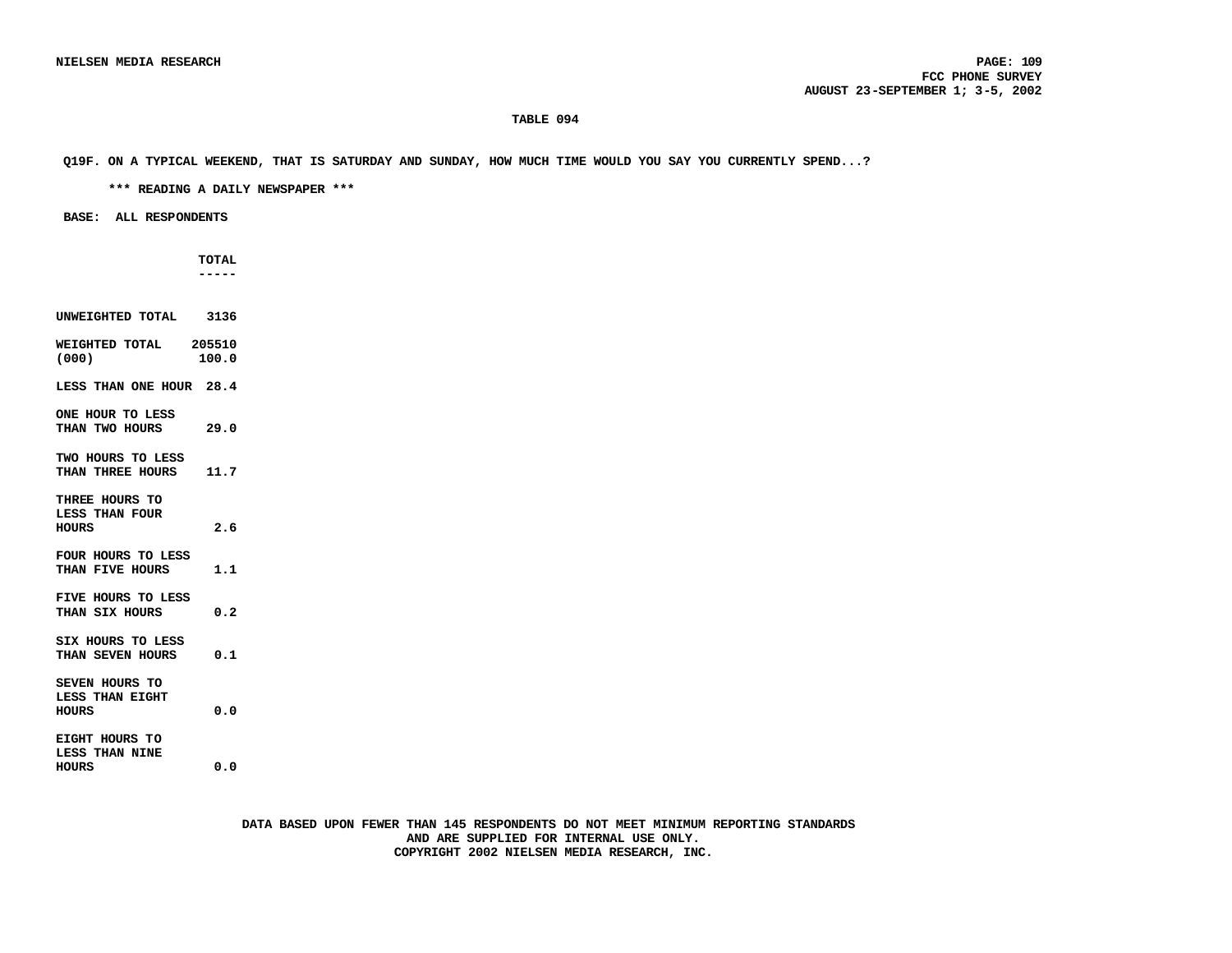## TABLE 094

**Q19F. ON A TYPICAL WEEKEND, THAT IS SATURDAY AND SUNDAY, HOW MUCH TIME WOULD YOU SAY YOU CURRENTLY SPEND...?**

*** READING A DAILY NEWSPAPER ***

**BASE: ALL RESPONDENTS**

| | TOTAL |
|---|---|
| UNWEIGHTED TOTAL | 3136 |
| WEIGHTED TOTAL (000) | 205510<br>100.0 |
| LESS THAN ONE HOUR | 28.4 |
| ONE HOUR TO LESS THAN TWO HOURS | 29.0 |
| TWO HOURS TO LESS THAN THREE HOURS | 11.7 |
| THREE HOURS TO LESS THAN FOUR HOURS | 2.6 |
| FOUR HOURS TO LESS THAN FIVE HOURS | 1.1 |
| FIVE HOURS TO LESS THAN SIX HOURS | 0.2 |
| SIX HOURS TO LESS THAN SEVEN HOURS | 0.1 |
| SEVEN HOURS TO LESS THAN EIGHT HOURS | 0.0 |
| EIGHT HOURS TO LESS THAN NINE HOURS | 0.0 |

DATA BASED UPON FEWER THAN 145 RESPONDENTS DO NOT MEET MINIMUM REPORTING STANDARDS AND ARE SUPPLIED FOR INTERNAL USE ONLY.
COPYRIGHT 2002 NIELSEN MEDIA RESEARCH, INC.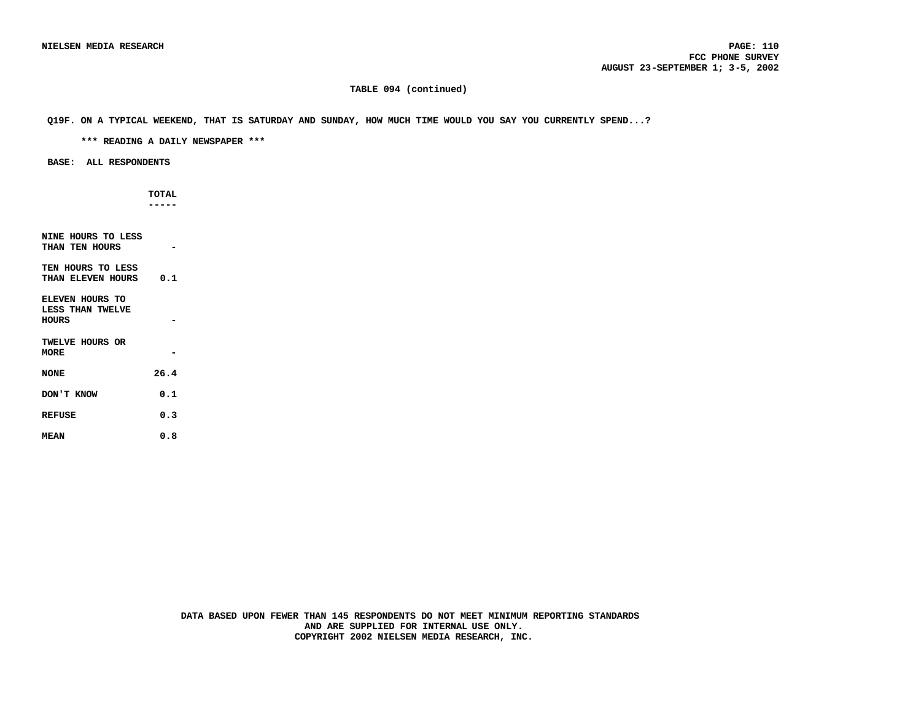**TABLE 094 (continued)**

**Q19F. ON A TYPICAL WEEKEND, THAT IS SATURDAY AND SUNDAY, HOW MUCH TIME WOULD YOU SAY YOU CURRENTLY SPEND...?**

**\*\*\* READING A DAILY NEWSPAPER \*\*\***

**BASE: ALL RESPONDENTS**

| | TOTAL |
|---|---|
| NINE HOURS TO LESS THAN TEN HOURS | - |
| TEN HOURS TO LESS THAN ELEVEN HOURS | 0.1 |
| ELEVEN HOURS TO LESS THAN TWELVE HOURS | - |
| TWELVE HOURS OR MORE | - |
| NONE | 26.4 |
| DON'T KNOW | 0.1 |
| REFUSE | 0.3 |
| MEAN | 0.8 |

DATA BASED UPON FEWER THAN 145 RESPONDENTS DO NOT MEET MINIMUM REPORTING STANDARDS AND ARE SUPPLIED FOR INTERNAL USE ONLY.
COPYRIGHT 2002 NIELSEN MEDIA RESEARCH, INC.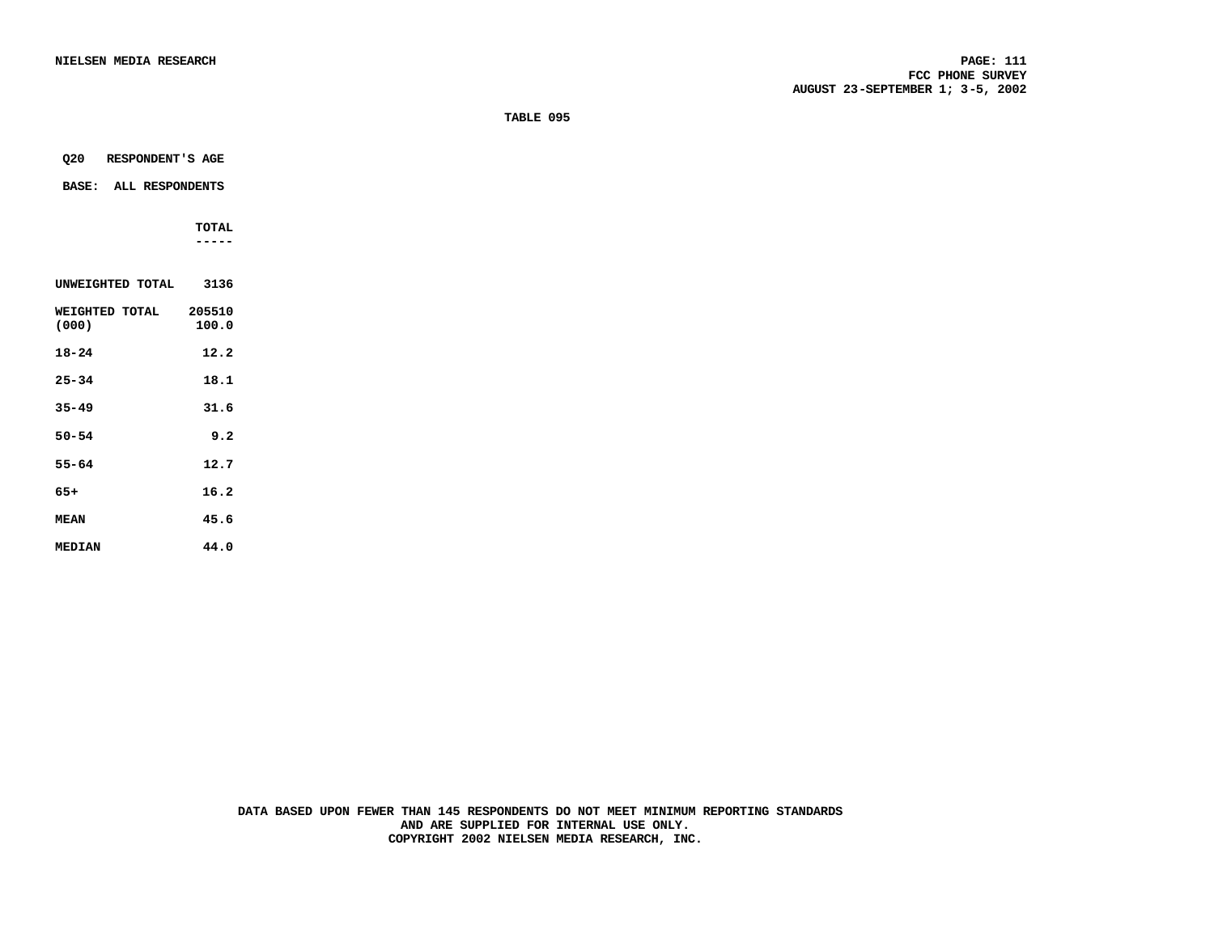**TABLE 095**

**Q20 RESPONDENT'S AGE**

**BASE: ALL RESPONDENTS**

| | TOTAL |
|---|---|
| UNWEIGHTED TOTAL | 3136 |
| WEIGHTED TOTAL (000) | 205510 100.0 |
| 18-24 | 12.2 |
| 25-34 | 18.1 |
| 35-49 | 31.6 |
| 50-54 | 9.2 |
| 55-64 | 12.7 |
| 65+ | 16.2 |
| MEAN | 45.6 |
| MEDIAN | 44.0 |

DATA BASED UPON FEWER THAN 145 RESPONDENTS DO NOT MEET MINIMUM REPORTING STANDARDS AND ARE SUPPLIED FOR INTERNAL USE ONLY.
COPYRIGHT 2002 NIELSEN MEDIA RESEARCH, INC.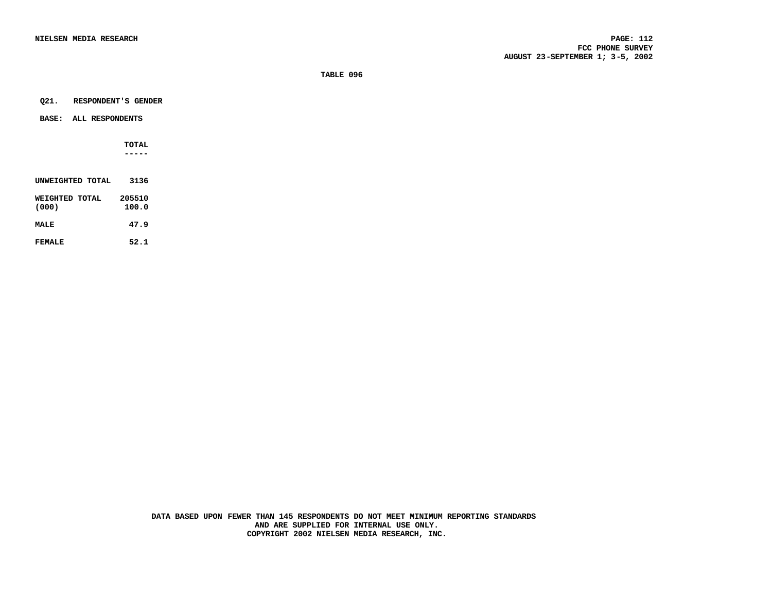# TABLE 096

**Q21. RESPONDENT'S GENDER**

**BASE: ALL RESPONDENTS**

| | TOTAL |
|---|---|
| UNWEIGHTED TOTAL | 3136 |
| WEIGHTED TOTAL (000) | 205510 100.0 |
| MALE | 47.9 |
| FEMALE | 52.1 |

DATA BASED UPON FEWER THAN 145 RESPONDENTS DO NOT MEET MINIMUM REPORTING STANDARDS AND ARE SUPPLIED FOR INTERNAL USE ONLY.
COPYRIGHT 2002 NIELSEN MEDIA RESEARCH, INC.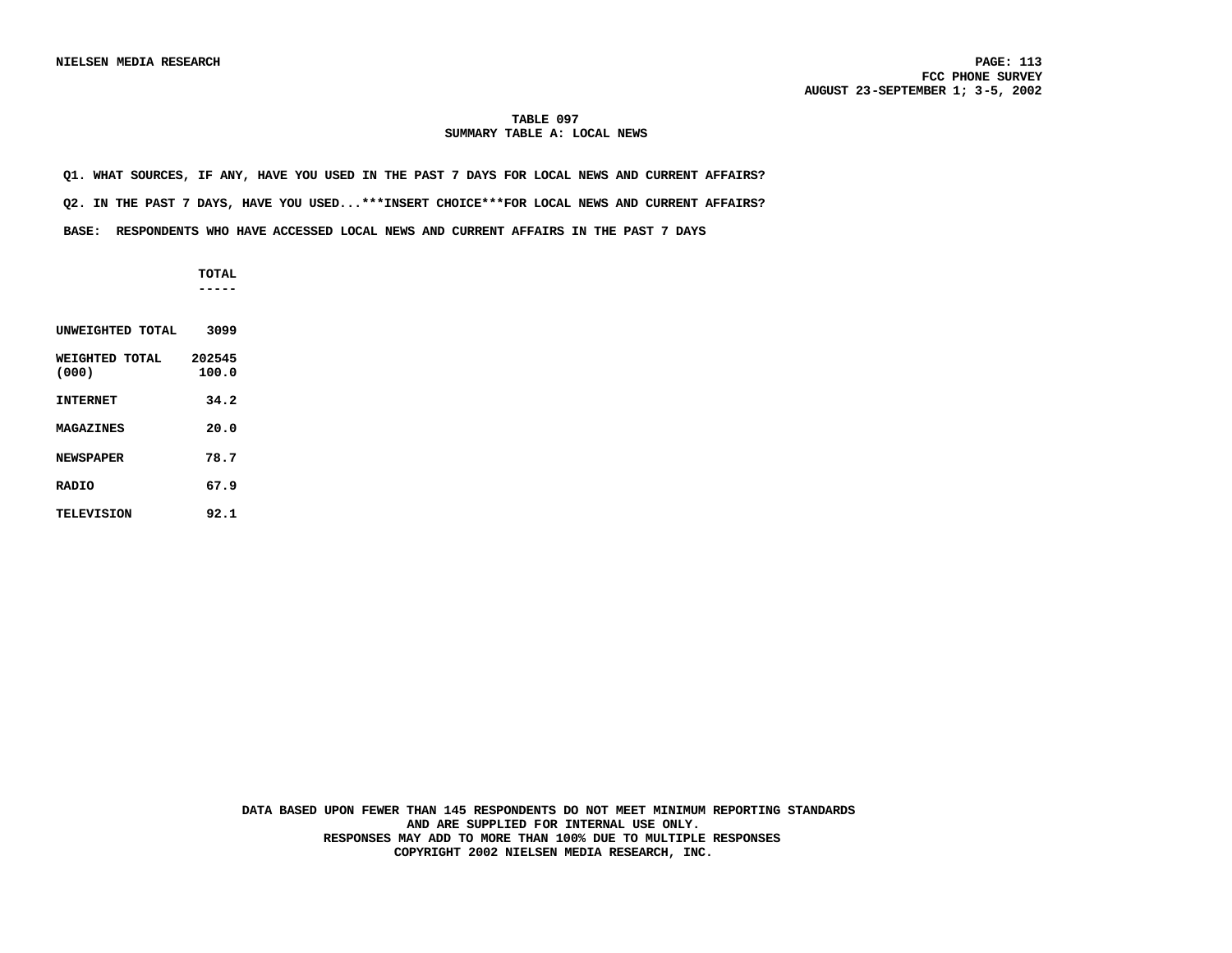**NIELSEN MEDIA RESEARCH**

**FCC PHONE SURVEY**
**AUGUST 23-SEPTEMBER 1; 3-5, 2002**

## TABLE 097
## SUMMARY TABLE A: LOCAL NEWS

**Q1. WHAT SOURCES, IF ANY, HAVE YOU USED IN THE PAST 7 DAYS FOR LOCAL NEWS AND CURRENT AFFAIRS?**

**Q2. IN THE PAST 7 DAYS, HAVE YOU USED...***INSERT CHOICE***FOR LOCAL NEWS AND CURRENT AFFAIRS?**

**BASE: RESPONDENTS WHO HAVE ACCESSED LOCAL NEWS AND CURRENT AFFAIRS IN THE PAST 7 DAYS**

| | TOTAL |
|---|---|
| UNWEIGHTED TOTAL | 3099 |
| WEIGHTED TOTAL (000) | 202545<br>100.0 |
| INTERNET | 34.2 |
| MAGAZINES | 20.0 |
| NEWSPAPER | 78.7 |
| RADIO | 67.9 |
| TELEVISION | 92.1 |

**DATA BASED UPON FEWER THAN 145 RESPONDENTS DO NOT MEET MINIMUM REPORTING STANDARDS AND ARE SUPPLIED FOR INTERNAL USE ONLY.**
**RESPONSES MAY ADD TO MORE THAN 100% DUE TO MULTIPLE RESPONSES**
**COPYRIGHT 2002 NIELSEN MEDIA RESEARCH, INC.**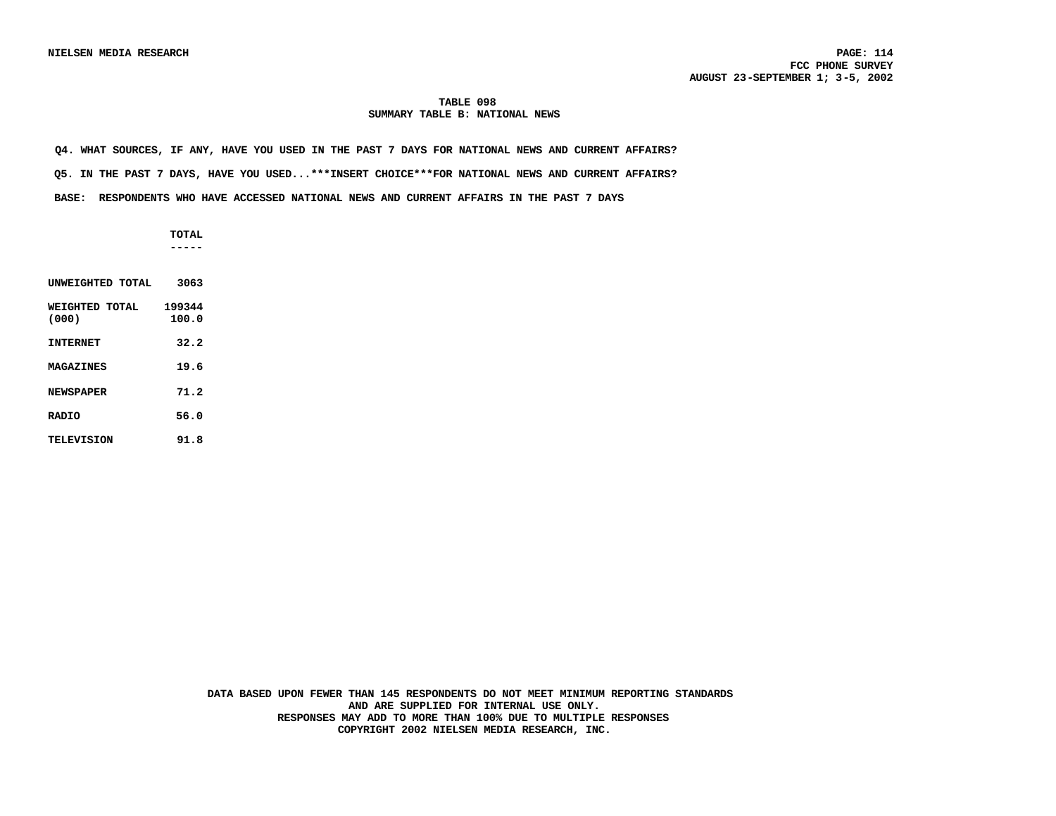**TABLE 098**
**SUMMARY TABLE B: NATIONAL NEWS**

**Q4. WHAT SOURCES, IF ANY, HAVE YOU USED IN THE PAST 7 DAYS FOR NATIONAL NEWS AND CURRENT AFFAIRS?**

**Q5. IN THE PAST 7 DAYS, HAVE YOU USED...***INSERT CHOICE***FOR NATIONAL NEWS AND CURRENT AFFAIRS?**

**BASE: RESPONDENTS WHO HAVE ACCESSED NATIONAL NEWS AND CURRENT AFFAIRS IN THE PAST 7 DAYS**

| | TOTAL |
|---|---|
| UNWEIGHTED TOTAL | 3063 |
| WEIGHTED TOTAL (000) | 199344<br>100.0 |
| INTERNET | 32.2 |
| MAGAZINES | 19.6 |
| NEWSPAPER | 71.2 |
| RADIO | 56.0 |
| TELEVISION | 91.8 |

DATA BASED UPON FEWER THAN 145 RESPONDENTS DO NOT MEET MINIMUM REPORTING STANDARDS AND ARE SUPPLIED FOR INTERNAL USE ONLY.
RESPONSES MAY ADD TO MORE THAN 100% DUE TO MULTIPLE RESPONSES
COPYRIGHT 2002 NIELSEN MEDIA RESEARCH, INC.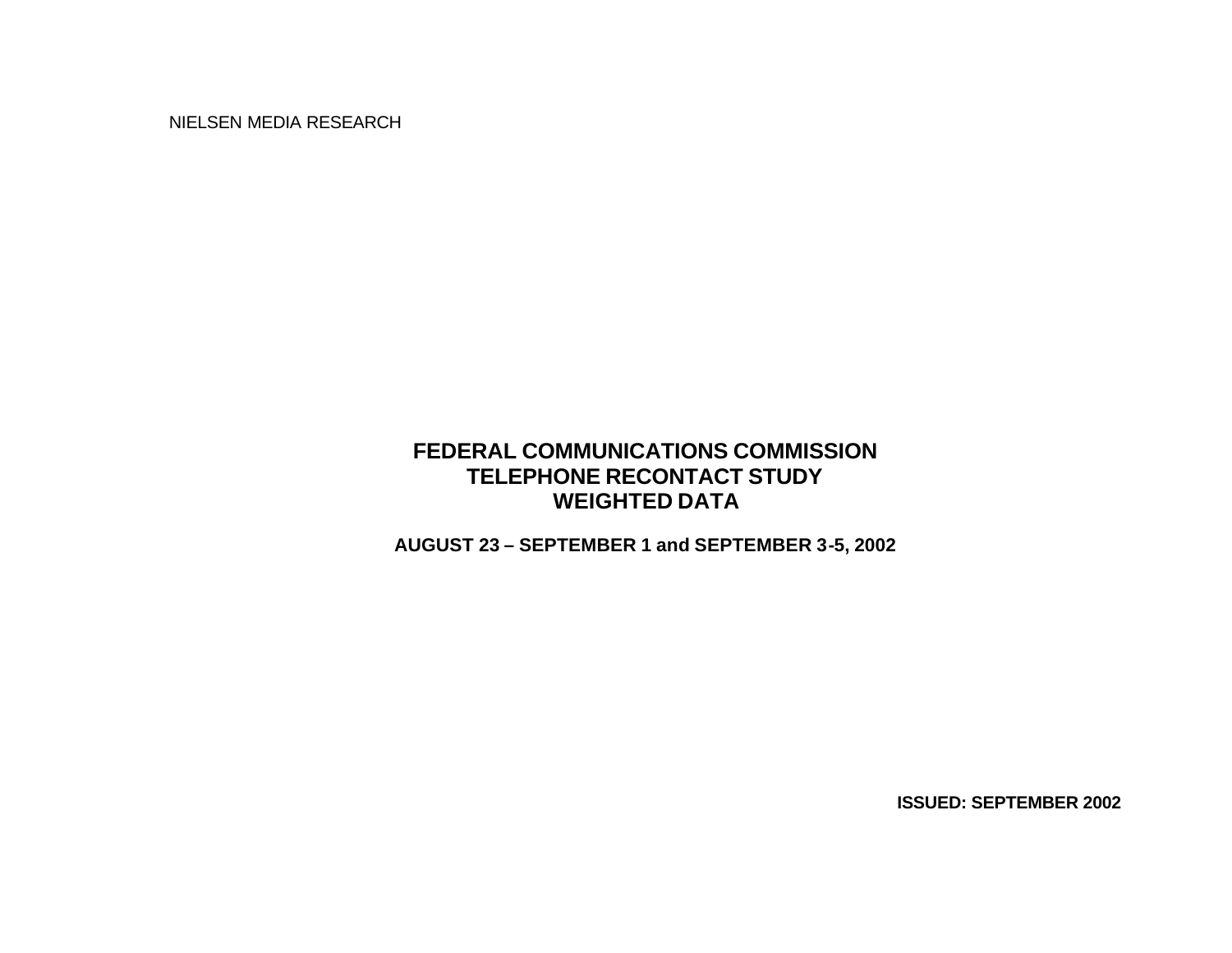NIELSEN MEDIA RESEARCH

# FEDERAL COMMUNICATIONS COMMISSION
# TELEPHONE RECONTACT STUDY
# WEIGHTED DATA

**AUGUST 23 – SEPTEMBER 1 and SEPTEMBER 3-5, 2002**

**ISSUED: SEPTEMBER 2002**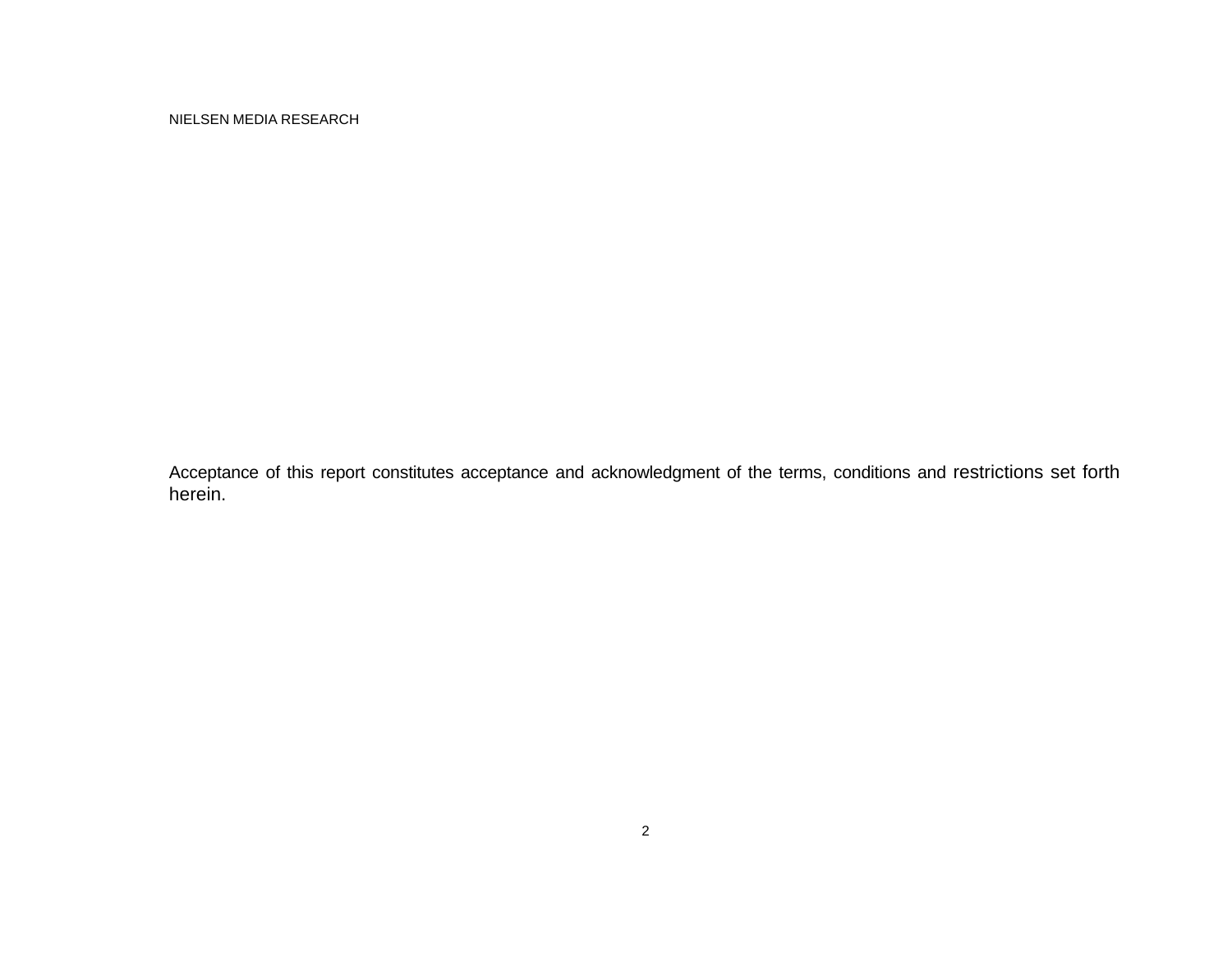NIELSEN MEDIA RESEARCH

Acceptance of this report constitutes acceptance and acknowledgment of the terms, conditions and restrictions set forth herein.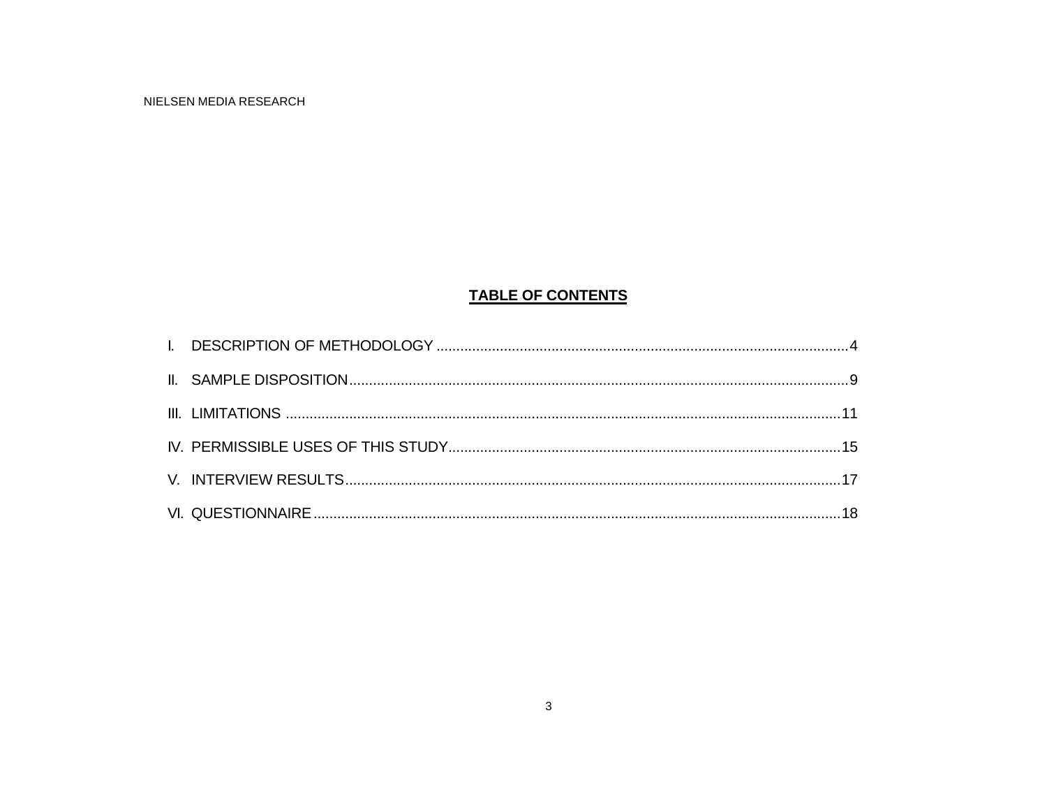## TABLE OF CONTENTS

I. DESCRIPTION OF METHODOLOGY ........................................ 4

II. SAMPLE DISPOSITION ........................................ 9

III. LIMITATIONS ........................................ 11

IV. PERMISSIBLE USES OF THIS STUDY ........................................ 15

V. INTERVIEW RESULTS ........................................ 17

VI. QUESTIONNAIRE ........................................ 18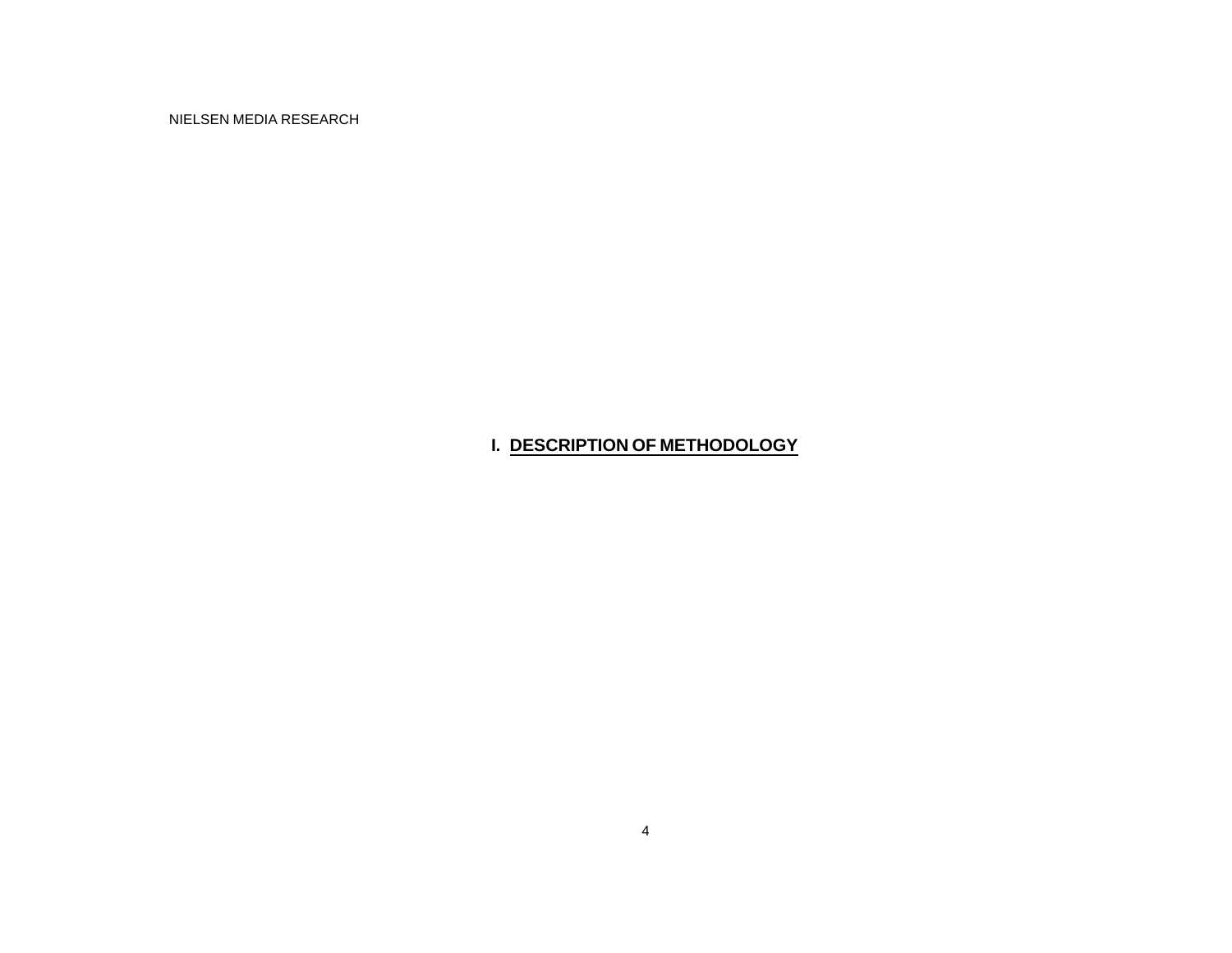# I. DESCRIPTION OF METHODOLOGY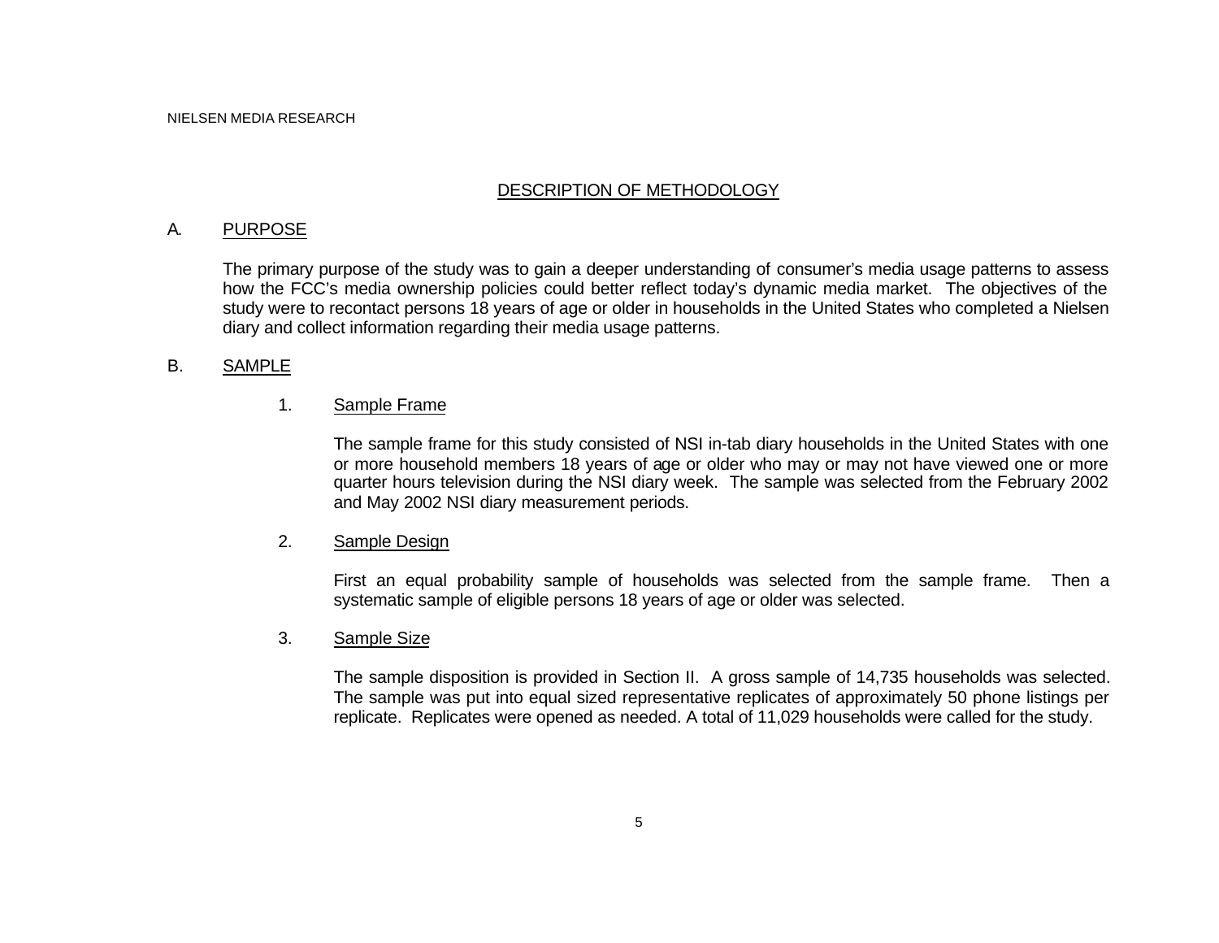# DESCRIPTION OF METHODOLOGY

## A. PURPOSE

The primary purpose of the study was to gain a deeper understanding of consumer's media usage patterns to assess how the FCC's media ownership policies could better reflect today's dynamic media market. The objectives of the study were to recontact persons 18 years of age or older in households in the United States who completed a Nielsen diary and collect information regarding their media usage patterns.

## B. SAMPLE

### 1. Sample Frame

The sample frame for this study consisted of NSI in-tab diary households in the United States with one or more household members 18 years of age or older who may or may not have viewed one or more quarter hours television during the NSI diary week. The sample was selected from the February 2002 and May 2002 NSI diary measurement periods.

### 2. Sample Design

First an equal probability sample of households was selected from the sample frame. Then a systematic sample of eligible persons 18 years of age or older was selected.

### 3. Sample Size

The sample disposition is provided in Section II. A gross sample of 14,735 households was selected. The sample was put into equal sized representative replicates of approximately 50 phone listings per replicate. Replicates were opened as needed. A total of 11,029 households were called for the study.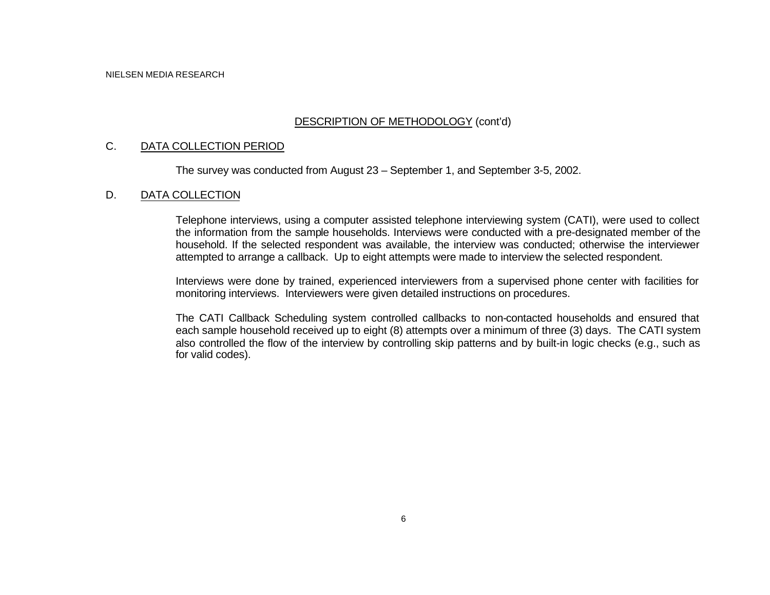## DESCRIPTION OF METHODOLOGY (cont'd)

### C. DATA COLLECTION PERIOD

The survey was conducted from August 23 – September 1, and September 3-5, 2002.

### D. DATA COLLECTION

Telephone interviews, using a computer assisted telephone interviewing system (CATI), were used to collect the information from the sample households. Interviews were conducted with a pre-designated member of the household. If the selected respondent was available, the interview was conducted; otherwise the interviewer attempted to arrange a callback. Up to eight attempts were made to interview the selected respondent.

Interviews were done by trained, experienced interviewers from a supervised phone center with facilities for monitoring interviews. Interviewers were given detailed instructions on procedures.

The CATI Callback Scheduling system controlled callbacks to non-contacted households and ensured that each sample household received up to eight (8) attempts over a minimum of three (3) days. The CATI system also controlled the flow of the interview by controlling skip patterns and by built-in logic checks (e.g., such as for valid codes).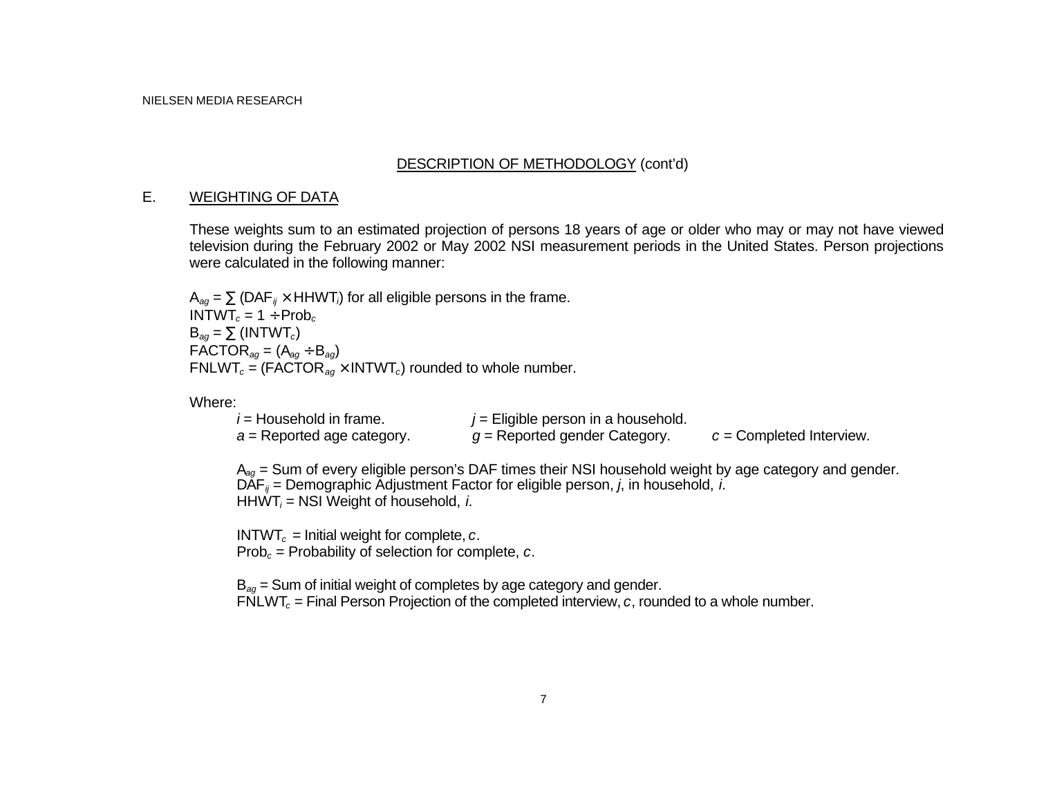## DESCRIPTION OF METHODOLOGY (cont'd)

### E. WEIGHTING OF DATA

These weights sum to an estimated projection of persons 18 years of age or older who may or may not have viewed television during the February 2002 or May 2002 NSI measurement periods in the United States. Person projections were calculated in the following manner:

$A_{ag} = \sum (DAF_{ij} \times HHWT_i)$ for all eligible persons in the frame.
$INTWT_c = 1 \div Prob_c$
$B_{ag} = \sum (INTWT_c)$
$FACTOR_{ag} = (A_{ag} \div B_{ag})$
$FNLWT_c = (FACTOR_{ag} \times INTWT_c)$ rounded to whole number.

Where:

$i$ = Household in frame. $j$ = Eligible person in a household.
$a$ = Reported age category. $g$ = Reported gender Category. $c$ = Completed Interview.

$A_{ag}$ = Sum of every eligible person's DAF times their NSI household weight by age category and gender.
$DAF_{ij}$ = Demographic Adjustment Factor for eligible person, $j$, in household, $i$.
$HHWT_i$ = NSI Weight of household, $i$.

$INTWT_c$ = Initial weight for complete, $c$.
$Prob_c$ = Probability of selection for complete, $c$.

$B_{ag}$ = Sum of initial weight of completes by age category and gender.
$FNLWT_c$ = Final Person Projection of the completed interview, $c$, rounded to a whole number.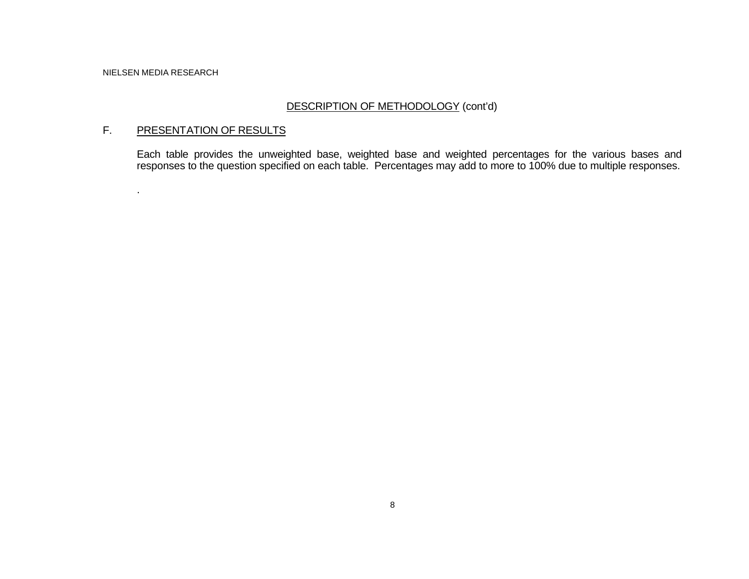## DESCRIPTION OF METHODOLOGY (cont'd)

### F. PRESENTATION OF RESULTS

Each table provides the unweighted base, weighted base and weighted percentages for the various bases and responses to the question specified on each table. Percentages may add to more to 100% due to multiple responses.

.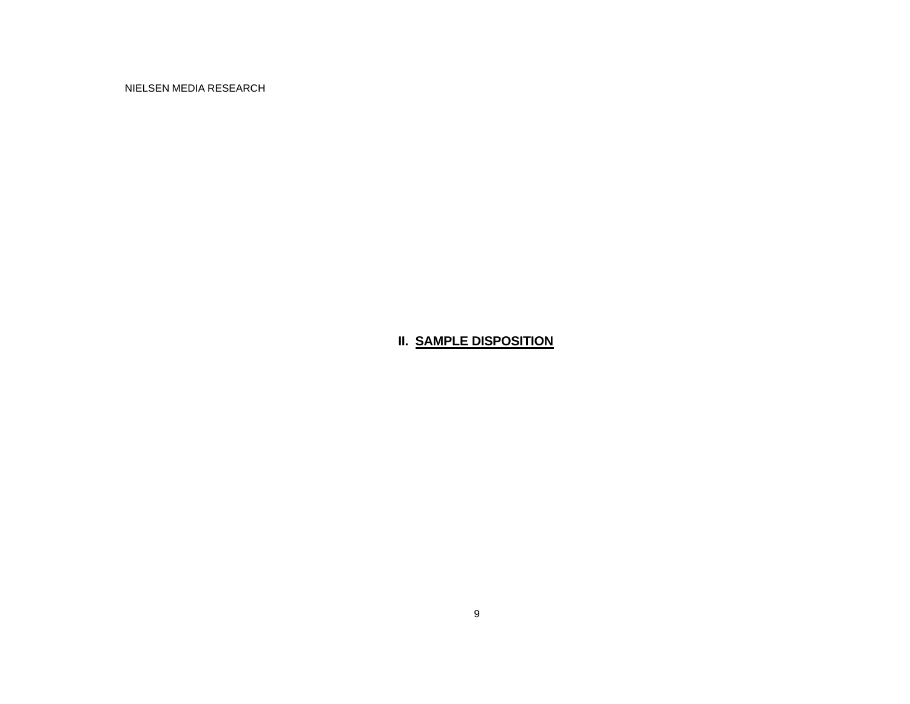# II. SAMPLE DISPOSITION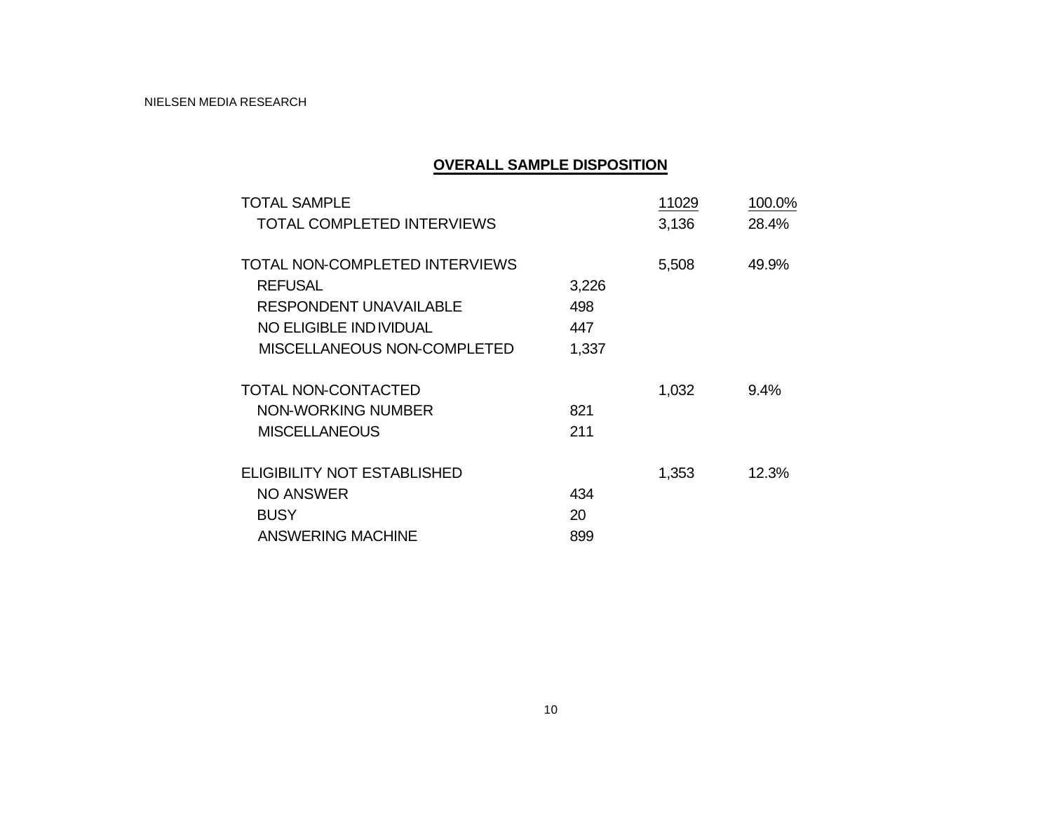## OVERALL SAMPLE DISPOSITION

| | | | |
|---|---|---|---|
| TOTAL SAMPLE | | 11029 | 100.0% |
| TOTAL COMPLETED INTERVIEWS | | 3,136 | 28.4% |
| | | | |
| TOTAL NON-COMPLETED INTERVIEWS | | 5,508 | 49.9% |
| REFUSAL | 3,226 | | |
| RESPONDENT UNAVAILABLE | 498 | | |
| NO ELIGIBLE INDIVIDUAL | 447 | | |
| MISCELLANEOUS NON-COMPLETED | 1,337 | | |
| | | | |
| TOTAL NON-CONTACTED | | 1,032 | 9.4% |
| NON-WORKING NUMBER | 821 | | |
| MISCELLANEOUS | 211 | | |
| | | | |
| ELIGIBILITY NOT ESTABLISHED | | 1,353 | 12.3% |
| NO ANSWER | 434 | | |
| BUSY | 20 | | |
| ANSWERING MACHINE | 899 | | |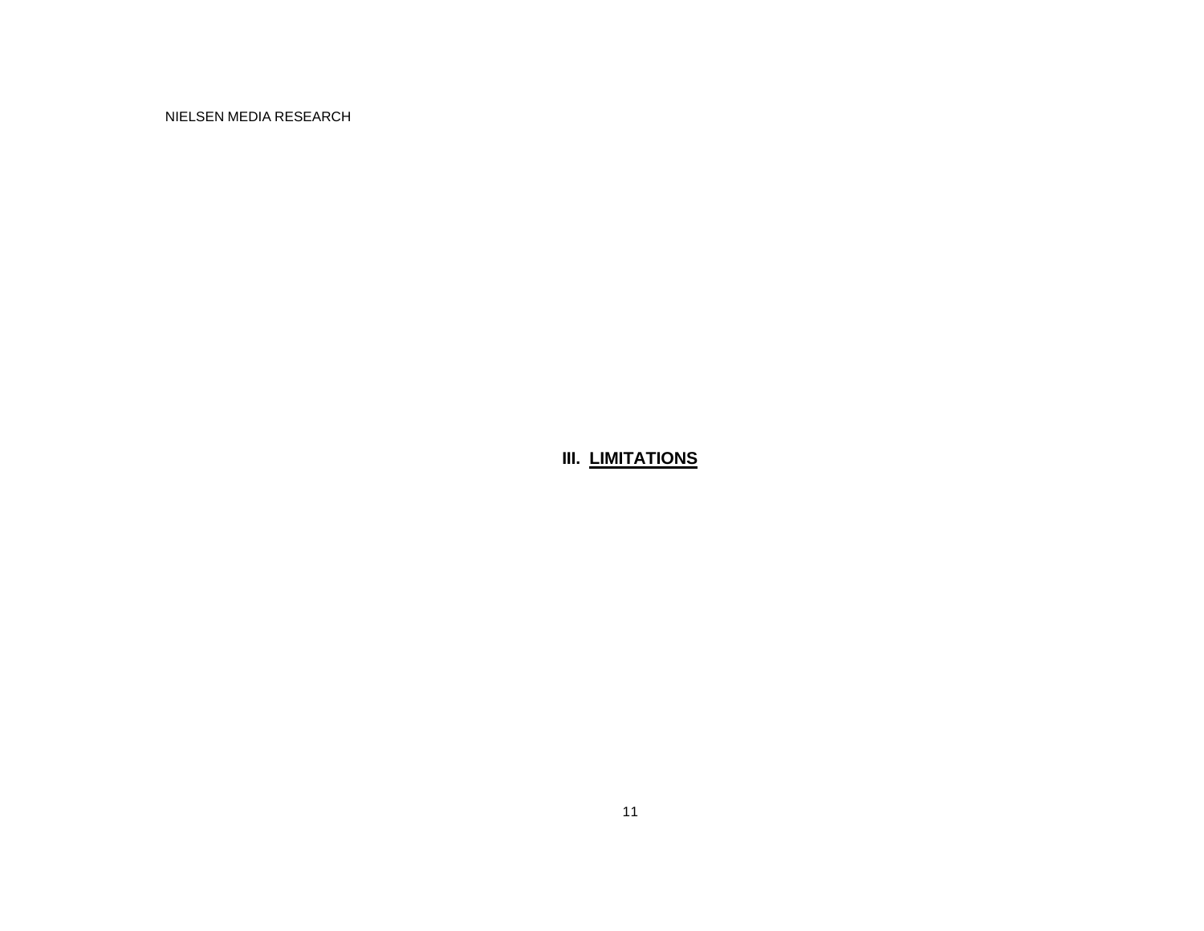# III. LIMITATIONS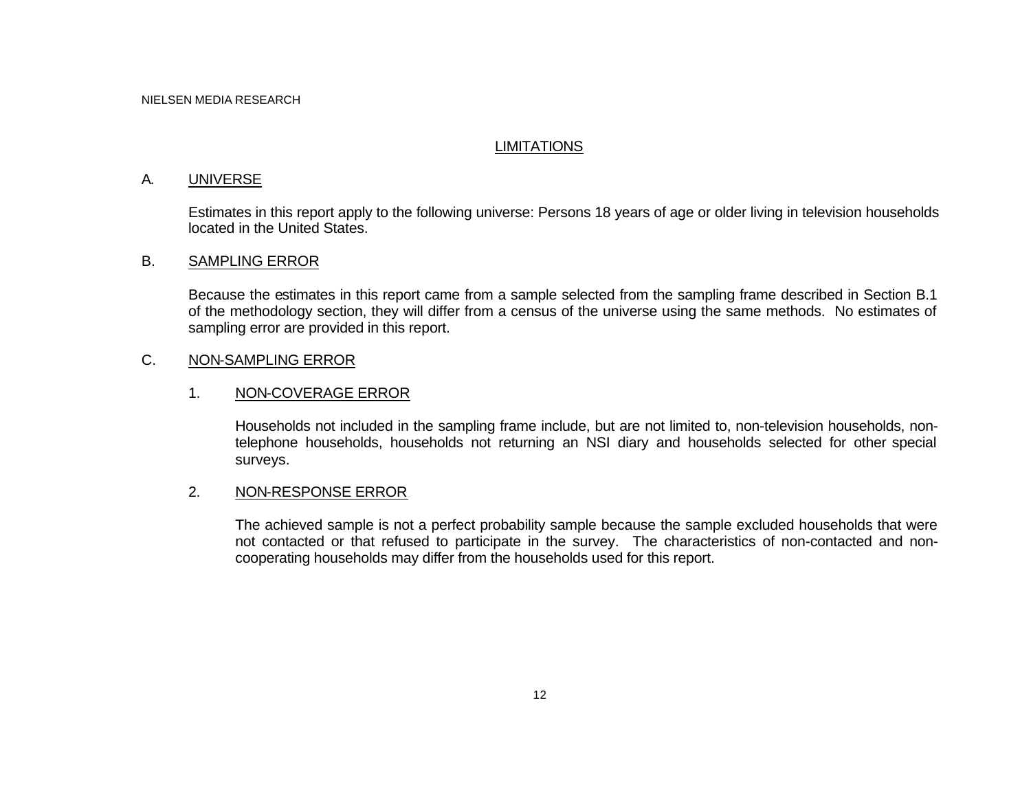# LIMITATIONS

## A. UNIVERSE

Estimates in this report apply to the following universe: Persons 18 years of age or older living in television households located in the United States.

## B. SAMPLING ERROR

Because the estimates in this report came from a sample selected from the sampling frame described in Section B.1 of the methodology section, they will differ from a census of the universe using the same methods. No estimates of sampling error are provided in this report.

## C. NON-SAMPLING ERROR

### 1. NON-COVERAGE ERROR

Households not included in the sampling frame include, but are not limited to, non-television households, non-telephone households, households not returning an NSI diary and households selected for other special surveys.

### 2. NON-RESPONSE ERROR

The achieved sample is not a perfect probability sample because the sample excluded households that were not contacted or that refused to participate in the survey. The characteristics of non-contacted and non-cooperating households may differ from the households used for this report.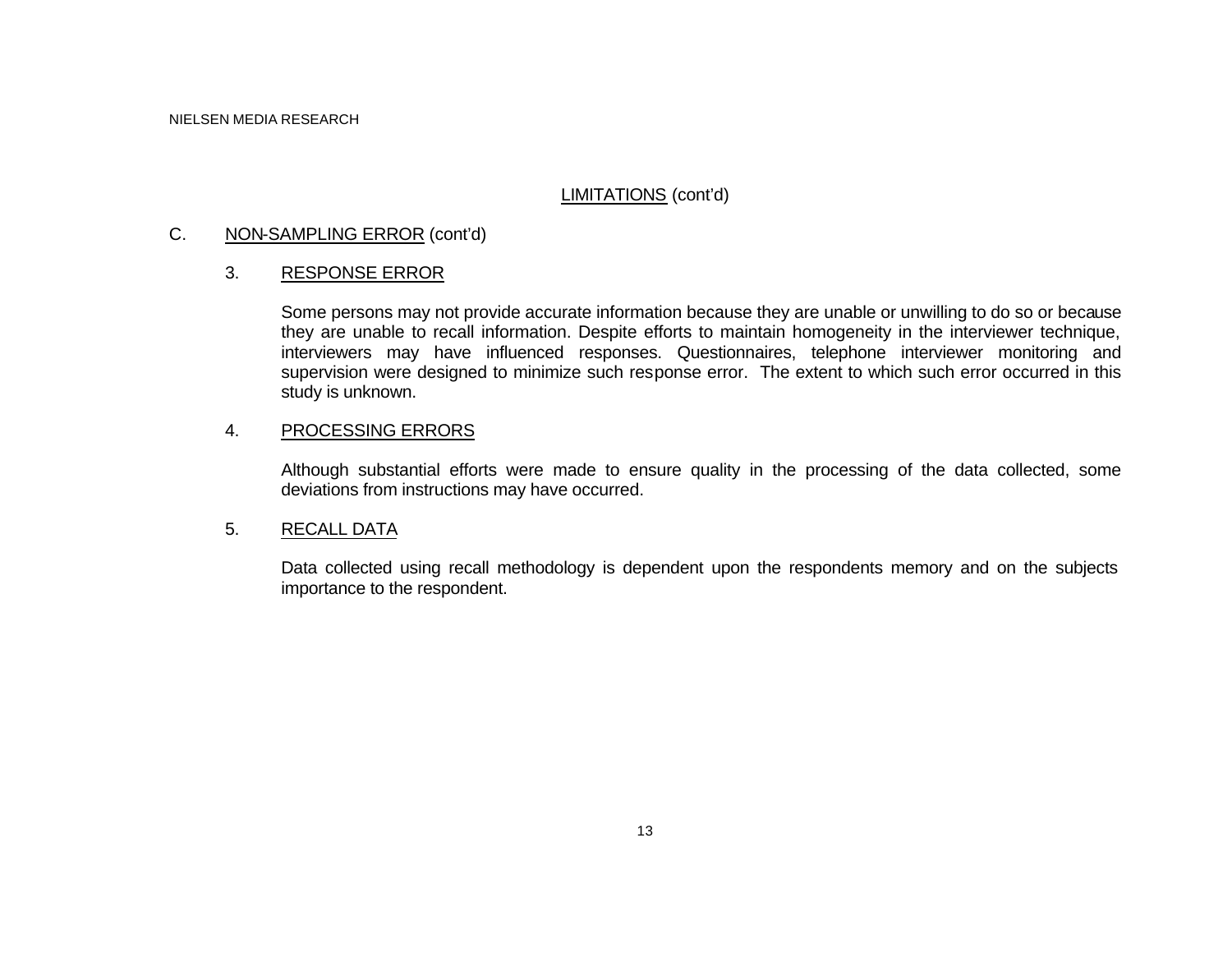## LIMITATIONS (cont'd)

### C. NON-SAMPLING ERROR (cont'd)

#### 3. RESPONSE ERROR

Some persons may not provide accurate information because they are unable or unwilling to do so or because they are unable to recall information. Despite efforts to maintain homogeneity in the interviewer technique, interviewers may have influenced responses. Questionnaires, telephone interviewer monitoring and supervision were designed to minimize such response error. The extent to which such error occurred in this study is unknown.

#### 4. PROCESSING ERRORS

Although substantial efforts were made to ensure quality in the processing of the data collected, some deviations from instructions may have occurred.

#### 5. RECALL DATA

Data collected using recall methodology is dependent upon the respondents memory and on the subjects importance to the respondent.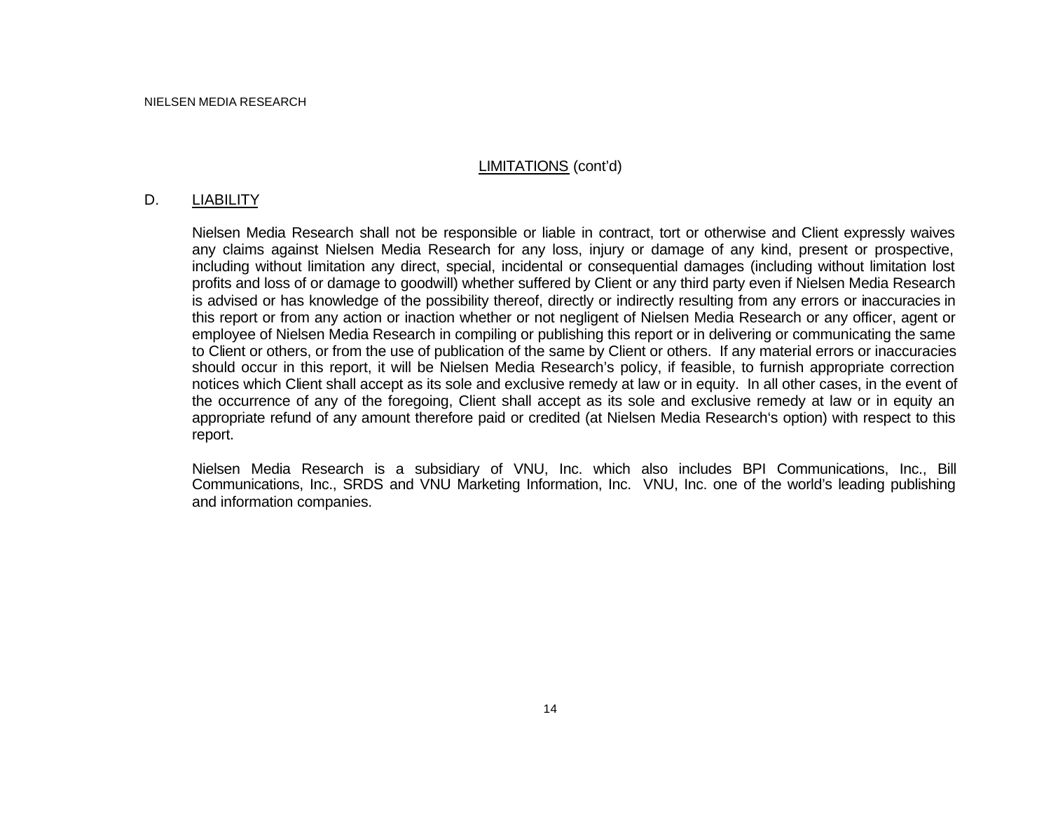## LIMITATIONS (cont'd)

### D. LIABILITY

Nielsen Media Research shall not be responsible or liable in contract, tort or otherwise and Client expressly waives any claims against Nielsen Media Research for any loss, injury or damage of any kind, present or prospective, including without limitation any direct, special, incidental or consequential damages (including without limitation lost profits and loss of or damage to goodwill) whether suffered by Client or any third party even if Nielsen Media Research is advised or has knowledge of the possibility thereof, directly or indirectly resulting from any errors or inaccuracies in this report or from any action or inaction whether or not negligent of Nielsen Media Research or any officer, agent or employee of Nielsen Media Research in compiling or publishing this report or in delivering or communicating the same to Client or others, or from the use of publication of the same by Client or others. If any material errors or inaccuracies should occur in this report, it will be Nielsen Media Research's policy, if feasible, to furnish appropriate correction notices which Client shall accept as its sole and exclusive remedy at law or in equity. In all other cases, in the event of the occurrence of any of the foregoing, Client shall accept as its sole and exclusive remedy at law or in equity an appropriate refund of any amount therefore paid or credited (at Nielsen Media Research's option) with respect to this report.

Nielsen Media Research is a subsidiary of VNU, Inc. which also includes BPI Communications, Inc., Bill Communications, Inc., SRDS and VNU Marketing Information, Inc. VNU, Inc. one of the world's leading publishing and information companies.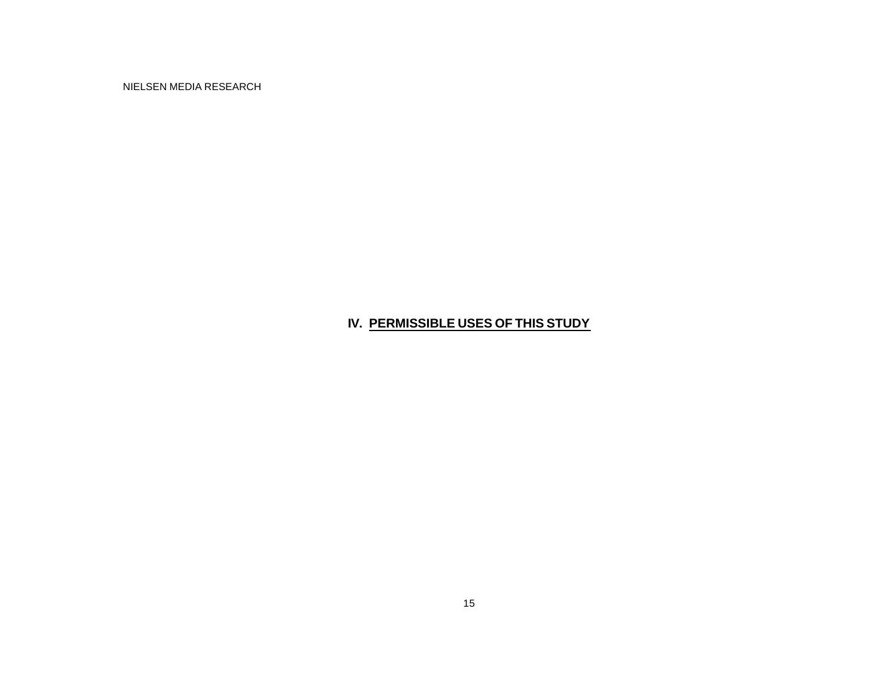## IV. PERMISSIBLE USES OF THIS STUDY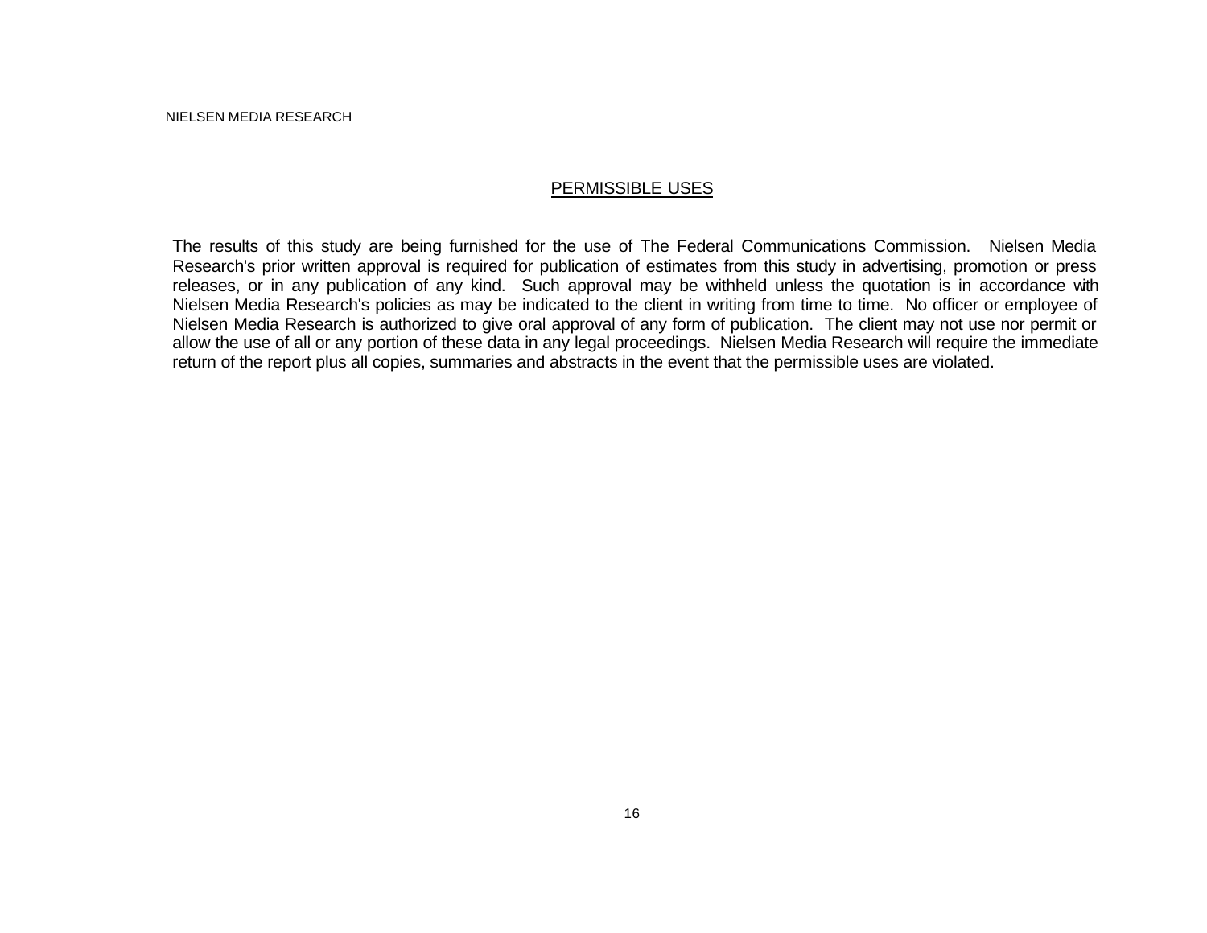## PERMISSIBLE USES

The results of this study are being furnished for the use of The Federal Communications Commission. Nielsen Media Research's prior written approval is required for publication of estimates from this study in advertising, promotion or press releases, or in any publication of any kind. Such approval may be withheld unless the quotation is in accordance with Nielsen Media Research's policies as may be indicated to the client in writing from time to time. No officer or employee of Nielsen Media Research is authorized to give oral approval of any form of publication. The client may not use nor permit or allow the use of all or any portion of these data in any legal proceedings. Nielsen Media Research will require the immediate return of the report plus all copies, summaries and abstracts in the event that the permissible uses are violated.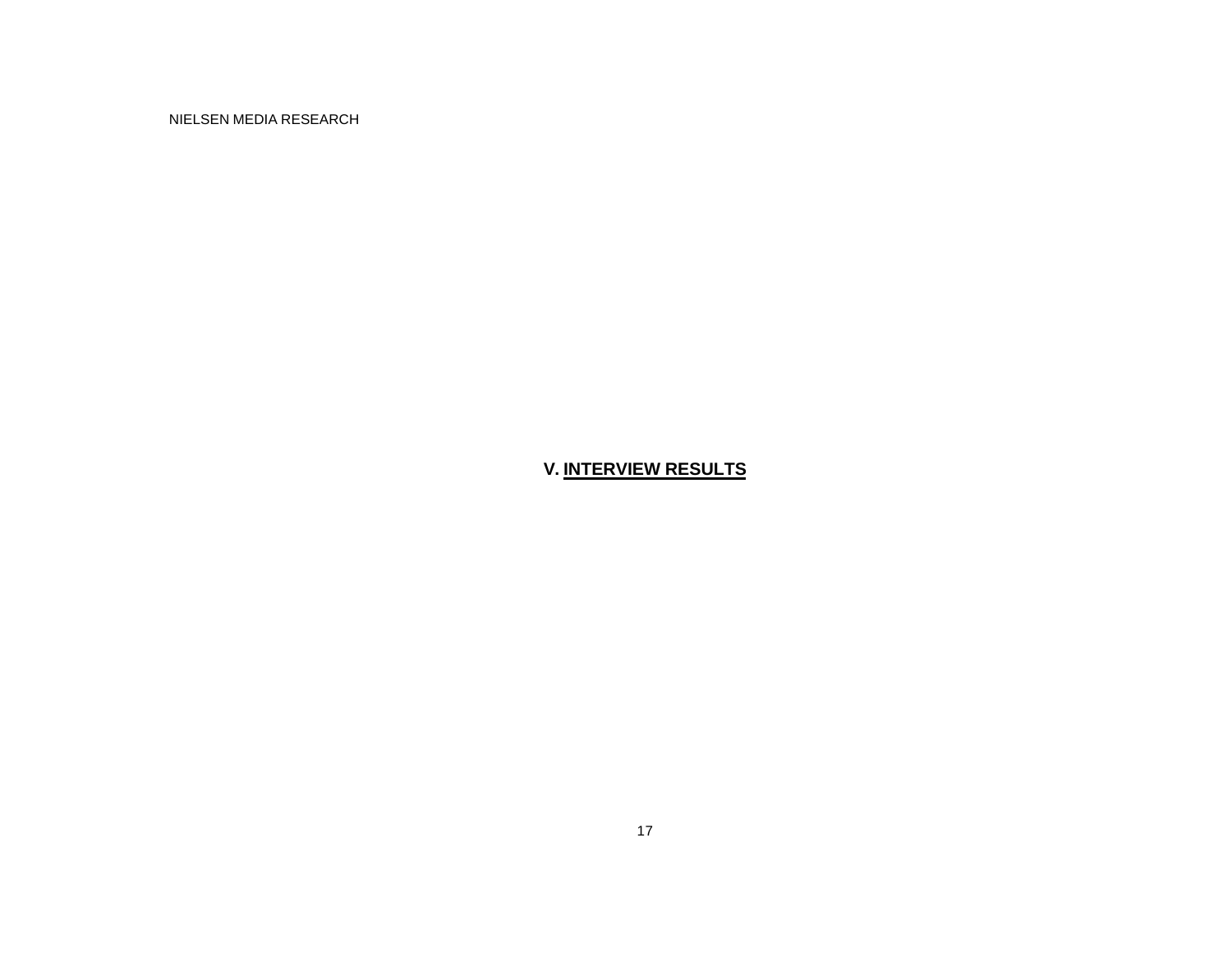## V. INTERVIEW RESULTS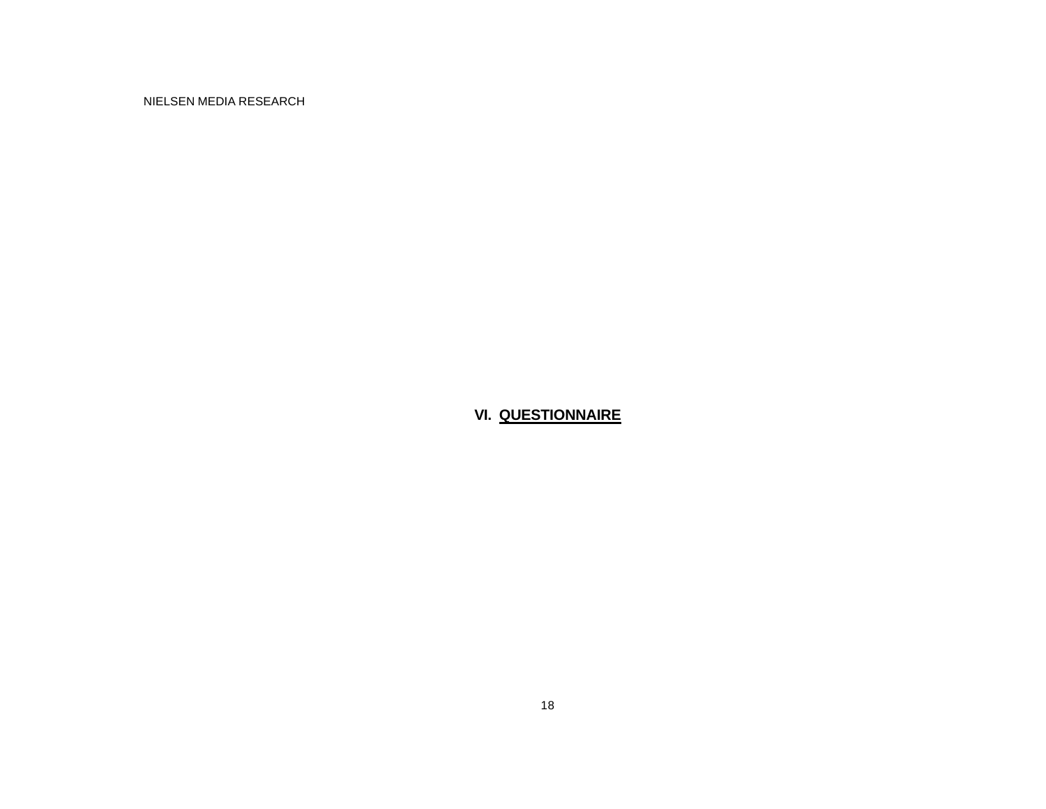# VI. QUESTIONNAIRE